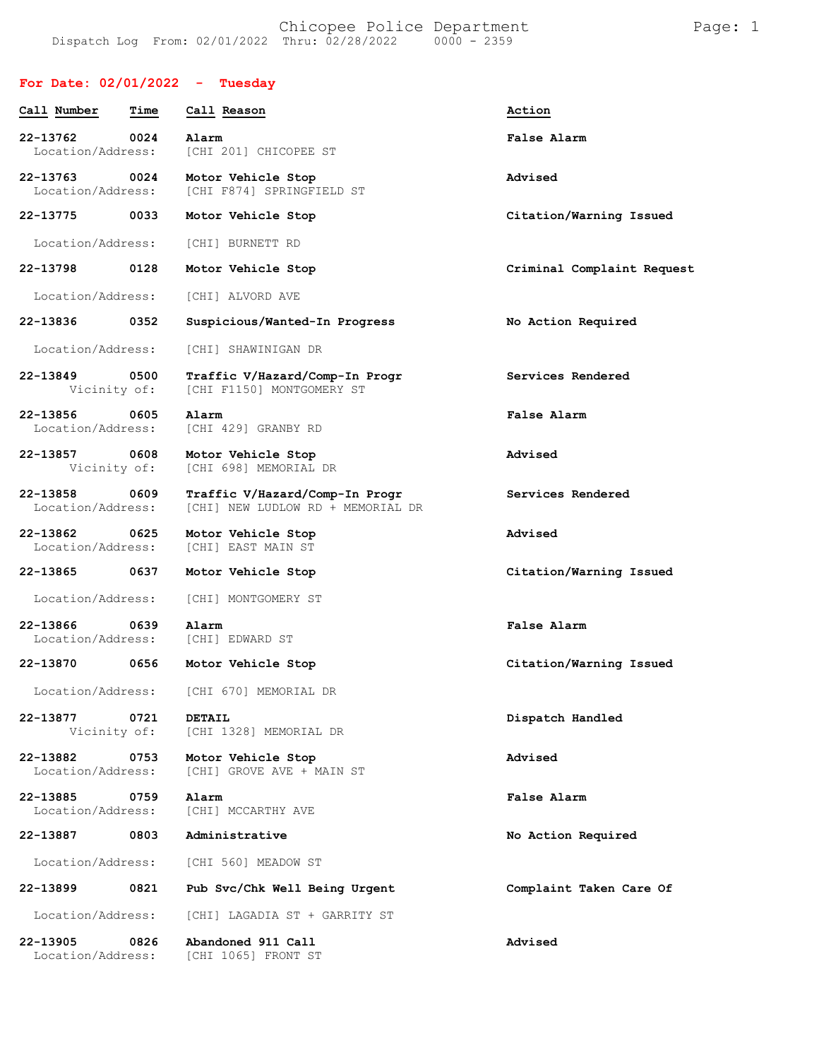# Chicopee Police Department

Dispatch Log From: 02/01/2022 Thru: 02/28/2022 0000 - 2359

## For Date: 02/01/2022 - Tuesday

| Call Number | Time | Call Reason | Action |
|---|---|---|---|
| 22-13762 | 0024 | Alarm | False Alarm |
| Location/Address: | | [CHI 201] CHICOPEE ST | |
| 22-13763 | 0024 | Motor Vehicle Stop | Advised |
| Location/Address: | | [CHI F874] SPRINGFIELD ST | |
| 22-13775 | 0033 | Motor Vehicle Stop | Citation/Warning Issued |
| Location/Address: | | [CHI] BURNETT RD | |
| 22-13798 | 0128 | Motor Vehicle Stop | Criminal Complaint Request |
| Location/Address: | | [CHI] ALVORD AVE | |
| 22-13836 | 0352 | Suspicious/Wanted-In Progress | No Action Required |
| Location/Address: | | [CHI] SHAWINIGAN DR | |
| 22-13849 | 0500 | Traffic V/Hazard/Comp-In Progr | Services Rendered |
| Vicinity of: | | [CHI F1150] MONTGOMERY ST | |
| 22-13856 | 0605 | Alarm | False Alarm |
| Location/Address: | | [CHI 429] GRANBY RD | |
| 22-13857 | 0608 | Motor Vehicle Stop | Advised |
| Vicinity of: | | [CHI 698] MEMORIAL DR | |
| 22-13858 | 0609 | Traffic V/Hazard/Comp-In Progr | Services Rendered |
| Location/Address: | | [CHI] NEW LUDLOW RD + MEMORIAL DR | |
| 22-13862 | 0625 | Motor Vehicle Stop | Advised |
| Location/Address: | | [CHI] EAST MAIN ST | |
| 22-13865 | 0637 | Motor Vehicle Stop | Citation/Warning Issued |
| Location/Address: | | [CHI] MONTGOMERY ST | |
| 22-13866 | 0639 | Alarm | False Alarm |
| Location/Address: | | [CHI] EDWARD ST | |
| 22-13870 | 0656 | Motor Vehicle Stop | Citation/Warning Issued |
| Location/Address: | | [CHI 670] MEMORIAL DR | |
| 22-13877 | 0721 | DETAIL | Dispatch Handled |
| Vicinity of: | | [CHI 1328] MEMORIAL DR | |
| 22-13882 | 0753 | Motor Vehicle Stop | Advised |
| Location/Address: | | [CHI] GROVE AVE + MAIN ST | |
| 22-13885 | 0759 | Alarm | False Alarm |
| Location/Address: | | [CHI] MCCARTHY AVE | |
| 22-13887 | 0803 | Administrative | No Action Required |
| Location/Address: | | [CHI 560] MEADOW ST | |
| 22-13899 | 0821 | Pub Svc/Chk Well Being Urgent | Complaint Taken Care Of |
| Location/Address: | | [CHI] LAGADIA ST + GARRITY ST | |
| 22-13905 | 0826 | Abandoned 911 Call | Advised |
| Location/Address: | | [CHI 1065] FRONT ST | |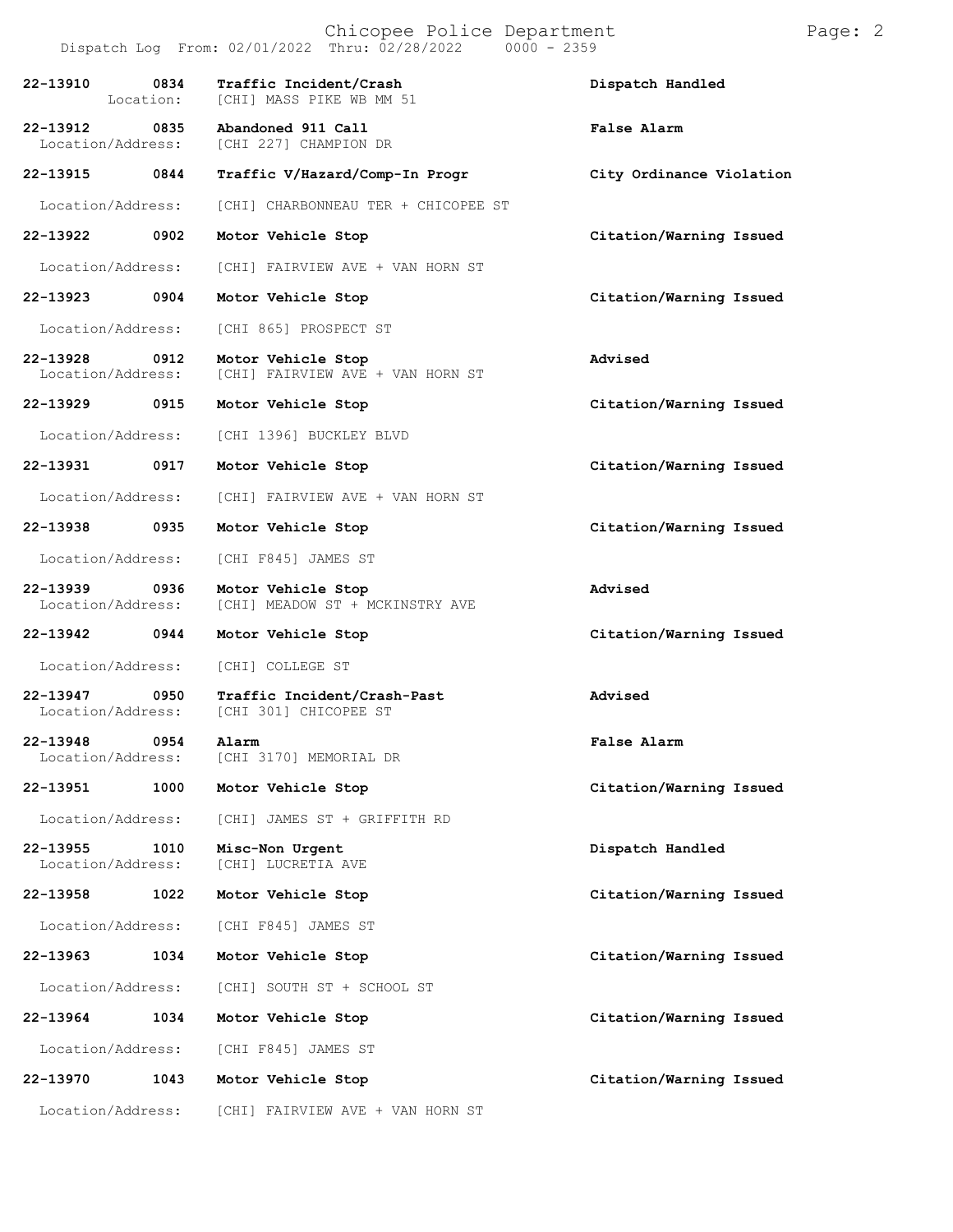| Call # | Time | Call Type / Location | Disposition |
|---|---|---|---|
| 22-13910 | 0834 | **Traffic Incident/Crash** | **Dispatch Handled** |
| Location: | | [CHI] MASS PIKE WB MM 51 | |
| 22-13912 | 0835 | **Abandoned 911 Call** | **False Alarm** |
| Location/Address: | | [CHI 227] CHAMPION DR | |
| 22-13915 | 0844 | **Traffic V/Hazard/Comp-In Progr** | **City Ordinance Violation** |
| Location/Address: | | [CHI] CHARBONNEAU TER + CHICOPEE ST | |
| 22-13922 | 0902 | **Motor Vehicle Stop** | **Citation/Warning Issued** |
| Location/Address: | | [CHI] FAIRVIEW AVE + VAN HORN ST | |
| 22-13923 | 0904 | **Motor Vehicle Stop** | **Citation/Warning Issued** |
| Location/Address: | | [CHI 865] PROSPECT ST | |
| 22-13928 | 0912 | **Motor Vehicle Stop** | **Advised** |
| Location/Address: | | [CHI] FAIRVIEW AVE + VAN HORN ST | |
| 22-13929 | 0915 | **Motor Vehicle Stop** | **Citation/Warning Issued** |
| Location/Address: | | [CHI 1396] BUCKLEY BLVD | |
| 22-13931 | 0917 | **Motor Vehicle Stop** | **Citation/Warning Issued** |
| Location/Address: | | [CHI] FAIRVIEW AVE + VAN HORN ST | |
| 22-13938 | 0935 | **Motor Vehicle Stop** | **Citation/Warning Issued** |
| Location/Address: | | [CHI F845] JAMES ST | |
| 22-13939 | 0936 | **Motor Vehicle Stop** | **Advised** |
| Location/Address: | | [CHI] MEADOW ST + MCKINSTRY AVE | |
| 22-13942 | 0944 | **Motor Vehicle Stop** | **Citation/Warning Issued** |
| Location/Address: | | [CHI] COLLEGE ST | |
| 22-13947 | 0950 | **Traffic Incident/Crash-Past** | **Advised** |
| Location/Address: | | [CHI 301] CHICOPEE ST | |
| 22-13948 | 0954 | **Alarm** | **False Alarm** |
| Location/Address: | | [CHI 3170] MEMORIAL DR | |
| 22-13951 | 1000 | **Motor Vehicle Stop** | **Citation/Warning Issued** |
| Location/Address: | | [CHI] JAMES ST + GRIFFITH RD | |
| 22-13955 | 1010 | **Misc-Non Urgent** | **Dispatch Handled** |
| Location/Address: | | [CHI] LUCRETIA AVE | |
| 22-13958 | 1022 | **Motor Vehicle Stop** | **Citation/Warning Issued** |
| Location/Address: | | [CHI F845] JAMES ST | |
| 22-13963 | 1034 | **Motor Vehicle Stop** | **Citation/Warning Issued** |
| Location/Address: | | [CHI] SOUTH ST + SCHOOL ST | |
| 22-13964 | 1034 | **Motor Vehicle Stop** | **Citation/Warning Issued** |
| Location/Address: | | [CHI F845] JAMES ST | |
| 22-13970 | 1043 | **Motor Vehicle Stop** | **Citation/Warning Issued** |
| Location/Address: | | [CHI] FAIRVIEW AVE + VAN HORN ST | |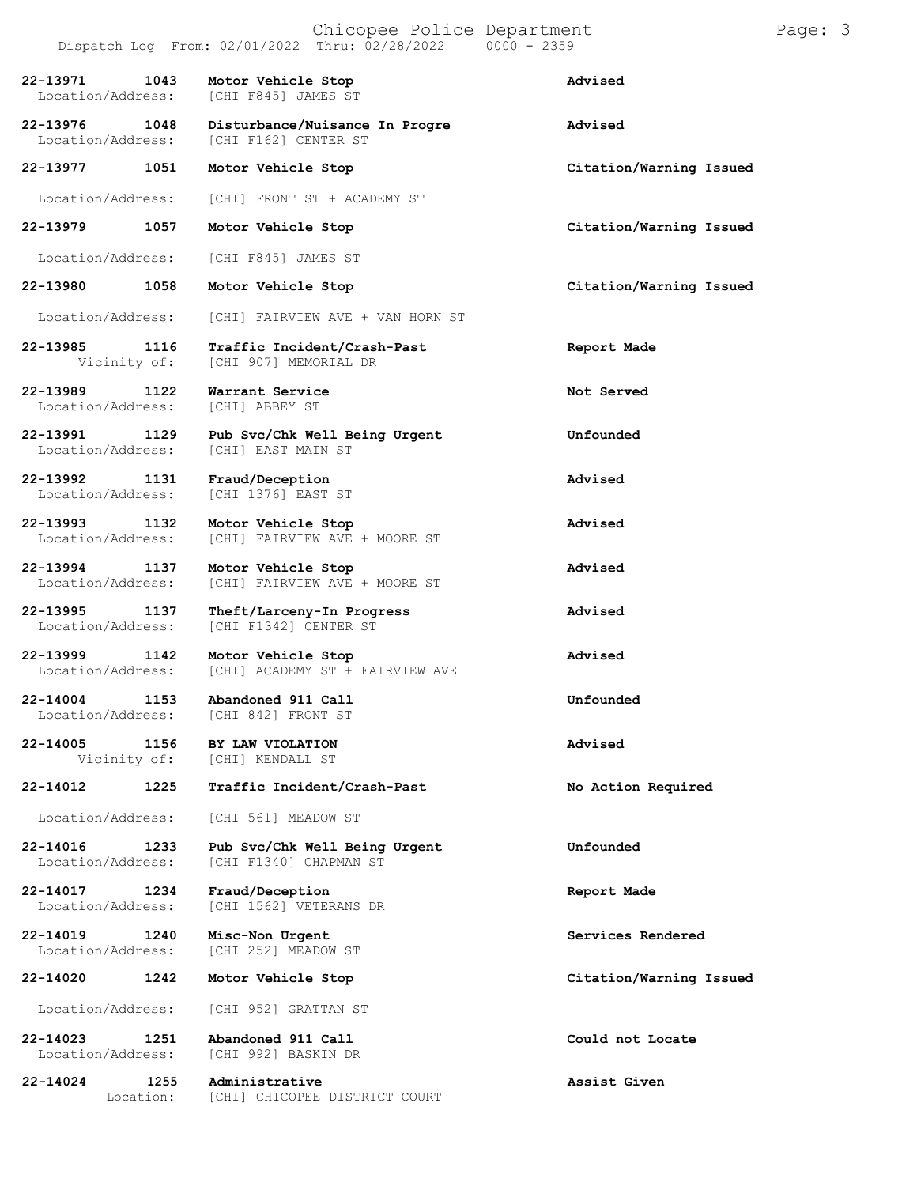| Call # | Time | Call Type / Location | Disposition |
| --- | --- | --- | --- |
| **22-13971** | **1043** | **Motor Vehicle Stop** | **Advised** |
| Location/Address: | | [CHI F845] JAMES ST | |
| **22-13976** | **1048** | **Disturbance/Nuisance In Progre** | **Advised** |
| Location/Address: | | [CHI F162] CENTER ST | |
| **22-13977** | **1051** | **Motor Vehicle Stop** | **Citation/Warning Issued** |
| Location/Address: | | [CHI] FRONT ST + ACADEMY ST | |
| **22-13979** | **1057** | **Motor Vehicle Stop** | **Citation/Warning Issued** |
| Location/Address: | | [CHI F845] JAMES ST | |
| **22-13980** | **1058** | **Motor Vehicle Stop** | **Citation/Warning Issued** |
| Location/Address: | | [CHI] FAIRVIEW AVE + VAN HORN ST | |
| **22-13985** | **1116** | **Traffic Incident/Crash-Past** | **Report Made** |
| Vicinity of: | | [CHI 907] MEMORIAL DR | |
| **22-13989** | **1122** | **Warrant Service** | **Not Served** |
| Location/Address: | | [CHI] ABBEY ST | |
| **22-13991** | **1129** | **Pub Svc/Chk Well Being Urgent** | **Unfounded** |
| Location/Address: | | [CHI] EAST MAIN ST | |
| **22-13992** | **1131** | **Fraud/Deception** | **Advised** |
| Location/Address: | | [CHI 1376] EAST ST | |
| **22-13993** | **1132** | **Motor Vehicle Stop** | **Advised** |
| Location/Address: | | [CHI] FAIRVIEW AVE + MOORE ST | |
| **22-13994** | **1137** | **Motor Vehicle Stop** | **Advised** |
| Location/Address: | | [CHI] FAIRVIEW AVE + MOORE ST | |
| **22-13995** | **1137** | **Theft/Larceny-In Progress** | **Advised** |
| Location/Address: | | [CHI F1342] CENTER ST | |
| **22-13999** | **1142** | **Motor Vehicle Stop** | **Advised** |
| Location/Address: | | [CHI] ACADEMY ST + FAIRVIEW AVE | |
| **22-14004** | **1153** | **Abandoned 911 Call** | **Unfounded** |
| Location/Address: | | [CHI 842] FRONT ST | |
| **22-14005** | **1156** | **BY LAW VIOLATION** | **Advised** |
| Vicinity of: | | [CHI] KENDALL ST | |
| **22-14012** | **1225** | **Traffic Incident/Crash-Past** | **No Action Required** |
| Location/Address: | | [CHI 561] MEADOW ST | |
| **22-14016** | **1233** | **Pub Svc/Chk Well Being Urgent** | **Unfounded** |
| Location/Address: | | [CHI F1340] CHAPMAN ST | |
| **22-14017** | **1234** | **Fraud/Deception** | **Report Made** |
| Location/Address: | | [CHI 1562] VETERANS DR | |
| **22-14019** | **1240** | **Misc-Non Urgent** | **Services Rendered** |
| Location/Address: | | [CHI 252] MEADOW ST | |
| **22-14020** | **1242** | **Motor Vehicle Stop** | **Citation/Warning Issued** |
| Location/Address: | | [CHI 952] GRATTAN ST | |
| **22-14023** | **1251** | **Abandoned 911 Call** | **Could not Locate** |
| Location/Address: | | [CHI 992] BASKIN DR | |
| **22-14024** | **1255** | **Administrative** | **Assist Given** |
| Location: | | [CHI] CHICOPEE DISTRICT COURT | |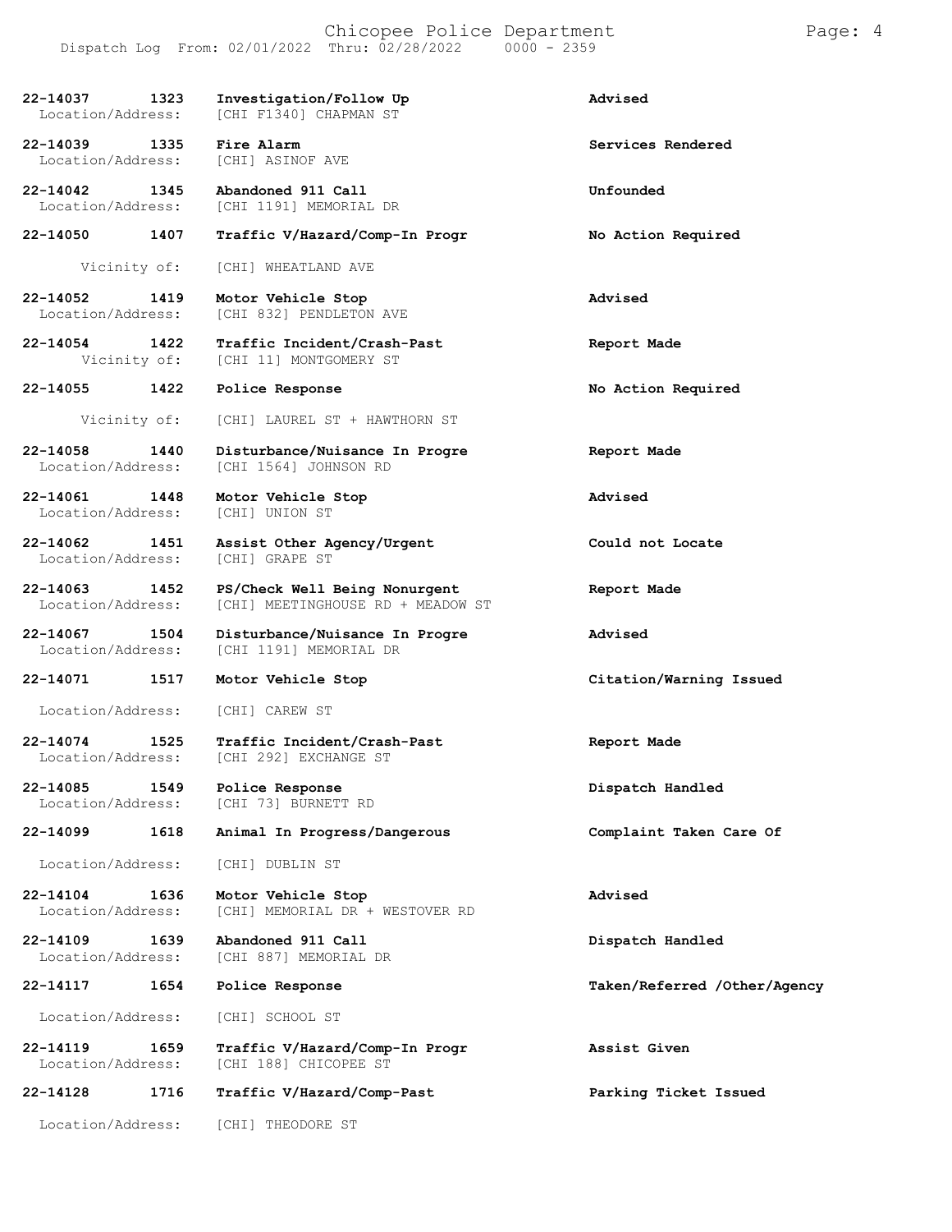| Call # | Time | Call Reason | Action |
|---|---|---|---|
| 22-14037 | 1323 | Investigation/Follow Up | Advised |
| Location/Address: | | [CHI F1340] CHAPMAN ST | |
| 22-14039 | 1335 | Fire Alarm | Services Rendered |
| Location/Address: | | [CHI] ASINOF AVE | |
| 22-14042 | 1345 | Abandoned 911 Call | Unfounded |
| Location/Address: | | [CHI 1191] MEMORIAL DR | |
| 22-14050 | 1407 | Traffic V/Hazard/Comp-In Progr | No Action Required |
| Vicinity of: | | [CHI] WHEATLAND AVE | |
| 22-14052 | 1419 | Motor Vehicle Stop | Advised |
| Location/Address: | | [CHI 832] PENDLETON AVE | |
| 22-14054 | 1422 | Traffic Incident/Crash-Past | Report Made |
| Vicinity of: | | [CHI 11] MONTGOMERY ST | |
| 22-14055 | 1422 | Police Response | No Action Required |
| Vicinity of: | | [CHI] LAUREL ST + HAWTHORN ST | |
| 22-14058 | 1440 | Disturbance/Nuisance In Progre | Report Made |
| Location/Address: | | [CHI 1564] JOHNSON RD | |
| 22-14061 | 1448 | Motor Vehicle Stop | Advised |
| Location/Address: | | [CHI] UNION ST | |
| 22-14062 | 1451 | Assist Other Agency/Urgent | Could not Locate |
| Location/Address: | | [CHI] GRAPE ST | |
| 22-14063 | 1452 | PS/Check Well Being Nonurgent | Report Made |
| Location/Address: | | [CHI] MEETINGHOUSE RD + MEADOW ST | |
| 22-14067 | 1504 | Disturbance/Nuisance In Progre | Advised |
| Location/Address: | | [CHI 1191] MEMORIAL DR | |
| 22-14071 | 1517 | Motor Vehicle Stop | Citation/Warning Issued |
| Location/Address: | | [CHI] CAREW ST | |
| 22-14074 | 1525 | Traffic Incident/Crash-Past | Report Made |
| Location/Address: | | [CHI 292] EXCHANGE ST | |
| 22-14085 | 1549 | Police Response | Dispatch Handled |
| Location/Address: | | [CHI 73] BURNETT RD | |
| 22-14099 | 1618 | Animal In Progress/Dangerous | Complaint Taken Care Of |
| Location/Address: | | [CHI] DUBLIN ST | |
| 22-14104 | 1636 | Motor Vehicle Stop | Advised |
| Location/Address: | | [CHI] MEMORIAL DR + WESTOVER RD | |
| 22-14109 | 1639 | Abandoned 911 Call | Dispatch Handled |
| Location/Address: | | [CHI 887] MEMORIAL DR | |
| 22-14117 | 1654 | Police Response | Taken/Referred /Other/Agency |
| Location/Address: | | [CHI] SCHOOL ST | |
| 22-14119 | 1659 | Traffic V/Hazard/Comp-In Progr | Assist Given |
| Location/Address: | | [CHI 188] CHICOPEE ST | |
| 22-14128 | 1716 | Traffic V/Hazard/Comp-Past | Parking Ticket Issued |
| Location/Address: | | [CHI] THEODORE ST | |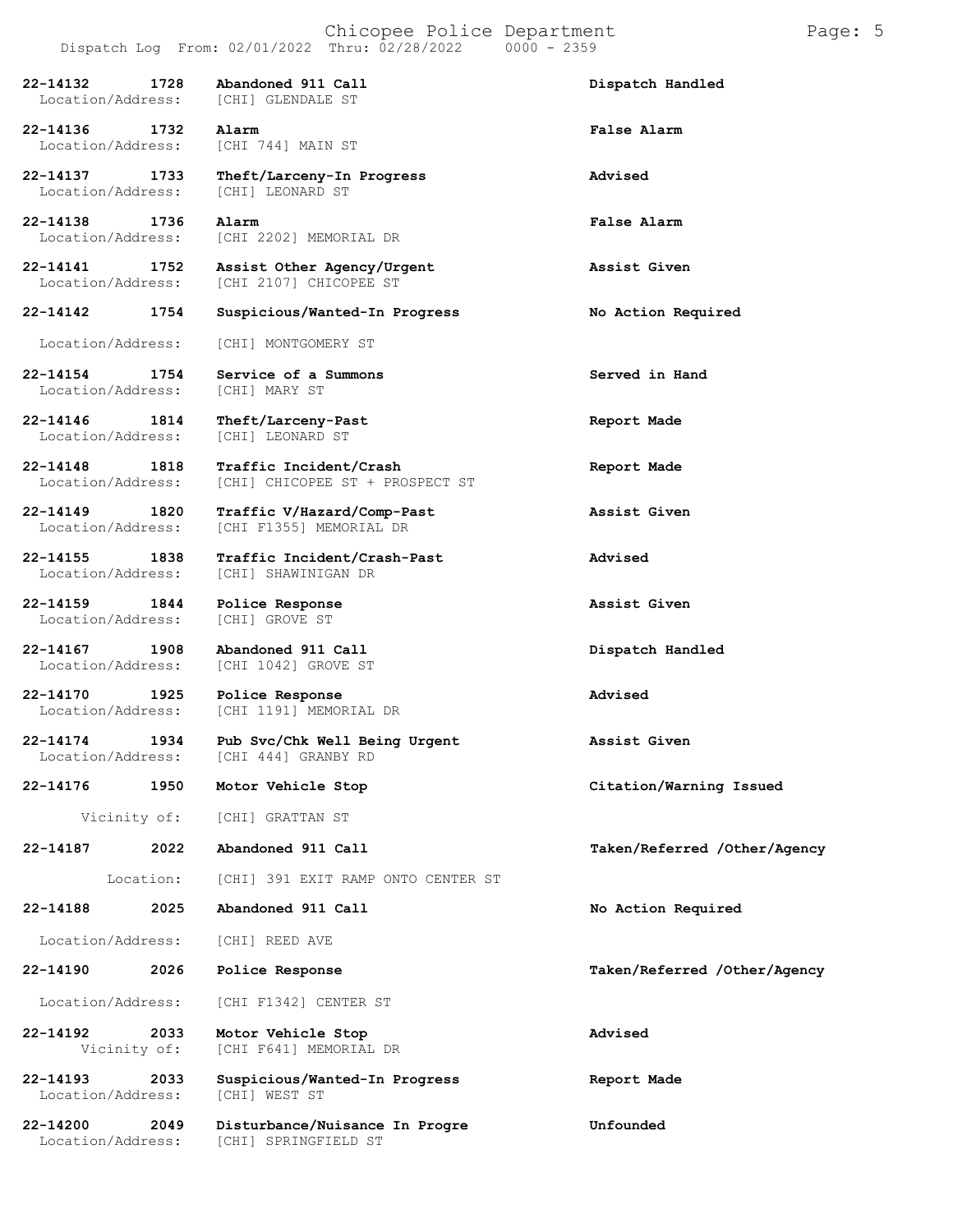| Call # | Time | Call Type | Disposition |
|---|---|---|---|
| **22-14132** | **1728** | **Abandoned 911 Call** | **Dispatch Handled** |
| Location/Address: | | [CHI] GLENDALE ST | |
| **22-14136** | **1732** | **Alarm** | **False Alarm** |
| Location/Address: | | [CHI 744] MAIN ST | |
| **22-14137** | **1733** | **Theft/Larceny-In Progress** | **Advised** |
| Location/Address: | | [CHI] LEONARD ST | |
| **22-14138** | **1736** | **Alarm** | **False Alarm** |
| Location/Address: | | [CHI 2202] MEMORIAL DR | |
| **22-14141** | **1752** | **Assist Other Agency/Urgent** | **Assist Given** |
| Location/Address: | | [CHI 2107] CHICOPEE ST | |
| **22-14142** | **1754** | **Suspicious/Wanted-In Progress** | **No Action Required** |
| Location/Address: | | [CHI] MONTGOMERY ST | |
| **22-14154** | **1754** | **Service of a Summons** | **Served in Hand** |
| Location/Address: | | [CHI] MARY ST | |
| **22-14146** | **1814** | **Theft/Larceny-Past** | **Report Made** |
| Location/Address: | | [CHI] LEONARD ST | |
| **22-14148** | **1818** | **Traffic Incident/Crash** | **Report Made** |
| Location/Address: | | [CHI] CHICOPEE ST + PROSPECT ST | |
| **22-14149** | **1820** | **Traffic V/Hazard/Comp-Past** | **Assist Given** |
| Location/Address: | | [CHI F1355] MEMORIAL DR | |
| **22-14155** | **1838** | **Traffic Incident/Crash-Past** | **Advised** |
| Location/Address: | | [CHI] SHAWINIGAN DR | |
| **22-14159** | **1844** | **Police Response** | **Assist Given** |
| Location/Address: | | [CHI] GROVE ST | |
| **22-14167** | **1908** | **Abandoned 911 Call** | **Dispatch Handled** |
| Location/Address: | | [CHI 1042] GROVE ST | |
| **22-14170** | **1925** | **Police Response** | **Advised** |
| Location/Address: | | [CHI 1191] MEMORIAL DR | |
| **22-14174** | **1934** | **Pub Svc/Chk Well Being Urgent** | **Assist Given** |
| Location/Address: | | [CHI 444] GRANBY RD | |
| **22-14176** | **1950** | **Motor Vehicle Stop** | **Citation/Warning Issued** |
| Vicinity of: | | [CHI] GRATTAN ST | |
| **22-14187** | **2022** | **Abandoned 911 Call** | **Taken/Referred /Other/Agency** |
| Location: | | [CHI] 391 EXIT RAMP ONTO CENTER ST | |
| **22-14188** | **2025** | **Abandoned 911 Call** | **No Action Required** |
| Location/Address: | | [CHI] REED AVE | |
| **22-14190** | **2026** | **Police Response** | **Taken/Referred /Other/Agency** |
| Location/Address: | | [CHI F1342] CENTER ST | |
| **22-14192** | **2033** | **Motor Vehicle Stop** | **Advised** |
| Vicinity of: | | [CHI F641] MEMORIAL DR | |
| **22-14193** | **2033** | **Suspicious/Wanted-In Progress** | **Report Made** |
| Location/Address: | | [CHI] WEST ST | |
| **22-14200** | **2049** | **Disturbance/Nuisance In Progre** | **Unfounded** |
| Location/Address: | | [CHI] SPRINGFIELD ST | |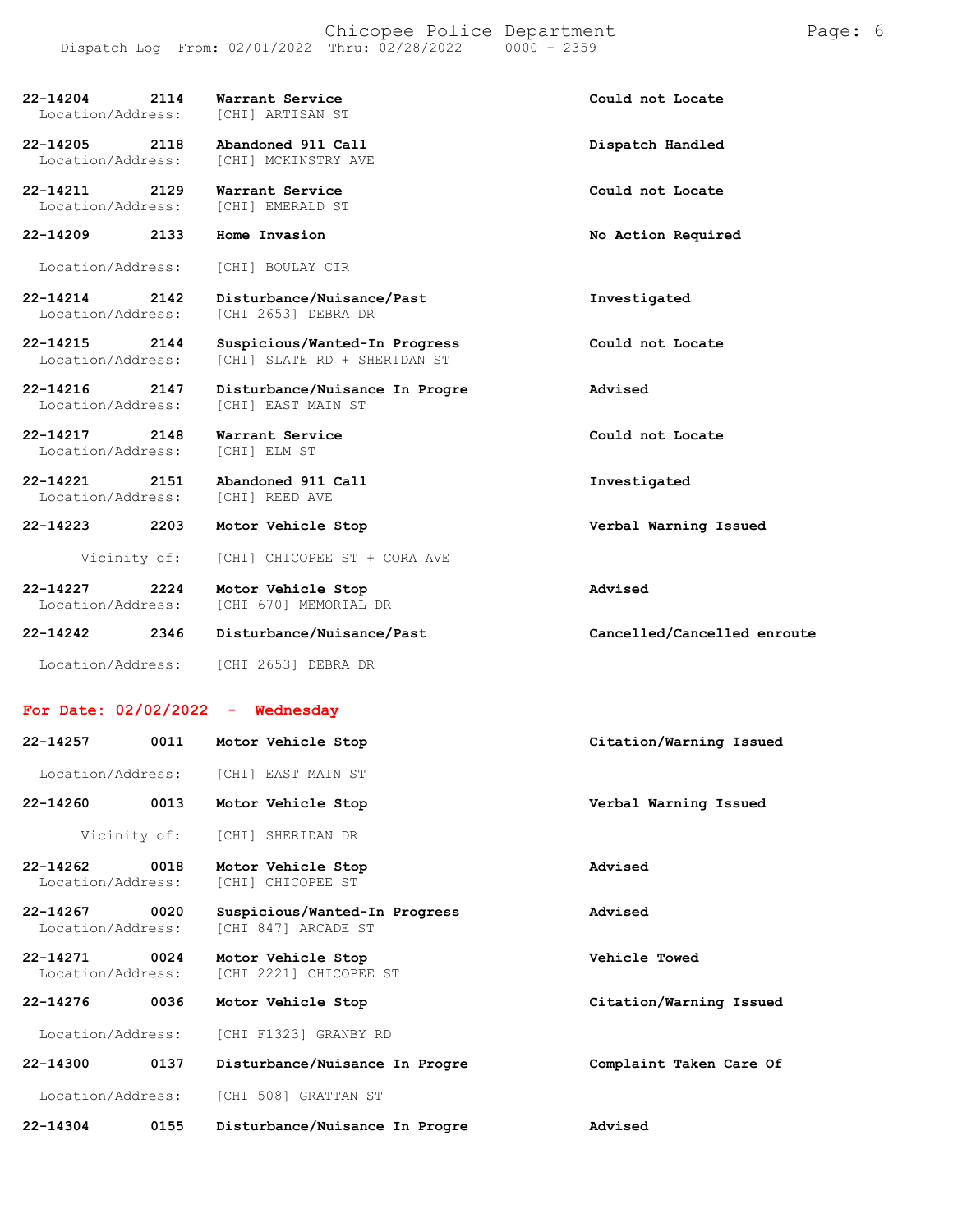| Call Number | Time | Call Reason | Action |
|---|---|---|---|
| 22-14204 | 2114 | **Warrant Service** | **Could not Locate** |
| Location/Address: | | [CHI] ARTISAN ST | |
| 22-14205 | 2118 | **Abandoned 911 Call** | **Dispatch Handled** |
| Location/Address: | | [CHI] MCKINSTRY AVE | |
| 22-14211 | 2129 | **Warrant Service** | **Could not Locate** |
| Location/Address: | | [CHI] EMERALD ST | |
| 22-14209 | 2133 | **Home Invasion** | **No Action Required** |
| Location/Address: | | [CHI] BOULAY CIR | |
| 22-14214 | 2142 | **Disturbance/Nuisance/Past** | **Investigated** |
| Location/Address: | | [CHI 2653] DEBRA DR | |
| 22-14215 | 2144 | **Suspicious/Wanted-In Progress** | **Could not Locate** |
| Location/Address: | | [CHI] SLATE RD + SHERIDAN ST | |
| 22-14216 | 2147 | **Disturbance/Nuisance In Progre** | **Advised** |
| Location/Address: | | [CHI] EAST MAIN ST | |
| 22-14217 | 2148 | **Warrant Service** | **Could not Locate** |
| Location/Address: | | [CHI] ELM ST | |
| 22-14221 | 2151 | **Abandoned 911 Call** | **Investigated** |
| Location/Address: | | [CHI] REED AVE | |
| 22-14223 | 2203 | **Motor Vehicle Stop** | **Verbal Warning Issued** |
| Vicinity of: | | [CHI] CHICOPEE ST + CORA AVE | |
| 22-14227 | 2224 | **Motor Vehicle Stop** | **Advised** |
| Location/Address: | | [CHI 670] MEMORIAL DR | |
| 22-14242 | 2346 | **Disturbance/Nuisance/Past** | **Cancelled/Cancelled enroute** |
| Location/Address: | | [CHI 2653] DEBRA DR | |

## For Date: 02/02/2022 - Wednesday

| Call Number | Time | Call Reason | Action |
|---|---|---|---|
| 22-14257 | 0011 | **Motor Vehicle Stop** | **Citation/Warning Issued** |
| Location/Address: | | [CHI] EAST MAIN ST | |
| 22-14260 | 0013 | **Motor Vehicle Stop** | **Verbal Warning Issued** |
| Vicinity of: | | [CHI] SHERIDAN DR | |
| 22-14262 | 0018 | **Motor Vehicle Stop** | **Advised** |
| Location/Address: | | [CHI] CHICOPEE ST | |
| 22-14267 | 0020 | **Suspicious/Wanted-In Progress** | **Advised** |
| Location/Address: | | [CHI 847] ARCADE ST | |
| 22-14271 | 0024 | **Motor Vehicle Stop** | **Vehicle Towed** |
| Location/Address: | | [CHI 2221] CHICOPEE ST | |
| 22-14276 | 0036 | **Motor Vehicle Stop** | **Citation/Warning Issued** |
| Location/Address: | | [CHI F1323] GRANBY RD | |
| 22-14300 | 0137 | **Disturbance/Nuisance In Progre** | **Complaint Taken Care Of** |
| Location/Address: | | [CHI 508] GRATTAN ST | |
| 22-14304 | 0155 | **Disturbance/Nuisance In Progre** | **Advised** |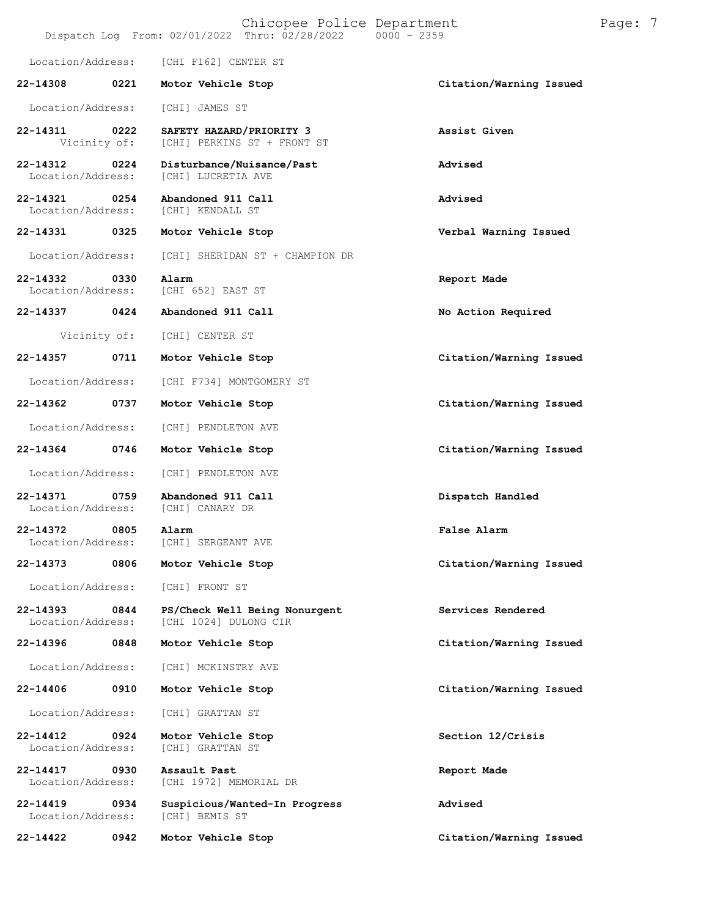Location/Address: [CHI F162] CENTER ST

| Call Number | Time | Call Reason | Action |
|---|---|---|---|
| **22-14308** | **0221** | **Motor Vehicle Stop** | **Citation/Warning Issued** |
| Location/Address: | | [CHI] JAMES ST | |
| **22-14311** | **0222** | **SAFETY HAZARD/PRIORITY 3** | **Assist Given** |
| Vicinity of: | | [CHI] PERKINS ST + FRONT ST | |
| **22-14312** | **0224** | **Disturbance/Nuisance/Past** | **Advised** |
| Location/Address: | | [CHI] LUCRETIA AVE | |
| **22-14321** | **0254** | **Abandoned 911 Call** | **Advised** |
| Location/Address: | | [CHI] KENDALL ST | |
| **22-14331** | **0325** | **Motor Vehicle Stop** | **Verbal Warning Issued** |
| Location/Address: | | [CHI] SHERIDAN ST + CHAMPION DR | |
| **22-14332** | **0330** | **Alarm** | **Report Made** |
| Location/Address: | | [CHI 652] EAST ST | |
| **22-14337** | **0424** | **Abandoned 911 Call** | **No Action Required** |
| Vicinity of: | | [CHI] CENTER ST | |
| **22-14357** | **0711** | **Motor Vehicle Stop** | **Citation/Warning Issued** |
| Location/Address: | | [CHI F734] MONTGOMERY ST | |
| **22-14362** | **0737** | **Motor Vehicle Stop** | **Citation/Warning Issued** |
| Location/Address: | | [CHI] PENDLETON AVE | |
| **22-14364** | **0746** | **Motor Vehicle Stop** | **Citation/Warning Issued** |
| Location/Address: | | [CHI] PENDLETON AVE | |
| **22-14371** | **0759** | **Abandoned 911 Call** | **Dispatch Handled** |
| Location/Address: | | [CHI] CANARY DR | |
| **22-14372** | **0805** | **Alarm** | **False Alarm** |
| Location/Address: | | [CHI] SERGEANT AVE | |
| **22-14373** | **0806** | **Motor Vehicle Stop** | **Citation/Warning Issued** |
| Location/Address: | | [CHI] FRONT ST | |
| **22-14393** | **0844** | **PS/Check Well Being Nonurgent** | **Services Rendered** |
| Location/Address: | | [CHI 1024] DULONG CIR | |
| **22-14396** | **0848** | **Motor Vehicle Stop** | **Citation/Warning Issued** |
| Location/Address: | | [CHI] MCKINSTRY AVE | |
| **22-14406** | **0910** | **Motor Vehicle Stop** | **Citation/Warning Issued** |
| Location/Address: | | [CHI] GRATTAN ST | |
| **22-14412** | **0924** | **Motor Vehicle Stop** | **Section 12/Crisis** |
| Location/Address: | | [CHI] GRATTAN ST | |
| **22-14417** | **0930** | **Assault Past** | **Report Made** |
| Location/Address: | | [CHI 1972] MEMORIAL DR | |
| **22-14419** | **0934** | **Suspicious/Wanted-In Progress** | **Advised** |
| Location/Address: | | [CHI] BEMIS ST | |
| **22-14422** | **0942** | **Motor Vehicle Stop** | **Citation/Warning Issued** |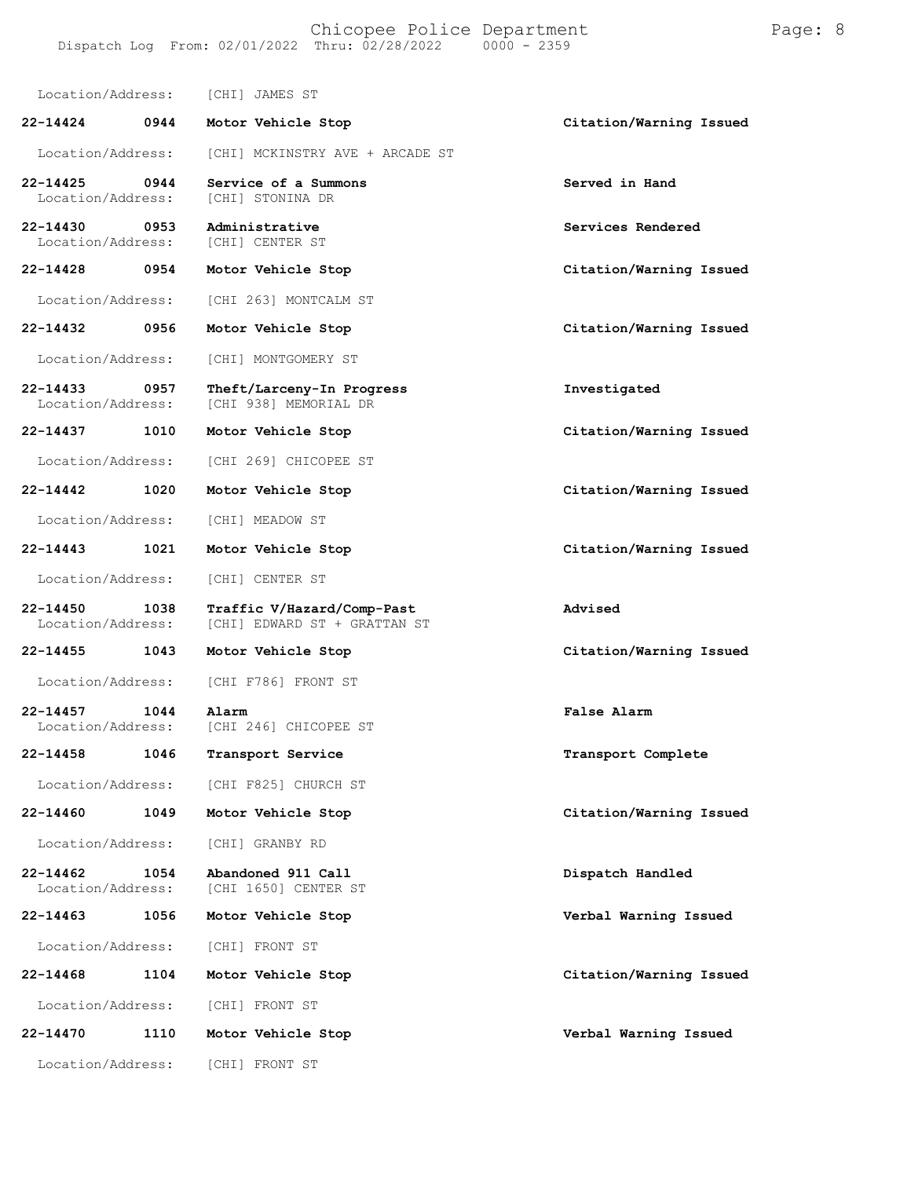Location/Address: [CHI] JAMES ST

**22-14424 0944 Motor Vehicle Stop** **Citation/Warning Issued**

Location/Address: [CHI] MCKINSTRY AVE + ARCADE ST

**22-14425 0944 Service of a Summons** **Served in Hand**
Location/Address: [CHI] STONINA DR

**22-14430 0953 Administrative** **Services Rendered**
Location/Address: [CHI] CENTER ST

**22-14428 0954 Motor Vehicle Stop** **Citation/Warning Issued**

Location/Address: [CHI 263] MONTCALM ST

**22-14432 0956 Motor Vehicle Stop** **Citation/Warning Issued**

Location/Address: [CHI] MONTGOMERY ST

**22-14433 0957 Theft/Larceny-In Progress** **Investigated**
Location/Address: [CHI 938] MEMORIAL DR

**22-14437 1010 Motor Vehicle Stop** **Citation/Warning Issued**

Location/Address: [CHI 269] CHICOPEE ST

**22-14442 1020 Motor Vehicle Stop** **Citation/Warning Issued**

Location/Address: [CHI] MEADOW ST

**22-14443 1021 Motor Vehicle Stop** **Citation/Warning Issued**

Location/Address: [CHI] CENTER ST

**22-14450 1038 Traffic V/Hazard/Comp-Past** **Advised**
Location/Address: [CHI] EDWARD ST + GRATTAN ST

**22-14455 1043 Motor Vehicle Stop** **Citation/Warning Issued**

Location/Address: [CHI F786] FRONT ST

**22-14457 1044 Alarm** **False Alarm**
Location/Address: [CHI 246] CHICOPEE ST

**22-14458 1046 Transport Service** **Transport Complete**

Location/Address: [CHI F825] CHURCH ST

**22-14460 1049 Motor Vehicle Stop** **Citation/Warning Issued**

Location/Address: [CHI] GRANBY RD

**22-14462 1054 Abandoned 911 Call** **Dispatch Handled**
Location/Address: [CHI 1650] CENTER ST

**22-14463 1056 Motor Vehicle Stop** **Verbal Warning Issued**

Location/Address: [CHI] FRONT ST

**22-14468 1104 Motor Vehicle Stop** **Citation/Warning Issued**

Location/Address: [CHI] FRONT ST

**22-14470 1110 Motor Vehicle Stop** **Verbal Warning Issued**

Location/Address: [CHI] FRONT ST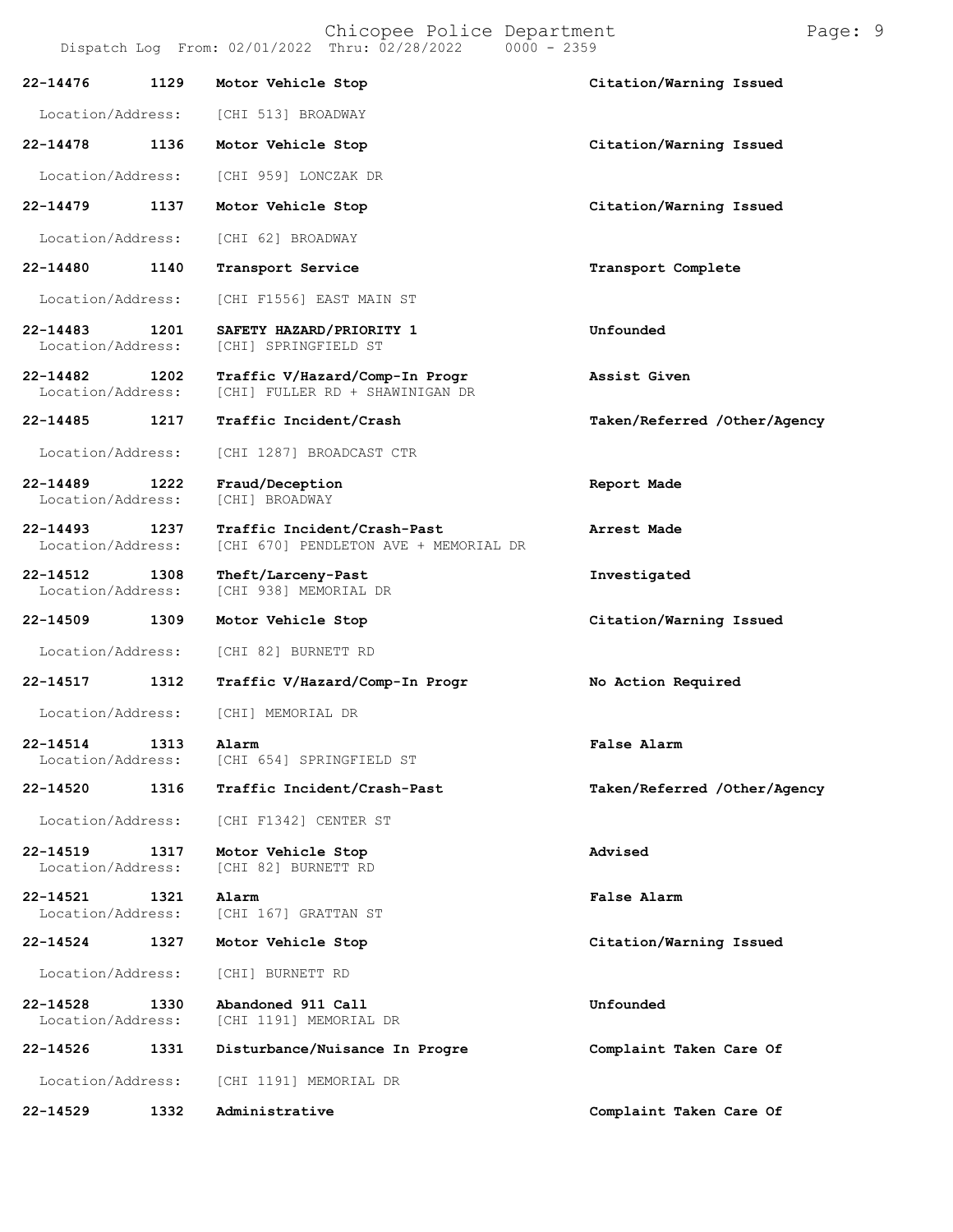| Call Number | Time | Call Reason | Action |
|---|---|---|---|
| 22-14476 | 1129 | Motor Vehicle Stop | Citation/Warning Issued |
| Location/Address: | | [CHI 513] BROADWAY | |
| 22-14478 | 1136 | Motor Vehicle Stop | Citation/Warning Issued |
| Location/Address: | | [CHI 959] LONCZAK DR | |
| 22-14479 | 1137 | Motor Vehicle Stop | Citation/Warning Issued |
| Location/Address: | | [CHI 62] BROADWAY | |
| 22-14480 | 1140 | Transport Service | Transport Complete |
| Location/Address: | | [CHI F1556] EAST MAIN ST | |
| 22-14483 | 1201 | SAFETY HAZARD/PRIORITY 1 | Unfounded |
| Location/Address: | | [CHI] SPRINGFIELD ST | |
| 22-14482 | 1202 | Traffic V/Hazard/Comp-In Progr | Assist Given |
| Location/Address: | | [CHI] FULLER RD + SHAWINIGAN DR | |
| 22-14485 | 1217 | Traffic Incident/Crash | Taken/Referred /Other/Agency |
| Location/Address: | | [CHI 1287] BROADCAST CTR | |
| 22-14489 | 1222 | Fraud/Deception | Report Made |
| Location/Address: | | [CHI] BROADWAY | |
| 22-14493 | 1237 | Traffic Incident/Crash-Past | Arrest Made |
| Location/Address: | | [CHI 670] PENDLETON AVE + MEMORIAL DR | |
| 22-14512 | 1308 | Theft/Larceny-Past | Investigated |
| Location/Address: | | [CHI 938] MEMORIAL DR | |
| 22-14509 | 1309 | Motor Vehicle Stop | Citation/Warning Issued |
| Location/Address: | | [CHI 82] BURNETT RD | |
| 22-14517 | 1312 | Traffic V/Hazard/Comp-In Progr | No Action Required |
| Location/Address: | | [CHI] MEMORIAL DR | |
| 22-14514 | 1313 | Alarm | False Alarm |
| Location/Address: | | [CHI 654] SPRINGFIELD ST | |
| 22-14520 | 1316 | Traffic Incident/Crash-Past | Taken/Referred /Other/Agency |
| Location/Address: | | [CHI F1342] CENTER ST | |
| 22-14519 | 1317 | Motor Vehicle Stop | Advised |
| Location/Address: | | [CHI 82] BURNETT RD | |
| 22-14521 | 1321 | Alarm | False Alarm |
| Location/Address: | | [CHI 167] GRATTAN ST | |
| 22-14524 | 1327 | Motor Vehicle Stop | Citation/Warning Issued |
| Location/Address: | | [CHI] BURNETT RD | |
| 22-14528 | 1330 | Abandoned 911 Call | Unfounded |
| Location/Address: | | [CHI 1191] MEMORIAL DR | |
| 22-14526 | 1331 | Disturbance/Nuisance In Progre | Complaint Taken Care Of |
| Location/Address: | | [CHI 1191] MEMORIAL DR | |
| 22-14529 | 1332 | Administrative | Complaint Taken Care Of |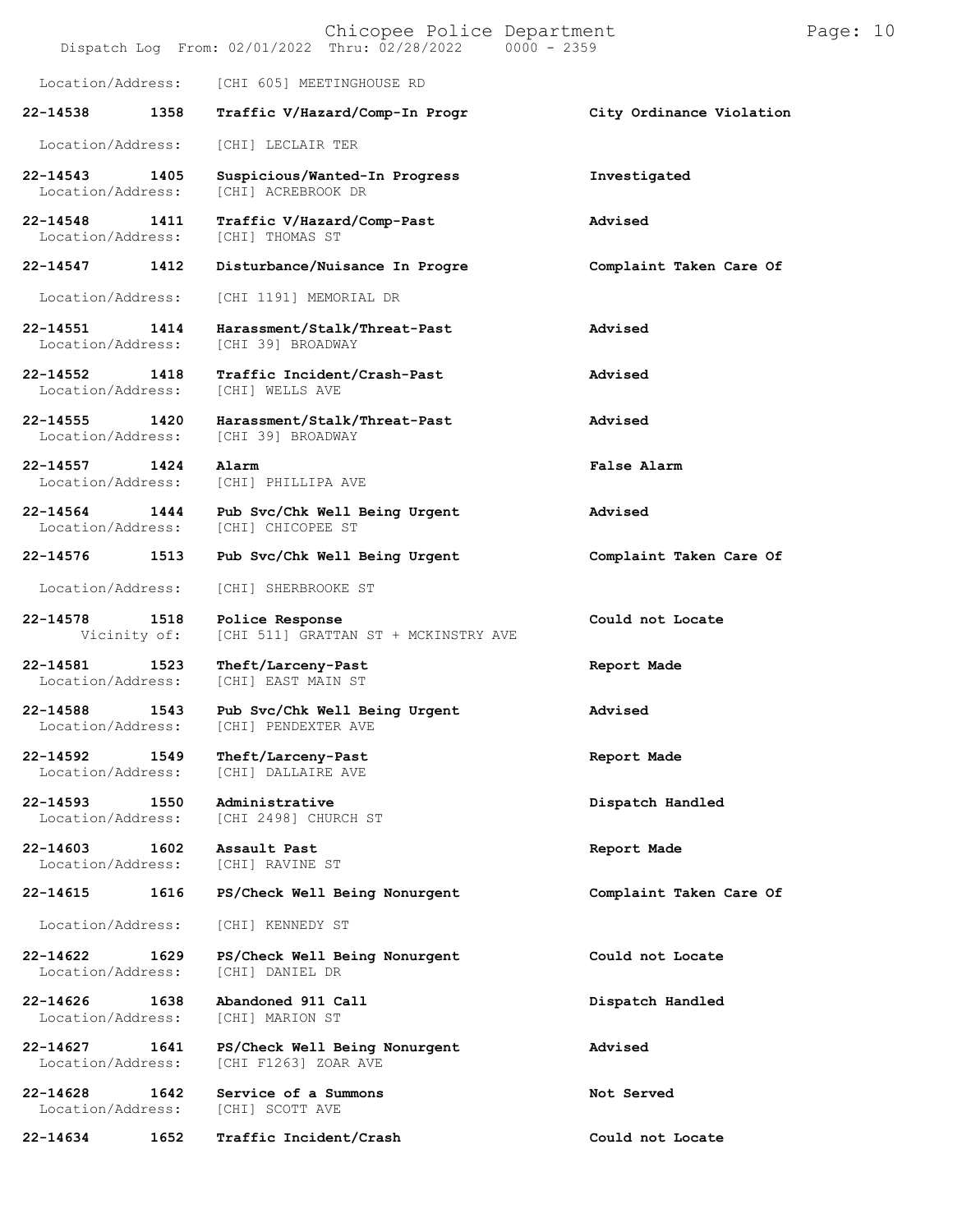Location/Address: [CHI 605] MEETINGHOUSE RD

**22-14538 1358 Traffic V/Hazard/Comp-In Progr** **City Ordinance Violation**

Location/Address: [CHI] LECLAIR TER

**22-14543 1405 Suspicious/Wanted-In Progress** **Investigated**
Location/Address: [CHI] ACREBROOK DR

**22-14548 1411 Traffic V/Hazard/Comp-Past** **Advised**
Location/Address: [CHI] THOMAS ST

**22-14547 1412 Disturbance/Nuisance In Progre** **Complaint Taken Care Of**

Location/Address: [CHI 1191] MEMORIAL DR

**22-14551 1414 Harassment/Stalk/Threat-Past** **Advised**
Location/Address: [CHI 39] BROADWAY

**22-14552 1418 Traffic Incident/Crash-Past** **Advised**
Location/Address: [CHI] WELLS AVE

**22-14555 1420 Harassment/Stalk/Threat-Past** **Advised**
Location/Address: [CHI 39] BROADWAY

**22-14557 1424 Alarm** **False Alarm**
Location/Address: [CHI] PHILLIPA AVE

**22-14564 1444 Pub Svc/Chk Well Being Urgent** **Advised**
Location/Address: [CHI] CHICOPEE ST

**22-14576 1513 Pub Svc/Chk Well Being Urgent** **Complaint Taken Care Of**

Location/Address: [CHI] SHERBROOKE ST

**22-14578 1518 Police Response** **Could not Locate**
Vicinity of: [CHI 511] GRATTAN ST + MCKINSTRY AVE

**22-14581 1523 Theft/Larceny-Past** **Report Made**
Location/Address: [CHI] EAST MAIN ST

**22-14588 1543 Pub Svc/Chk Well Being Urgent** **Advised**
Location/Address: [CHI] PENDEXTER AVE

**22-14592 1549 Theft/Larceny-Past** **Report Made**
Location/Address: [CHI] DALLAIRE AVE

**22-14593 1550 Administrative** **Dispatch Handled**
Location/Address: [CHI 2498] CHURCH ST

**22-14603 1602 Assault Past** **Report Made**
Location/Address: [CHI] RAVINE ST

**22-14615 1616 PS/Check Well Being Nonurgent** **Complaint Taken Care Of**

Location/Address: [CHI] KENNEDY ST

**22-14622 1629 PS/Check Well Being Nonurgent** **Could not Locate**
Location/Address: [CHI] DANIEL DR

**22-14626 1638 Abandoned 911 Call** **Dispatch Handled**
Location/Address: [CHI] MARION ST

**22-14627 1641 PS/Check Well Being Nonurgent** **Advised**
Location/Address: [CHI F1263] ZOAR AVE

**22-14628 1642 Service of a Summons** **Not Served**
Location/Address: [CHI] SCOTT AVE

**22-14634 1652 Traffic Incident/Crash** **Could not Locate**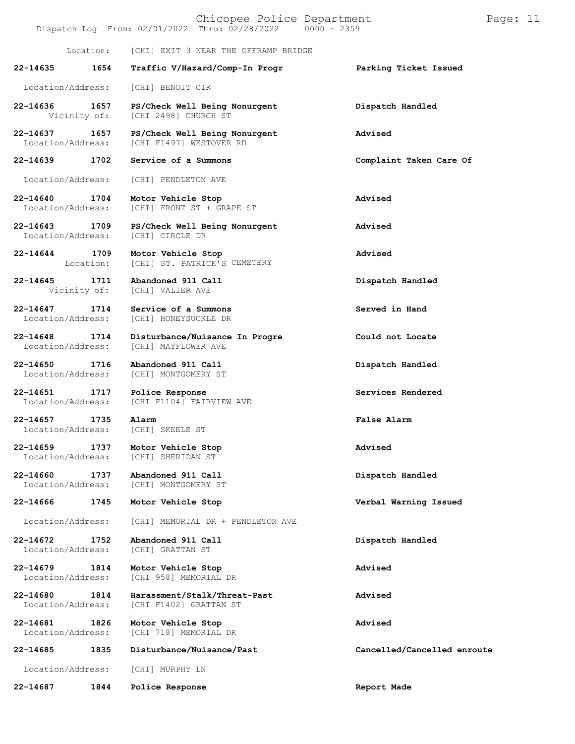Location: [CHI] EXIT 3 NEAR THE OFFRAMP BRIDGE

| Call # | Time | Call Reason | Action |
|---|---|---|---|
| 22-14635 | 1654 | Traffic V/Hazard/Comp-In Progr | Parking Ticket Issued |
| Location/Address: | | [CHI] BENOIT CIR | |
| 22-14636 | 1657 | PS/Check Well Being Nonurgent | Dispatch Handled |
| Vicinity of: | | [CHI 2498] CHURCH ST | |
| 22-14637 | 1657 | PS/Check Well Being Nonurgent | Advised |
| Location/Address: | | [CHI F1497] WESTOVER RD | |
| 22-14639 | 1702 | Service of a Summons | Complaint Taken Care Of |
| Location/Address: | | [CHI] PENDLETON AVE | |
| 22-14640 | 1704 | Motor Vehicle Stop | Advised |
| Location/Address: | | [CHI] FRONT ST + GRAPE ST | |
| 22-14643 | 1709 | PS/Check Well Being Nonurgent | Advised |
| Location/Address: | | [CHI] CIRCLE DR | |
| 22-14644 | 1709 | Motor Vehicle Stop | Advised |
| Location: | | [CHI] ST. PATRICK'S CEMETERY | |
| 22-14645 | 1711 | Abandoned 911 Call | Dispatch Handled |
| Vicinity of: | | [CHI] VALIER AVE | |
| 22-14647 | 1714 | Service of a Summons | Served in Hand |
| Location/Address: | | [CHI] HONEYSUCKLE DR | |
| 22-14648 | 1714 | Disturbance/Nuisance In Progre | Could not Locate |
| Location/Address: | | [CHI] MAYFLOWER AVE | |
| 22-14650 | 1716 | Abandoned 911 Call | Dispatch Handled |
| Location/Address: | | [CHI] MONTGOMERY ST | |
| 22-14651 | 1717 | Police Response | Services Rendered |
| Location/Address: | | [CHI F1104] FAIRVIEW AVE | |
| 22-14657 | 1735 | Alarm | False Alarm |
| Location/Address: | | [CHI] SKEELE ST | |
| 22-14659 | 1737 | Motor Vehicle Stop | Advised |
| Location/Address: | | [CHI] SHERIDAN ST | |
| 22-14660 | 1737 | Abandoned 911 Call | Dispatch Handled |
| Location/Address: | | [CHI] MONTGOMERY ST | |
| 22-14666 | 1745 | Motor Vehicle Stop | Verbal Warning Issued |
| Location/Address: | | [CHI] MEMORIAL DR + PENDLETON AVE | |
| 22-14672 | 1752 | Abandoned 911 Call | Dispatch Handled |
| Location/Address: | | [CHI] GRATTAN ST | |
| 22-14679 | 1814 | Motor Vehicle Stop | Advised |
| Location/Address: | | [CHI 958] MEMORIAL DR | |
| 22-14680 | 1814 | Harassment/Stalk/Threat-Past | Advised |
| Location/Address: | | [CHI F1402] GRATTAN ST | |
| 22-14681 | 1826 | Motor Vehicle Stop | Advised |
| Location/Address: | | [CHI 718] MEMORIAL DR | |
| 22-14685 | 1835 | Disturbance/Nuisance/Past | Cancelled/Cancelled enroute |
| Location/Address: | | [CHI] MURPHY LN | |
| 22-14687 | 1844 | Police Response | Report Made |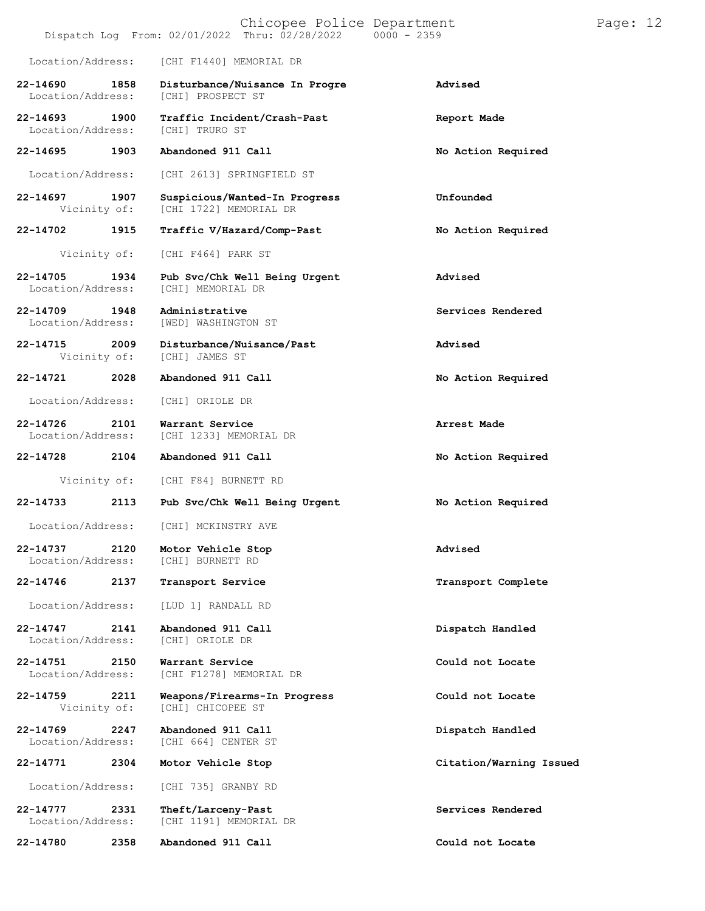Location/Address: [CHI F1440] MEMORIAL DR

| Call No. | Time | Call Reason | Action |
|---|---|---|---|
| 22-14690 | 1858 | Disturbance/Nuisance In Progre | Advised |
| Location/Address: | | [CHI] PROSPECT ST | |
| 22-14693 | 1900 | Traffic Incident/Crash-Past | Report Made |
| Location/Address: | | [CHI] TRURO ST | |
| 22-14695 | 1903 | Abandoned 911 Call | No Action Required |
| Location/Address: | | [CHI 2613] SPRINGFIELD ST | |
| 22-14697 | 1907 | Suspicious/Wanted-In Progress | Unfounded |
| Vicinity of: | | [CHI 1722] MEMORIAL DR | |
| 22-14702 | 1915 | Traffic V/Hazard/Comp-Past | No Action Required |
| Vicinity of: | | [CHI F464] PARK ST | |
| 22-14705 | 1934 | Pub Svc/Chk Well Being Urgent | Advised |
| Location/Address: | | [CHI] MEMORIAL DR | |
| 22-14709 | 1948 | Administrative | Services Rendered |
| Location/Address: | | [WED] WASHINGTON ST | |
| 22-14715 | 2009 | Disturbance/Nuisance/Past | Advised |
| Vicinity of: | | [CHI] JAMES ST | |
| 22-14721 | 2028 | Abandoned 911 Call | No Action Required |
| Location/Address: | | [CHI] ORIOLE DR | |
| 22-14726 | 2101 | Warrant Service | Arrest Made |
| Location/Address: | | [CHI 1233] MEMORIAL DR | |
| 22-14728 | 2104 | Abandoned 911 Call | No Action Required |
| Vicinity of: | | [CHI F84] BURNETT RD | |
| 22-14733 | 2113 | Pub Svc/Chk Well Being Urgent | No Action Required |
| Location/Address: | | [CHI] MCKINSTRY AVE | |
| 22-14737 | 2120 | Motor Vehicle Stop | Advised |
| Location/Address: | | [CHI] BURNETT RD | |
| 22-14746 | 2137 | Transport Service | Transport Complete |
| Location/Address: | | [LUD 1] RANDALL RD | |
| 22-14747 | 2141 | Abandoned 911 Call | Dispatch Handled |
| Location/Address: | | [CHI] ORIOLE DR | |
| 22-14751 | 2150 | Warrant Service | Could not Locate |
| Location/Address: | | [CHI F1278] MEMORIAL DR | |
| 22-14759 | 2211 | Weapons/Firearms-In Progress | Could not Locate |
| Vicinity of: | | [CHI] CHICOPEE ST | |
| 22-14769 | 2247 | Abandoned 911 Call | Dispatch Handled |
| Location/Address: | | [CHI 664] CENTER ST | |
| 22-14771 | 2304 | Motor Vehicle Stop | Citation/Warning Issued |
| Location/Address: | | [CHI 735] GRANBY RD | |
| 22-14777 | 2331 | Theft/Larceny-Past | Services Rendered |
| Location/Address: | | [CHI 1191] MEMORIAL DR | |
| 22-14780 | 2358 | Abandoned 911 Call | Could not Locate |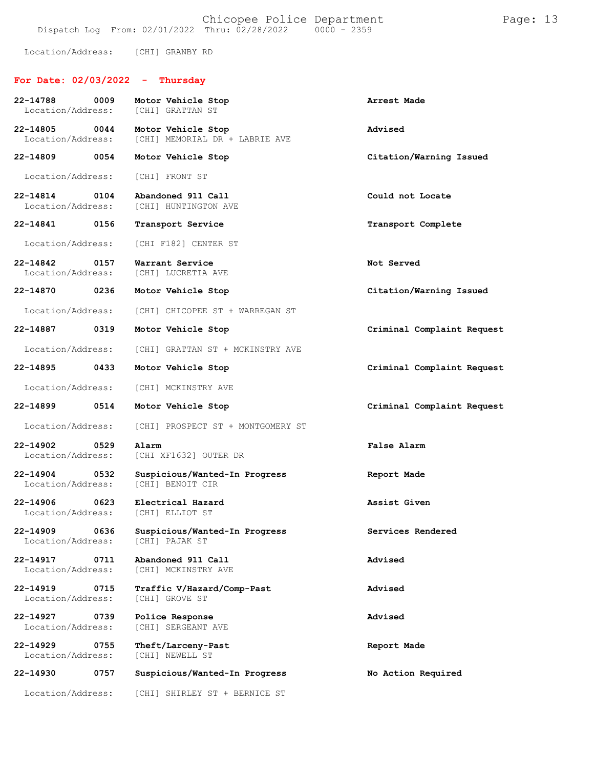Location/Address: [CHI] GRANBY RD

## For Date: 02/03/2022 - Thursday

| Call # | Time | Call Type | Disposition |
|---|---|---|---|
| 22-14788 | 0009 | Motor Vehicle Stop | Arrest Made |
| | | Location/Address: [CHI] GRATTAN ST | |
| 22-14805 | 0044 | Motor Vehicle Stop | Advised |
| | | Location/Address: [CHI] MEMORIAL DR + LABRIE AVE | |
| 22-14809 | 0054 | Motor Vehicle Stop | Citation/Warning Issued |
| | | Location/Address: [CHI] FRONT ST | |
| 22-14814 | 0104 | Abandoned 911 Call | Could not Locate |
| | | Location/Address: [CHI] HUNTINGTON AVE | |
| 22-14841 | 0156 | Transport Service | Transport Complete |
| | | Location/Address: [CHI F182] CENTER ST | |
| 22-14842 | 0157 | Warrant Service | Not Served |
| | | Location/Address: [CHI] LUCRETIA AVE | |
| 22-14870 | 0236 | Motor Vehicle Stop | Citation/Warning Issued |
| | | Location/Address: [CHI] CHICOPEE ST + WARREGAN ST | |
| 22-14887 | 0319 | Motor Vehicle Stop | Criminal Complaint Request |
| | | Location/Address: [CHI] GRATTAN ST + MCKINSTRY AVE | |
| 22-14895 | 0433 | Motor Vehicle Stop | Criminal Complaint Request |
| | | Location/Address: [CHI] MCKINSTRY AVE | |
| 22-14899 | 0514 | Motor Vehicle Stop | Criminal Complaint Request |
| | | Location/Address: [CHI] PROSPECT ST + MONTGOMERY ST | |
| 22-14902 | 0529 | Alarm | False Alarm |
| | | Location/Address: [CHI XF1632] OUTER DR | |
| 22-14904 | 0532 | Suspicious/Wanted-In Progress | Report Made |
| | | Location/Address: [CHI] BENOIT CIR | |
| 22-14906 | 0623 | Electrical Hazard | Assist Given |
| | | Location/Address: [CHI] ELLIOT ST | |
| 22-14909 | 0636 | Suspicious/Wanted-In Progress | Services Rendered |
| | | Location/Address: [CHI] PAJAK ST | |
| 22-14917 | 0711 | Abandoned 911 Call | Advised |
| | | Location/Address: [CHI] MCKINSTRY AVE | |
| 22-14919 | 0715 | Traffic V/Hazard/Comp-Past | Advised |
| | | Location/Address: [CHI] GROVE ST | |
| 22-14927 | 0739 | Police Response | Advised |
| | | Location/Address: [CHI] SERGEANT AVE | |
| 22-14929 | 0755 | Theft/Larceny-Past | Report Made |
| | | Location/Address: [CHI] NEWELL ST | |
| 22-14930 | 0757 | Suspicious/Wanted-In Progress | No Action Required |
| | | Location/Address: [CHI] SHIRLEY ST + BERNICE ST | |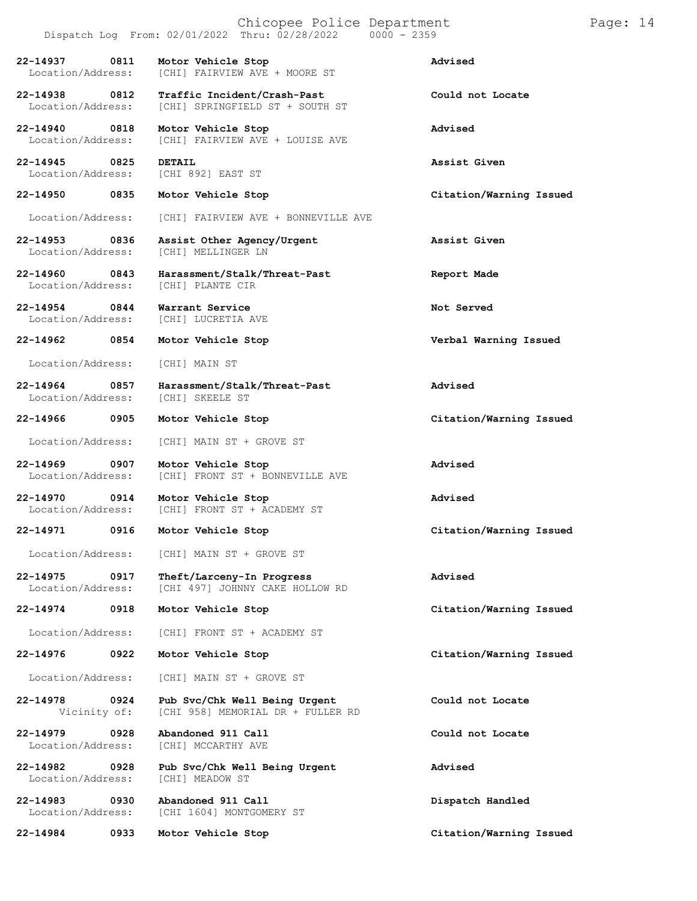| Call # | Time | Call Type | Disposition |
|---|---|---|---|
| **22-14937** | **0811** | **Motor Vehicle Stop** | **Advised** |
| Location/Address: | | [CHI] FAIRVIEW AVE + MOORE ST | |
| **22-14938** | **0812** | **Traffic Incident/Crash-Past** | **Could not Locate** |
| Location/Address: | | [CHI] SPRINGFIELD ST + SOUTH ST | |
| **22-14940** | **0818** | **Motor Vehicle Stop** | **Advised** |
| Location/Address: | | [CHI] FAIRVIEW AVE + LOUISE AVE | |
| **22-14945** | **0825** | **DETAIL** | **Assist Given** |
| Location/Address: | | [CHI 892] EAST ST | |
| **22-14950** | **0835** | **Motor Vehicle Stop** | **Citation/Warning Issued** |
| Location/Address: | | [CHI] FAIRVIEW AVE + BONNEVILLE AVE | |
| **22-14953** | **0836** | **Assist Other Agency/Urgent** | **Assist Given** |
| Location/Address: | | [CHI] MELLINGER LN | |
| **22-14960** | **0843** | **Harassment/Stalk/Threat-Past** | **Report Made** |
| Location/Address: | | [CHI] PLANTE CIR | |
| **22-14954** | **0844** | **Warrant Service** | **Not Served** |
| Location/Address: | | [CHI] LUCRETIA AVE | |
| **22-14962** | **0854** | **Motor Vehicle Stop** | **Verbal Warning Issued** |
| Location/Address: | | [CHI] MAIN ST | |
| **22-14964** | **0857** | **Harassment/Stalk/Threat-Past** | **Advised** |
| Location/Address: | | [CHI] SKEELE ST | |
| **22-14966** | **0905** | **Motor Vehicle Stop** | **Citation/Warning Issued** |
| Location/Address: | | [CHI] MAIN ST + GROVE ST | |
| **22-14969** | **0907** | **Motor Vehicle Stop** | **Advised** |
| Location/Address: | | [CHI] FRONT ST + BONNEVILLE AVE | |
| **22-14970** | **0914** | **Motor Vehicle Stop** | **Advised** |
| Location/Address: | | [CHI] FRONT ST + ACADEMY ST | |
| **22-14971** | **0916** | **Motor Vehicle Stop** | **Citation/Warning Issued** |
| Location/Address: | | [CHI] MAIN ST + GROVE ST | |
| **22-14975** | **0917** | **Theft/Larceny-In Progress** | **Advised** |
| Location/Address: | | [CHI 497] JOHNNY CAKE HOLLOW RD | |
| **22-14974** | **0918** | **Motor Vehicle Stop** | **Citation/Warning Issued** |
| Location/Address: | | [CHI] FRONT ST + ACADEMY ST | |
| **22-14976** | **0922** | **Motor Vehicle Stop** | **Citation/Warning Issued** |
| Location/Address: | | [CHI] MAIN ST + GROVE ST | |
| **22-14978** | **0924** | **Pub Svc/Chk Well Being Urgent** | **Could not Locate** |
| Vicinity of: | | [CHI 958] MEMORIAL DR + FULLER RD | |
| **22-14979** | **0928** | **Abandoned 911 Call** | **Could not Locate** |
| Location/Address: | | [CHI] MCCARTHY AVE | |
| **22-14982** | **0928** | **Pub Svc/Chk Well Being Urgent** | **Advised** |
| Location/Address: | | [CHI] MEADOW ST | |
| **22-14983** | **0930** | **Abandoned 911 Call** | **Dispatch Handled** |
| Location/Address: | | [CHI 1604] MONTGOMERY ST | |
| **22-14984** | **0933** | **Motor Vehicle Stop** | **Citation/Warning Issued** |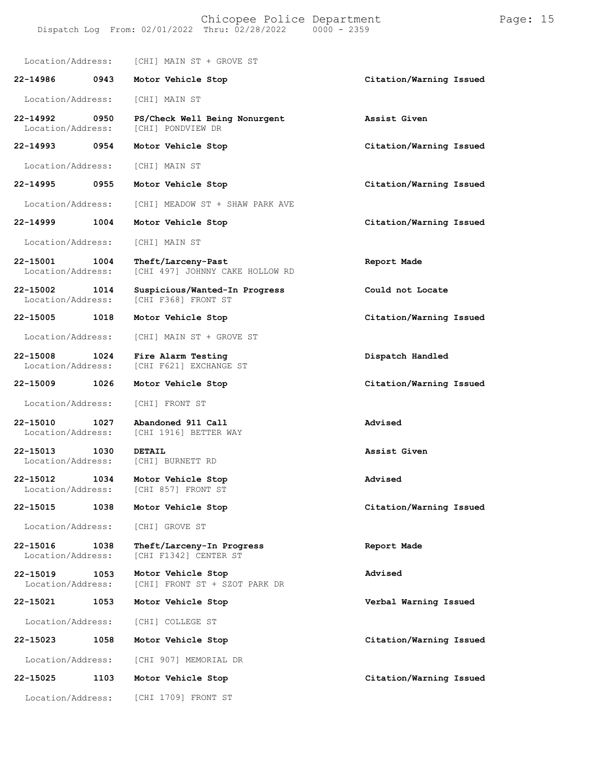Location/Address: [CHI] MAIN ST + GROVE ST

| Call Number | Time | Call Reason | Action |
|---|---|---|---|
| 22-14986 | 0943 | **Motor Vehicle Stop** | **Citation/Warning Issued** |
| Location/Address: | | [CHI] MAIN ST | |
| 22-14992 | 0950 | **PS/Check Well Being Nonurgent** | **Assist Given** |
| Location/Address: | | [CHI] PONDVIEW DR | |
| 22-14993 | 0954 | **Motor Vehicle Stop** | **Citation/Warning Issued** |
| Location/Address: | | [CHI] MAIN ST | |
| 22-14995 | 0955 | **Motor Vehicle Stop** | **Citation/Warning Issued** |
| Location/Address: | | [CHI] MEADOW ST + SHAW PARK AVE | |
| 22-14999 | 1004 | **Motor Vehicle Stop** | **Citation/Warning Issued** |
| Location/Address: | | [CHI] MAIN ST | |
| 22-15001 | 1004 | **Theft/Larceny-Past** | **Report Made** |
| Location/Address: | | [CHI 497] JOHNNY CAKE HOLLOW RD | |
| 22-15002 | 1014 | **Suspicious/Wanted-In Progress** | **Could not Locate** |
| Location/Address: | | [CHI F368] FRONT ST | |
| 22-15005 | 1018 | **Motor Vehicle Stop** | **Citation/Warning Issued** |
| Location/Address: | | [CHI] MAIN ST + GROVE ST | |
| 22-15008 | 1024 | **Fire Alarm Testing** | **Dispatch Handled** |
| Location/Address: | | [CHI F621] EXCHANGE ST | |
| 22-15009 | 1026 | **Motor Vehicle Stop** | **Citation/Warning Issued** |
| Location/Address: | | [CHI] FRONT ST | |
| 22-15010 | 1027 | **Abandoned 911 Call** | **Advised** |
| Location/Address: | | [CHI 1916] BETTER WAY | |
| 22-15013 | 1030 | **DETAIL** | **Assist Given** |
| Location/Address: | | [CHI] BURNETT RD | |
| 22-15012 | 1034 | **Motor Vehicle Stop** | **Advised** |
| Location/Address: | | [CHI 857] FRONT ST | |
| 22-15015 | 1038 | **Motor Vehicle Stop** | **Citation/Warning Issued** |
| Location/Address: | | [CHI] GROVE ST | |
| 22-15016 | 1038 | **Theft/Larceny-In Progress** | **Report Made** |
| Location/Address: | | [CHI F1342] CENTER ST | |
| 22-15019 | 1053 | **Motor Vehicle Stop** | **Advised** |
| Location/Address: | | [CHI] FRONT ST + SZOT PARK DR | |
| 22-15021 | 1053 | **Motor Vehicle Stop** | **Verbal Warning Issued** |
| Location/Address: | | [CHI] COLLEGE ST | |
| 22-15023 | 1058 | **Motor Vehicle Stop** | **Citation/Warning Issued** |
| Location/Address: | | [CHI 907] MEMORIAL DR | |
| 22-15025 | 1103 | **Motor Vehicle Stop** | **Citation/Warning Issued** |
| Location/Address: | | [CHI 1709] FRONT ST | |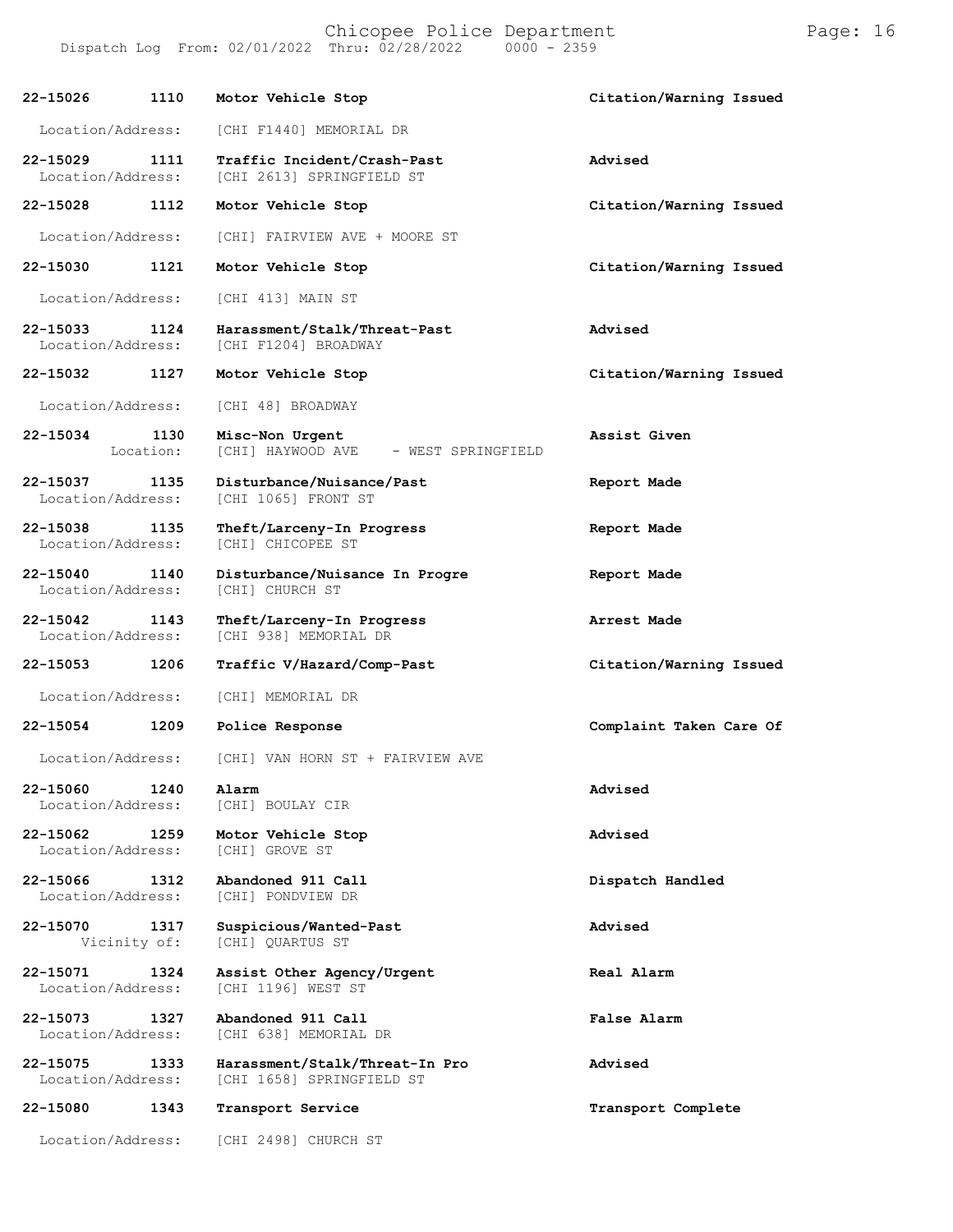| Call # | Time | Call Type | Disposition |
| --- | --- | --- | --- |
| 22-15026 | 1110 | Motor Vehicle Stop | Citation/Warning Issued |
| Location/Address: | | [CHI F1440] MEMORIAL DR | |
| 22-15029 | 1111 | Traffic Incident/Crash-Past | Advised |
| Location/Address: | | [CHI 2613] SPRINGFIELD ST | |
| 22-15028 | 1112 | Motor Vehicle Stop | Citation/Warning Issued |
| Location/Address: | | [CHI] FAIRVIEW AVE + MOORE ST | |
| 22-15030 | 1121 | Motor Vehicle Stop | Citation/Warning Issued |
| Location/Address: | | [CHI 413] MAIN ST | |
| 22-15033 | 1124 | Harassment/Stalk/Threat-Past | Advised |
| Location/Address: | | [CHI F1204] BROADWAY | |
| 22-15032 | 1127 | Motor Vehicle Stop | Citation/Warning Issued |
| Location/Address: | | [CHI 48] BROADWAY | |
| 22-15034 | 1130 | Misc-Non Urgent | Assist Given |
| Location: | | [CHI] HAYWOOD AVE - WEST SPRINGFIELD | |
| 22-15037 | 1135 | Disturbance/Nuisance/Past | Report Made |
| Location/Address: | | [CHI 1065] FRONT ST | |
| 22-15038 | 1135 | Theft/Larceny-In Progress | Report Made |
| Location/Address: | | [CHI] CHICOPEE ST | |
| 22-15040 | 1140 | Disturbance/Nuisance In Progre | Report Made |
| Location/Address: | | [CHI] CHURCH ST | |
| 22-15042 | 1143 | Theft/Larceny-In Progress | Arrest Made |
| Location/Address: | | [CHI 938] MEMORIAL DR | |
| 22-15053 | 1206 | Traffic V/Hazard/Comp-Past | Citation/Warning Issued |
| Location/Address: | | [CHI] MEMORIAL DR | |
| 22-15054 | 1209 | Police Response | Complaint Taken Care Of |
| Location/Address: | | [CHI] VAN HORN ST + FAIRVIEW AVE | |
| 22-15060 | 1240 | Alarm | Advised |
| Location/Address: | | [CHI] BOULAY CIR | |
| 22-15062 | 1259 | Motor Vehicle Stop | Advised |
| Location/Address: | | [CHI] GROVE ST | |
| 22-15066 | 1312 | Abandoned 911 Call | Dispatch Handled |
| Location/Address: | | [CHI] PONDVIEW DR | |
| 22-15070 | 1317 | Suspicious/Wanted-Past | Advised |
| Vicinity of: | | [CHI] QUARTUS ST | |
| 22-15071 | 1324 | Assist Other Agency/Urgent | Real Alarm |
| Location/Address: | | [CHI 1196] WEST ST | |
| 22-15073 | 1327 | Abandoned 911 Call | False Alarm |
| Location/Address: | | [CHI 638] MEMORIAL DR | |
| 22-15075 | 1333 | Harassment/Stalk/Threat-In Pro | Advised |
| Location/Address: | | [CHI 1658] SPRINGFIELD ST | |
| 22-15080 | 1343 | Transport Service | Transport Complete |
| Location/Address: | | [CHI 2498] CHURCH ST | |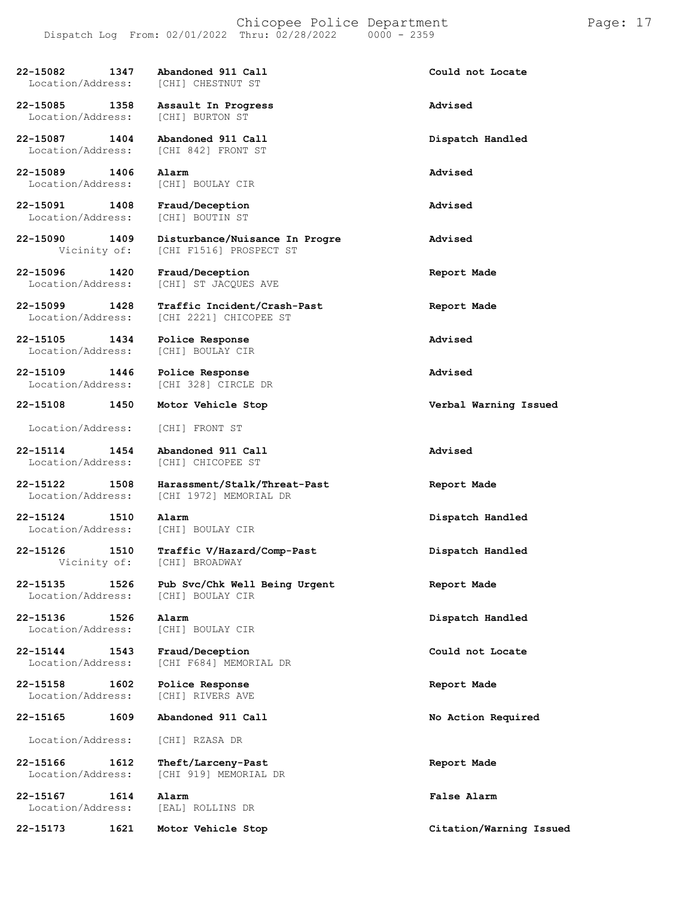| Call Number | Time | Call Type | Disposition |
|---|---|---|---|
| 22-15082 | 1347 | Abandoned 911 Call | Could not Locate |
| Location/Address: | | [CHI] CHESTNUT ST | |
| 22-15085 | 1358 | Assault In Progress | Advised |
| Location/Address: | | [CHI] BURTON ST | |
| 22-15087 | 1404 | Abandoned 911 Call | Dispatch Handled |
| Location/Address: | | [CHI 842] FRONT ST | |
| 22-15089 | 1406 | Alarm | Advised |
| Location/Address: | | [CHI] BOULAY CIR | |
| 22-15091 | 1408 | Fraud/Deception | Advised |
| Location/Address: | | [CHI] BOUTIN ST | |
| 22-15090 | 1409 | Disturbance/Nuisance In Progre | Advised |
| Vicinity of: | | [CHI F1516] PROSPECT ST | |
| 22-15096 | 1420 | Fraud/Deception | Report Made |
| Location/Address: | | [CHI] ST JACQUES AVE | |
| 22-15099 | 1428 | Traffic Incident/Crash-Past | Report Made |
| Location/Address: | | [CHI 2221] CHICOPEE ST | |
| 22-15105 | 1434 | Police Response | Advised |
| Location/Address: | | [CHI] BOULAY CIR | |
| 22-15109 | 1446 | Police Response | Advised |
| Location/Address: | | [CHI 328] CIRCLE DR | |
| 22-15108 | 1450 | Motor Vehicle Stop | Verbal Warning Issued |
| Location/Address: | | [CHI] FRONT ST | |
| 22-15114 | 1454 | Abandoned 911 Call | Advised |
| Location/Address: | | [CHI] CHICOPEE ST | |
| 22-15122 | 1508 | Harassment/Stalk/Threat-Past | Report Made |
| Location/Address: | | [CHI 1972] MEMORIAL DR | |
| 22-15124 | 1510 | Alarm | Dispatch Handled |
| Location/Address: | | [CHI] BOULAY CIR | |
| 22-15126 | 1510 | Traffic V/Hazard/Comp-Past | Dispatch Handled |
| Vicinity of: | | [CHI] BROADWAY | |
| 22-15135 | 1526 | Pub Svc/Chk Well Being Urgent | Report Made |
| Location/Address: | | [CHI] BOULAY CIR | |
| 22-15136 | 1526 | Alarm | Dispatch Handled |
| Location/Address: | | [CHI] BOULAY CIR | |
| 22-15144 | 1543 | Fraud/Deception | Could not Locate |
| Location/Address: | | [CHI F684] MEMORIAL DR | |
| 22-15158 | 1602 | Police Response | Report Made |
| Location/Address: | | [CHI] RIVERS AVE | |
| 22-15165 | 1609 | Abandoned 911 Call | No Action Required |
| Location/Address: | | [CHI] RZASA DR | |
| 22-15166 | 1612 | Theft/Larceny-Past | Report Made |
| Location/Address: | | [CHI 919] MEMORIAL DR | |
| 22-15167 | 1614 | Alarm | False Alarm |
| Location/Address: | | [EAL] ROLLINS DR | |
| 22-15173 | 1621 | Motor Vehicle Stop | Citation/Warning Issued |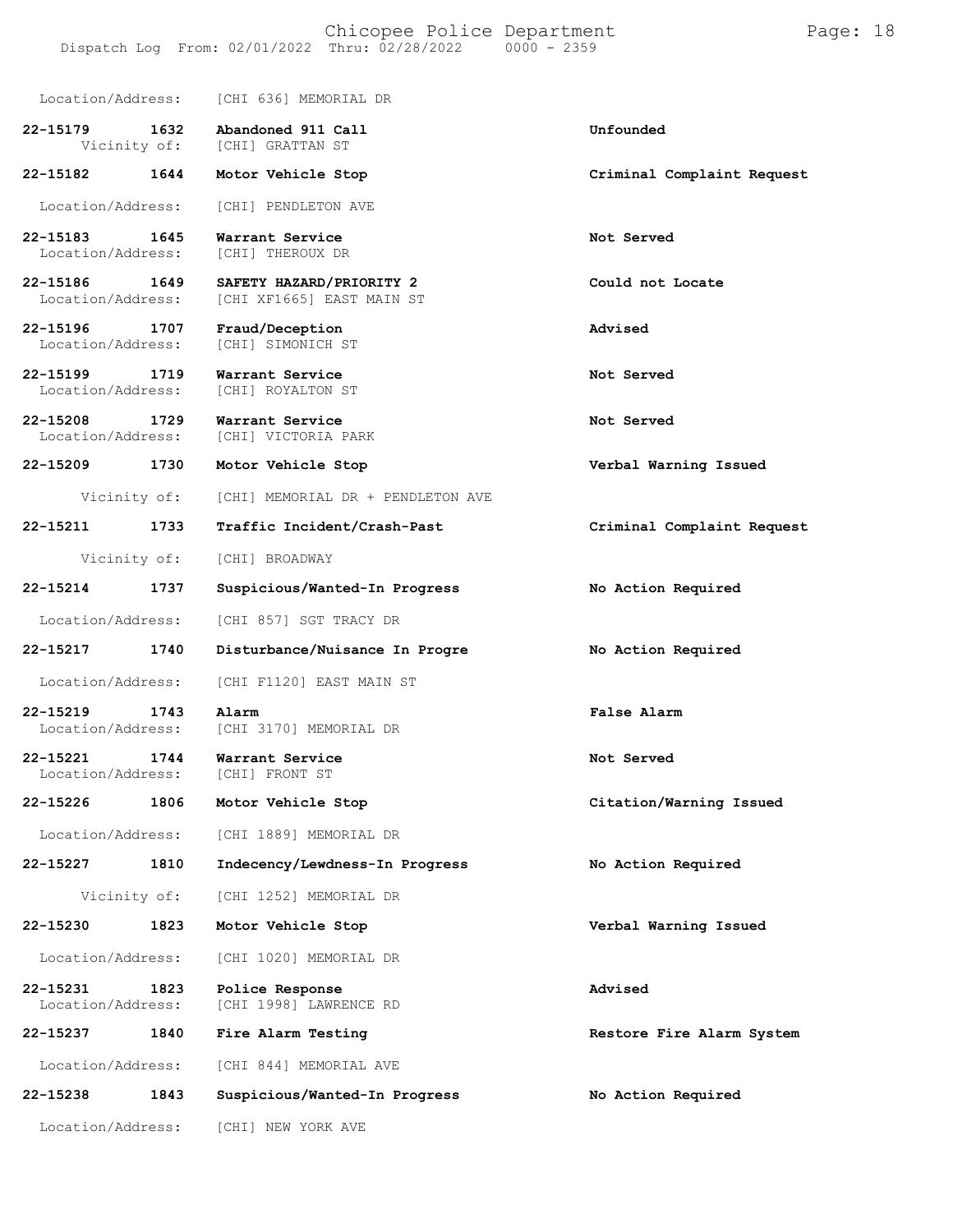Location/Address: [CHI 636] MEMORIAL DR

| Call Number | Time | Call Reason | Action |
|---|---|---|---|
| 22-15179 | 1632 | Abandoned 911 Call | Unfounded |
| | | Vicinity of: [CHI] GRATTAN ST | |
| 22-15182 | 1644 | Motor Vehicle Stop | Criminal Complaint Request |
| | | Location/Address: [CHI] PENDLETON AVE | |
| 22-15183 | 1645 | Warrant Service | Not Served |
| | | Location/Address: [CHI] THEROUX DR | |
| 22-15186 | 1649 | SAFETY HAZARD/PRIORITY 2 | Could not Locate |
| | | Location/Address: [CHI XF1665] EAST MAIN ST | |
| 22-15196 | 1707 | Fraud/Deception | Advised |
| | | Location/Address: [CHI] SIMONICH ST | |
| 22-15199 | 1719 | Warrant Service | Not Served |
| | | Location/Address: [CHI] ROYALTON ST | |
| 22-15208 | 1729 | Warrant Service | Not Served |
| | | Location/Address: [CHI] VICTORIA PARK | |
| 22-15209 | 1730 | Motor Vehicle Stop | Verbal Warning Issued |
| | | Vicinity of: [CHI] MEMORIAL DR + PENDLETON AVE | |
| 22-15211 | 1733 | Traffic Incident/Crash-Past | Criminal Complaint Request |
| | | Vicinity of: [CHI] BROADWAY | |
| 22-15214 | 1737 | Suspicious/Wanted-In Progress | No Action Required |
| | | Location/Address: [CHI 857] SGT TRACY DR | |
| 22-15217 | 1740 | Disturbance/Nuisance In Progre | No Action Required |
| | | Location/Address: [CHI F1120] EAST MAIN ST | |
| 22-15219 | 1743 | Alarm | False Alarm |
| | | Location/Address: [CHI 3170] MEMORIAL DR | |
| 22-15221 | 1744 | Warrant Service | Not Served |
| | | Location/Address: [CHI] FRONT ST | |
| 22-15226 | 1806 | Motor Vehicle Stop | Citation/Warning Issued |
| | | Location/Address: [CHI 1889] MEMORIAL DR | |
| 22-15227 | 1810 | Indecency/Lewdness-In Progress | No Action Required |
| | | Vicinity of: [CHI 1252] MEMORIAL DR | |
| 22-15230 | 1823 | Motor Vehicle Stop | Verbal Warning Issued |
| | | Location/Address: [CHI 1020] MEMORIAL DR | |
| 22-15231 | 1823 | Police Response | Advised |
| | | Location/Address: [CHI 1998] LAWRENCE RD | |
| 22-15237 | 1840 | Fire Alarm Testing | Restore Fire Alarm System |
| | | Location/Address: [CHI 844] MEMORIAL AVE | |
| 22-15238 | 1843 | Suspicious/Wanted-In Progress | No Action Required |
| | | Location/Address: [CHI] NEW YORK AVE | |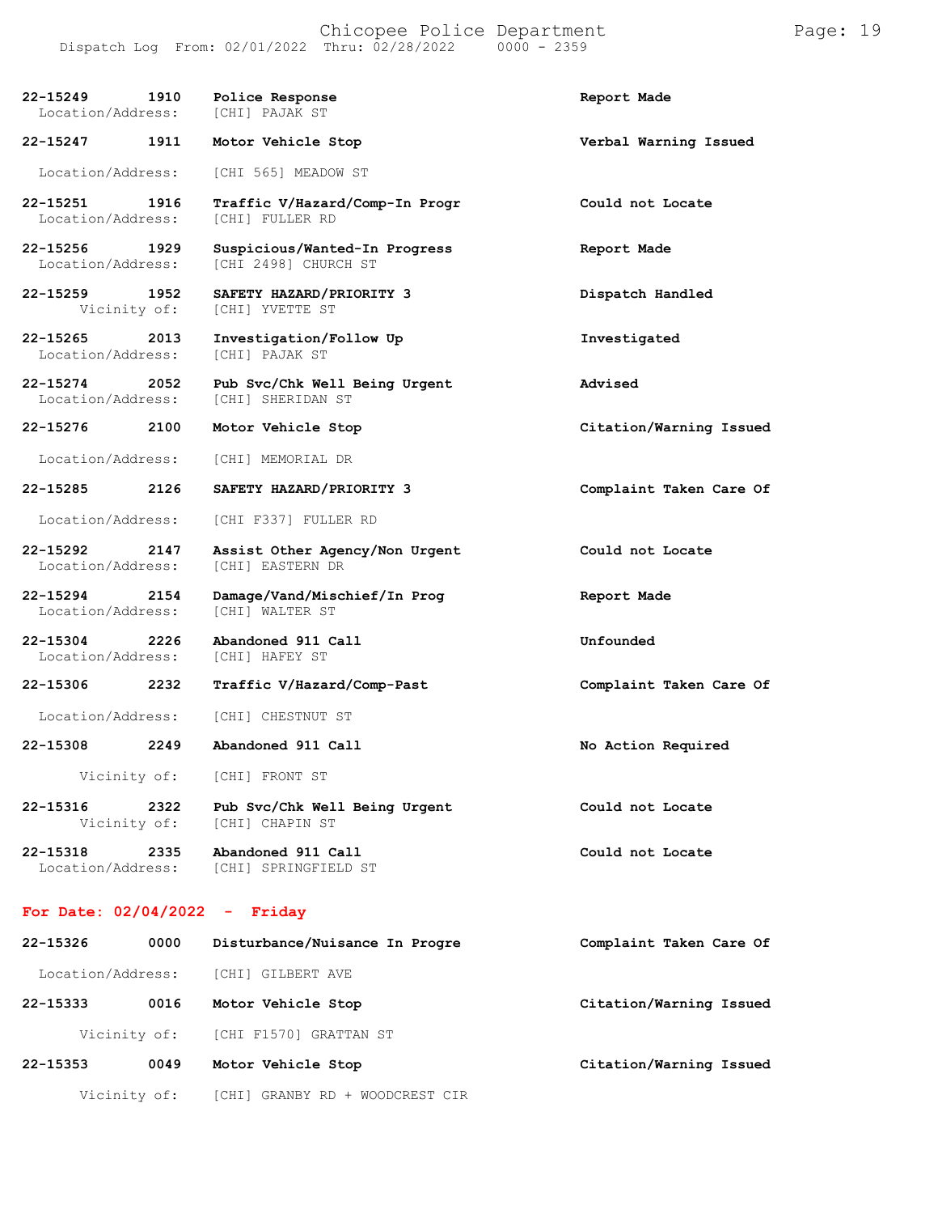| Call No. | Time | Call Type | Action |
|---|---|---|---|
| 22-15249 | 1910 | Police Response | Report Made |
| Location/Address: | | [CHI] PAJAK ST | |
| 22-15247 | 1911 | Motor Vehicle Stop | Verbal Warning Issued |
| Location/Address: | | [CHI 565] MEADOW ST | |
| 22-15251 | 1916 | Traffic V/Hazard/Comp-In Progr | Could not Locate |
| Location/Address: | | [CHI] FULLER RD | |
| 22-15256 | 1929 | Suspicious/Wanted-In Progress | Report Made |
| Location/Address: | | [CHI 2498] CHURCH ST | |
| 22-15259 | 1952 | SAFETY HAZARD/PRIORITY 3 | Dispatch Handled |
| Vicinity of: | | [CHI] YVETTE ST | |
| 22-15265 | 2013 | Investigation/Follow Up | Investigated |
| Location/Address: | | [CHI] PAJAK ST | |
| 22-15274 | 2052 | Pub Svc/Chk Well Being Urgent | Advised |
| Location/Address: | | [CHI] SHERIDAN ST | |
| 22-15276 | 2100 | Motor Vehicle Stop | Citation/Warning Issued |
| Location/Address: | | [CHI] MEMORIAL DR | |
| 22-15285 | 2126 | SAFETY HAZARD/PRIORITY 3 | Complaint Taken Care Of |
| Location/Address: | | [CHI F337] FULLER RD | |
| 22-15292 | 2147 | Assist Other Agency/Non Urgent | Could not Locate |
| Location/Address: | | [CHI] EASTERN DR | |
| 22-15294 | 2154 | Damage/Vand/Mischief/In Prog | Report Made |
| Location/Address: | | [CHI] WALTER ST | |
| 22-15304 | 2226 | Abandoned 911 Call | Unfounded |
| Location/Address: | | [CHI] HAFEY ST | |
| 22-15306 | 2232 | Traffic V/Hazard/Comp-Past | Complaint Taken Care Of |
| Location/Address: | | [CHI] CHESTNUT ST | |
| 22-15308 | 2249 | Abandoned 911 Call | No Action Required |
| Vicinity of: | | [CHI] FRONT ST | |
| 22-15316 | 2322 | Pub Svc/Chk Well Being Urgent | Could not Locate |
| Vicinity of: | | [CHI] CHAPIN ST | |
| 22-15318 | 2335 | Abandoned 911 Call | Could not Locate |
| Location/Address: | | [CHI] SPRINGFIELD ST | |

## For Date: 02/04/2022 - Friday

| Call No. | Time | Call Type | Action |
|---|---|---|---|
| 22-15326 | 0000 | Disturbance/Nuisance In Progre | Complaint Taken Care Of |
| Location/Address: | | [CHI] GILBERT AVE | |
| 22-15333 | 0016 | Motor Vehicle Stop | Citation/Warning Issued |
| Vicinity of: | | [CHI F1570] GRATTAN ST | |
| 22-15353 | 0049 | Motor Vehicle Stop | Citation/Warning Issued |
| Vicinity of: | | [CHI] GRANBY RD + WOODCREST CIR | |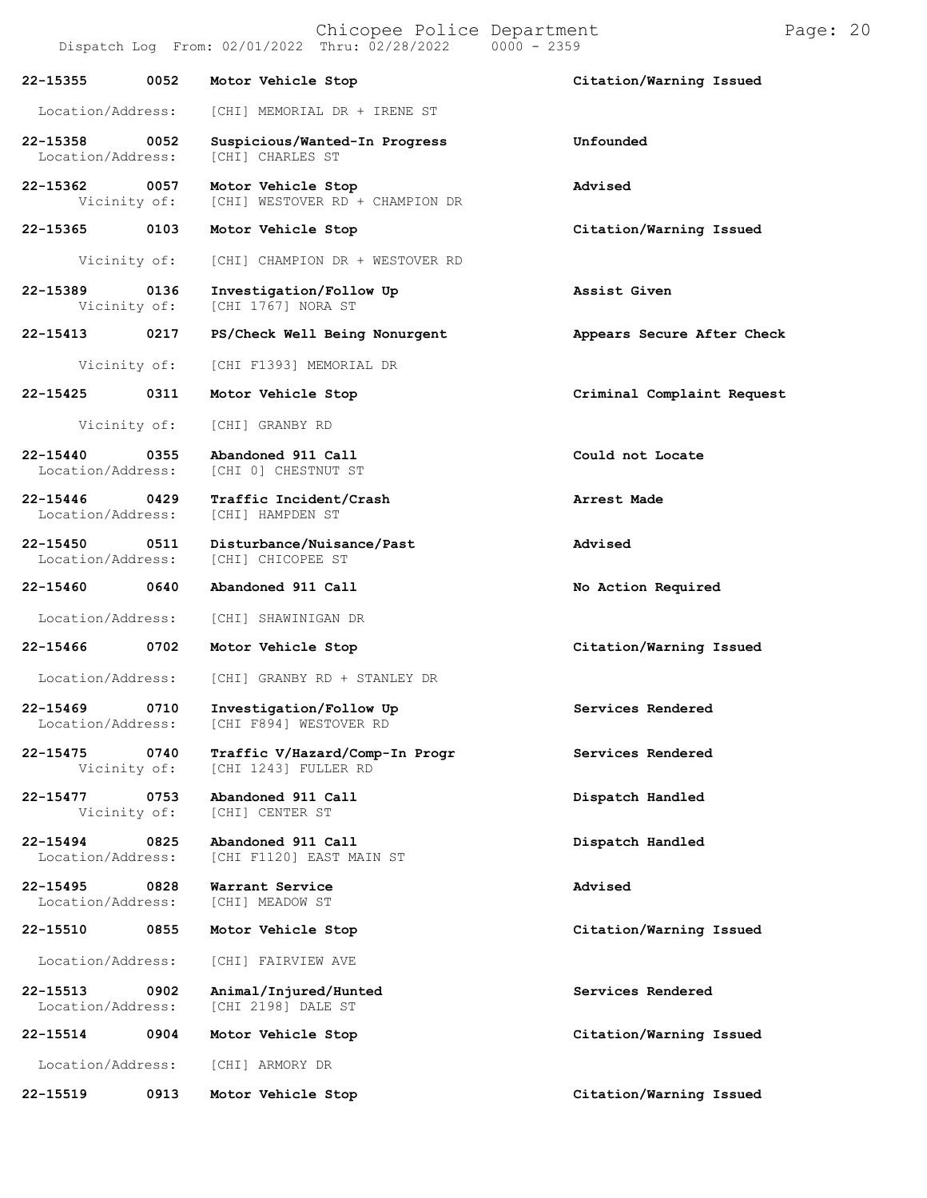Chicopee Police Department
Dispatch Log From: 02/01/2022 Thru: 02/28/2022 0000 - 2359

| Call Number | Time | Call Reason | Action |
|---|---|---|---|
| 22-15355 | 0052 | Motor Vehicle Stop | Citation/Warning Issued |
| Location/Address: | | [CHI] MEMORIAL DR + IRENE ST | |
| 22-15358 | 0052 | Suspicious/Wanted-In Progress | Unfounded |
| Location/Address: | | [CHI] CHARLES ST | |
| 22-15362 | 0057 | Motor Vehicle Stop | Advised |
| Vicinity of: | | [CHI] WESTOVER RD + CHAMPION DR | |
| 22-15365 | 0103 | Motor Vehicle Stop | Citation/Warning Issued |
| Vicinity of: | | [CHI] CHAMPION DR + WESTOVER RD | |
| 22-15389 | 0136 | Investigation/Follow Up | Assist Given |
| Vicinity of: | | [CHI 1767] NORA ST | |
| 22-15413 | 0217 | PS/Check Well Being Nonurgent | Appears Secure After Check |
| Vicinity of: | | [CHI F1393] MEMORIAL DR | |
| 22-15425 | 0311 | Motor Vehicle Stop | Criminal Complaint Request |
| Vicinity of: | | [CHI] GRANBY RD | |
| 22-15440 | 0355 | Abandoned 911 Call | Could not Locate |
| Location/Address: | | [CHI 0] CHESTNUT ST | |
| 22-15446 | 0429 | Traffic Incident/Crash | Arrest Made |
| Location/Address: | | [CHI] HAMPDEN ST | |
| 22-15450 | 0511 | Disturbance/Nuisance/Past | Advised |
| Location/Address: | | [CHI] CHICOPEE ST | |
| 22-15460 | 0640 | Abandoned 911 Call | No Action Required |
| Location/Address: | | [CHI] SHAWINIGAN DR | |
| 22-15466 | 0702 | Motor Vehicle Stop | Citation/Warning Issued |
| Location/Address: | | [CHI] GRANBY RD + STANLEY DR | |
| 22-15469 | 0710 | Investigation/Follow Up | Services Rendered |
| Location/Address: | | [CHI F894] WESTOVER RD | |
| 22-15475 | 0740 | Traffic V/Hazard/Comp-In Progr | Services Rendered |
| Vicinity of: | | [CHI 1243] FULLER RD | |
| 22-15477 | 0753 | Abandoned 911 Call | Dispatch Handled |
| Vicinity of: | | [CHI] CENTER ST | |
| 22-15494 | 0825 | Abandoned 911 Call | Dispatch Handled |
| Location/Address: | | [CHI F1120] EAST MAIN ST | |
| 22-15495 | 0828 | Warrant Service | Advised |
| Location/Address: | | [CHI] MEADOW ST | |
| 22-15510 | 0855 | Motor Vehicle Stop | Citation/Warning Issued |
| Location/Address: | | [CHI] FAIRVIEW AVE | |
| 22-15513 | 0902 | Animal/Injured/Hunted | Services Rendered |
| Location/Address: | | [CHI 2198] DALE ST | |
| 22-15514 | 0904 | Motor Vehicle Stop | Citation/Warning Issued |
| Location/Address: | | [CHI] ARMORY DR | |
| 22-15519 | 0913 | Motor Vehicle Stop | Citation/Warning Issued |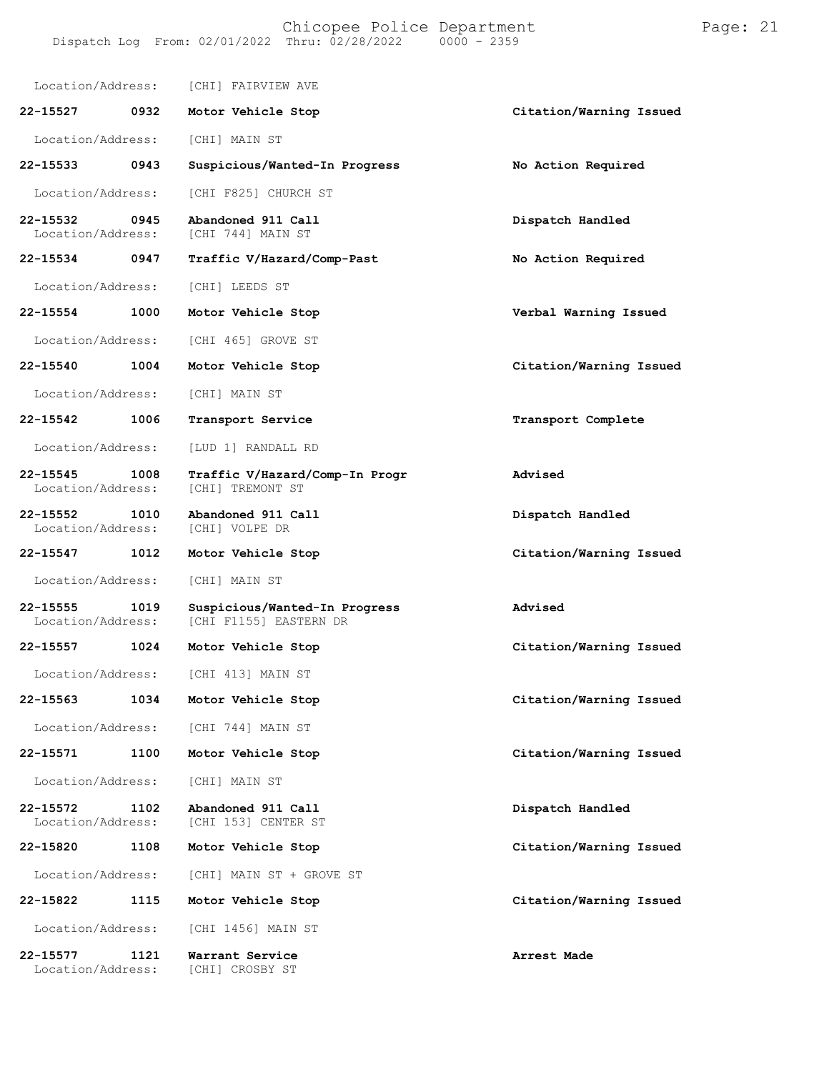Location/Address: [CHI] FAIRVIEW AVE

| Call # | Time | Call Type | Disposition |
|---|---|---|---|
| 22-15527 | 0932 | **Motor Vehicle Stop** | **Citation/Warning Issued** |
| | | Location/Address: [CHI] MAIN ST | |
| 22-15533 | 0943 | **Suspicious/Wanted-In Progress** | **No Action Required** |
| | | Location/Address: [CHI F825] CHURCH ST | |
| 22-15532 | 0945 | **Abandoned 911 Call** | **Dispatch Handled** |
| | | Location/Address: [CHI 744] MAIN ST | |
| 22-15534 | 0947 | **Traffic V/Hazard/Comp-Past** | **No Action Required** |
| | | Location/Address: [CHI] LEEDS ST | |
| 22-15554 | 1000 | **Motor Vehicle Stop** | **Verbal Warning Issued** |
| | | Location/Address: [CHI 465] GROVE ST | |
| 22-15540 | 1004 | **Motor Vehicle Stop** | **Citation/Warning Issued** |
| | | Location/Address: [CHI] MAIN ST | |
| 22-15542 | 1006 | **Transport Service** | **Transport Complete** |
| | | Location/Address: [LUD 1] RANDALL RD | |
| 22-15545 | 1008 | **Traffic V/Hazard/Comp-In Progr** | **Advised** |
| | | Location/Address: [CHI] TREMONT ST | |
| 22-15552 | 1010 | **Abandoned 911 Call** | **Dispatch Handled** |
| | | Location/Address: [CHI] VOLPE DR | |
| 22-15547 | 1012 | **Motor Vehicle Stop** | **Citation/Warning Issued** |
| | | Location/Address: [CHI] MAIN ST | |
| 22-15555 | 1019 | **Suspicious/Wanted-In Progress** | **Advised** |
| | | Location/Address: [CHI F1155] EASTERN DR | |
| 22-15557 | 1024 | **Motor Vehicle Stop** | **Citation/Warning Issued** |
| | | Location/Address: [CHI 413] MAIN ST | |
| 22-15563 | 1034 | **Motor Vehicle Stop** | **Citation/Warning Issued** |
| | | Location/Address: [CHI 744] MAIN ST | |
| 22-15571 | 1100 | **Motor Vehicle Stop** | **Citation/Warning Issued** |
| | | Location/Address: [CHI] MAIN ST | |
| 22-15572 | 1102 | **Abandoned 911 Call** | **Dispatch Handled** |
| | | Location/Address: [CHI 153] CENTER ST | |
| 22-15820 | 1108 | **Motor Vehicle Stop** | **Citation/Warning Issued** |
| | | Location/Address: [CHI] MAIN ST + GROVE ST | |
| 22-15822 | 1115 | **Motor Vehicle Stop** | **Citation/Warning Issued** |
| | | Location/Address: [CHI 1456] MAIN ST | |
| 22-15577 | 1121 | **Warrant Service** | **Arrest Made** |
| | | Location/Address: [CHI] CROSBY ST | |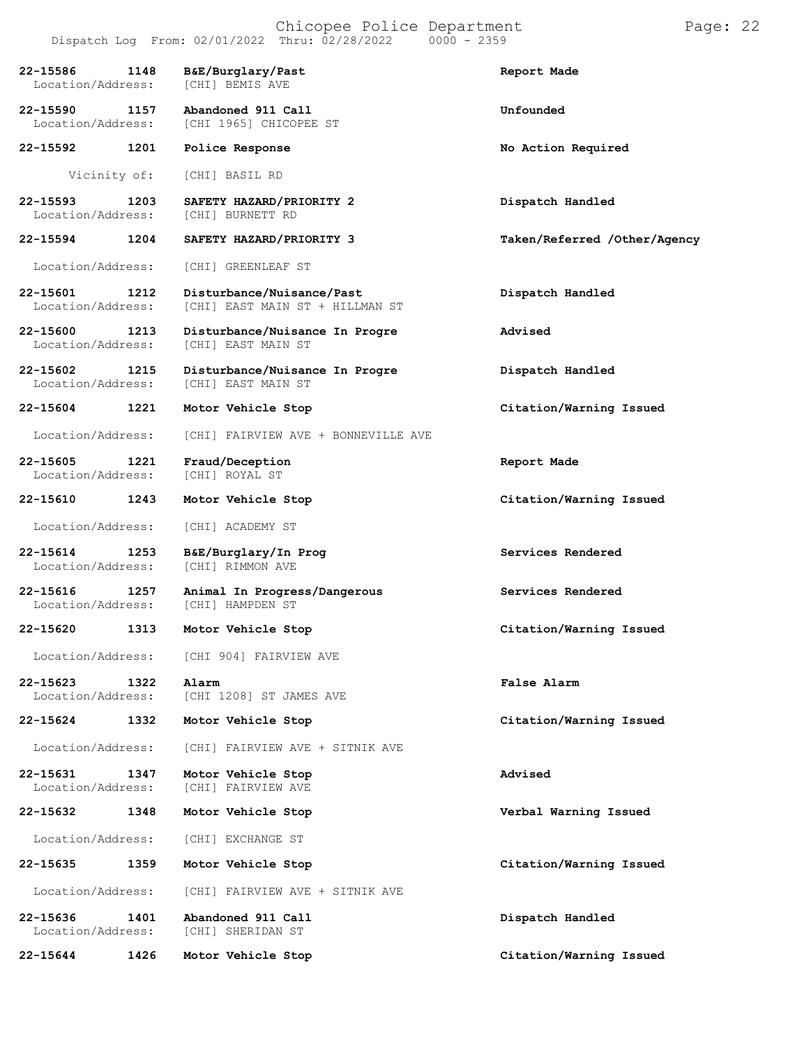| Call Number | Time | Call Reason | Action |
|---|---|---|---|
| 22-15586 | 1148 | B&E/Burglary/Past | Report Made |
| Location/Address: | | [CHI] BEMIS AVE | |
| 22-15590 | 1157 | Abandoned 911 Call | Unfounded |
| Location/Address: | | [CHI 1965] CHICOPEE ST | |
| 22-15592 | 1201 | Police Response | No Action Required |
| Vicinity of: | | [CHI] BASIL RD | |
| 22-15593 | 1203 | SAFETY HAZARD/PRIORITY 2 | Dispatch Handled |
| Location/Address: | | [CHI] BURNETT RD | |
| 22-15594 | 1204 | SAFETY HAZARD/PRIORITY 3 | Taken/Referred /Other/Agency |
| Location/Address: | | [CHI] GREENLEAF ST | |
| 22-15601 | 1212 | Disturbance/Nuisance/Past | Dispatch Handled |
| Location/Address: | | [CHI] EAST MAIN ST + HILLMAN ST | |
| 22-15600 | 1213 | Disturbance/Nuisance In Progre | Advised |
| Location/Address: | | [CHI] EAST MAIN ST | |
| 22-15602 | 1215 | Disturbance/Nuisance In Progre | Dispatch Handled |
| Location/Address: | | [CHI] EAST MAIN ST | |
| 22-15604 | 1221 | Motor Vehicle Stop | Citation/Warning Issued |
| Location/Address: | | [CHI] FAIRVIEW AVE + BONNEVILLE AVE | |
| 22-15605 | 1221 | Fraud/Deception | Report Made |
| Location/Address: | | [CHI] ROYAL ST | |
| 22-15610 | 1243 | Motor Vehicle Stop | Citation/Warning Issued |
| Location/Address: | | [CHI] ACADEMY ST | |
| 22-15614 | 1253 | B&E/Burglary/In Prog | Services Rendered |
| Location/Address: | | [CHI] RIMMON AVE | |
| 22-15616 | 1257 | Animal In Progress/Dangerous | Services Rendered |
| Location/Address: | | [CHI] HAMPDEN ST | |
| 22-15620 | 1313 | Motor Vehicle Stop | Citation/Warning Issued |
| Location/Address: | | [CHI 904] FAIRVIEW AVE | |
| 22-15623 | 1322 | Alarm | False Alarm |
| Location/Address: | | [CHI 1208] ST JAMES AVE | |
| 22-15624 | 1332 | Motor Vehicle Stop | Citation/Warning Issued |
| Location/Address: | | [CHI] FAIRVIEW AVE + SITNIK AVE | |
| 22-15631 | 1347 | Motor Vehicle Stop | Advised |
| Location/Address: | | [CHI] FAIRVIEW AVE | |
| 22-15632 | 1348 | Motor Vehicle Stop | Verbal Warning Issued |
| Location/Address: | | [CHI] EXCHANGE ST | |
| 22-15635 | 1359 | Motor Vehicle Stop | Citation/Warning Issued |
| Location/Address: | | [CHI] FAIRVIEW AVE + SITNIK AVE | |
| 22-15636 | 1401 | Abandoned 911 Call | Dispatch Handled |
| Location/Address: | | [CHI] SHERIDAN ST | |
| 22-15644 | 1426 | Motor Vehicle Stop | Citation/Warning Issued |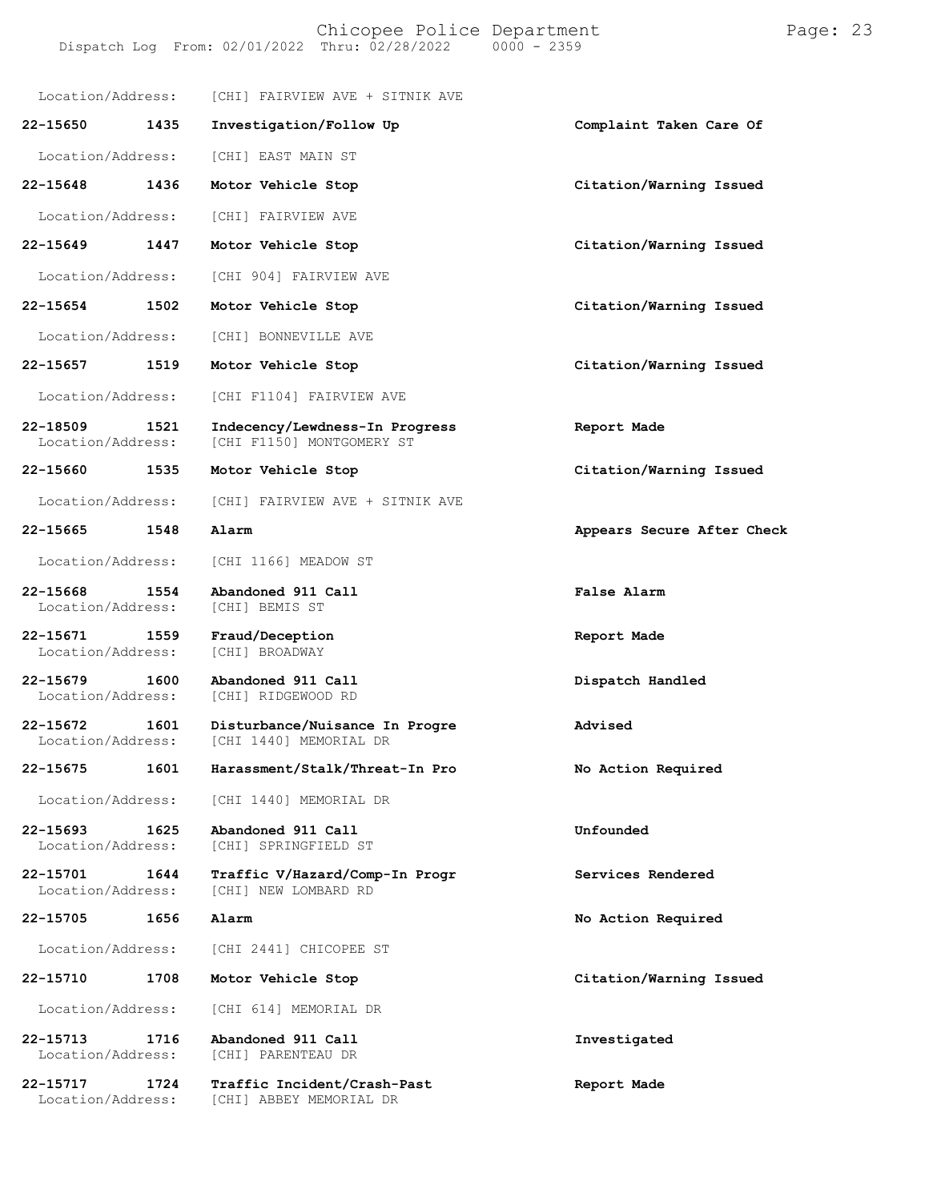Location/Address: [CHI] FAIRVIEW AVE + SITNIK AVE

| Call Number | Time | Call Reason | Action |
| --- | --- | --- | --- |
| 22-15650 | 1435 | Investigation/Follow Up | Complaint Taken Care Of |
| Location/Address: | | [CHI] EAST MAIN ST | |
| 22-15648 | 1436 | Motor Vehicle Stop | Citation/Warning Issued |
| Location/Address: | | [CHI] FAIRVIEW AVE | |
| 22-15649 | 1447 | Motor Vehicle Stop | Citation/Warning Issued |
| Location/Address: | | [CHI 904] FAIRVIEW AVE | |
| 22-15654 | 1502 | Motor Vehicle Stop | Citation/Warning Issued |
| Location/Address: | | [CHI] BONNEVILLE AVE | |
| 22-15657 | 1519 | Motor Vehicle Stop | Citation/Warning Issued |
| Location/Address: | | [CHI F1104] FAIRVIEW AVE | |
| 22-18509 | 1521 | Indecency/Lewdness-In Progress | Report Made |
| Location/Address: | | [CHI F1150] MONTGOMERY ST | |
| 22-15660 | 1535 | Motor Vehicle Stop | Citation/Warning Issued |
| Location/Address: | | [CHI] FAIRVIEW AVE + SITNIK AVE | |
| 22-15665 | 1548 | Alarm | Appears Secure After Check |
| Location/Address: | | [CHI 1166] MEADOW ST | |
| 22-15668 | 1554 | Abandoned 911 Call | False Alarm |
| Location/Address: | | [CHI] BEMIS ST | |
| 22-15671 | 1559 | Fraud/Deception | Report Made |
| Location/Address: | | [CHI] BROADWAY | |
| 22-15679 | 1600 | Abandoned 911 Call | Dispatch Handled |
| Location/Address: | | [CHI] RIDGEWOOD RD | |
| 22-15672 | 1601 | Disturbance/Nuisance In Progre | Advised |
| Location/Address: | | [CHI 1440] MEMORIAL DR | |
| 22-15675 | 1601 | Harassment/Stalk/Threat-In Pro | No Action Required |
| Location/Address: | | [CHI 1440] MEMORIAL DR | |
| 22-15693 | 1625 | Abandoned 911 Call | Unfounded |
| Location/Address: | | [CHI] SPRINGFIELD ST | |
| 22-15701 | 1644 | Traffic V/Hazard/Comp-In Progr | Services Rendered |
| Location/Address: | | [CHI] NEW LOMBARD RD | |
| 22-15705 | 1656 | Alarm | No Action Required |
| Location/Address: | | [CHI 2441] CHICOPEE ST | |
| 22-15710 | 1708 | Motor Vehicle Stop | Citation/Warning Issued |
| Location/Address: | | [CHI 614] MEMORIAL DR | |
| 22-15713 | 1716 | Abandoned 911 Call | Investigated |
| Location/Address: | | [CHI] PARENTEAU DR | |
| 22-15717 | 1724 | Traffic Incident/Crash-Past | Report Made |
| Location/Address: | | [CHI] ABBEY MEMORIAL DR | |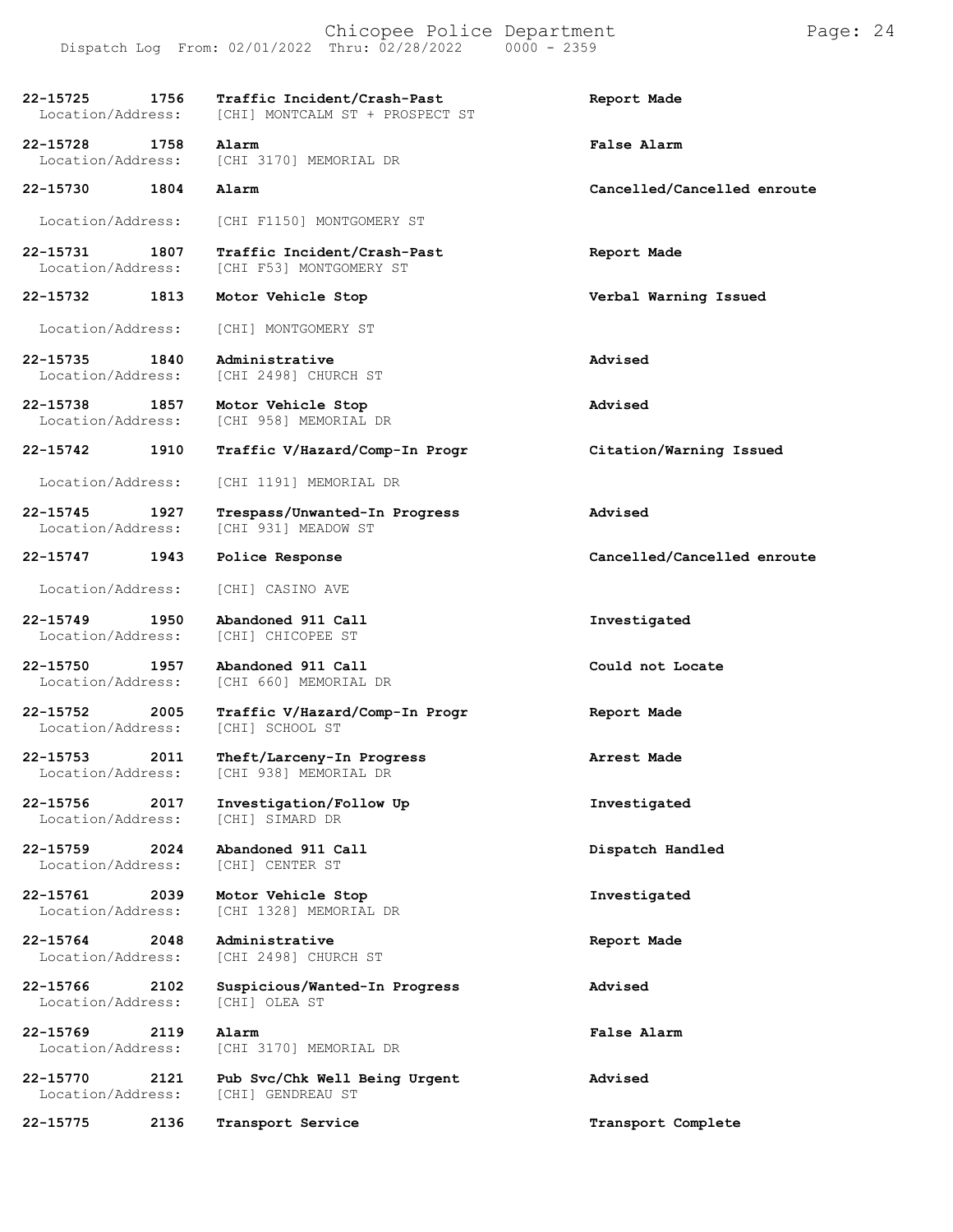| Call Number | Time | Call Reason | Action |
| --- | --- | --- | --- |
| 22-15725 | 1756 | Traffic Incident/Crash-Past | Report Made |
| Location/Address: | | [CHI] MONTCALM ST + PROSPECT ST | |
| 22-15728 | 1758 | Alarm | False Alarm |
| Location/Address: | | [CHI 3170] MEMORIAL DR | |
| 22-15730 | 1804 | Alarm | Cancelled/Cancelled enroute |
| Location/Address: | | [CHI F1150] MONTGOMERY ST | |
| 22-15731 | 1807 | Traffic Incident/Crash-Past | Report Made |
| Location/Address: | | [CHI F53] MONTGOMERY ST | |
| 22-15732 | 1813 | Motor Vehicle Stop | Verbal Warning Issued |
| Location/Address: | | [CHI] MONTGOMERY ST | |
| 22-15735 | 1840 | Administrative | Advised |
| Location/Address: | | [CHI 2498] CHURCH ST | |
| 22-15738 | 1857 | Motor Vehicle Stop | Advised |
| Location/Address: | | [CHI 958] MEMORIAL DR | |
| 22-15742 | 1910 | Traffic V/Hazard/Comp-In Progr | Citation/Warning Issued |
| Location/Address: | | [CHI 1191] MEMORIAL DR | |
| 22-15745 | 1927 | Trespass/Unwanted-In Progress | Advised |
| Location/Address: | | [CHI 931] MEADOW ST | |
| 22-15747 | 1943 | Police Response | Cancelled/Cancelled enroute |
| Location/Address: | | [CHI] CASINO AVE | |
| 22-15749 | 1950 | Abandoned 911 Call | Investigated |
| Location/Address: | | [CHI] CHICOPEE ST | |
| 22-15750 | 1957 | Abandoned 911 Call | Could not Locate |
| Location/Address: | | [CHI 660] MEMORIAL DR | |
| 22-15752 | 2005 | Traffic V/Hazard/Comp-In Progr | Report Made |
| Location/Address: | | [CHI] SCHOOL ST | |
| 22-15753 | 2011 | Theft/Larceny-In Progress | Arrest Made |
| Location/Address: | | [CHI 938] MEMORIAL DR | |
| 22-15756 | 2017 | Investigation/Follow Up | Investigated |
| Location/Address: | | [CHI] SIMARD DR | |
| 22-15759 | 2024 | Abandoned 911 Call | Dispatch Handled |
| Location/Address: | | [CHI] CENTER ST | |
| 22-15761 | 2039 | Motor Vehicle Stop | Investigated |
| Location/Address: | | [CHI 1328] MEMORIAL DR | |
| 22-15764 | 2048 | Administrative | Report Made |
| Location/Address: | | [CHI 2498] CHURCH ST | |
| 22-15766 | 2102 | Suspicious/Wanted-In Progress | Advised |
| Location/Address: | | [CHI] OLEA ST | |
| 22-15769 | 2119 | Alarm | False Alarm |
| Location/Address: | | [CHI 3170] MEMORIAL DR | |
| 22-15770 | 2121 | Pub Svc/Chk Well Being Urgent | Advised |
| Location/Address: | | [CHI] GENDREAU ST | |
| 22-15775 | 2136 | Transport Service | Transport Complete |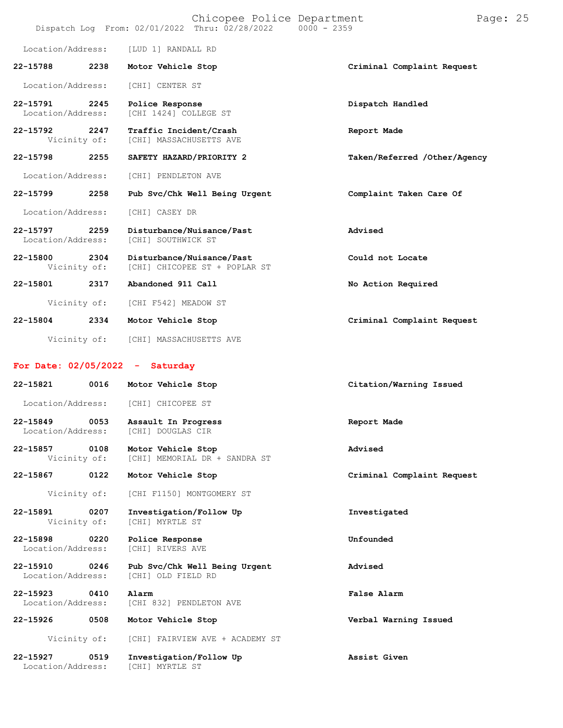Location/Address: [LUD 1] RANDALL RD

| Call Number | Time | Call Reason | Action |
|---|---|---|---|
| 22-15788 | 2238 | **Motor Vehicle Stop** | **Criminal Complaint Request** |
| | | Location/Address: [CHI] CENTER ST | |
| 22-15791 | 2245 | **Police Response** | **Dispatch Handled** |
| | | Location/Address: [CHI 1424] COLLEGE ST | |
| 22-15792 | 2247 | **Traffic Incident/Crash** | **Report Made** |
| | | Vicinity of: [CHI] MASSACHUSETTS AVE | |
| 22-15798 | 2255 | **SAFETY HAZARD/PRIORITY 2** | **Taken/Referred /Other/Agency** |
| | | Location/Address: [CHI] PENDLETON AVE | |
| 22-15799 | 2258 | **Pub Svc/Chk Well Being Urgent** | **Complaint Taken Care Of** |
| | | Location/Address: [CHI] CASEY DR | |
| 22-15797 | 2259 | **Disturbance/Nuisance/Past** | **Advised** |
| | | Location/Address: [CHI] SOUTHWICK ST | |
| 22-15800 | 2304 | **Disturbance/Nuisance/Past** | **Could not Locate** |
| | | Vicinity of: [CHI] CHICOPEE ST + POPLAR ST | |
| 22-15801 | 2317 | **Abandoned 911 Call** | **No Action Required** |
| | | Vicinity of: [CHI F542] MEADOW ST | |
| 22-15804 | 2334 | **Motor Vehicle Stop** | **Criminal Complaint Request** |
| | | Vicinity of: [CHI] MASSACHUSETTS AVE | |

## For Date: 02/05/2022 - Saturday

| Call Number | Time | Call Reason | Action |
|---|---|---|---|
| 22-15821 | 0016 | **Motor Vehicle Stop** | **Citation/Warning Issued** |
| | | Location/Address: [CHI] CHICOPEE ST | |
| 22-15849 | 0053 | **Assault In Progress** | **Report Made** |
| | | Location/Address: [CHI] DOUGLAS CIR | |
| 22-15857 | 0108 | **Motor Vehicle Stop** | **Advised** |
| | | Vicinity of: [CHI] MEMORIAL DR + SANDRA ST | |
| 22-15867 | 0122 | **Motor Vehicle Stop** | **Criminal Complaint Request** |
| | | Vicinity of: [CHI F1150] MONTGOMERY ST | |
| 22-15891 | 0207 | **Investigation/Follow Up** | **Investigated** |
| | | Vicinity of: [CHI] MYRTLE ST | |
| 22-15898 | 0220 | **Police Response** | **Unfounded** |
| | | Location/Address: [CHI] RIVERS AVE | |
| 22-15910 | 0246 | **Pub Svc/Chk Well Being Urgent** | **Advised** |
| | | Location/Address: [CHI] OLD FIELD RD | |
| 22-15923 | 0410 | **Alarm** | **False Alarm** |
| | | Location/Address: [CHI 832] PENDLETON AVE | |
| 22-15926 | 0508 | **Motor Vehicle Stop** | **Verbal Warning Issued** |
| | | Vicinity of: [CHI] FAIRVIEW AVE + ACADEMY ST | |
| 22-15927 | 0519 | **Investigation/Follow Up** | **Assist Given** |
| | | Location/Address: [CHI] MYRTLE ST | |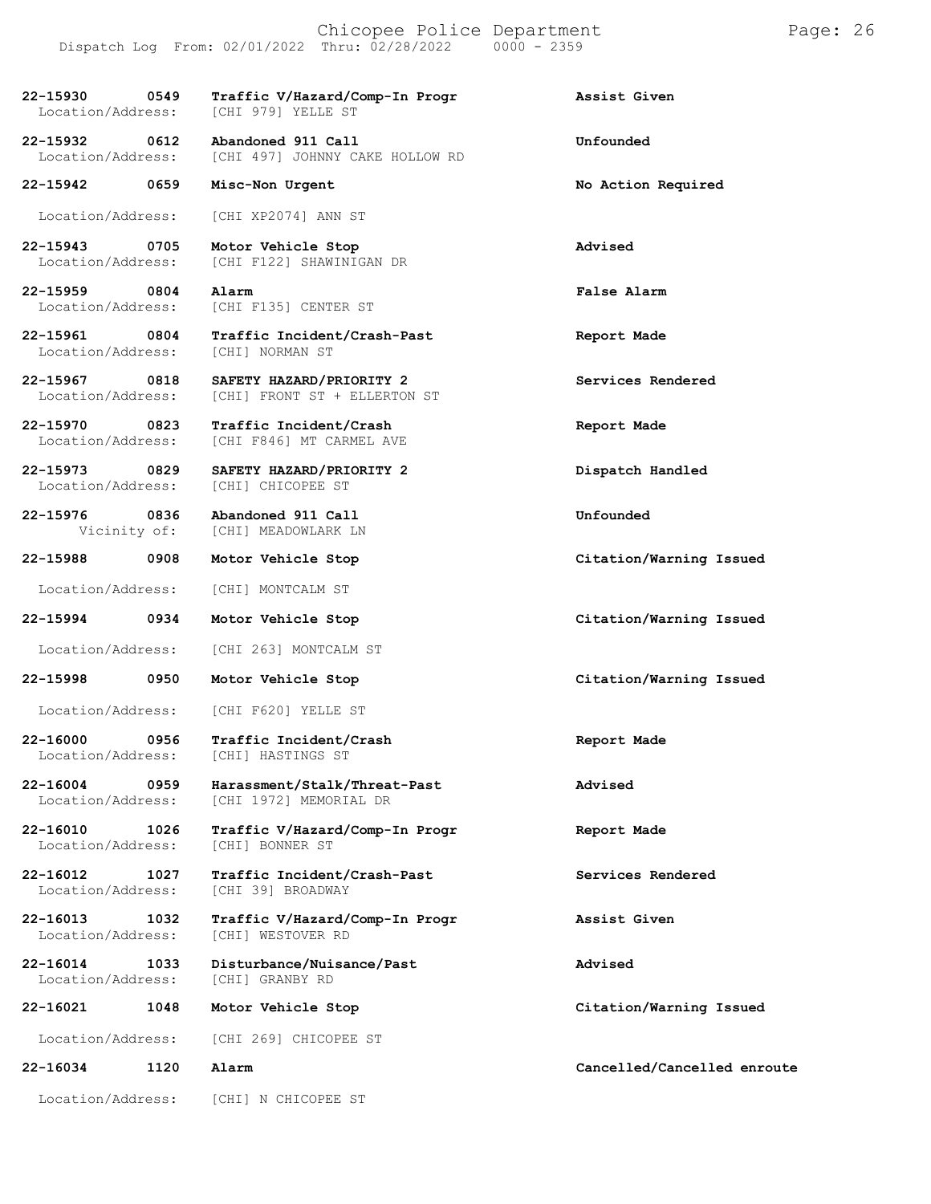| Call # | Time | Call Type | Disposition |
|---|---|---|---|
| 22-15930 | 0549 | Traffic V/Hazard/Comp-In Progr | Assist Given |
| Location/Address: | | [CHI 979] YELLE ST | |
| 22-15932 | 0612 | Abandoned 911 Call | Unfounded |
| Location/Address: | | [CHI 497] JOHNNY CAKE HOLLOW RD | |
| 22-15942 | 0659 | Misc-Non Urgent | No Action Required |
| Location/Address: | | [CHI XP2074] ANN ST | |
| 22-15943 | 0705 | Motor Vehicle Stop | Advised |
| Location/Address: | | [CHI F122] SHAWINIGAN DR | |
| 22-15959 | 0804 | Alarm | False Alarm |
| Location/Address: | | [CHI F135] CENTER ST | |
| 22-15961 | 0804 | Traffic Incident/Crash-Past | Report Made |
| Location/Address: | | [CHI] NORMAN ST | |
| 22-15967 | 0818 | SAFETY HAZARD/PRIORITY 2 | Services Rendered |
| Location/Address: | | [CHI] FRONT ST + ELLERTON ST | |
| 22-15970 | 0823 | Traffic Incident/Crash | Report Made |
| Location/Address: | | [CHI F846] MT CARMEL AVE | |
| 22-15973 | 0829 | SAFETY HAZARD/PRIORITY 2 | Dispatch Handled |
| Location/Address: | | [CHI] CHICOPEE ST | |
| 22-15976 | 0836 | Abandoned 911 Call | Unfounded |
| Vicinity of: | | [CHI] MEADOWLARK LN | |
| 22-15988 | 0908 | Motor Vehicle Stop | Citation/Warning Issued |
| Location/Address: | | [CHI] MONTCALM ST | |
| 22-15994 | 0934 | Motor Vehicle Stop | Citation/Warning Issued |
| Location/Address: | | [CHI 263] MONTCALM ST | |
| 22-15998 | 0950 | Motor Vehicle Stop | Citation/Warning Issued |
| Location/Address: | | [CHI F620] YELLE ST | |
| 22-16000 | 0956 | Traffic Incident/Crash | Report Made |
| Location/Address: | | [CHI] HASTINGS ST | |
| 22-16004 | 0959 | Harassment/Stalk/Threat-Past | Advised |
| Location/Address: | | [CHI 1972] MEMORIAL DR | |
| 22-16010 | 1026 | Traffic V/Hazard/Comp-In Progr | Report Made |
| Location/Address: | | [CHI] BONNER ST | |
| 22-16012 | 1027 | Traffic Incident/Crash-Past | Services Rendered |
| Location/Address: | | [CHI 39] BROADWAY | |
| 22-16013 | 1032 | Traffic V/Hazard/Comp-In Progr | Assist Given |
| Location/Address: | | [CHI] WESTOVER RD | |
| 22-16014 | 1033 | Disturbance/Nuisance/Past | Advised |
| Location/Address: | | [CHI] GRANBY RD | |
| 22-16021 | 1048 | Motor Vehicle Stop | Citation/Warning Issued |
| Location/Address: | | [CHI 269] CHICOPEE ST | |
| 22-16034 | 1120 | Alarm | Cancelled/Cancelled enroute |
| Location/Address: | | [CHI] N CHICOPEE ST | |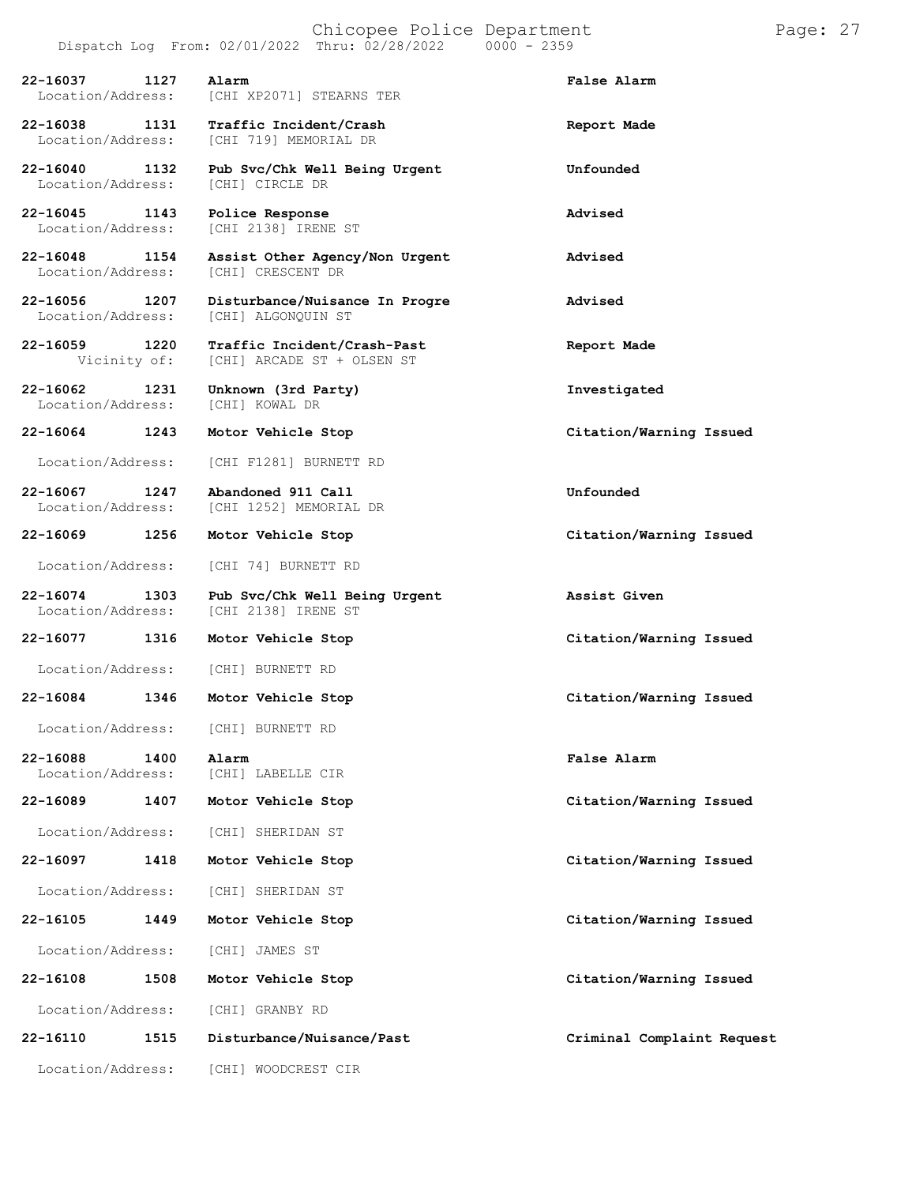Chicopee Police Department
Dispatch Log From: 02/01/2022 Thru: 02/28/2022 0000 - 2359

**22-16037 1127 Alarm** — **False Alarm**
Location/Address: [CHI XP2071] STEARNS TER

**22-16038 1131 Traffic Incident/Crash** — **Report Made**
Location/Address: [CHI 719] MEMORIAL DR

**22-16040 1132 Pub Svc/Chk Well Being Urgent** — **Unfounded**
Location/Address: [CHI] CIRCLE DR

**22-16045 1143 Police Response** — **Advised**
Location/Address: [CHI 2138] IRENE ST

**22-16048 1154 Assist Other Agency/Non Urgent** — **Advised**
Location/Address: [CHI] CRESCENT DR

**22-16056 1207 Disturbance/Nuisance In Progre** — **Advised**
Location/Address: [CHI] ALGONQUIN ST

**22-16059 1220 Traffic Incident/Crash-Past** — **Report Made**
Vicinity of: [CHI] ARCADE ST + OLSEN ST

**22-16062 1231 Unknown (3rd Party)** — **Investigated**
Location/Address: [CHI] KOWAL DR

**22-16064 1243 Motor Vehicle Stop** — **Citation/Warning Issued**
Location/Address: [CHI F1281] BURNETT RD

**22-16067 1247 Abandoned 911 Call** — **Unfounded**
Location/Address: [CHI 1252] MEMORIAL DR

**22-16069 1256 Motor Vehicle Stop** — **Citation/Warning Issued**
Location/Address: [CHI 74] BURNETT RD

**22-16074 1303 Pub Svc/Chk Well Being Urgent** — **Assist Given**
Location/Address: [CHI 2138] IRENE ST

**22-16077 1316 Motor Vehicle Stop** — **Citation/Warning Issued**
Location/Address: [CHI] BURNETT RD

**22-16084 1346 Motor Vehicle Stop** — **Citation/Warning Issued**
Location/Address: [CHI] BURNETT RD

**22-16088 1400 Alarm** — **False Alarm**
Location/Address: [CHI] LABELLE CIR

**22-16089 1407 Motor Vehicle Stop** — **Citation/Warning Issued**
Location/Address: [CHI] SHERIDAN ST

**22-16097 1418 Motor Vehicle Stop** — **Citation/Warning Issued**
Location/Address: [CHI] SHERIDAN ST

**22-16105 1449 Motor Vehicle Stop** — **Citation/Warning Issued**
Location/Address: [CHI] JAMES ST

**22-16108 1508 Motor Vehicle Stop** — **Citation/Warning Issued**
Location/Address: [CHI] GRANBY RD

**22-16110 1515 Disturbance/Nuisance/Past** — **Criminal Complaint Request**
Location/Address: [CHI] WOODCREST CIR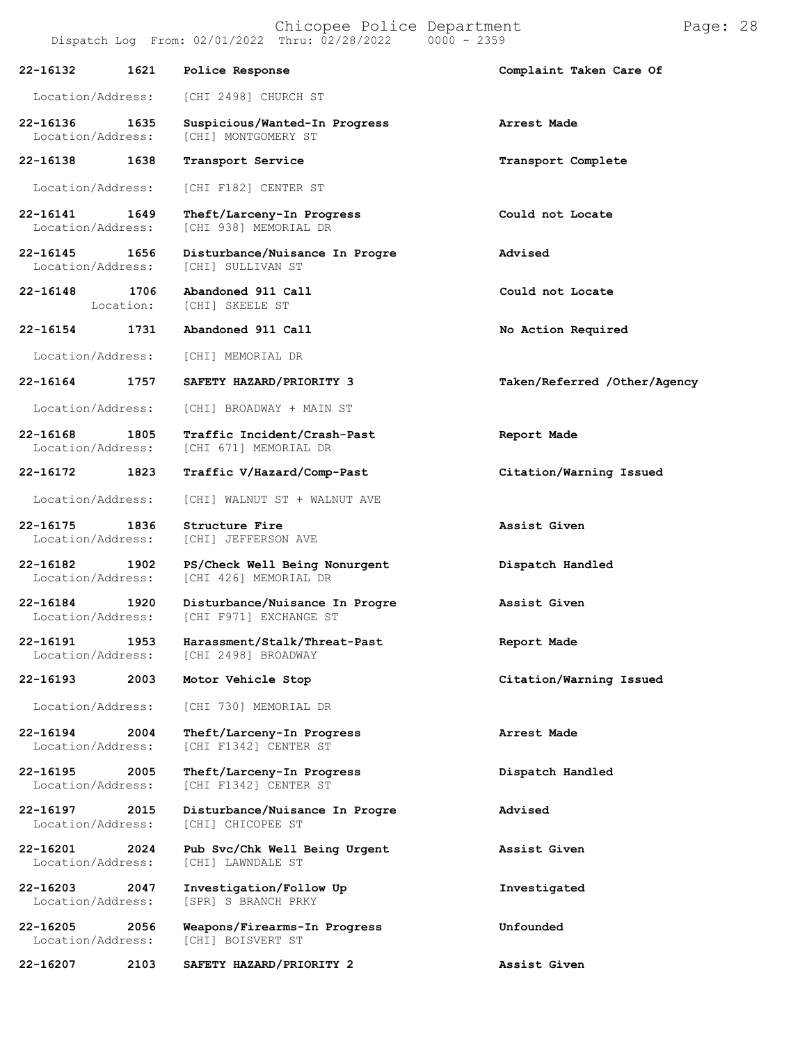| Call Number | Time | Call Reason | Action |
|---|---|---|---|
| 22-16132 | 1621 | Police Response | Complaint Taken Care Of |
| Location/Address: | | [CHI 2498] CHURCH ST | |
| 22-16136 | 1635 | Suspicious/Wanted-In Progress | Arrest Made |
| Location/Address: | | [CHI] MONTGOMERY ST | |
| 22-16138 | 1638 | Transport Service | Transport Complete |
| Location/Address: | | [CHI F182] CENTER ST | |
| 22-16141 | 1649 | Theft/Larceny-In Progress | Could not Locate |
| Location/Address: | | [CHI 938] MEMORIAL DR | |
| 22-16145 | 1656 | Disturbance/Nuisance In Progre | Advised |
| Location/Address: | | [CHI] SULLIVAN ST | |
| 22-16148 | 1706 | Abandoned 911 Call | Could not Locate |
| Location: | | [CHI] SKEELE ST | |
| 22-16154 | 1731 | Abandoned 911 Call | No Action Required |
| Location/Address: | | [CHI] MEMORIAL DR | |
| 22-16164 | 1757 | SAFETY HAZARD/PRIORITY 3 | Taken/Referred /Other/Agency |
| Location/Address: | | [CHI] BROADWAY + MAIN ST | |
| 22-16168 | 1805 | Traffic Incident/Crash-Past | Report Made |
| Location/Address: | | [CHI 671] MEMORIAL DR | |
| 22-16172 | 1823 | Traffic V/Hazard/Comp-Past | Citation/Warning Issued |
| Location/Address: | | [CHI] WALNUT ST + WALNUT AVE | |
| 22-16175 | 1836 | Structure Fire | Assist Given |
| Location/Address: | | [CHI] JEFFERSON AVE | |
| 22-16182 | 1902 | PS/Check Well Being Nonurgent | Dispatch Handled |
| Location/Address: | | [CHI 426] MEMORIAL DR | |
| 22-16184 | 1920 | Disturbance/Nuisance In Progre | Assist Given |
| Location/Address: | | [CHI F971] EXCHANGE ST | |
| 22-16191 | 1953 | Harassment/Stalk/Threat-Past | Report Made |
| Location/Address: | | [CHI 2498] BROADWAY | |
| 22-16193 | 2003 | Motor Vehicle Stop | Citation/Warning Issued |
| Location/Address: | | [CHI 730] MEMORIAL DR | |
| 22-16194 | 2004 | Theft/Larceny-In Progress | Arrest Made |
| Location/Address: | | [CHI F1342] CENTER ST | |
| 22-16195 | 2005 | Theft/Larceny-In Progress | Dispatch Handled |
| Location/Address: | | [CHI F1342] CENTER ST | |
| 22-16197 | 2015 | Disturbance/Nuisance In Progre | Advised |
| Location/Address: | | [CHI] CHICOPEE ST | |
| 22-16201 | 2024 | Pub Svc/Chk Well Being Urgent | Assist Given |
| Location/Address: | | [CHI] LAWNDALE ST | |
| 22-16203 | 2047 | Investigation/Follow Up | Investigated |
| Location/Address: | | [SPR] S BRANCH PRKY | |
| 22-16205 | 2056 | Weapons/Firearms-In Progress | Unfounded |
| Location/Address: | | [CHI] BOISVERT ST | |
| 22-16207 | 2103 | SAFETY HAZARD/PRIORITY 2 | Assist Given |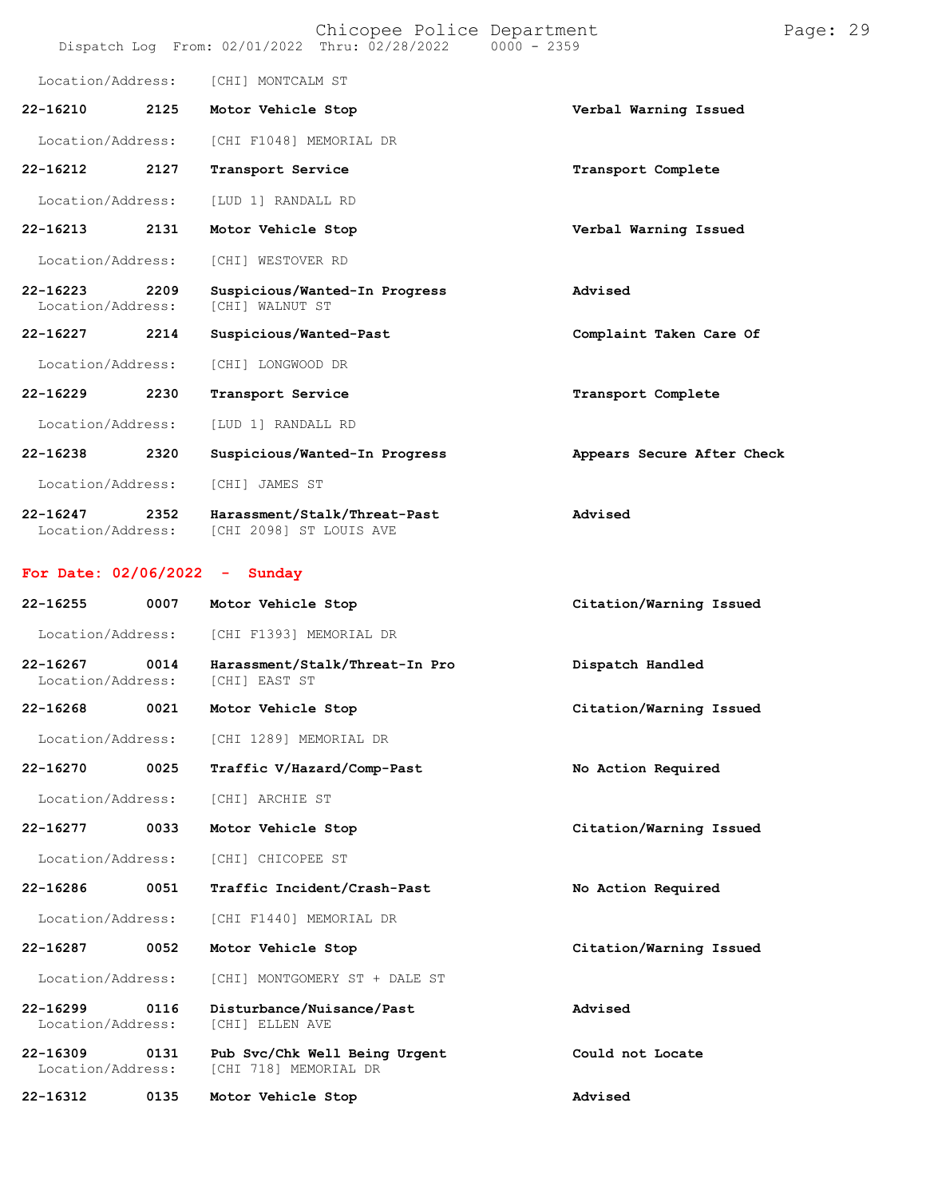Location/Address: [CHI] MONTCALM ST

**22-16210 2125 Motor Vehicle Stop** **Verbal Warning Issued**

Location/Address: [CHI F1048] MEMORIAL DR

**22-16212 2127 Transport Service** **Transport Complete**

Location/Address: [LUD 1] RANDALL RD

**22-16213 2131 Motor Vehicle Stop** **Verbal Warning Issued**

Location/Address: [CHI] WESTOVER RD

**22-16223 2209 Suspicious/Wanted-In Progress** **Advised**

Location/Address: [CHI] WALNUT ST

**22-16227 2214 Suspicious/Wanted-Past** **Complaint Taken Care Of**

Location/Address: [CHI] LONGWOOD DR

**22-16229 2230 Transport Service** **Transport Complete**

Location/Address: [LUD 1] RANDALL RD

**22-16238 2320 Suspicious/Wanted-In Progress** **Appears Secure After Check**

Location/Address: [CHI] JAMES ST

**22-16247 2352 Harassment/Stalk/Threat-Past** **Advised**

Location/Address: [CHI 2098] ST LOUIS AVE

## For Date: 02/06/2022 - Sunday

**22-16255 0007 Motor Vehicle Stop** **Citation/Warning Issued**

Location/Address: [CHI F1393] MEMORIAL DR

**22-16267 0014 Harassment/Stalk/Threat-In Pro** **Dispatch Handled**

Location/Address: [CHI] EAST ST

**22-16268 0021 Motor Vehicle Stop** **Citation/Warning Issued**

Location/Address: [CHI 1289] MEMORIAL DR

**22-16270 0025 Traffic V/Hazard/Comp-Past** **No Action Required**

Location/Address: [CHI] ARCHIE ST

**22-16277 0033 Motor Vehicle Stop** **Citation/Warning Issued**

Location/Address: [CHI] CHICOPEE ST

**22-16286 0051 Traffic Incident/Crash-Past** **No Action Required**

Location/Address: [CHI F1440] MEMORIAL DR

**22-16287 0052 Motor Vehicle Stop** **Citation/Warning Issued**

Location/Address: [CHI] MONTGOMERY ST + DALE ST

**22-16299 0116 Disturbance/Nuisance/Past** **Advised**

Location/Address: [CHI] ELLEN AVE

**22-16309 0131 Pub Svc/Chk Well Being Urgent** **Could not Locate**

Location/Address: [CHI 718] MEMORIAL DR

**22-16312 0135 Motor Vehicle Stop** **Advised**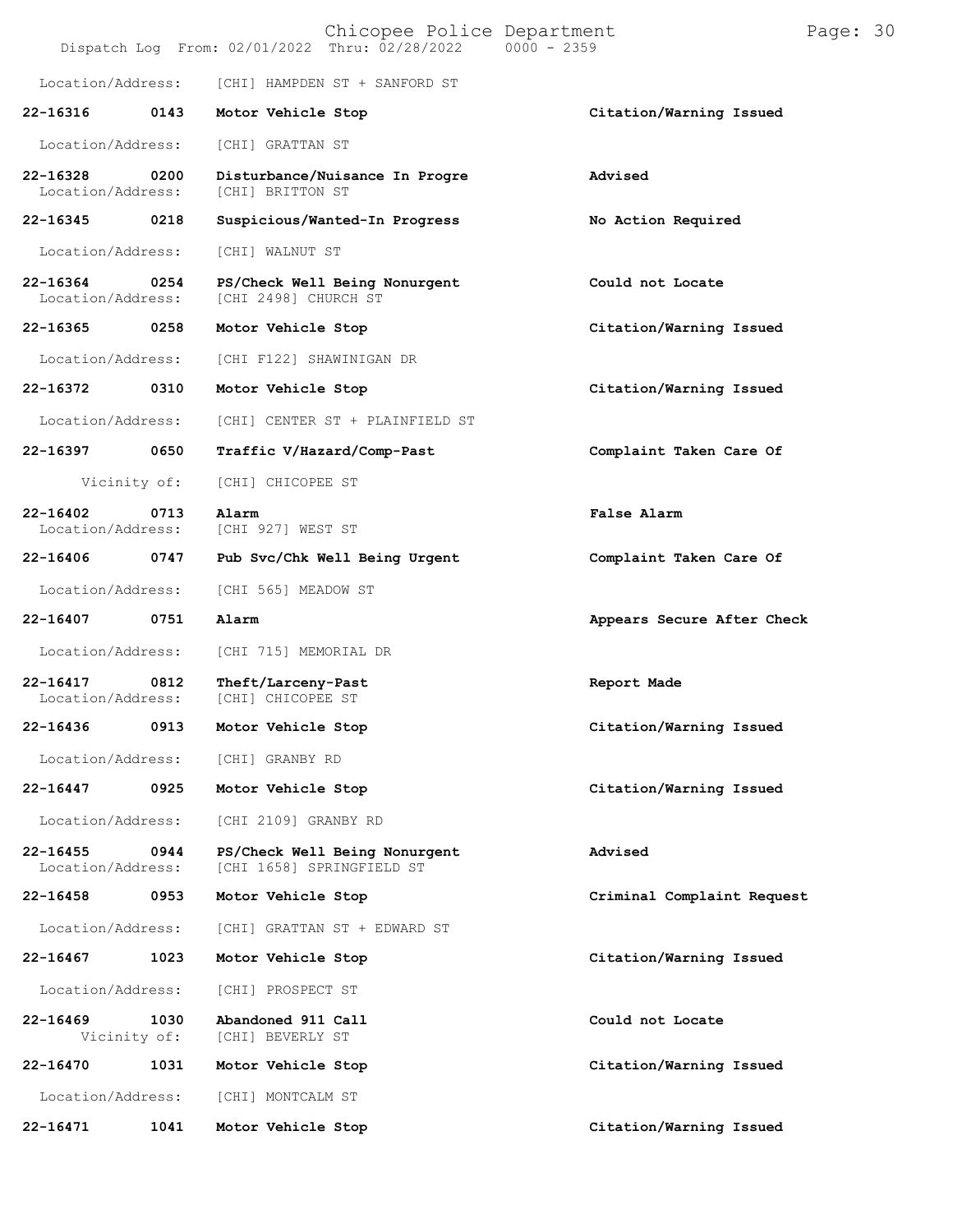Location/Address: [CHI] HAMPDEN ST + SANFORD ST

| Call No. | Time | Call Reason | Action |
|---|---|---|---|
| **22-16316** | **0143** | **Motor Vehicle Stop** | **Citation/Warning Issued** |
| Location/Address: | | [CHI] GRATTAN ST | |
| **22-16328** | **0200** | **Disturbance/Nuisance In Progre** | **Advised** |
| Location/Address: | | [CHI] BRITTON ST | |
| **22-16345** | **0218** | **Suspicious/Wanted-In Progress** | **No Action Required** |
| Location/Address: | | [CHI] WALNUT ST | |
| **22-16364** | **0254** | **PS/Check Well Being Nonurgent** | **Could not Locate** |
| Location/Address: | | [CHI 2498] CHURCH ST | |
| **22-16365** | **0258** | **Motor Vehicle Stop** | **Citation/Warning Issued** |
| Location/Address: | | [CHI F122] SHAWINIGAN DR | |
| **22-16372** | **0310** | **Motor Vehicle Stop** | **Citation/Warning Issued** |
| Location/Address: | | [CHI] CENTER ST + PLAINFIELD ST | |
| **22-16397** | **0650** | **Traffic V/Hazard/Comp-Past** | **Complaint Taken Care Of** |
| Vicinity of: | | [CHI] CHICOPEE ST | |
| **22-16402** | **0713** | **Alarm** | **False Alarm** |
| Location/Address: | | [CHI 927] WEST ST | |
| **22-16406** | **0747** | **Pub Svc/Chk Well Being Urgent** | **Complaint Taken Care Of** |
| Location/Address: | | [CHI 565] MEADOW ST | |
| **22-16407** | **0751** | **Alarm** | **Appears Secure After Check** |
| Location/Address: | | [CHI 715] MEMORIAL DR | |
| **22-16417** | **0812** | **Theft/Larceny-Past** | **Report Made** |
| Location/Address: | | [CHI] CHICOPEE ST | |
| **22-16436** | **0913** | **Motor Vehicle Stop** | **Citation/Warning Issued** |
| Location/Address: | | [CHI] GRANBY RD | |
| **22-16447** | **0925** | **Motor Vehicle Stop** | **Citation/Warning Issued** |
| Location/Address: | | [CHI 2109] GRANBY RD | |
| **22-16455** | **0944** | **PS/Check Well Being Nonurgent** | **Advised** |
| Location/Address: | | [CHI 1658] SPRINGFIELD ST | |
| **22-16458** | **0953** | **Motor Vehicle Stop** | **Criminal Complaint Request** |
| Location/Address: | | [CHI] GRATTAN ST + EDWARD ST | |
| **22-16467** | **1023** | **Motor Vehicle Stop** | **Citation/Warning Issued** |
| Location/Address: | | [CHI] PROSPECT ST | |
| **22-16469** | **1030** | **Abandoned 911 Call** | **Could not Locate** |
| Vicinity of: | | [CHI] BEVERLY ST | |
| **22-16470** | **1031** | **Motor Vehicle Stop** | **Citation/Warning Issued** |
| Location/Address: | | [CHI] MONTCALM ST | |
| **22-16471** | **1041** | **Motor Vehicle Stop** | **Citation/Warning Issued** |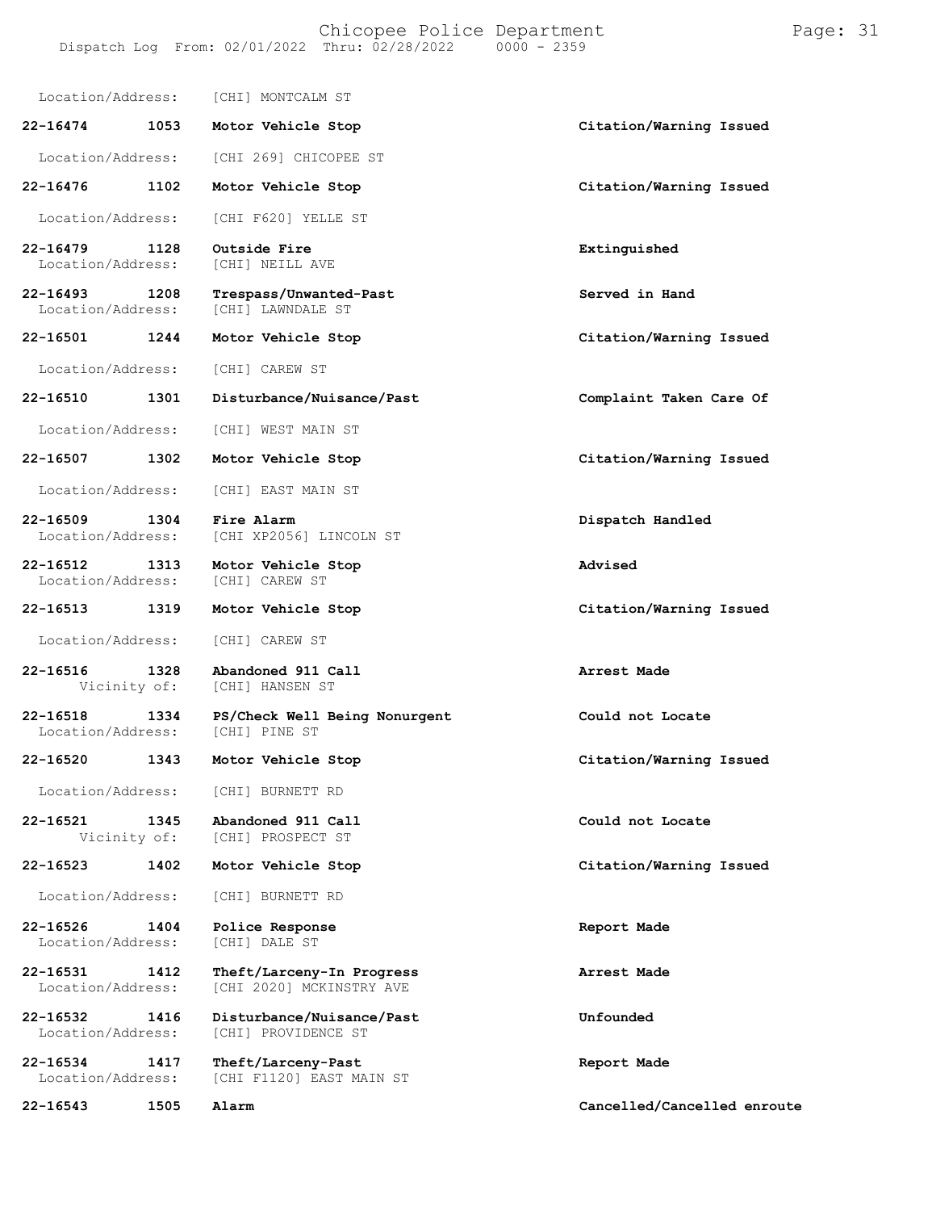Location/Address: [CHI] MONTCALM ST

| Call # | Time | Call Type | Disposition |
|---|---|---|---|
| 22-16474 | 1053 | Motor Vehicle Stop | Citation/Warning Issued |

Location/Address: [CHI 269] CHICOPEE ST

**22-16476 1102 Motor Vehicle Stop** — **Citation/Warning Issued**
Location/Address: [CHI F620] YELLE ST

**22-16479 1128 Outside Fire** — **Extinguished**
Location/Address: [CHI] NEILL AVE

**22-16493 1208 Trespass/Unwanted-Past** — **Served in Hand**
Location/Address: [CHI] LAWNDALE ST

**22-16501 1244 Motor Vehicle Stop** — **Citation/Warning Issued**
Location/Address: [CHI] CAREW ST

**22-16510 1301 Disturbance/Nuisance/Past** — **Complaint Taken Care Of**
Location/Address: [CHI] WEST MAIN ST

**22-16507 1302 Motor Vehicle Stop** — **Citation/Warning Issued**
Location/Address: [CHI] EAST MAIN ST

**22-16509 1304 Fire Alarm** — **Dispatch Handled**
Location/Address: [CHI XP2056] LINCOLN ST

**22-16512 1313 Motor Vehicle Stop** — **Advised**
Location/Address: [CHI] CAREW ST

**22-16513 1319 Motor Vehicle Stop** — **Citation/Warning Issued**
Location/Address: [CHI] CAREW ST

**22-16516 1328 Abandoned 911 Call** — **Arrest Made**
Vicinity of: [CHI] HANSEN ST

**22-16518 1334 PS/Check Well Being Nonurgent** — **Could not Locate**
Location/Address: [CHI] PINE ST

**22-16520 1343 Motor Vehicle Stop** — **Citation/Warning Issued**
Location/Address: [CHI] BURNETT RD

**22-16521 1345 Abandoned 911 Call** — **Could not Locate**
Vicinity of: [CHI] PROSPECT ST

**22-16523 1402 Motor Vehicle Stop** — **Citation/Warning Issued**
Location/Address: [CHI] BURNETT RD

**22-16526 1404 Police Response** — **Report Made**
Location/Address: [CHI] DALE ST

**22-16531 1412 Theft/Larceny-In Progress** — **Arrest Made**
Location/Address: [CHI 2020] MCKINSTRY AVE

**22-16532 1416 Disturbance/Nuisance/Past** — **Unfounded**
Location/Address: [CHI] PROVIDENCE ST

**22-16534 1417 Theft/Larceny-Past** — **Report Made**
Location/Address: [CHI F1120] EAST MAIN ST

**22-16543 1505 Alarm** — **Cancelled/Cancelled enroute**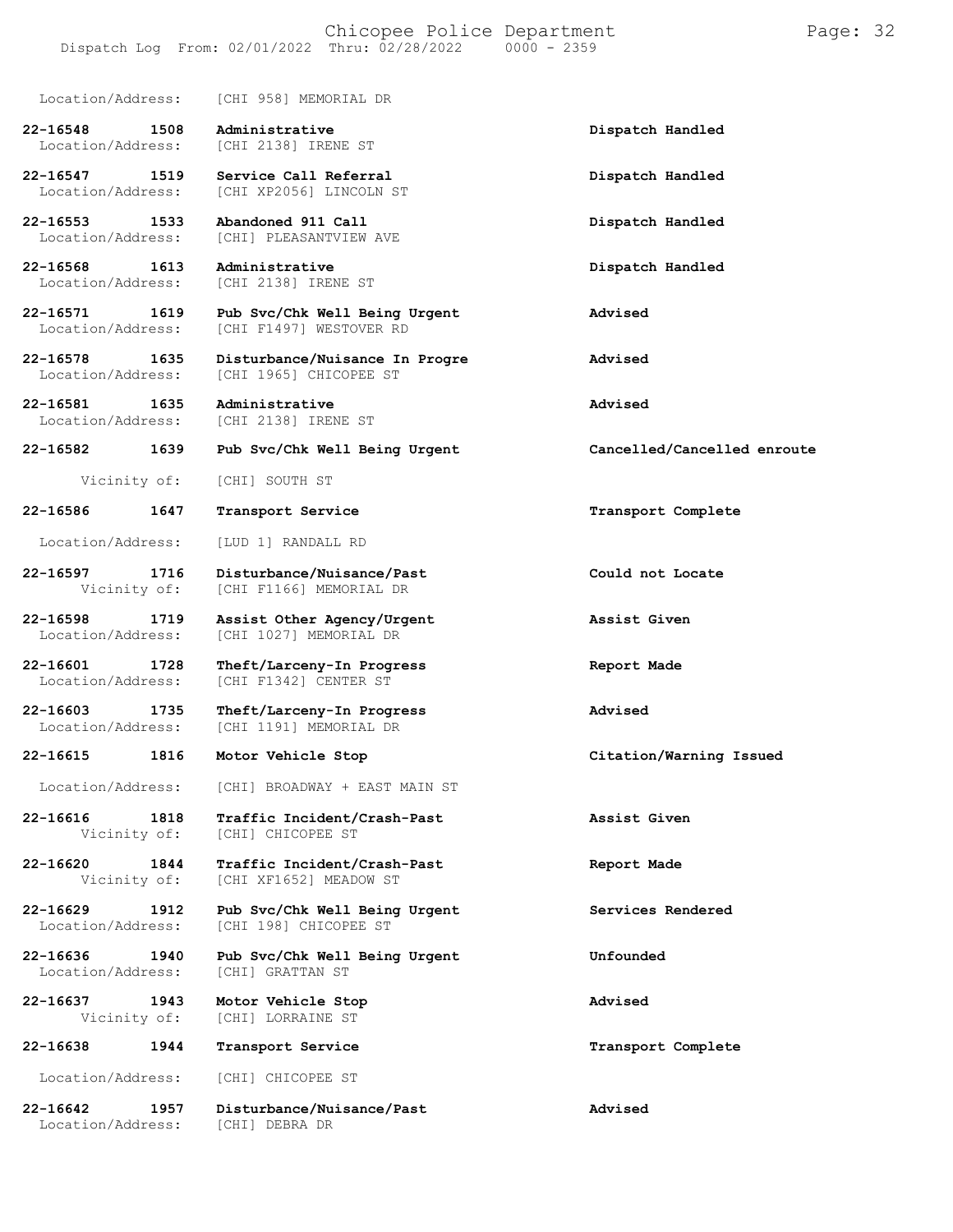Location/Address: [CHI 958] MEMORIAL DR

**22-16548 1508 Administrative** **Dispatch Handled**
Location/Address: [CHI 2138] IRENE ST

**22-16547 1519 Service Call Referral** **Dispatch Handled**
Location/Address: [CHI XP2056] LINCOLN ST

**22-16553 1533 Abandoned 911 Call** **Dispatch Handled**
Location/Address: [CHI] PLEASANTVIEW AVE

**22-16568 1613 Administrative** **Dispatch Handled**
Location/Address: [CHI 2138] IRENE ST

**22-16571 1619 Pub Svc/Chk Well Being Urgent** **Advised**
Location/Address: [CHI F1497] WESTOVER RD

**22-16578 1635 Disturbance/Nuisance In Progre** **Advised**
Location/Address: [CHI 1965] CHICOPEE ST

**22-16581 1635 Administrative** **Advised**
Location/Address: [CHI 2138] IRENE ST

**22-16582 1639 Pub Svc/Chk Well Being Urgent** **Cancelled/Cancelled enroute**

Vicinity of: [CHI] SOUTH ST

**22-16586 1647 Transport Service** **Transport Complete**

Location/Address: [LUD 1] RANDALL RD

**22-16597 1716 Disturbance/Nuisance/Past** **Could not Locate**
Vicinity of: [CHI F1166] MEMORIAL DR

**22-16598 1719 Assist Other Agency/Urgent** **Assist Given**
Location/Address: [CHI 1027] MEMORIAL DR

**22-16601 1728 Theft/Larceny-In Progress** **Report Made**
Location/Address: [CHI F1342] CENTER ST

**22-16603 1735 Theft/Larceny-In Progress** **Advised**
Location/Address: [CHI 1191] MEMORIAL DR

**22-16615 1816 Motor Vehicle Stop** **Citation/Warning Issued**

Location/Address: [CHI] BROADWAY + EAST MAIN ST

**22-16616 1818 Traffic Incident/Crash-Past** **Assist Given**
Vicinity of: [CHI] CHICOPEE ST

**22-16620 1844 Traffic Incident/Crash-Past** **Report Made**
Vicinity of: [CHI XF1652] MEADOW ST

**22-16629 1912 Pub Svc/Chk Well Being Urgent** **Services Rendered**
Location/Address: [CHI 198] CHICOPEE ST

**22-16636 1940 Pub Svc/Chk Well Being Urgent** **Unfounded**
Location/Address: [CHI] GRATTAN ST

**22-16637 1943 Motor Vehicle Stop** **Advised**
Vicinity of: [CHI] LORRAINE ST

**22-16638 1944 Transport Service** **Transport Complete**

Location/Address: [CHI] CHICOPEE ST

**22-16642 1957 Disturbance/Nuisance/Past** **Advised**
Location/Address: [CHI] DEBRA DR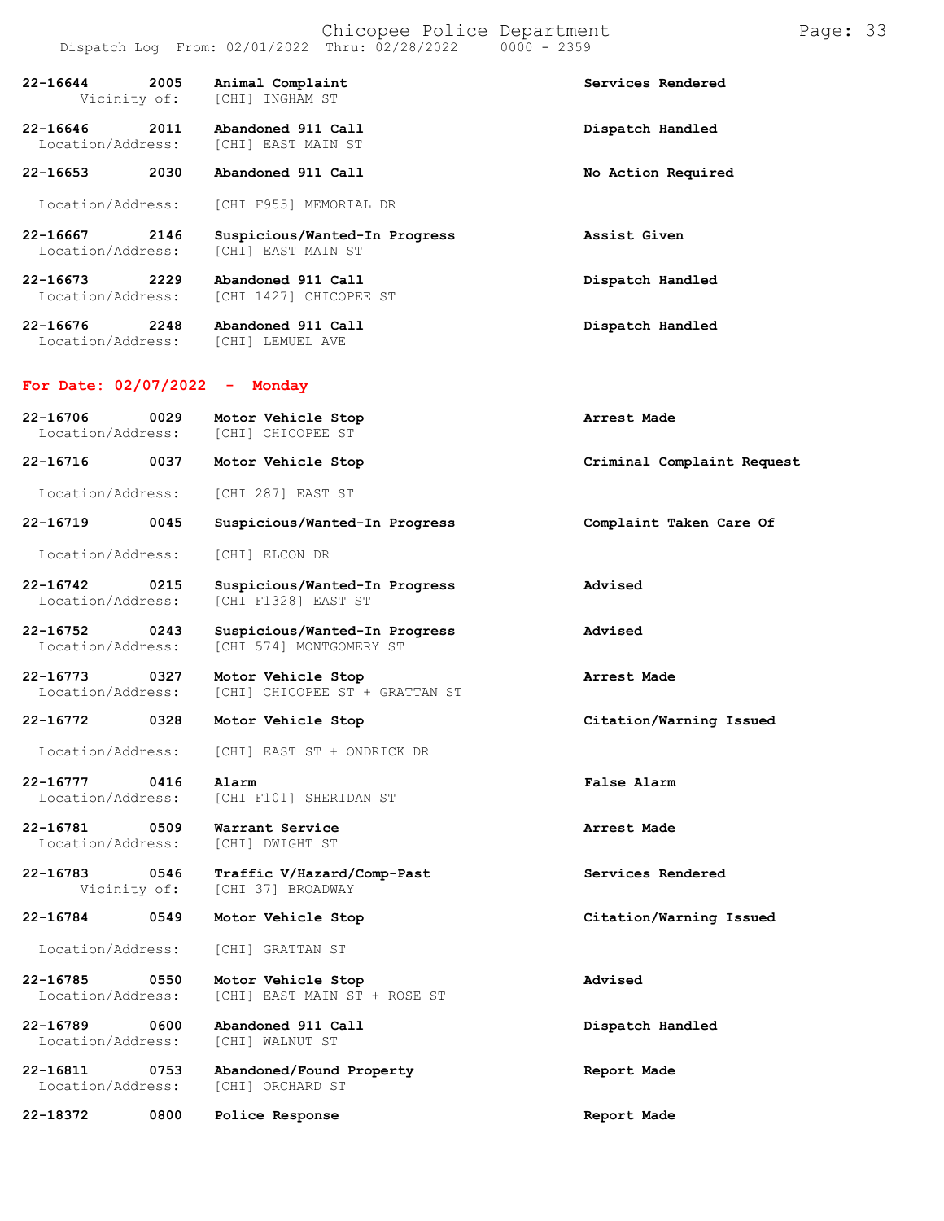| Call # | Time | Call Type | Disposition |
|---|---|---|---|
| 22-16644 | 2005 | Animal Complaint | Services Rendered |
| Vicinity of: | | [CHI] INGHAM ST | |
| 22-16646 | 2011 | Abandoned 911 Call | Dispatch Handled |
| Location/Address: | | [CHI] EAST MAIN ST | |
| 22-16653 | 2030 | Abandoned 911 Call | No Action Required |
| Location/Address: | | [CHI F955] MEMORIAL DR | |
| 22-16667 | 2146 | Suspicious/Wanted-In Progress | Assist Given |
| Location/Address: | | [CHI] EAST MAIN ST | |
| 22-16673 | 2229 | Abandoned 911 Call | Dispatch Handled |
| Location/Address: | | [CHI 1427] CHICOPEE ST | |
| 22-16676 | 2248 | Abandoned 911 Call | Dispatch Handled |
| Location/Address: | | [CHI] LEMUEL AVE | |

## For Date: 02/07/2022 - Monday

| Call # | Time | Call Type | Disposition |
|---|---|---|---|
| 22-16706 | 0029 | Motor Vehicle Stop | Arrest Made |
| Location/Address: | | [CHI] CHICOPEE ST | |
| 22-16716 | 0037 | Motor Vehicle Stop | Criminal Complaint Request |
| Location/Address: | | [CHI 287] EAST ST | |
| 22-16719 | 0045 | Suspicious/Wanted-In Progress | Complaint Taken Care Of |
| Location/Address: | | [CHI] ELCON DR | |
| 22-16742 | 0215 | Suspicious/Wanted-In Progress | Advised |
| Location/Address: | | [CHI F1328] EAST ST | |
| 22-16752 | 0243 | Suspicious/Wanted-In Progress | Advised |
| Location/Address: | | [CHI 574] MONTGOMERY ST | |
| 22-16773 | 0327 | Motor Vehicle Stop | Arrest Made |
| Location/Address: | | [CHI] CHICOPEE ST + GRATTAN ST | |
| 22-16772 | 0328 | Motor Vehicle Stop | Citation/Warning Issued |
| Location/Address: | | [CHI] EAST ST + ONDRICK DR | |
| 22-16777 | 0416 | Alarm | False Alarm |
| Location/Address: | | [CHI F101] SHERIDAN ST | |
| 22-16781 | 0509 | Warrant Service | Arrest Made |
| Location/Address: | | [CHI] DWIGHT ST | |
| 22-16783 | 0546 | Traffic V/Hazard/Comp-Past | Services Rendered |
| Vicinity of: | | [CHI 37] BROADWAY | |
| 22-16784 | 0549 | Motor Vehicle Stop | Citation/Warning Issued |
| Location/Address: | | [CHI] GRATTAN ST | |
| 22-16785 | 0550 | Motor Vehicle Stop | Advised |
| Location/Address: | | [CHI] EAST MAIN ST + ROSE ST | |
| 22-16789 | 0600 | Abandoned 911 Call | Dispatch Handled |
| Location/Address: | | [CHI] WALNUT ST | |
| 22-16811 | 0753 | Abandoned/Found Property | Report Made |
| Location/Address: | | [CHI] ORCHARD ST | |
| 22-18372 | 0800 | Police Response | Report Made |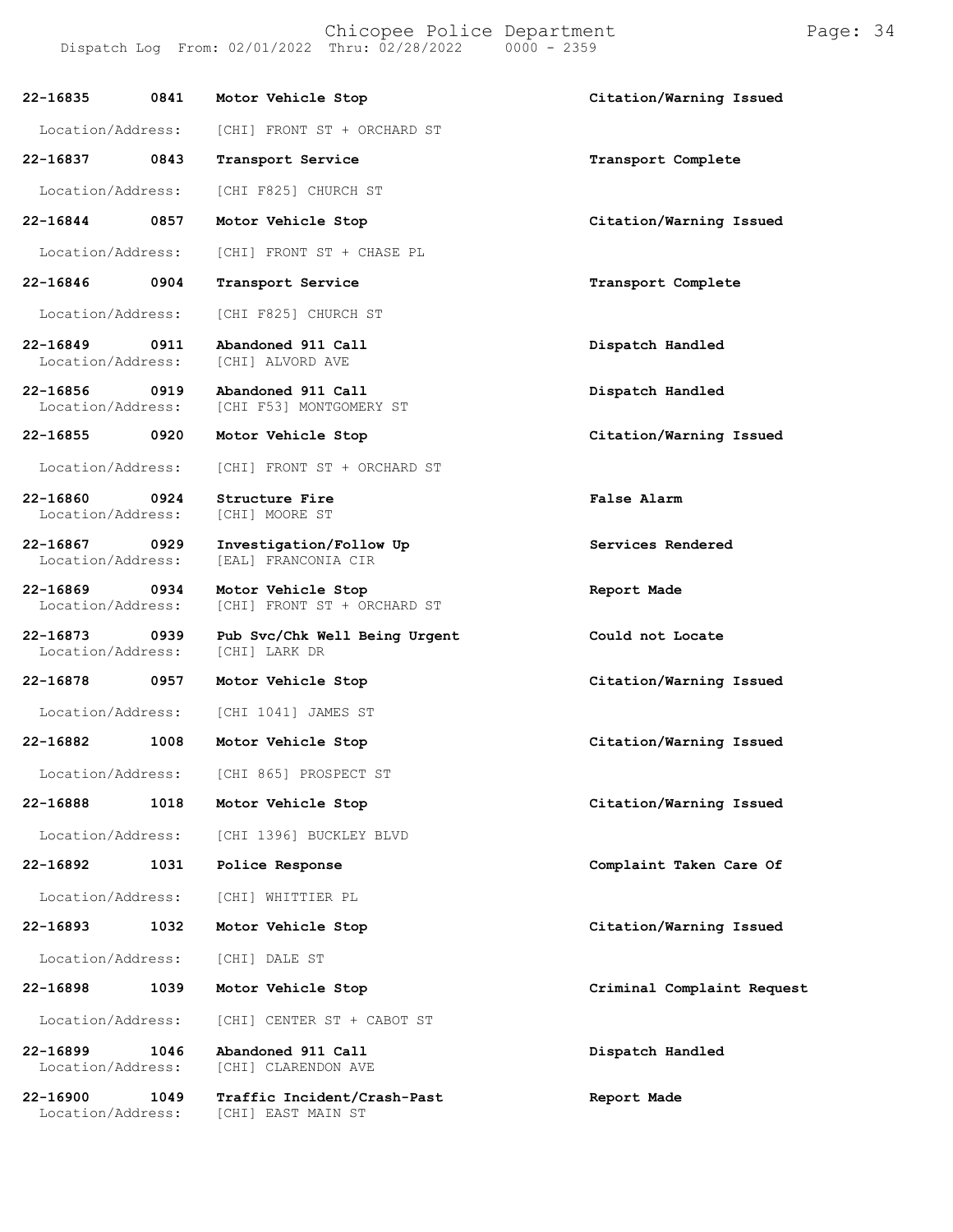| Call Number | Time | Call Reason | Action |
|---|---|---|---|
| 22-16835 | 0841 | Motor Vehicle Stop | Citation/Warning Issued |
| Location/Address: | | [CHI] FRONT ST + ORCHARD ST | |
| 22-16837 | 0843 | Transport Service | Transport Complete |
| Location/Address: | | [CHI F825] CHURCH ST | |
| 22-16844 | 0857 | Motor Vehicle Stop | Citation/Warning Issued |
| Location/Address: | | [CHI] FRONT ST + CHASE PL | |
| 22-16846 | 0904 | Transport Service | Transport Complete |
| Location/Address: | | [CHI F825] CHURCH ST | |
| 22-16849 | 0911 | Abandoned 911 Call | Dispatch Handled |
| Location/Address: | | [CHI] ALVORD AVE | |
| 22-16856 | 0919 | Abandoned 911 Call | Dispatch Handled |
| Location/Address: | | [CHI F53] MONTGOMERY ST | |
| 22-16855 | 0920 | Motor Vehicle Stop | Citation/Warning Issued |
| Location/Address: | | [CHI] FRONT ST + ORCHARD ST | |
| 22-16860 | 0924 | Structure Fire | False Alarm |
| Location/Address: | | [CHI] MOORE ST | |
| 22-16867 | 0929 | Investigation/Follow Up | Services Rendered |
| Location/Address: | | [EAL] FRANCONIA CIR | |
| 22-16869 | 0934 | Motor Vehicle Stop | Report Made |
| Location/Address: | | [CHI] FRONT ST + ORCHARD ST | |
| 22-16873 | 0939 | Pub Svc/Chk Well Being Urgent | Could not Locate |
| Location/Address: | | [CHI] LARK DR | |
| 22-16878 | 0957 | Motor Vehicle Stop | Citation/Warning Issued |
| Location/Address: | | [CHI 1041] JAMES ST | |
| 22-16882 | 1008 | Motor Vehicle Stop | Citation/Warning Issued |
| Location/Address: | | [CHI 865] PROSPECT ST | |
| 22-16888 | 1018 | Motor Vehicle Stop | Citation/Warning Issued |
| Location/Address: | | [CHI 1396] BUCKLEY BLVD | |
| 22-16892 | 1031 | Police Response | Complaint Taken Care Of |
| Location/Address: | | [CHI] WHITTIER PL | |
| 22-16893 | 1032 | Motor Vehicle Stop | Citation/Warning Issued |
| Location/Address: | | [CHI] DALE ST | |
| 22-16898 | 1039 | Motor Vehicle Stop | Criminal Complaint Request |
| Location/Address: | | [CHI] CENTER ST + CABOT ST | |
| 22-16899 | 1046 | Abandoned 911 Call | Dispatch Handled |
| Location/Address: | | [CHI] CLARENDON AVE | |
| 22-16900 | 1049 | Traffic Incident/Crash-Past | Report Made |
| Location/Address: | | [CHI] EAST MAIN ST | |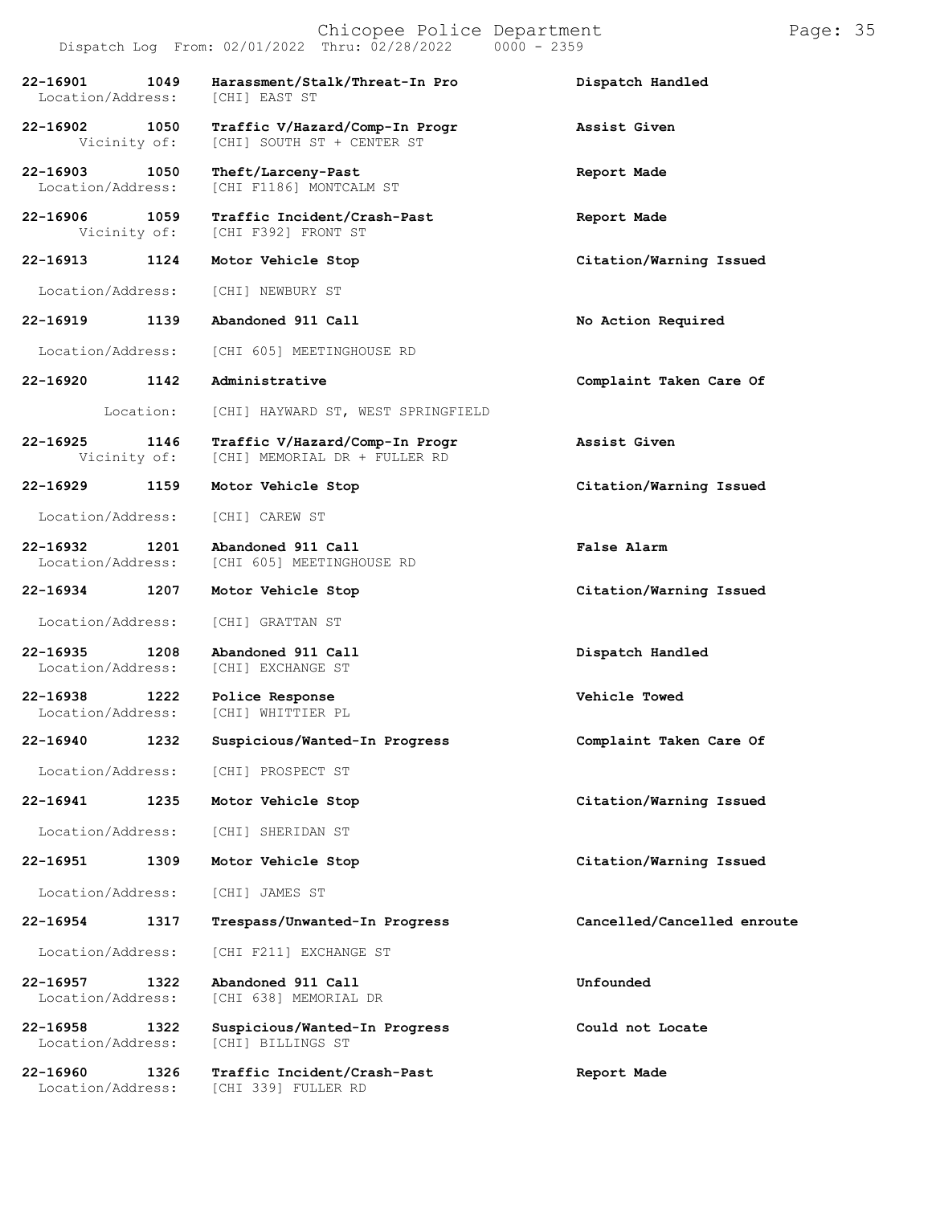| Call # | Time | Call Type | Disposition |
|---|---|---|---|
| 22-16901 | 1049 | Harassment/Stalk/Threat-In Pro | Dispatch Handled |
| Location/Address: | | [CHI] EAST ST | |
| 22-16902 | 1050 | Traffic V/Hazard/Comp-In Progr | Assist Given |
| Vicinity of: | | [CHI] SOUTH ST + CENTER ST | |
| 22-16903 | 1050 | Theft/Larceny-Past | Report Made |
| Location/Address: | | [CHI F1186] MONTCALM ST | |
| 22-16906 | 1059 | Traffic Incident/Crash-Past | Report Made |
| Vicinity of: | | [CHI F392] FRONT ST | |
| 22-16913 | 1124 | Motor Vehicle Stop | Citation/Warning Issued |
| Location/Address: | | [CHI] NEWBURY ST | |
| 22-16919 | 1139 | Abandoned 911 Call | No Action Required |
| Location/Address: | | [CHI 605] MEETINGHOUSE RD | |
| 22-16920 | 1142 | Administrative | Complaint Taken Care Of |
| Location: | | [CHI] HAYWARD ST, WEST SPRINGFIELD | |
| 22-16925 | 1146 | Traffic V/Hazard/Comp-In Progr | Assist Given |
| Vicinity of: | | [CHI] MEMORIAL DR + FULLER RD | |
| 22-16929 | 1159 | Motor Vehicle Stop | Citation/Warning Issued |
| Location/Address: | | [CHI] CAREW ST | |
| 22-16932 | 1201 | Abandoned 911 Call | False Alarm |
| Location/Address: | | [CHI 605] MEETINGHOUSE RD | |
| 22-16934 | 1207 | Motor Vehicle Stop | Citation/Warning Issued |
| Location/Address: | | [CHI] GRATTAN ST | |
| 22-16935 | 1208 | Abandoned 911 Call | Dispatch Handled |
| Location/Address: | | [CHI] EXCHANGE ST | |
| 22-16938 | 1222 | Police Response | Vehicle Towed |
| Location/Address: | | [CHI] WHITTIER PL | |
| 22-16940 | 1232 | Suspicious/Wanted-In Progress | Complaint Taken Care Of |
| Location/Address: | | [CHI] PROSPECT ST | |
| 22-16941 | 1235 | Motor Vehicle Stop | Citation/Warning Issued |
| Location/Address: | | [CHI] SHERIDAN ST | |
| 22-16951 | 1309 | Motor Vehicle Stop | Citation/Warning Issued |
| Location/Address: | | [CHI] JAMES ST | |
| 22-16954 | 1317 | Trespass/Unwanted-In Progress | Cancelled/Cancelled enroute |
| Location/Address: | | [CHI F211] EXCHANGE ST | |
| 22-16957 | 1322 | Abandoned 911 Call | Unfounded |
| Location/Address: | | [CHI 638] MEMORIAL DR | |
| 22-16958 | 1322 | Suspicious/Wanted-In Progress | Could not Locate |
| Location/Address: | | [CHI] BILLINGS ST | |
| 22-16960 | 1326 | Traffic Incident/Crash-Past | Report Made |
| Location/Address: | | [CHI 339] FULLER RD | |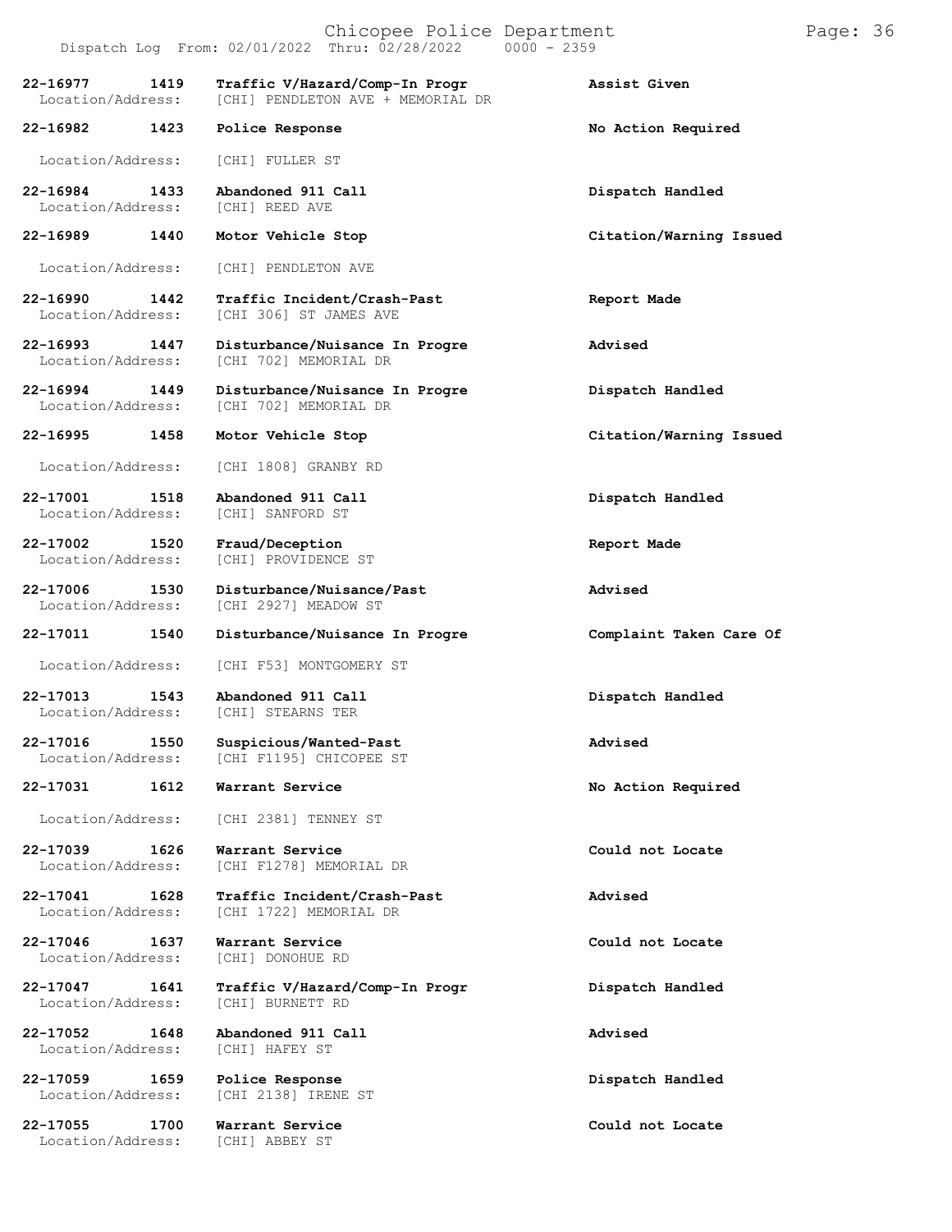| Call Number | Time | Call Reason | Action |
|---|---|---|---|
| 22-16977 | 1419 | Traffic V/Hazard/Comp-In Progr | Assist Given |
| Location/Address: | | [CHI] PENDLETON AVE + MEMORIAL DR | |
| 22-16982 | 1423 | Police Response | No Action Required |
| Location/Address: | | [CHI] FULLER ST | |
| 22-16984 | 1433 | Abandoned 911 Call | Dispatch Handled |
| Location/Address: | | [CHI] REED AVE | |
| 22-16989 | 1440 | Motor Vehicle Stop | Citation/Warning Issued |
| Location/Address: | | [CHI] PENDLETON AVE | |
| 22-16990 | 1442 | Traffic Incident/Crash-Past | Report Made |
| Location/Address: | | [CHI 306] ST JAMES AVE | |
| 22-16993 | 1447 | Disturbance/Nuisance In Progre | Advised |
| Location/Address: | | [CHI 702] MEMORIAL DR | |
| 22-16994 | 1449 | Disturbance/Nuisance In Progre | Dispatch Handled |
| Location/Address: | | [CHI 702] MEMORIAL DR | |
| 22-16995 | 1458 | Motor Vehicle Stop | Citation/Warning Issued |
| Location/Address: | | [CHI 1808] GRANBY RD | |
| 22-17001 | 1518 | Abandoned 911 Call | Dispatch Handled |
| Location/Address: | | [CHI] SANFORD ST | |
| 22-17002 | 1520 | Fraud/Deception | Report Made |
| Location/Address: | | [CHI] PROVIDENCE ST | |
| 22-17006 | 1530 | Disturbance/Nuisance/Past | Advised |
| Location/Address: | | [CHI 2927] MEADOW ST | |
| 22-17011 | 1540 | Disturbance/Nuisance In Progre | Complaint Taken Care Of |
| Location/Address: | | [CHI F53] MONTGOMERY ST | |
| 22-17013 | 1543 | Abandoned 911 Call | Dispatch Handled |
| Location/Address: | | [CHI] STEARNS TER | |
| 22-17016 | 1550 | Suspicious/Wanted-Past | Advised |
| Location/Address: | | [CHI F1195] CHICOPEE ST | |
| 22-17031 | 1612 | Warrant Service | No Action Required |
| Location/Address: | | [CHI 2381] TENNEY ST | |
| 22-17039 | 1626 | Warrant Service | Could not Locate |
| Location/Address: | | [CHI F1278] MEMORIAL DR | |
| 22-17041 | 1628 | Traffic Incident/Crash-Past | Advised |
| Location/Address: | | [CHI 1722] MEMORIAL DR | |
| 22-17046 | 1637 | Warrant Service | Could not Locate |
| Location/Address: | | [CHI] DONOHUE RD | |
| 22-17047 | 1641 | Traffic V/Hazard/Comp-In Progr | Dispatch Handled |
| Location/Address: | | [CHI] BURNETT RD | |
| 22-17052 | 1648 | Abandoned 911 Call | Advised |
| Location/Address: | | [CHI] HAFEY ST | |
| 22-17059 | 1659 | Police Response | Dispatch Handled |
| Location/Address: | | [CHI 2138] IRENE ST | |
| 22-17055 | 1700 | Warrant Service | Could not Locate |
| Location/Address: | | [CHI] ABBEY ST | |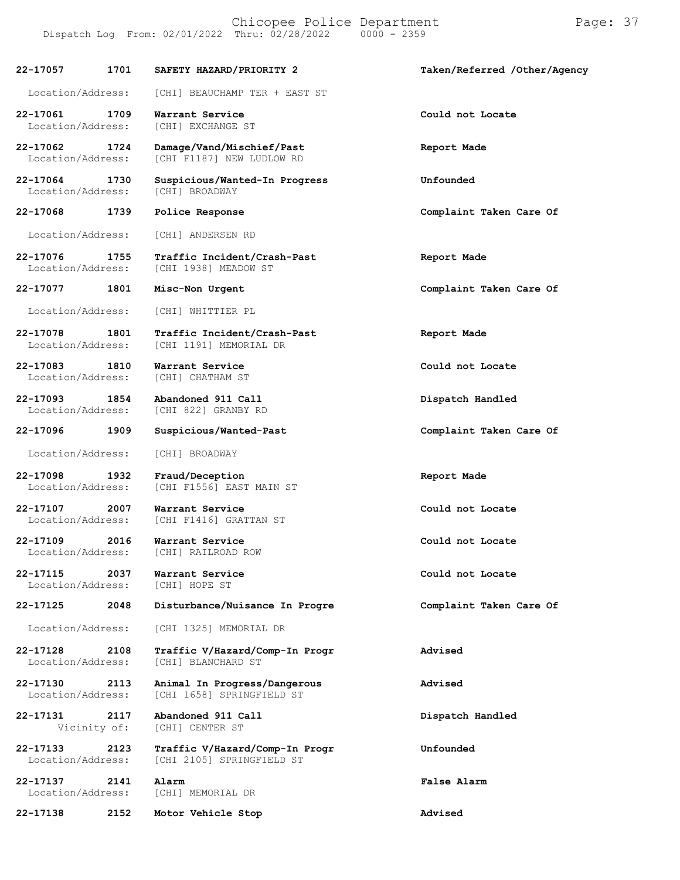| Call # | Time | Call Reason | Action |
| --- | --- | --- | --- |
| **22-17057** | **1701** | **SAFETY HAZARD/PRIORITY 2** | **Taken/Referred /Other/Agency** |
| Location/Address: | | [CHI] BEAUCHAMP TER + EAST ST | |
| **22-17061** | **1709** | **Warrant Service** | **Could not Locate** |
| Location/Address: | | [CHI] EXCHANGE ST | |
| **22-17062** | **1724** | **Damage/Vand/Mischief/Past** | **Report Made** |
| Location/Address: | | [CHI F1187] NEW LUDLOW RD | |
| **22-17064** | **1730** | **Suspicious/Wanted-In Progress** | **Unfounded** |
| Location/Address: | | [CHI] BROADWAY | |
| **22-17068** | **1739** | **Police Response** | **Complaint Taken Care Of** |
| Location/Address: | | [CHI] ANDERSEN RD | |
| **22-17076** | **1755** | **Traffic Incident/Crash-Past** | **Report Made** |
| Location/Address: | | [CHI 1938] MEADOW ST | |
| **22-17077** | **1801** | **Misc-Non Urgent** | **Complaint Taken Care Of** |
| Location/Address: | | [CHI] WHITTIER PL | |
| **22-17078** | **1801** | **Traffic Incident/Crash-Past** | **Report Made** |
| Location/Address: | | [CHI 1191] MEMORIAL DR | |
| **22-17083** | **1810** | **Warrant Service** | **Could not Locate** |
| Location/Address: | | [CHI] CHATHAM ST | |
| **22-17093** | **1854** | **Abandoned 911 Call** | **Dispatch Handled** |
| Location/Address: | | [CHI 822] GRANBY RD | |
| **22-17096** | **1909** | **Suspicious/Wanted-Past** | **Complaint Taken Care Of** |
| Location/Address: | | [CHI] BROADWAY | |
| **22-17098** | **1932** | **Fraud/Deception** | **Report Made** |
| Location/Address: | | [CHI F1556] EAST MAIN ST | |
| **22-17107** | **2007** | **Warrant Service** | **Could not Locate** |
| Location/Address: | | [CHI F1416] GRATTAN ST | |
| **22-17109** | **2016** | **Warrant Service** | **Could not Locate** |
| Location/Address: | | [CHI] RAILROAD ROW | |
| **22-17115** | **2037** | **Warrant Service** | **Could not Locate** |
| Location/Address: | | [CHI] HOPE ST | |
| **22-17125** | **2048** | **Disturbance/Nuisance In Progre** | **Complaint Taken Care Of** |
| Location/Address: | | [CHI 1325] MEMORIAL DR | |
| **22-17128** | **2108** | **Traffic V/Hazard/Comp-In Progr** | **Advised** |
| Location/Address: | | [CHI] BLANCHARD ST | |
| **22-17130** | **2113** | **Animal In Progress/Dangerous** | **Advised** |
| Location/Address: | | [CHI 1658] SPRINGFIELD ST | |
| **22-17131** | **2117** | **Abandoned 911 Call** | **Dispatch Handled** |
| Vicinity of: | | [CHI] CENTER ST | |
| **22-17133** | **2123** | **Traffic V/Hazard/Comp-In Progr** | **Unfounded** |
| Location/Address: | | [CHI 2105] SPRINGFIELD ST | |
| **22-17137** | **2141** | **Alarm** | **False Alarm** |
| Location/Address: | | [CHI] MEMORIAL DR | |
| **22-17138** | **2152** | **Motor Vehicle Stop** | **Advised** |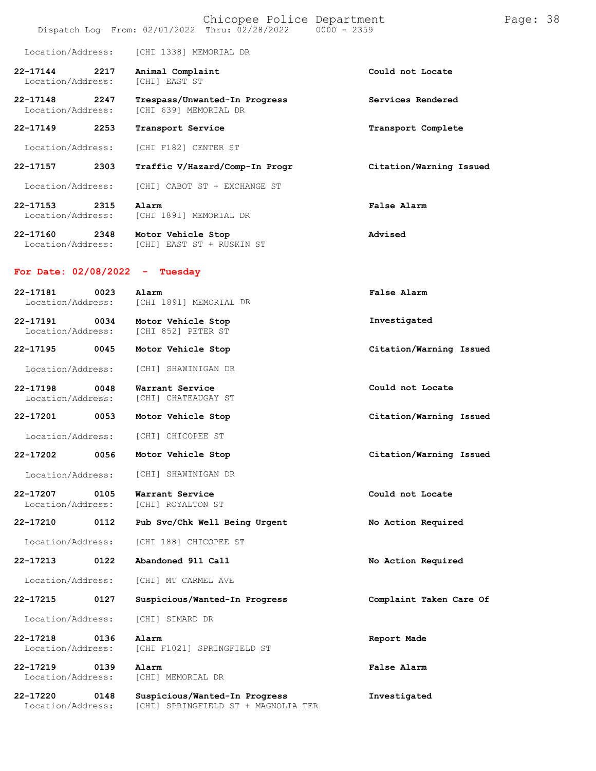Location/Address: [CHI 1338] MEMORIAL DR

| Call Number | Time | Call Reason | Action |
|---|---|---|---|
| 22-17144 | 2217 | Animal Complaint | Could not Locate |
| Location/Address: | | [CHI] EAST ST | |
| 22-17148 | 2247 | Trespass/Unwanted-In Progress | Services Rendered |
| Location/Address: | | [CHI 639] MEMORIAL DR | |
| 22-17149 | 2253 | Transport Service | Transport Complete |
| Location/Address: | | [CHI F182] CENTER ST | |
| 22-17157 | 2303 | Traffic V/Hazard/Comp-In Progr | Citation/Warning Issued |
| Location/Address: | | [CHI] CABOT ST + EXCHANGE ST | |
| 22-17153 | 2315 | Alarm | False Alarm |
| Location/Address: | | [CHI 1891] MEMORIAL DR | |
| 22-17160 | 2348 | Motor Vehicle Stop | Advised |
| Location/Address: | | [CHI] EAST ST + RUSKIN ST | |

## For Date: 02/08/2022 - Tuesday

| Call Number | Time | Call Reason | Action |
|---|---|---|---|
| 22-17181 | 0023 | Alarm | False Alarm |
| Location/Address: | | [CHI 1891] MEMORIAL DR | |
| 22-17191 | 0034 | Motor Vehicle Stop | Investigated |
| Location/Address: | | [CHI 852] PETER ST | |
| 22-17195 | 0045 | Motor Vehicle Stop | Citation/Warning Issued |
| Location/Address: | | [CHI] SHAWINIGAN DR | |
| 22-17198 | 0048 | Warrant Service | Could not Locate |
| Location/Address: | | [CHI] CHATEAUGAY ST | |
| 22-17201 | 0053 | Motor Vehicle Stop | Citation/Warning Issued |
| Location/Address: | | [CHI] CHICOPEE ST | |
| 22-17202 | 0056 | Motor Vehicle Stop | Citation/Warning Issued |
| Location/Address: | | [CHI] SHAWINIGAN DR | |
| 22-17207 | 0105 | Warrant Service | Could not Locate |
| Location/Address: | | [CHI] ROYALTON ST | |
| 22-17210 | 0112 | Pub Svc/Chk Well Being Urgent | No Action Required |
| Location/Address: | | [CHI 188] CHICOPEE ST | |
| 22-17213 | 0122 | Abandoned 911 Call | No Action Required |
| Location/Address: | | [CHI] MT CARMEL AVE | |
| 22-17215 | 0127 | Suspicious/Wanted-In Progress | Complaint Taken Care Of |
| Location/Address: | | [CHI] SIMARD DR | |
| 22-17218 | 0136 | Alarm | Report Made |
| Location/Address: | | [CHI F1021] SPRINGFIELD ST | |
| 22-17219 | 0139 | Alarm | False Alarm |
| Location/Address: | | [CHI] MEMORIAL DR | |
| 22-17220 | 0148 | Suspicious/Wanted-In Progress | Investigated |
| Location/Address: | | [CHI] SPRINGFIELD ST + MAGNOLIA TER | |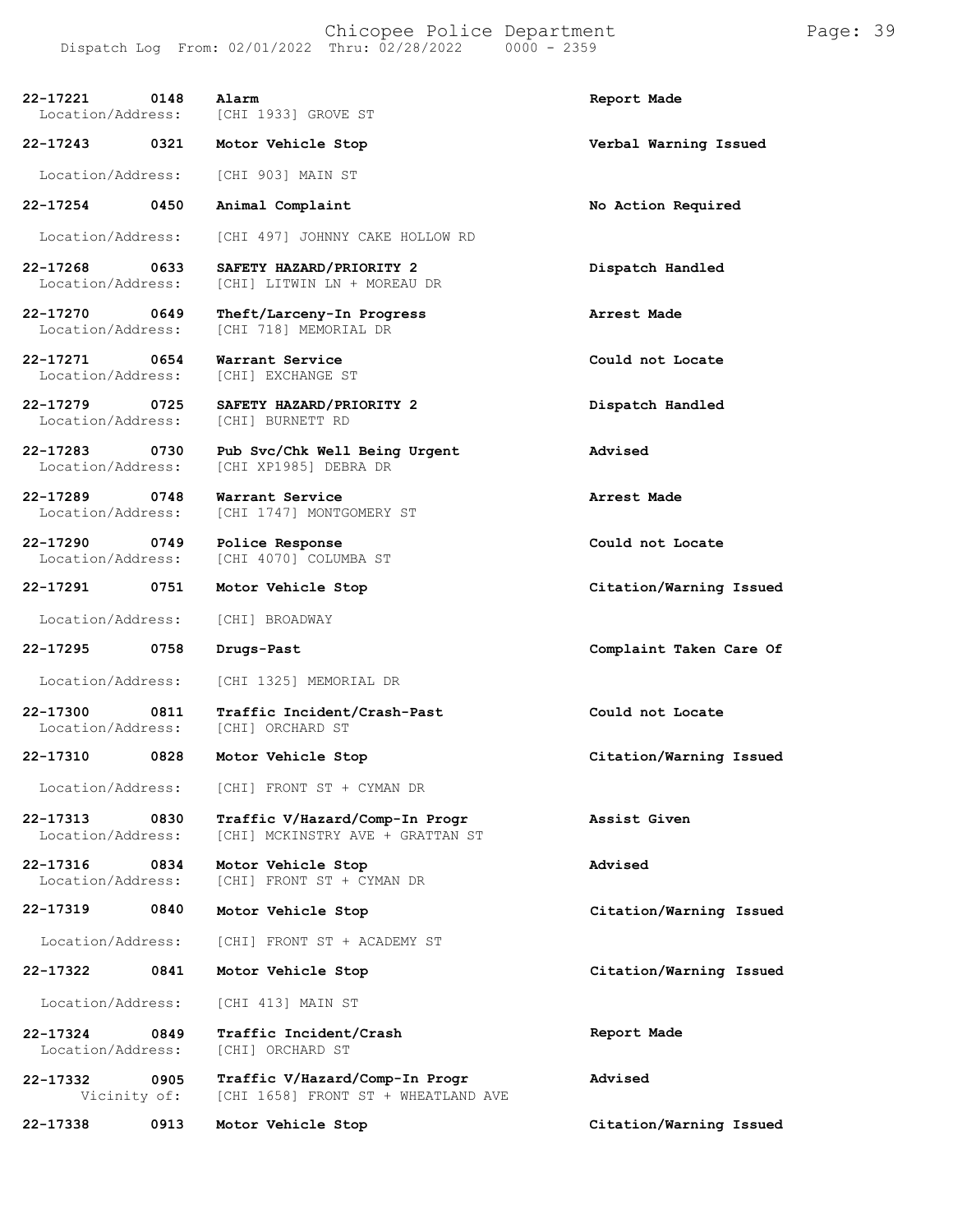| Call Number | Time | Call Type | Disposition |
|---|---|---|---|
| 22-17221 | 0148 | Alarm | Report Made |
| Location/Address: | | [CHI 1933] GROVE ST | |
| 22-17243 | 0321 | Motor Vehicle Stop | Verbal Warning Issued |
| Location/Address: | | [CHI 903] MAIN ST | |
| 22-17254 | 0450 | Animal Complaint | No Action Required |
| Location/Address: | | [CHI 497] JOHNNY CAKE HOLLOW RD | |
| 22-17268 | 0633 | SAFETY HAZARD/PRIORITY 2 | Dispatch Handled |
| Location/Address: | | [CHI] LITWIN LN + MOREAU DR | |
| 22-17270 | 0649 | Theft/Larceny-In Progress | Arrest Made |
| Location/Address: | | [CHI 718] MEMORIAL DR | |
| 22-17271 | 0654 | Warrant Service | Could not Locate |
| Location/Address: | | [CHI] EXCHANGE ST | |
| 22-17279 | 0725 | SAFETY HAZARD/PRIORITY 2 | Dispatch Handled |
| Location/Address: | | [CHI] BURNETT RD | |
| 22-17283 | 0730 | Pub Svc/Chk Well Being Urgent | Advised |
| Location/Address: | | [CHI XP1985] DEBRA DR | |
| 22-17289 | 0748 | Warrant Service | Arrest Made |
| Location/Address: | | [CHI 1747] MONTGOMERY ST | |
| 22-17290 | 0749 | Police Response | Could not Locate |
| Location/Address: | | [CHI 4070] COLUMBA ST | |
| 22-17291 | 0751 | Motor Vehicle Stop | Citation/Warning Issued |
| Location/Address: | | [CHI] BROADWAY | |
| 22-17295 | 0758 | Drugs-Past | Complaint Taken Care Of |
| Location/Address: | | [CHI 1325] MEMORIAL DR | |
| 22-17300 | 0811 | Traffic Incident/Crash-Past | Could not Locate |
| Location/Address: | | [CHI] ORCHARD ST | |
| 22-17310 | 0828 | Motor Vehicle Stop | Citation/Warning Issued |
| Location/Address: | | [CHI] FRONT ST + CYMAN DR | |
| 22-17313 | 0830 | Traffic V/Hazard/Comp-In Progr | Assist Given |
| Location/Address: | | [CHI] MCKINSTRY AVE + GRATTAN ST | |
| 22-17316 | 0834 | Motor Vehicle Stop | Advised |
| Location/Address: | | [CHI] FRONT ST + CYMAN DR | |
| 22-17319 | 0840 | Motor Vehicle Stop | Citation/Warning Issued |
| Location/Address: | | [CHI] FRONT ST + ACADEMY ST | |
| 22-17322 | 0841 | Motor Vehicle Stop | Citation/Warning Issued |
| Location/Address: | | [CHI 413] MAIN ST | |
| 22-17324 | 0849 | Traffic Incident/Crash | Report Made |
| Location/Address: | | [CHI] ORCHARD ST | |
| 22-17332 | 0905 | Traffic V/Hazard/Comp-In Progr | Advised |
| Vicinity of: | | [CHI 1658] FRONT ST + WHEATLAND AVE | |
| 22-17338 | 0913 | Motor Vehicle Stop | Citation/Warning Issued |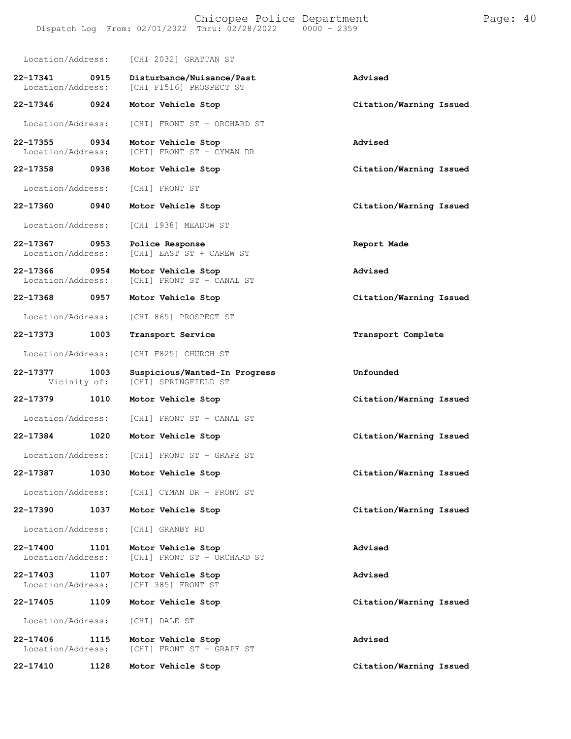Location/Address: [CHI 2032] GRATTAN ST

| | | | |
|---|---|---|---|
| 22-17341 | 0915 | Disturbance/Nuisance/Past | Advised |
| Location/Address: | | [CHI F1516] PROSPECT ST | |
| 22-17346 | 0924 | Motor Vehicle Stop | Citation/Warning Issued |
| Location/Address: | | [CHI] FRONT ST + ORCHARD ST | |
| 22-17355 | 0934 | Motor Vehicle Stop | Advised |
| Location/Address: | | [CHI] FRONT ST + CYMAN DR | |
| 22-17358 | 0938 | Motor Vehicle Stop | Citation/Warning Issued |
| Location/Address: | | [CHI] FRONT ST | |
| 22-17360 | 0940 | Motor Vehicle Stop | Citation/Warning Issued |
| Location/Address: | | [CHI 1938] MEADOW ST | |
| 22-17367 | 0953 | Police Response | Report Made |
| Location/Address: | | [CHI] EAST ST + CAREW ST | |
| 22-17366 | 0954 | Motor Vehicle Stop | Advised |
| Location/Address: | | [CHI] FRONT ST + CANAL ST | |
| 22-17368 | 0957 | Motor Vehicle Stop | Citation/Warning Issued |
| Location/Address: | | [CHI 865] PROSPECT ST | |
| 22-17373 | 1003 | Transport Service | Transport Complete |
| Location/Address: | | [CHI F825] CHURCH ST | |
| 22-17377 | 1003 | Suspicious/Wanted-In Progress | Unfounded |
| Vicinity of: | | [CHI] SPRINGFIELD ST | |
| 22-17379 | 1010 | Motor Vehicle Stop | Citation/Warning Issued |
| Location/Address: | | [CHI] FRONT ST + CANAL ST | |
| 22-17384 | 1020 | Motor Vehicle Stop | Citation/Warning Issued |
| Location/Address: | | [CHI] FRONT ST + GRAPE ST | |
| 22-17387 | 1030 | Motor Vehicle Stop | Citation/Warning Issued |
| Location/Address: | | [CHI] CYMAN DR + FRONT ST | |
| 22-17390 | 1037 | Motor Vehicle Stop | Citation/Warning Issued |
| Location/Address: | | [CHI] GRANBY RD | |
| 22-17400 | 1101 | Motor Vehicle Stop | Advised |
| Location/Address: | | [CHI] FRONT ST + ORCHARD ST | |
| 22-17403 | 1107 | Motor Vehicle Stop | Advised |
| Location/Address: | | [CHI 385] FRONT ST | |
| 22-17405 | 1109 | Motor Vehicle Stop | Citation/Warning Issued |
| Location/Address: | | [CHI] DALE ST | |
| 22-17406 | 1115 | Motor Vehicle Stop | Advised |
| Location/Address: | | [CHI] FRONT ST + GRAPE ST | |
| 22-17410 | 1128 | Motor Vehicle Stop | Citation/Warning Issued |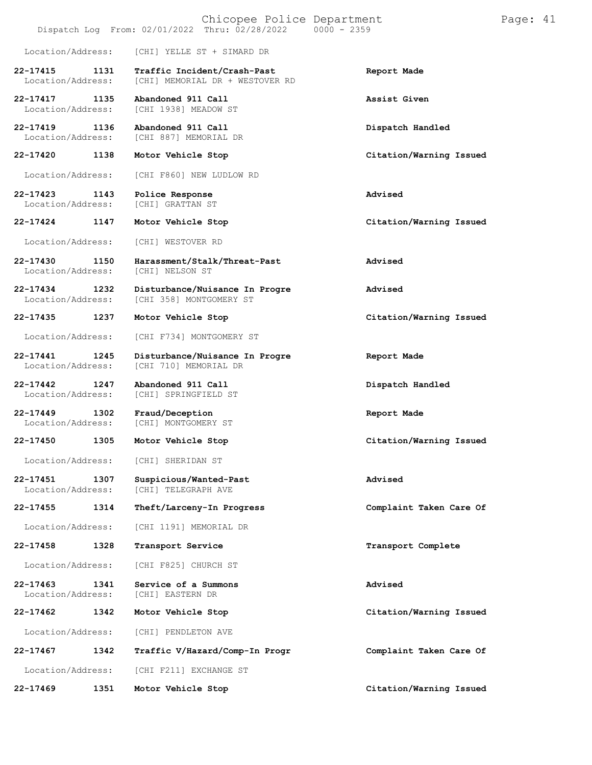Location/Address: [CHI] YELLE ST + SIMARD DR

**22-17415 1131 Traffic Incident/Crash-Past** **Report Made**
Location/Address: [CHI] MEMORIAL DR + WESTOVER RD

**22-17417 1135 Abandoned 911 Call** **Assist Given**
Location/Address: [CHI 1938] MEADOW ST

**22-17419 1136 Abandoned 911 Call** **Dispatch Handled**
Location/Address: [CHI 887] MEMORIAL DR

**22-17420 1138 Motor Vehicle Stop** **Citation/Warning Issued**
Location/Address: [CHI F860] NEW LUDLOW RD

**22-17423 1143 Police Response** **Advised**
Location/Address: [CHI] GRATTAN ST

**22-17424 1147 Motor Vehicle Stop** **Citation/Warning Issued**
Location/Address: [CHI] WESTOVER RD

**22-17430 1150 Harassment/Stalk/Threat-Past** **Advised**
Location/Address: [CHI] NELSON ST

**22-17434 1232 Disturbance/Nuisance In Progre** **Advised**
Location/Address: [CHI 358] MONTGOMERY ST

**22-17435 1237 Motor Vehicle Stop** **Citation/Warning Issued**
Location/Address: [CHI F734] MONTGOMERY ST

**22-17441 1245 Disturbance/Nuisance In Progre** **Report Made**
Location/Address: [CHI 710] MEMORIAL DR

**22-17442 1247 Abandoned 911 Call** **Dispatch Handled**
Location/Address: [CHI] SPRINGFIELD ST

**22-17449 1302 Fraud/Deception** **Report Made**
Location/Address: [CHI] MONTGOMERY ST

**22-17450 1305 Motor Vehicle Stop** **Citation/Warning Issued**
Location/Address: [CHI] SHERIDAN ST

**22-17451 1307 Suspicious/Wanted-Past** **Advised**
Location/Address: [CHI] TELEGRAPH AVE

**22-17455 1314 Theft/Larceny-In Progress** **Complaint Taken Care Of**
Location/Address: [CHI 1191] MEMORIAL DR

**22-17458 1328 Transport Service** **Transport Complete**
Location/Address: [CHI F825] CHURCH ST

**22-17463 1341 Service of a Summons** **Advised**
Location/Address: [CHI] EASTERN DR

**22-17462 1342 Motor Vehicle Stop** **Citation/Warning Issued**
Location/Address: [CHI] PENDLETON AVE

**22-17467 1342 Traffic V/Hazard/Comp-In Progr** **Complaint Taken Care Of**
Location/Address: [CHI F211] EXCHANGE ST

**22-17469 1351 Motor Vehicle Stop** **Citation/Warning Issued**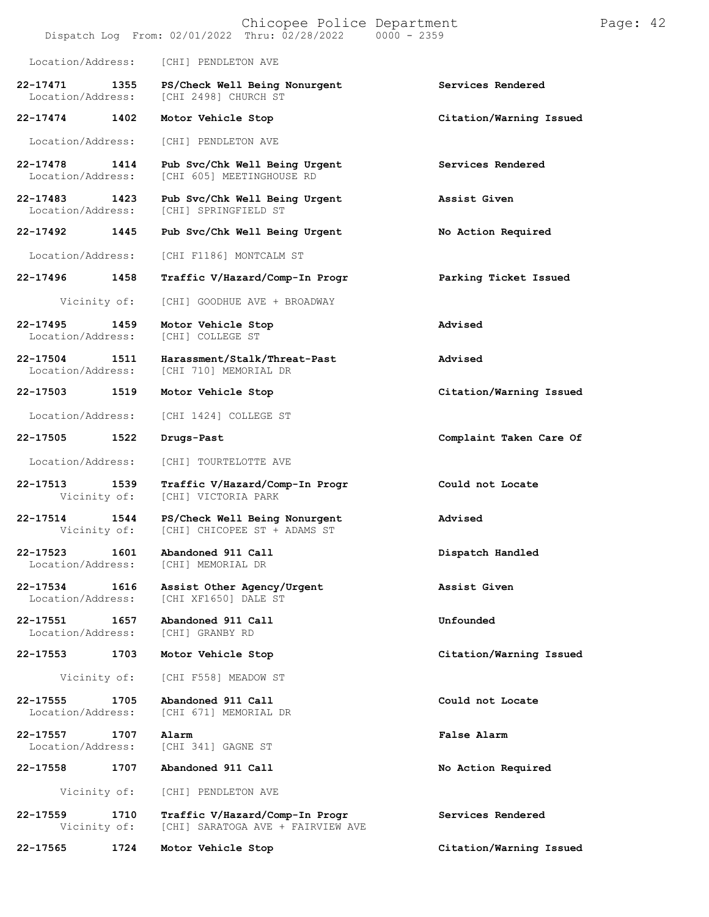Location/Address: [CHI] PENDLETON AVE

| Call Number | Time | Call Reason | Action |
|---|---|---|---|
| 22-17471 | 1355 | PS/Check Well Being Nonurgent | Services Rendered |
| Location/Address: | | [CHI 2498] CHURCH ST | |
| 22-17474 | 1402 | Motor Vehicle Stop | Citation/Warning Issued |
| Location/Address: | | [CHI] PENDLETON AVE | |
| 22-17478 | 1414 | Pub Svc/Chk Well Being Urgent | Services Rendered |
| Location/Address: | | [CHI 605] MEETINGHOUSE RD | |
| 22-17483 | 1423 | Pub Svc/Chk Well Being Urgent | Assist Given |
| Location/Address: | | [CHI] SPRINGFIELD ST | |
| 22-17492 | 1445 | Pub Svc/Chk Well Being Urgent | No Action Required |
| Location/Address: | | [CHI F1186] MONTCALM ST | |
| 22-17496 | 1458 | Traffic V/Hazard/Comp-In Progr | Parking Ticket Issued |
| Vicinity of: | | [CHI] GOODHUE AVE + BROADWAY | |
| 22-17495 | 1459 | Motor Vehicle Stop | Advised |
| Location/Address: | | [CHI] COLLEGE ST | |
| 22-17504 | 1511 | Harassment/Stalk/Threat-Past | Advised |
| Location/Address: | | [CHI 710] MEMORIAL DR | |
| 22-17503 | 1519 | Motor Vehicle Stop | Citation/Warning Issued |
| Location/Address: | | [CHI 1424] COLLEGE ST | |
| 22-17505 | 1522 | Drugs-Past | Complaint Taken Care Of |
| Location/Address: | | [CHI] TOURTELOTTE AVE | |
| 22-17513 | 1539 | Traffic V/Hazard/Comp-In Progr | Could not Locate |
| Vicinity of: | | [CHI] VICTORIA PARK | |
| 22-17514 | 1544 | PS/Check Well Being Nonurgent | Advised |
| Vicinity of: | | [CHI] CHICOPEE ST + ADAMS ST | |
| 22-17523 | 1601 | Abandoned 911 Call | Dispatch Handled |
| Location/Address: | | [CHI] MEMORIAL DR | |
| 22-17534 | 1616 | Assist Other Agency/Urgent | Assist Given |
| Location/Address: | | [CHI XF1650] DALE ST | |
| 22-17551 | 1657 | Abandoned 911 Call | Unfounded |
| Location/Address: | | [CHI] GRANBY RD | |
| 22-17553 | 1703 | Motor Vehicle Stop | Citation/Warning Issued |
| Vicinity of: | | [CHI F558] MEADOW ST | |
| 22-17555 | 1705 | Abandoned 911 Call | Could not Locate |
| Location/Address: | | [CHI 671] MEMORIAL DR | |
| 22-17557 | 1707 | Alarm | False Alarm |
| Location/Address: | | [CHI 341] GAGNE ST | |
| 22-17558 | 1707 | Abandoned 911 Call | No Action Required |
| Vicinity of: | | [CHI] PENDLETON AVE | |
| 22-17559 | 1710 | Traffic V/Hazard/Comp-In Progr | Services Rendered |
| Vicinity of: | | [CHI] SARATOGA AVE + FAIRVIEW AVE | |
| 22-17565 | 1724 | Motor Vehicle Stop | Citation/Warning Issued |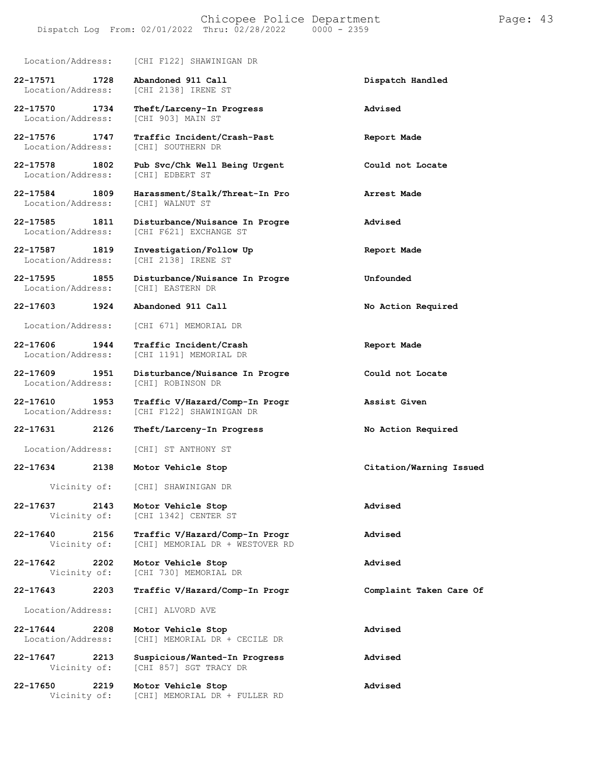Location/Address: [CHI F122] SHAWINIGAN DR

| Call # | Time | Call Type | Disposition |
| --- | --- | --- | --- |
| 22-17571 | 1728 | Abandoned 911 Call<br>Location/Address: [CHI 2138] IRENE ST | Dispatch Handled |
| 22-17570 | 1734 | Theft/Larceny-In Progress<br>Location/Address: [CHI 903] MAIN ST | Advised |
| 22-17576 | 1747 | Traffic Incident/Crash-Past<br>Location/Address: [CHI] SOUTHERN DR | Report Made |
| 22-17578 | 1802 | Pub Svc/Chk Well Being Urgent<br>Location/Address: [CHI] EDBERT ST | Could not Locate |
| 22-17584 | 1809 | Harassment/Stalk/Threat-In Pro<br>Location/Address: [CHI] WALNUT ST | Arrest Made |
| 22-17585 | 1811 | Disturbance/Nuisance In Progre<br>Location/Address: [CHI F621] EXCHANGE ST | Advised |
| 22-17587 | 1819 | Investigation/Follow Up<br>Location/Address: [CHI 2138] IRENE ST | Report Made |
| 22-17595 | 1855 | Disturbance/Nuisance In Progre<br>Location/Address: [CHI] EASTERN DR | Unfounded |
| 22-17603 | 1924 | Abandoned 911 Call<br>Location/Address: [CHI 671] MEMORIAL DR | No Action Required |
| 22-17606 | 1944 | Traffic Incident/Crash<br>Location/Address: [CHI 1191] MEMORIAL DR | Report Made |
| 22-17609 | 1951 | Disturbance/Nuisance In Progre<br>Location/Address: [CHI] ROBINSON DR | Could not Locate |
| 22-17610 | 1953 | Traffic V/Hazard/Comp-In Progr<br>Location/Address: [CHI F122] SHAWINIGAN DR | Assist Given |
| 22-17631 | 2126 | Theft/Larceny-In Progress<br>Location/Address: [CHI] ST ANTHONY ST | No Action Required |
| 22-17634 | 2138 | Motor Vehicle Stop<br>Vicinity of: [CHI] SHAWINIGAN DR | Citation/Warning Issued |
| 22-17637 | 2143 | Motor Vehicle Stop<br>Vicinity of: [CHI 1342] CENTER ST | Advised |
| 22-17640 | 2156 | Traffic V/Hazard/Comp-In Progr<br>Vicinity of: [CHI] MEMORIAL DR + WESTOVER RD | Advised |
| 22-17642 | 2202 | Motor Vehicle Stop<br>Vicinity of: [CHI 730] MEMORIAL DR | Advised |
| 22-17643 | 2203 | Traffic V/Hazard/Comp-In Progr<br>Location/Address: [CHI] ALVORD AVE | Complaint Taken Care Of |
| 22-17644 | 2208 | Motor Vehicle Stop<br>Location/Address: [CHI] MEMORIAL DR + CECILE DR | Advised |
| 22-17647 | 2213 | Suspicious/Wanted-In Progress<br>Vicinity of: [CHI 857] SGT TRACY DR | Advised |
| 22-17650 | 2219 | Motor Vehicle Stop<br>Vicinity of: [CHI] MEMORIAL DR + FULLER RD | Advised |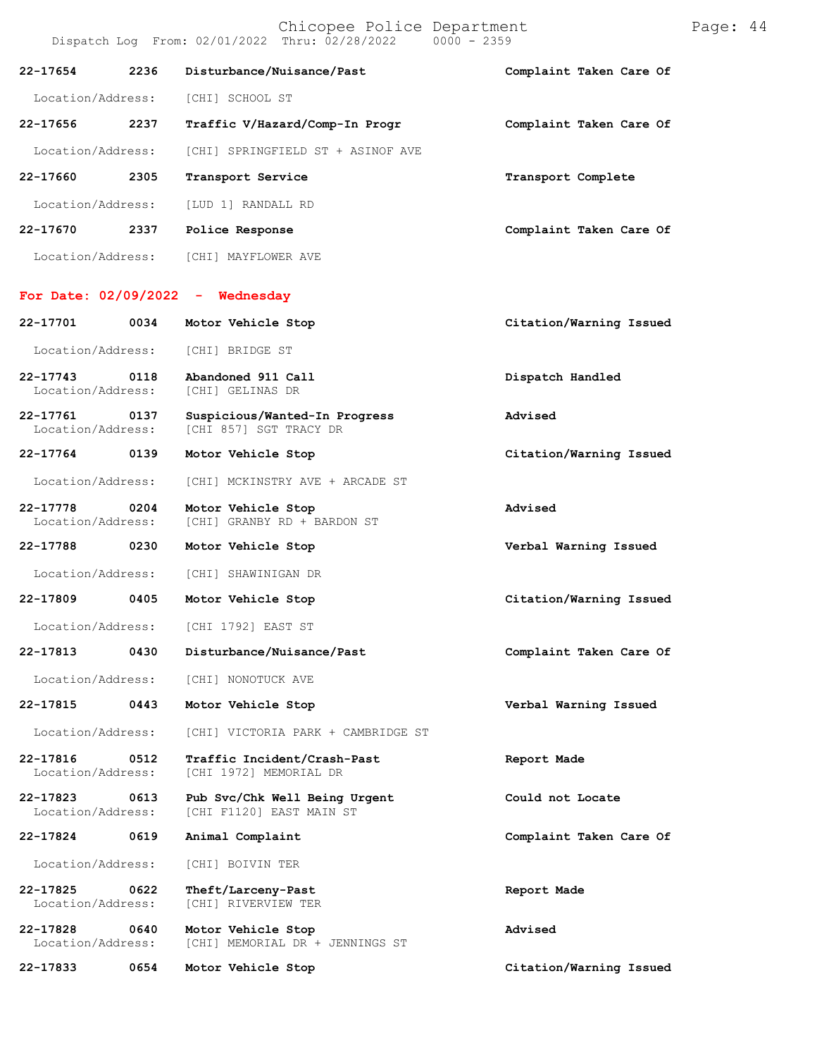| | | | |
|---|---|---|---|
| 22-17654 | 2236 | Disturbance/Nuisance/Past | Complaint Taken Care Of |
| Location/Address: | | [CHI] SCHOOL ST | |
| 22-17656 | 2237 | Traffic V/Hazard/Comp-In Progr | Complaint Taken Care Of |
| Location/Address: | | [CHI] SPRINGFIELD ST + ASINOF AVE | |
| 22-17660 | 2305 | Transport Service | Transport Complete |
| Location/Address: | | [LUD 1] RANDALL RD | |
| 22-17670 | 2337 | Police Response | Complaint Taken Care Of |
| Location/Address: | | [CHI] MAYFLOWER AVE | |

**For Date: 02/09/2022 - Wednesday**

| | | | |
|---|---|---|---|
| 22-17701 | 0034 | Motor Vehicle Stop | Citation/Warning Issued |
| Location/Address: | | [CHI] BRIDGE ST | |
| 22-17743 | 0118 | Abandoned 911 Call | Dispatch Handled |
| Location/Address: | | [CHI] GELINAS DR | |
| 22-17761 | 0137 | Suspicious/Wanted-In Progress | Advised |
| Location/Address: | | [CHI 857] SGT TRACY DR | |
| 22-17764 | 0139 | Motor Vehicle Stop | Citation/Warning Issued |
| Location/Address: | | [CHI] MCKINSTRY AVE + ARCADE ST | |
| 22-17778 | 0204 | Motor Vehicle Stop | Advised |
| Location/Address: | | [CHI] GRANBY RD + BARDON ST | |
| 22-17788 | 0230 | Motor Vehicle Stop | Verbal Warning Issued |
| Location/Address: | | [CHI] SHAWINIGAN DR | |
| 22-17809 | 0405 | Motor Vehicle Stop | Citation/Warning Issued |
| Location/Address: | | [CHI 1792] EAST ST | |
| 22-17813 | 0430 | Disturbance/Nuisance/Past | Complaint Taken Care Of |
| Location/Address: | | [CHI] NONOTUCK AVE | |
| 22-17815 | 0443 | Motor Vehicle Stop | Verbal Warning Issued |
| Location/Address: | | [CHI] VICTORIA PARK + CAMBRIDGE ST | |
| 22-17816 | 0512 | Traffic Incident/Crash-Past | Report Made |
| Location/Address: | | [CHI 1972] MEMORIAL DR | |
| 22-17823 | 0613 | Pub Svc/Chk Well Being Urgent | Could not Locate |
| Location/Address: | | [CHI F1120] EAST MAIN ST | |
| 22-17824 | 0619 | Animal Complaint | Complaint Taken Care Of |
| Location/Address: | | [CHI] BOIVIN TER | |
| 22-17825 | 0622 | Theft/Larceny-Past | Report Made |
| Location/Address: | | [CHI] RIVERVIEW TER | |
| 22-17828 | 0640 | Motor Vehicle Stop | Advised |
| Location/Address: | | [CHI] MEMORIAL DR + JENNINGS ST | |
| 22-17833 | 0654 | Motor Vehicle Stop | Citation/Warning Issued |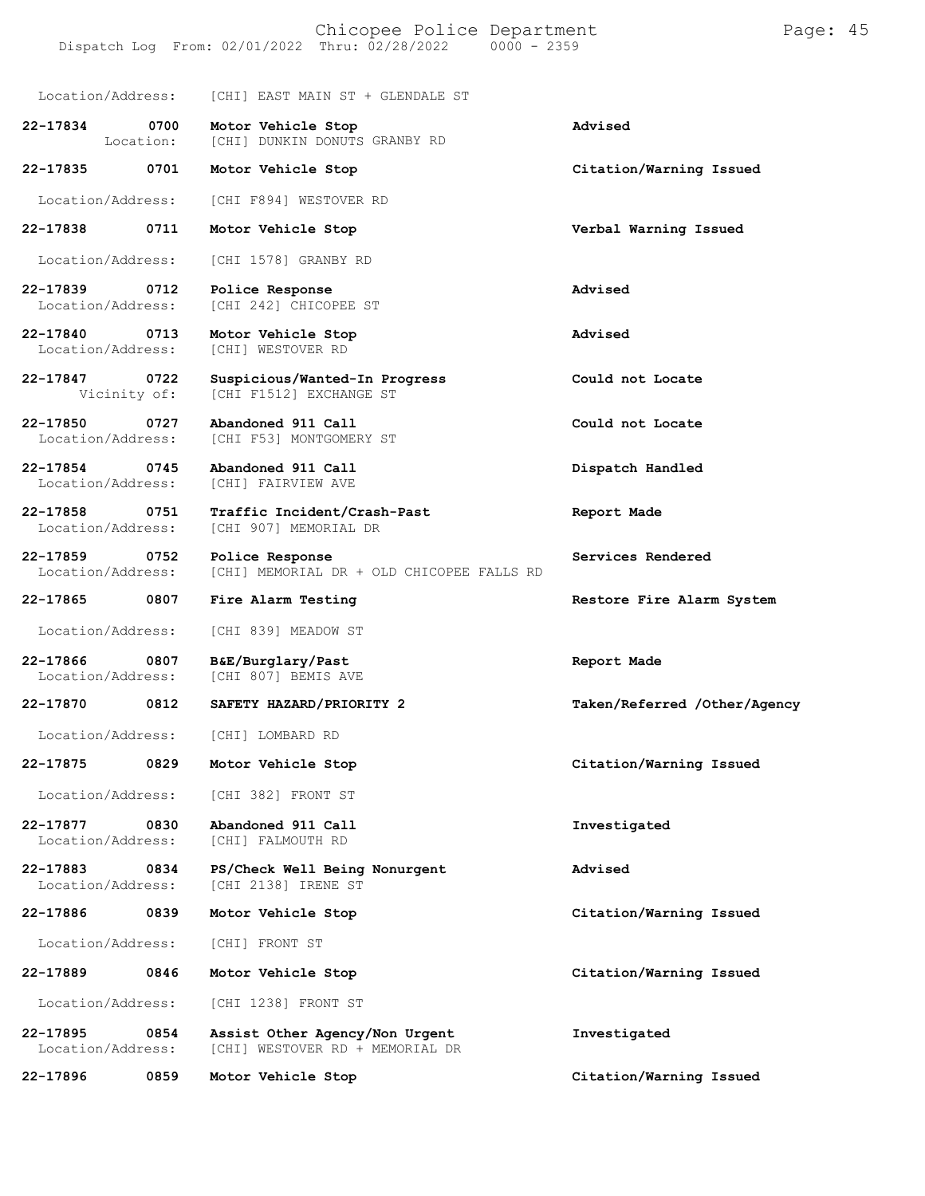Location/Address: [CHI] EAST MAIN ST + GLENDALE ST

| Call Number | Time | Call Reason | Action |
|---|---|---|---|
| 22-17834 | 0700 | Motor Vehicle Stop | Advised |
| Location: | | [CHI] DUNKIN DONUTS GRANBY RD | |
| 22-17835 | 0701 | Motor Vehicle Stop | Citation/Warning Issued |
| Location/Address: | | [CHI F894] WESTOVER RD | |
| 22-17838 | 0711 | Motor Vehicle Stop | Verbal Warning Issued |
| Location/Address: | | [CHI 1578] GRANBY RD | |
| 22-17839 | 0712 | Police Response | Advised |
| Location/Address: | | [CHI 242] CHICOPEE ST | |
| 22-17840 | 0713 | Motor Vehicle Stop | Advised |
| Location/Address: | | [CHI] WESTOVER RD | |
| 22-17847 | 0722 | Suspicious/Wanted-In Progress | Could not Locate |
| Vicinity of: | | [CHI F1512] EXCHANGE ST | |
| 22-17850 | 0727 | Abandoned 911 Call | Could not Locate |
| Location/Address: | | [CHI F53] MONTGOMERY ST | |
| 22-17854 | 0745 | Abandoned 911 Call | Dispatch Handled |
| Location/Address: | | [CHI] FAIRVIEW AVE | |
| 22-17858 | 0751 | Traffic Incident/Crash-Past | Report Made |
| Location/Address: | | [CHI 907] MEMORIAL DR | |
| 22-17859 | 0752 | Police Response | Services Rendered |
| Location/Address: | | [CHI] MEMORIAL DR + OLD CHICOPEE FALLS RD | |
| 22-17865 | 0807 | Fire Alarm Testing | Restore Fire Alarm System |
| Location/Address: | | [CHI 839] MEADOW ST | |
| 22-17866 | 0807 | B&E/Burglary/Past | Report Made |
| Location/Address: | | [CHI 807] BEMIS AVE | |
| 22-17870 | 0812 | SAFETY HAZARD/PRIORITY 2 | Taken/Referred /Other/Agency |
| Location/Address: | | [CHI] LOMBARD RD | |
| 22-17875 | 0829 | Motor Vehicle Stop | Citation/Warning Issued |
| Location/Address: | | [CHI 382] FRONT ST | |
| 22-17877 | 0830 | Abandoned 911 Call | Investigated |
| Location/Address: | | [CHI] FALMOUTH RD | |
| 22-17883 | 0834 | PS/Check Well Being Nonurgent | Advised |
| Location/Address: | | [CHI 2138] IRENE ST | |
| 22-17886 | 0839 | Motor Vehicle Stop | Citation/Warning Issued |
| Location/Address: | | [CHI] FRONT ST | |
| 22-17889 | 0846 | Motor Vehicle Stop | Citation/Warning Issued |
| Location/Address: | | [CHI 1238] FRONT ST | |
| 22-17895 | 0854 | Assist Other Agency/Non Urgent | Investigated |
| Location/Address: | | [CHI] WESTOVER RD + MEMORIAL DR | |
| 22-17896 | 0859 | Motor Vehicle Stop | Citation/Warning Issued |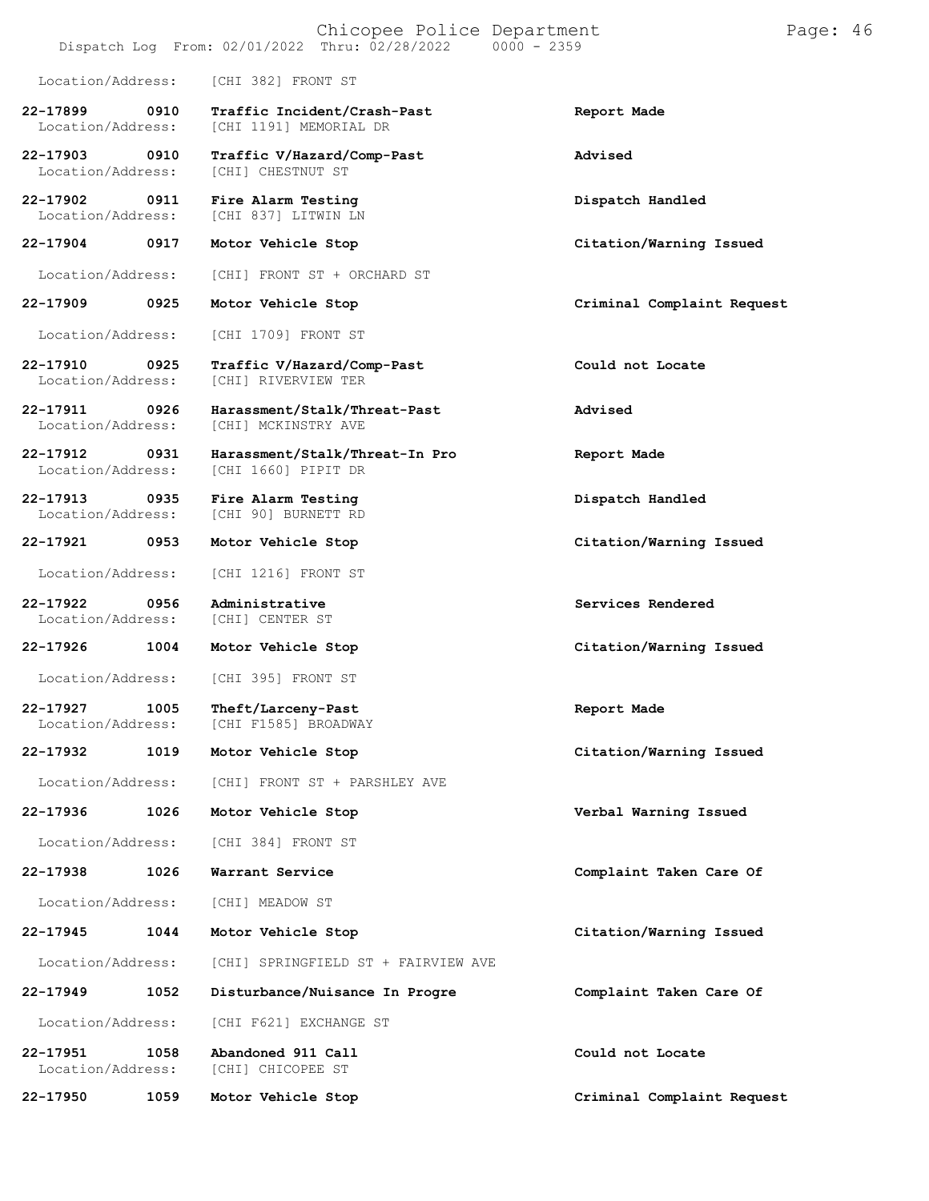Location/Address: [CHI 382] FRONT ST

| Call # | Time | Call Reason | Action |
|---|---|---|---|
| 22-17899 | 0910 | Traffic Incident/Crash-Past | Report Made |
| Location/Address: | | [CHI 1191] MEMORIAL DR | |
| 22-17903 | 0910 | Traffic V/Hazard/Comp-Past | Advised |
| Location/Address: | | [CHI] CHESTNUT ST | |
| 22-17902 | 0911 | Fire Alarm Testing | Dispatch Handled |
| Location/Address: | | [CHI 837] LITWIN LN | |
| 22-17904 | 0917 | Motor Vehicle Stop | Citation/Warning Issued |
| Location/Address: | | [CHI] FRONT ST + ORCHARD ST | |
| 22-17909 | 0925 | Motor Vehicle Stop | Criminal Complaint Request |
| Location/Address: | | [CHI 1709] FRONT ST | |
| 22-17910 | 0925 | Traffic V/Hazard/Comp-Past | Could not Locate |
| Location/Address: | | [CHI] RIVERVIEW TER | |
| 22-17911 | 0926 | Harassment/Stalk/Threat-Past | Advised |
| Location/Address: | | [CHI] MCKINSTRY AVE | |
| 22-17912 | 0931 | Harassment/Stalk/Threat-In Pro | Report Made |
| Location/Address: | | [CHI 1660] PIPIT DR | |
| 22-17913 | 0935 | Fire Alarm Testing | Dispatch Handled |
| Location/Address: | | [CHI 90] BURNETT RD | |
| 22-17921 | 0953 | Motor Vehicle Stop | Citation/Warning Issued |
| Location/Address: | | [CHI 1216] FRONT ST | |
| 22-17922 | 0956 | Administrative | Services Rendered |
| Location/Address: | | [CHI] CENTER ST | |
| 22-17926 | 1004 | Motor Vehicle Stop | Citation/Warning Issued |
| Location/Address: | | [CHI 395] FRONT ST | |
| 22-17927 | 1005 | Theft/Larceny-Past | Report Made |
| Location/Address: | | [CHI F1585] BROADWAY | |
| 22-17932 | 1019 | Motor Vehicle Stop | Citation/Warning Issued |
| Location/Address: | | [CHI] FRONT ST + PARSHLEY AVE | |
| 22-17936 | 1026 | Motor Vehicle Stop | Verbal Warning Issued |
| Location/Address: | | [CHI 384] FRONT ST | |
| 22-17938 | 1026 | Warrant Service | Complaint Taken Care Of |
| Location/Address: | | [CHI] MEADOW ST | |
| 22-17945 | 1044 | Motor Vehicle Stop | Citation/Warning Issued |
| Location/Address: | | [CHI] SPRINGFIELD ST + FAIRVIEW AVE | |
| 22-17949 | 1052 | Disturbance/Nuisance In Progre | Complaint Taken Care Of |
| Location/Address: | | [CHI F621] EXCHANGE ST | |
| 22-17951 | 1058 | Abandoned 911 Call | Could not Locate |
| Location/Address: | | [CHI] CHICOPEE ST | |
| 22-17950 | 1059 | Motor Vehicle Stop | Criminal Complaint Request |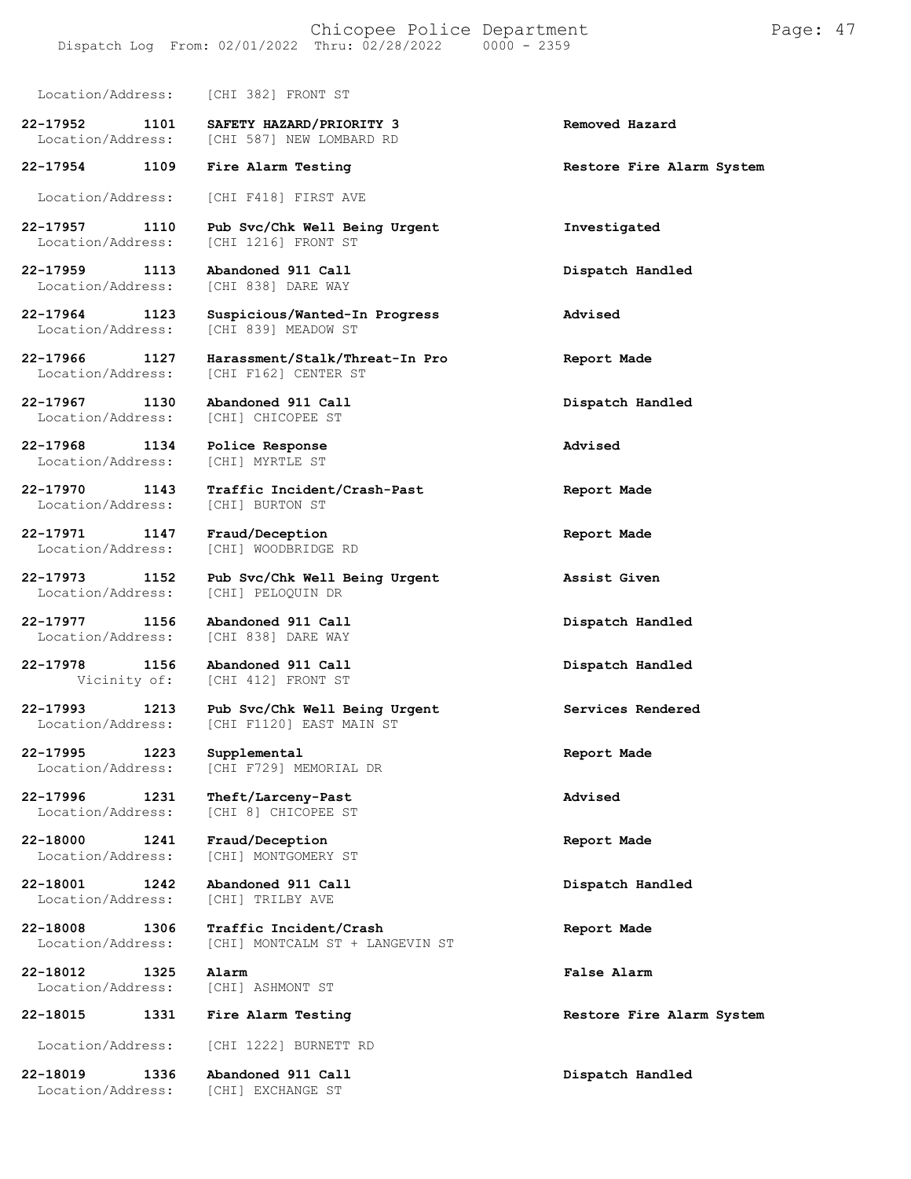Location/Address: [CHI 382] FRONT ST

| Call Number | Time | Call Reason | Action |
|---|---|---|---|
| 22-17952 | 1101 | **SAFETY HAZARD/PRIORITY 3** | **Removed Hazard** |
| Location/Address: | | [CHI 587] NEW LOMBARD RD | |
| 22-17954 | 1109 | **Fire Alarm Testing** | **Restore Fire Alarm System** |
| Location/Address: | | [CHI F418] FIRST AVE | |
| 22-17957 | 1110 | **Pub Svc/Chk Well Being Urgent** | **Investigated** |
| Location/Address: | | [CHI 1216] FRONT ST | |
| 22-17959 | 1113 | **Abandoned 911 Call** | **Dispatch Handled** |
| Location/Address: | | [CHI 838] DARE WAY | |
| 22-17964 | 1123 | **Suspicious/Wanted-In Progress** | **Advised** |
| Location/Address: | | [CHI 839] MEADOW ST | |
| 22-17966 | 1127 | **Harassment/Stalk/Threat-In Pro** | **Report Made** |
| Location/Address: | | [CHI F162] CENTER ST | |
| 22-17967 | 1130 | **Abandoned 911 Call** | **Dispatch Handled** |
| Location/Address: | | [CHI] CHICOPEE ST | |
| 22-17968 | 1134 | **Police Response** | **Advised** |
| Location/Address: | | [CHI] MYRTLE ST | |
| 22-17970 | 1143 | **Traffic Incident/Crash-Past** | **Report Made** |
| Location/Address: | | [CHI] BURTON ST | |
| 22-17971 | 1147 | **Fraud/Deception** | **Report Made** |
| Location/Address: | | [CHI] WOODBRIDGE RD | |
| 22-17973 | 1152 | **Pub Svc/Chk Well Being Urgent** | **Assist Given** |
| Location/Address: | | [CHI] PELOQUIN DR | |
| 22-17977 | 1156 | **Abandoned 911 Call** | **Dispatch Handled** |
| Location/Address: | | [CHI 838] DARE WAY | |
| 22-17978 | 1156 | **Abandoned 911 Call** | **Dispatch Handled** |
| Vicinity of: | | [CHI 412] FRONT ST | |
| 22-17993 | 1213 | **Pub Svc/Chk Well Being Urgent** | **Services Rendered** |
| Location/Address: | | [CHI F1120] EAST MAIN ST | |
| 22-17995 | 1223 | **Supplemental** | **Report Made** |
| Location/Address: | | [CHI F729] MEMORIAL DR | |
| 22-17996 | 1231 | **Theft/Larceny-Past** | **Advised** |
| Location/Address: | | [CHI 8] CHICOPEE ST | |
| 22-18000 | 1241 | **Fraud/Deception** | **Report Made** |
| Location/Address: | | [CHI] MONTGOMERY ST | |
| 22-18001 | 1242 | **Abandoned 911 Call** | **Dispatch Handled** |
| Location/Address: | | [CHI] TRILBY AVE | |
| 22-18008 | 1306 | **Traffic Incident/Crash** | **Report Made** |
| Location/Address: | | [CHI] MONTCALM ST + LANGEVIN ST | |
| 22-18012 | 1325 | **Alarm** | **False Alarm** |
| Location/Address: | | [CHI] ASHMONT ST | |
| 22-18015 | 1331 | **Fire Alarm Testing** | **Restore Fire Alarm System** |
| Location/Address: | | [CHI 1222] BURNETT RD | |
| 22-18019 | 1336 | **Abandoned 911 Call** | **Dispatch Handled** |
| Location/Address: | | [CHI] EXCHANGE ST | |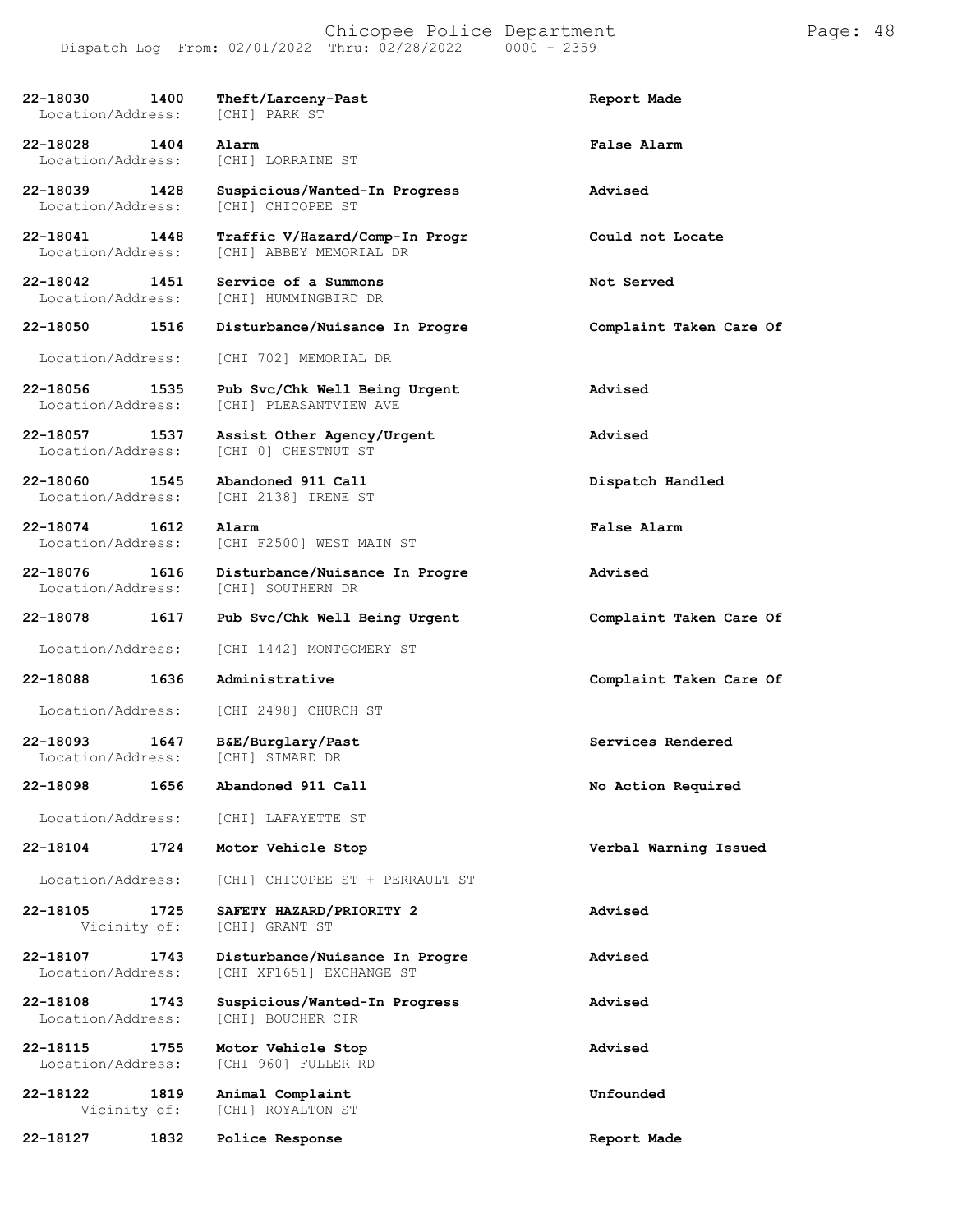| Call Number | Time | Call Reason | Action |
|---|---|---|---|
| 22-18030 | 1400 | Theft/Larceny-Past | Report Made |
| Location/Address: | | [CHI] PARK ST | |
| 22-18028 | 1404 | Alarm | False Alarm |
| Location/Address: | | [CHI] LORRAINE ST | |
| 22-18039 | 1428 | Suspicious/Wanted-In Progress | Advised |
| Location/Address: | | [CHI] CHICOPEE ST | |
| 22-18041 | 1448 | Traffic V/Hazard/Comp-In Progr | Could not Locate |
| Location/Address: | | [CHI] ABBEY MEMORIAL DR | |
| 22-18042 | 1451 | Service of a Summons | Not Served |
| Location/Address: | | [CHI] HUMMINGBIRD DR | |
| 22-18050 | 1516 | Disturbance/Nuisance In Progre | Complaint Taken Care Of |
| Location/Address: | | [CHI 702] MEMORIAL DR | |
| 22-18056 | 1535 | Pub Svc/Chk Well Being Urgent | Advised |
| Location/Address: | | [CHI] PLEASANTVIEW AVE | |
| 22-18057 | 1537 | Assist Other Agency/Urgent | Advised |
| Location/Address: | | [CHI 0] CHESTNUT ST | |
| 22-18060 | 1545 | Abandoned 911 Call | Dispatch Handled |
| Location/Address: | | [CHI 2138] IRENE ST | |
| 22-18074 | 1612 | Alarm | False Alarm |
| Location/Address: | | [CHI F2500] WEST MAIN ST | |
| 22-18076 | 1616 | Disturbance/Nuisance In Progre | Advised |
| Location/Address: | | [CHI] SOUTHERN DR | |
| 22-18078 | 1617 | Pub Svc/Chk Well Being Urgent | Complaint Taken Care Of |
| Location/Address: | | [CHI 1442] MONTGOMERY ST | |
| 22-18088 | 1636 | Administrative | Complaint Taken Care Of |
| Location/Address: | | [CHI 2498] CHURCH ST | |
| 22-18093 | 1647 | B&E/Burglary/Past | Services Rendered |
| Location/Address: | | [CHI] SIMARD DR | |
| 22-18098 | 1656 | Abandoned 911 Call | No Action Required |
| Location/Address: | | [CHI] LAFAYETTE ST | |
| 22-18104 | 1724 | Motor Vehicle Stop | Verbal Warning Issued |
| Location/Address: | | [CHI] CHICOPEE ST + PERRAULT ST | |
| 22-18105 | 1725 | SAFETY HAZARD/PRIORITY 2 | Advised |
| Vicinity of: | | [CHI] GRANT ST | |
| 22-18107 | 1743 | Disturbance/Nuisance In Progre | Advised |
| Location/Address: | | [CHI XF1651] EXCHANGE ST | |
| 22-18108 | 1743 | Suspicious/Wanted-In Progress | Advised |
| Location/Address: | | [CHI] BOUCHER CIR | |
| 22-18115 | 1755 | Motor Vehicle Stop | Advised |
| Location/Address: | | [CHI 960] FULLER RD | |
| 22-18122 | 1819 | Animal Complaint | Unfounded |
| Vicinity of: | | [CHI] ROYALTON ST | |
| 22-18127 | 1832 | Police Response | Report Made |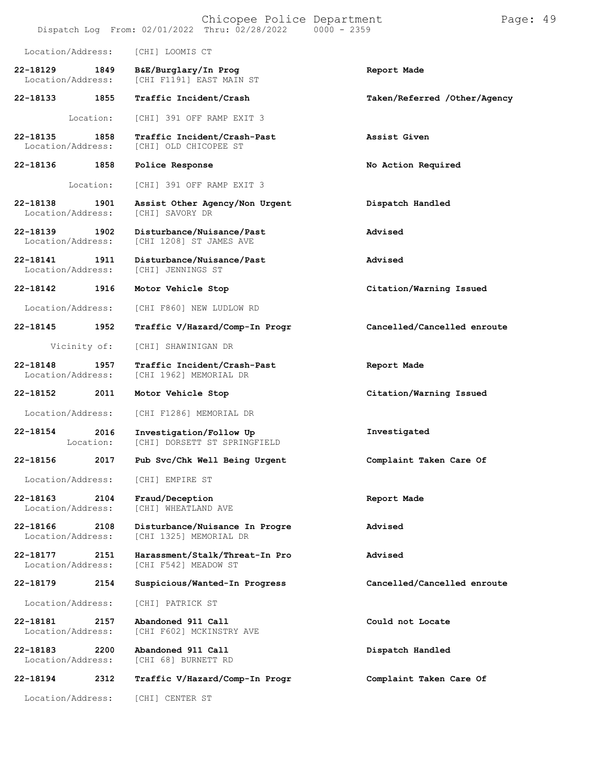Location/Address: [CHI] LOOMIS CT

| Call Number | Time | Call Reason | Action |
|---|---|---|---|
| 22-18129 | 1849 | B&E/Burglary/In Prog | Report Made |
| Location/Address: | | [CHI F1191] EAST MAIN ST | |
| 22-18133 | 1855 | Traffic Incident/Crash | Taken/Referred /Other/Agency |
| Location: | | [CHI] 391 OFF RAMP EXIT 3 | |
| 22-18135 | 1858 | Traffic Incident/Crash-Past | Assist Given |
| Location/Address: | | [CHI] OLD CHICOPEE ST | |
| 22-18136 | 1858 | Police Response | No Action Required |
| Location: | | [CHI] 391 OFF RAMP EXIT 3 | |
| 22-18138 | 1901 | Assist Other Agency/Non Urgent | Dispatch Handled |
| Location/Address: | | [CHI] SAVORY DR | |
| 22-18139 | 1902 | Disturbance/Nuisance/Past | Advised |
| Location/Address: | | [CHI 1208] ST JAMES AVE | |
| 22-18141 | 1911 | Disturbance/Nuisance/Past | Advised |
| Location/Address: | | [CHI] JENNINGS ST | |
| 22-18142 | 1916 | Motor Vehicle Stop | Citation/Warning Issued |
| Location/Address: | | [CHI F860] NEW LUDLOW RD | |
| 22-18145 | 1952 | Traffic V/Hazard/Comp-In Progr | Cancelled/Cancelled enroute |
| Vicinity of: | | [CHI] SHAWINIGAN DR | |
| 22-18148 | 1957 | Traffic Incident/Crash-Past | Report Made |
| Location/Address: | | [CHI 1962] MEMORIAL DR | |
| 22-18152 | 2011 | Motor Vehicle Stop | Citation/Warning Issued |
| Location/Address: | | [CHI F1286] MEMORIAL DR | |
| 22-18154 | 2016 | Investigation/Follow Up | Investigated |
| Location: | | [CHI] DORSETT ST SPRINGFIELD | |
| 22-18156 | 2017 | Pub Svc/Chk Well Being Urgent | Complaint Taken Care Of |
| Location/Address: | | [CHI] EMPIRE ST | |
| 22-18163 | 2104 | Fraud/Deception | Report Made |
| Location/Address: | | [CHI] WHEATLAND AVE | |
| 22-18166 | 2108 | Disturbance/Nuisance In Progre | Advised |
| Location/Address: | | [CHI 1325] MEMORIAL DR | |
| 22-18177 | 2151 | Harassment/Stalk/Threat-In Pro | Advised |
| Location/Address: | | [CHI F542] MEADOW ST | |
| 22-18179 | 2154 | Suspicious/Wanted-In Progress | Cancelled/Cancelled enroute |
| Location/Address: | | [CHI] PATRICK ST | |
| 22-18181 | 2157 | Abandoned 911 Call | Could not Locate |
| Location/Address: | | [CHI F602] MCKINSTRY AVE | |
| 22-18183 | 2200 | Abandoned 911 Call | Dispatch Handled |
| Location/Address: | | [CHI 68] BURNETT RD | |
| 22-18194 | 2312 | Traffic V/Hazard/Comp-In Progr | Complaint Taken Care Of |
| Location/Address: | | [CHI] CENTER ST | |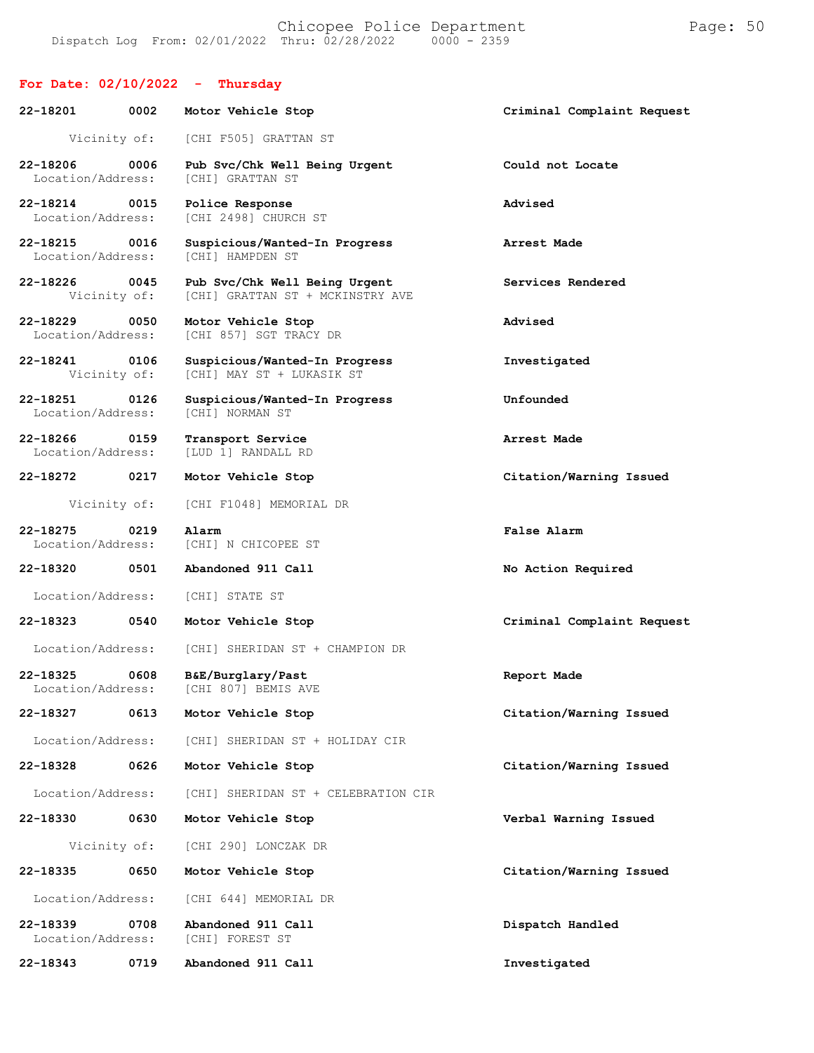**For Date: 02/10/2022 - Thursday**

**22-18201 0002 Motor Vehicle Stop** — Criminal Complaint Request
Vicinity of: [CHI F505] GRATTAN ST

**22-18206 0006 Pub Svc/Chk Well Being Urgent** — Could not Locate
Location/Address: [CHI] GRATTAN ST

**22-18214 0015 Police Response** — Advised
Location/Address: [CHI 2498] CHURCH ST

**22-18215 0016 Suspicious/Wanted-In Progress** — Arrest Made
Location/Address: [CHI] HAMPDEN ST

**22-18226 0045 Pub Svc/Chk Well Being Urgent** — Services Rendered
Vicinity of: [CHI] GRATTAN ST + MCKINSTRY AVE

**22-18229 0050 Motor Vehicle Stop** — Advised
Location/Address: [CHI 857] SGT TRACY DR

**22-18241 0106 Suspicious/Wanted-In Progress** — Investigated
Vicinity of: [CHI] MAY ST + LUKASIK ST

**22-18251 0126 Suspicious/Wanted-In Progress** — Unfounded
Location/Address: [CHI] NORMAN ST

**22-18266 0159 Transport Service** — Arrest Made
Location/Address: [LUD 1] RANDALL RD

**22-18272 0217 Motor Vehicle Stop** — Citation/Warning Issued
Vicinity of: [CHI F1048] MEMORIAL DR

**22-18275 0219 Alarm** — False Alarm
Location/Address: [CHI] N CHICOPEE ST

**22-18320 0501 Abandoned 911 Call** — No Action Required
Location/Address: [CHI] STATE ST

**22-18323 0540 Motor Vehicle Stop** — Criminal Complaint Request
Location/Address: [CHI] SHERIDAN ST + CHAMPION DR

**22-18325 0608 B&E/Burglary/Past** — Report Made
Location/Address: [CHI 807] BEMIS AVE

**22-18327 0613 Motor Vehicle Stop** — Citation/Warning Issued
Location/Address: [CHI] SHERIDAN ST + HOLIDAY CIR

**22-18328 0626 Motor Vehicle Stop** — Citation/Warning Issued
Location/Address: [CHI] SHERIDAN ST + CELEBRATION CIR

**22-18330 0630 Motor Vehicle Stop** — Verbal Warning Issued
Vicinity of: [CHI 290] LONCZAK DR

**22-18335 0650 Motor Vehicle Stop** — Citation/Warning Issued
Location/Address: [CHI 644] MEMORIAL DR

**22-18339 0708 Abandoned 911 Call** — Dispatch Handled
Location/Address: [CHI] FOREST ST

**22-18343 0719 Abandoned 911 Call** — Investigated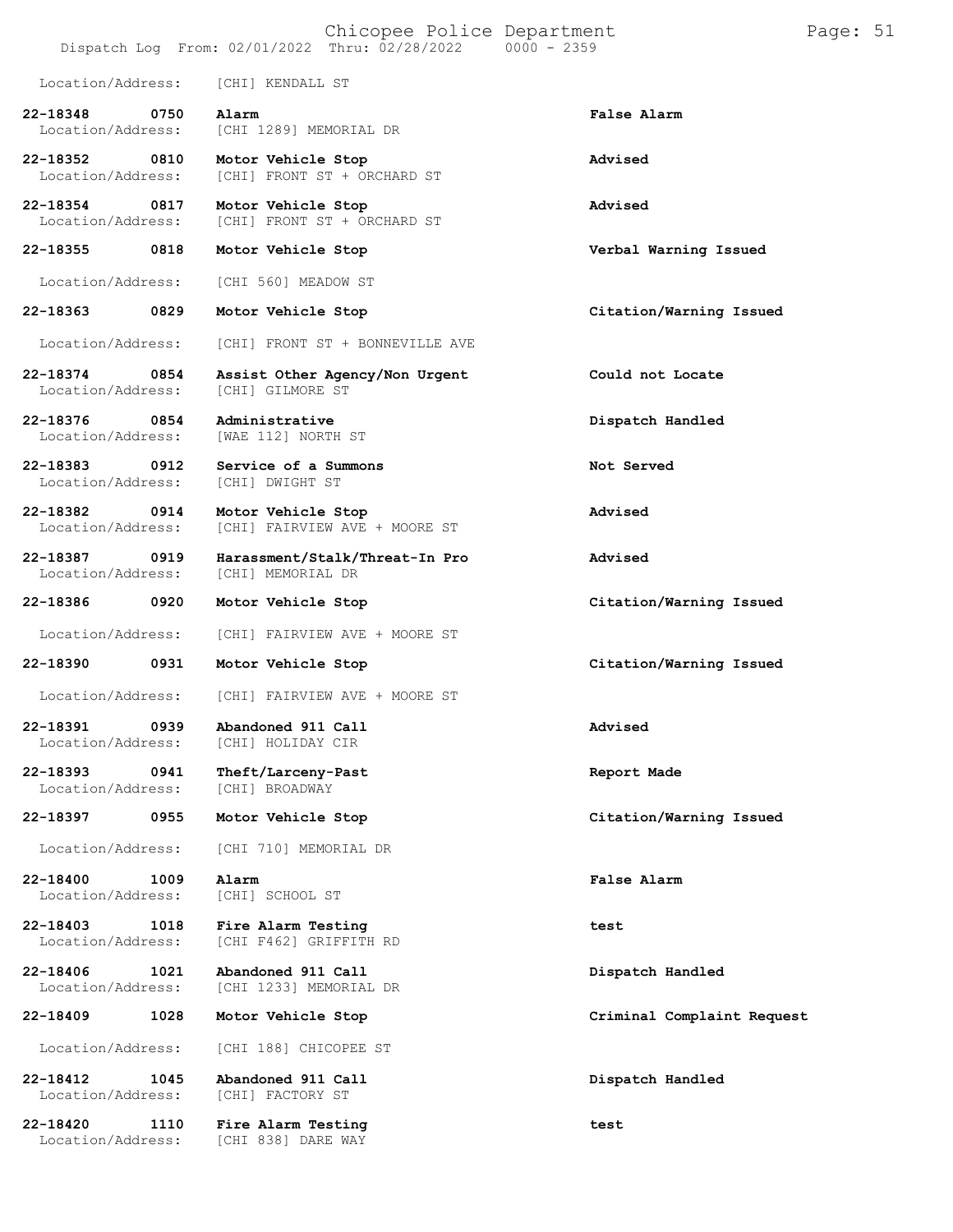Location/Address: [CHI] KENDALL ST

| Call # | Time | Call Type | Disposition |
|---|---|---|---|
| **22-18348** | **0750** | **Alarm** | **False Alarm** |
| Location/Address: | | [CHI 1289] MEMORIAL DR | |
| **22-18352** | **0810** | **Motor Vehicle Stop** | **Advised** |
| Location/Address: | | [CHI] FRONT ST + ORCHARD ST | |
| **22-18354** | **0817** | **Motor Vehicle Stop** | **Advised** |
| Location/Address: | | [CHI] FRONT ST + ORCHARD ST | |
| **22-18355** | **0818** | **Motor Vehicle Stop** | **Verbal Warning Issued** |
| Location/Address: | | [CHI 560] MEADOW ST | |
| **22-18363** | **0829** | **Motor Vehicle Stop** | **Citation/Warning Issued** |
| Location/Address: | | [CHI] FRONT ST + BONNEVILLE AVE | |
| **22-18374** | **0854** | **Assist Other Agency/Non Urgent** | **Could not Locate** |
| Location/Address: | | [CHI] GILMORE ST | |
| **22-18376** | **0854** | **Administrative** | **Dispatch Handled** |
| Location/Address: | | [WAE 112] NORTH ST | |
| **22-18383** | **0912** | **Service of a Summons** | **Not Served** |
| Location/Address: | | [CHI] DWIGHT ST | |
| **22-18382** | **0914** | **Motor Vehicle Stop** | **Advised** |
| Location/Address: | | [CHI] FAIRVIEW AVE + MOORE ST | |
| **22-18387** | **0919** | **Harassment/Stalk/Threat-In Pro** | **Advised** |
| Location/Address: | | [CHI] MEMORIAL DR | |
| **22-18386** | **0920** | **Motor Vehicle Stop** | **Citation/Warning Issued** |
| Location/Address: | | [CHI] FAIRVIEW AVE + MOORE ST | |
| **22-18390** | **0931** | **Motor Vehicle Stop** | **Citation/Warning Issued** |
| Location/Address: | | [CHI] FAIRVIEW AVE + MOORE ST | |
| **22-18391** | **0939** | **Abandoned 911 Call** | **Advised** |
| Location/Address: | | [CHI] HOLIDAY CIR | |
| **22-18393** | **0941** | **Theft/Larceny-Past** | **Report Made** |
| Location/Address: | | [CHI] BROADWAY | |
| **22-18397** | **0955** | **Motor Vehicle Stop** | **Citation/Warning Issued** |
| Location/Address: | | [CHI 710] MEMORIAL DR | |
| **22-18400** | **1009** | **Alarm** | **False Alarm** |
| Location/Address: | | [CHI] SCHOOL ST | |
| **22-18403** | **1018** | **Fire Alarm Testing** | **test** |
| Location/Address: | | [CHI F462] GRIFFITH RD | |
| **22-18406** | **1021** | **Abandoned 911 Call** | **Dispatch Handled** |
| Location/Address: | | [CHI 1233] MEMORIAL DR | |
| **22-18409** | **1028** | **Motor Vehicle Stop** | **Criminal Complaint Request** |
| Location/Address: | | [CHI 188] CHICOPEE ST | |
| **22-18412** | **1045** | **Abandoned 911 Call** | **Dispatch Handled** |
| Location/Address: | | [CHI] FACTORY ST | |
| **22-18420** | **1110** | **Fire Alarm Testing** | **test** |
| Location/Address: | | [CHI 838] DARE WAY | |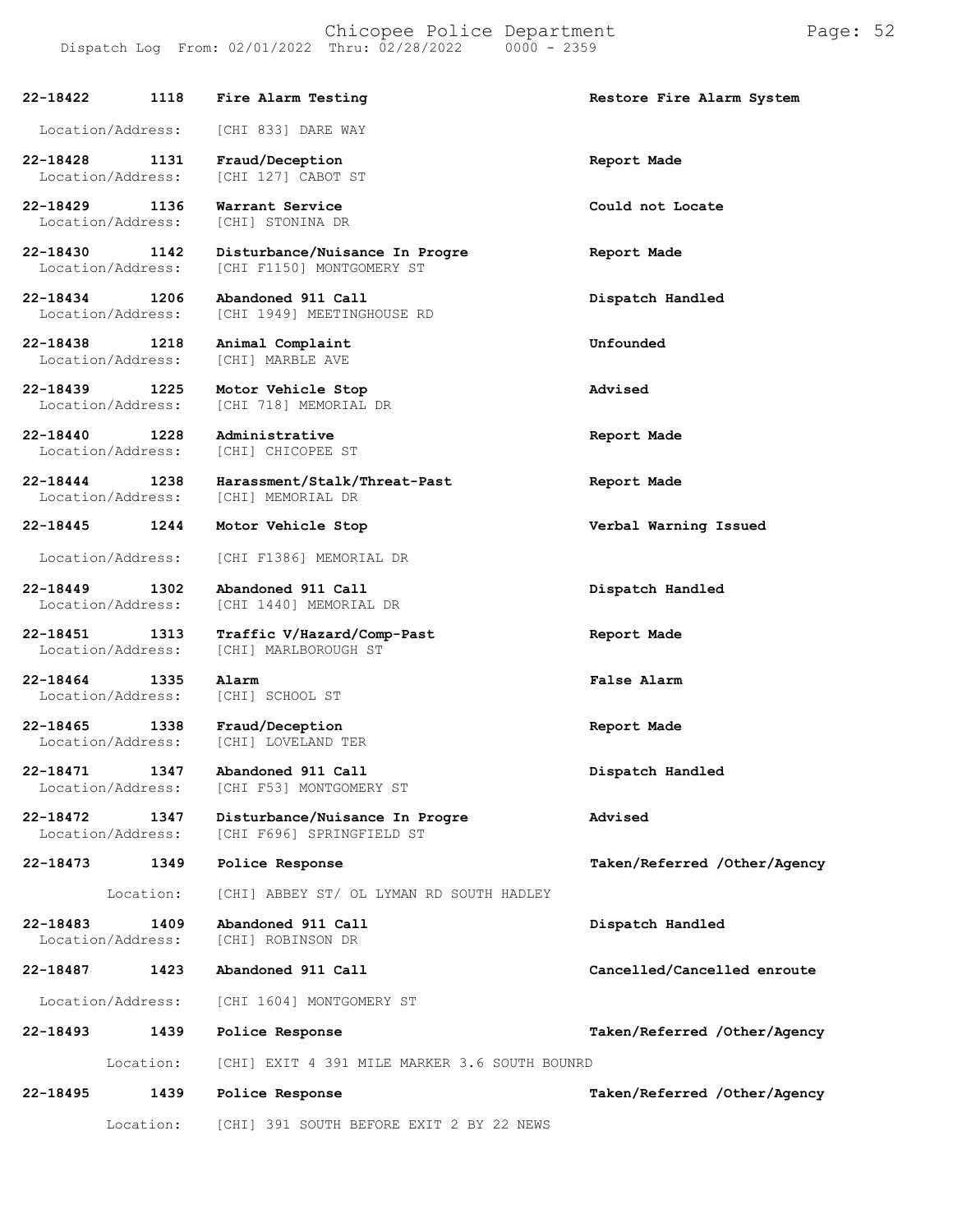| Call # | Time | Call Type | Disposition |
|---|---|---|---|
| **22-18422** | **1118** | **Fire Alarm Testing** | **Restore Fire Alarm System** |
| Location/Address: | | [CHI 833] DARE WAY | |
| **22-18428** | **1131** | **Fraud/Deception** | **Report Made** |
| Location/Address: | | [CHI 127] CABOT ST | |
| **22-18429** | **1136** | **Warrant Service** | **Could not Locate** |
| Location/Address: | | [CHI] STONINA DR | |
| **22-18430** | **1142** | **Disturbance/Nuisance In Progre** | **Report Made** |
| Location/Address: | | [CHI F1150] MONTGOMERY ST | |
| **22-18434** | **1206** | **Abandoned 911 Call** | **Dispatch Handled** |
| Location/Address: | | [CHI 1949] MEETINGHOUSE RD | |
| **22-18438** | **1218** | **Animal Complaint** | **Unfounded** |
| Location/Address: | | [CHI] MARBLE AVE | |
| **22-18439** | **1225** | **Motor Vehicle Stop** | **Advised** |
| Location/Address: | | [CHI 718] MEMORIAL DR | |
| **22-18440** | **1228** | **Administrative** | **Report Made** |
| Location/Address: | | [CHI] CHICOPEE ST | |
| **22-18444** | **1238** | **Harassment/Stalk/Threat-Past** | **Report Made** |
| Location/Address: | | [CHI] MEMORIAL DR | |
| **22-18445** | **1244** | **Motor Vehicle Stop** | **Verbal Warning Issued** |
| Location/Address: | | [CHI F1386] MEMORIAL DR | |
| **22-18449** | **1302** | **Abandoned 911 Call** | **Dispatch Handled** |
| Location/Address: | | [CHI 1440] MEMORIAL DR | |
| **22-18451** | **1313** | **Traffic V/Hazard/Comp-Past** | **Report Made** |
| Location/Address: | | [CHI] MARLBOROUGH ST | |
| **22-18464** | **1335** | **Alarm** | **False Alarm** |
| Location/Address: | | [CHI] SCHOOL ST | |
| **22-18465** | **1338** | **Fraud/Deception** | **Report Made** |
| Location/Address: | | [CHI] LOVELAND TER | |
| **22-18471** | **1347** | **Abandoned 911 Call** | **Dispatch Handled** |
| Location/Address: | | [CHI F53] MONTGOMERY ST | |
| **22-18472** | **1347** | **Disturbance/Nuisance In Progre** | **Advised** |
| Location/Address: | | [CHI F696] SPRINGFIELD ST | |
| **22-18473** | **1349** | **Police Response** | **Taken/Referred /Other/Agency** |
| Location: | | [CHI] ABBEY ST/ OL LYMAN RD SOUTH HADLEY | |
| **22-18483** | **1409** | **Abandoned 911 Call** | **Dispatch Handled** |
| Location/Address: | | [CHI] ROBINSON DR | |
| **22-18487** | **1423** | **Abandoned 911 Call** | **Cancelled/Cancelled enroute** |
| Location/Address: | | [CHI 1604] MONTGOMERY ST | |
| **22-18493** | **1439** | **Police Response** | **Taken/Referred /Other/Agency** |
| Location: | | [CHI] EXIT 4 391 MILE MARKER 3.6 SOUTH BOUNRD | |
| **22-18495** | **1439** | **Police Response** | **Taken/Referred /Other/Agency** |
| Location: | | [CHI] 391 SOUTH BEFORE EXIT 2 BY 22 NEWS | |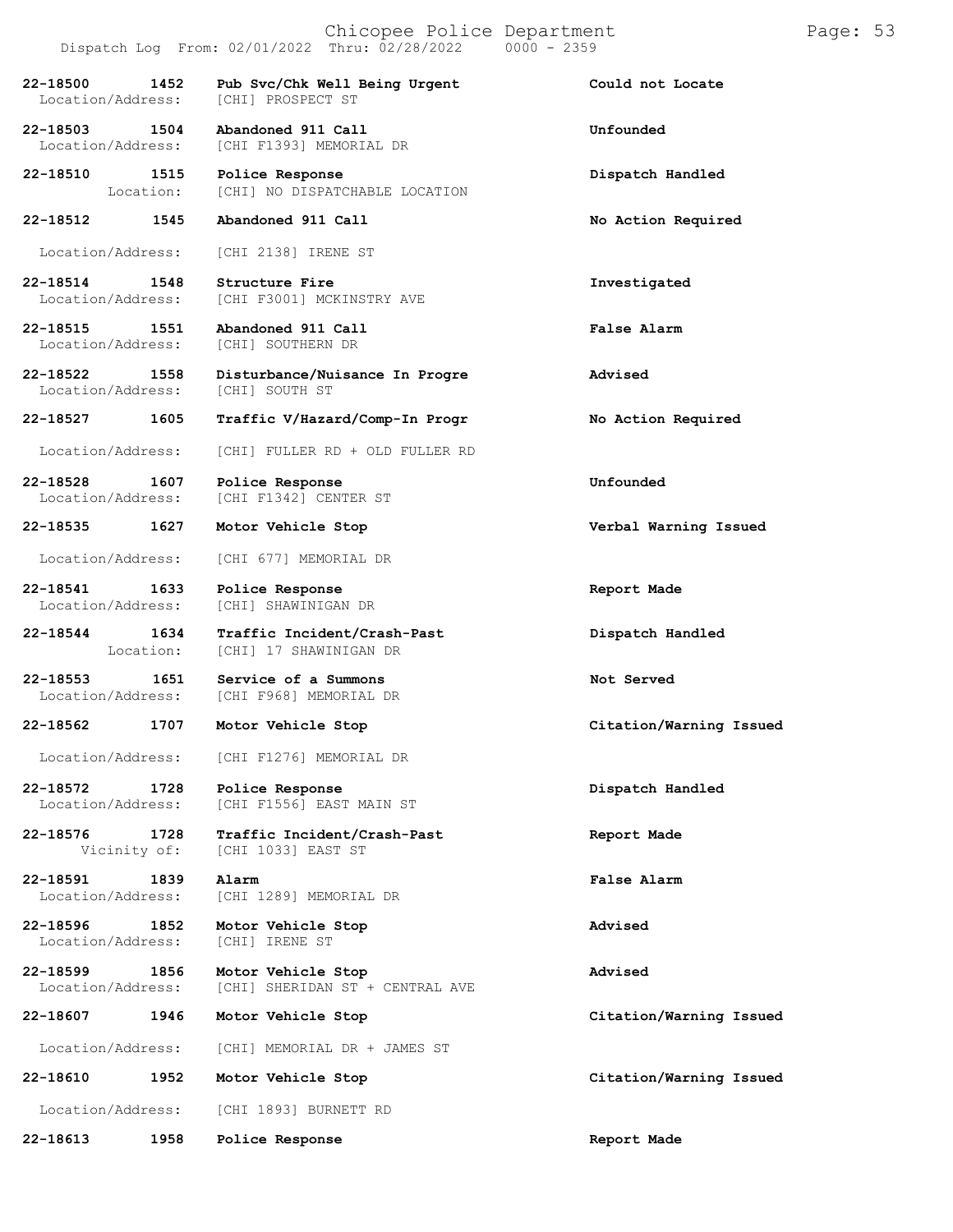| | | | |
|---|---|---|---|
| **22-18500** | **1452** | **Pub Svc/Chk Well Being Urgent** | **Could not Locate** |
| Location/Address: | | [CHI] PROSPECT ST | |
| **22-18503** | **1504** | **Abandoned 911 Call** | **Unfounded** |
| Location/Address: | | [CHI F1393] MEMORIAL DR | |
| **22-18510** | **1515** | **Police Response** | **Dispatch Handled** |
| Location: | | [CHI] NO DISPATCHABLE LOCATION | |
| **22-18512** | **1545** | **Abandoned 911 Call** | **No Action Required** |
| Location/Address: | | [CHI 2138] IRENE ST | |
| **22-18514** | **1548** | **Structure Fire** | **Investigated** |
| Location/Address: | | [CHI F3001] MCKINSTRY AVE | |
| **22-18515** | **1551** | **Abandoned 911 Call** | **False Alarm** |
| Location/Address: | | [CHI] SOUTHERN DR | |
| **22-18522** | **1558** | **Disturbance/Nuisance In Progre** | **Advised** |
| Location/Address: | | [CHI] SOUTH ST | |
| **22-18527** | **1605** | **Traffic V/Hazard/Comp-In Progr** | **No Action Required** |
| Location/Address: | | [CHI] FULLER RD + OLD FULLER RD | |
| **22-18528** | **1607** | **Police Response** | **Unfounded** |
| Location/Address: | | [CHI F1342] CENTER ST | |
| **22-18535** | **1627** | **Motor Vehicle Stop** | **Verbal Warning Issued** |
| Location/Address: | | [CHI 677] MEMORIAL DR | |
| **22-18541** | **1633** | **Police Response** | **Report Made** |
| Location/Address: | | [CHI] SHAWINIGAN DR | |
| **22-18544** | **1634** | **Traffic Incident/Crash-Past** | **Dispatch Handled** |
| Location: | | [CHI] 17 SHAWINIGAN DR | |
| **22-18553** | **1651** | **Service of a Summons** | **Not Served** |
| Location/Address: | | [CHI F968] MEMORIAL DR | |
| **22-18562** | **1707** | **Motor Vehicle Stop** | **Citation/Warning Issued** |
| Location/Address: | | [CHI F1276] MEMORIAL DR | |
| **22-18572** | **1728** | **Police Response** | **Dispatch Handled** |
| Location/Address: | | [CHI F1556] EAST MAIN ST | |
| **22-18576** | **1728** | **Traffic Incident/Crash-Past** | **Report Made** |
| Vicinity of: | | [CHI 1033] EAST ST | |
| **22-18591** | **1839** | **Alarm** | **False Alarm** |
| Location/Address: | | [CHI 1289] MEMORIAL DR | |
| **22-18596** | **1852** | **Motor Vehicle Stop** | **Advised** |
| Location/Address: | | [CHI] IRENE ST | |
| **22-18599** | **1856** | **Motor Vehicle Stop** | **Advised** |
| Location/Address: | | [CHI] SHERIDAN ST + CENTRAL AVE | |
| **22-18607** | **1946** | **Motor Vehicle Stop** | **Citation/Warning Issued** |
| Location/Address: | | [CHI] MEMORIAL DR + JAMES ST | |
| **22-18610** | **1952** | **Motor Vehicle Stop** | **Citation/Warning Issued** |
| Location/Address: | | [CHI 1893] BURNETT RD | |
| **22-18613** | **1958** | **Police Response** | **Report Made** |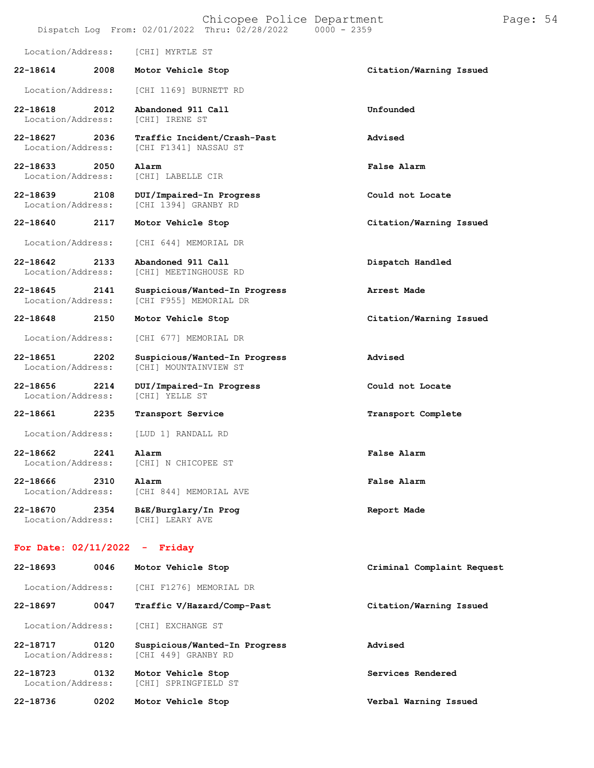Location/Address: [CHI] MYRTLE ST

| Call # | Time | Call Reason | Action |
|---|---|---|---|
| 22-18614 | 2008 | Motor Vehicle Stop | Citation/Warning Issued |
| | | Location/Address: [CHI 1169] BURNETT RD | |
| 22-18618 | 2012 | Abandoned 911 Call | Unfounded |
| | | Location/Address: [CHI] IRENE ST | |
| 22-18627 | 2036 | Traffic Incident/Crash-Past | Advised |
| | | Location/Address: [CHI F1341] NASSAU ST | |
| 22-18633 | 2050 | Alarm | False Alarm |
| | | Location/Address: [CHI] LABELLE CIR | |
| 22-18639 | 2108 | DUI/Impaired-In Progress | Could not Locate |
| | | Location/Address: [CHI 1394] GRANBY RD | |
| 22-18640 | 2117 | Motor Vehicle Stop | Citation/Warning Issued |
| | | Location/Address: [CHI 644] MEMORIAL DR | |
| 22-18642 | 2133 | Abandoned 911 Call | Dispatch Handled |
| | | Location/Address: [CHI] MEETINGHOUSE RD | |
| 22-18645 | 2141 | Suspicious/Wanted-In Progress | Arrest Made |
| | | Location/Address: [CHI F955] MEMORIAL DR | |
| 22-18648 | 2150 | Motor Vehicle Stop | Citation/Warning Issued |
| | | Location/Address: [CHI 677] MEMORIAL DR | |
| 22-18651 | 2202 | Suspicious/Wanted-In Progress | Advised |
| | | Location/Address: [CHI] MOUNTAINVIEW ST | |
| 22-18656 | 2214 | DUI/Impaired-In Progress | Could not Locate |
| | | Location/Address: [CHI] YELLE ST | |
| 22-18661 | 2235 | Transport Service | Transport Complete |
| | | Location/Address: [LUD 1] RANDALL RD | |
| 22-18662 | 2241 | Alarm | False Alarm |
| | | Location/Address: [CHI] N CHICOPEE ST | |
| 22-18666 | 2310 | Alarm | False Alarm |
| | | Location/Address: [CHI 844] MEMORIAL AVE | |
| 22-18670 | 2354 | B&E/Burglary/In Prog | Report Made |
| | | Location/Address: [CHI] LEARY AVE | |

## For Date: 02/11/2022 - Friday

| Call # | Time | Call Reason | Action |
|---|---|---|---|
| 22-18693 | 0046 | Motor Vehicle Stop | Criminal Complaint Request |
| | | Location/Address: [CHI F1276] MEMORIAL DR | |
| 22-18697 | 0047 | Traffic V/Hazard/Comp-Past | Citation/Warning Issued |
| | | Location/Address: [CHI] EXCHANGE ST | |
| 22-18717 | 0120 | Suspicious/Wanted-In Progress | Advised |
| | | Location/Address: [CHI 449] GRANBY RD | |
| 22-18723 | 0132 | Motor Vehicle Stop | Services Rendered |
| | | Location/Address: [CHI] SPRINGFIELD ST | |
| 22-18736 | 0202 | Motor Vehicle Stop | Verbal Warning Issued |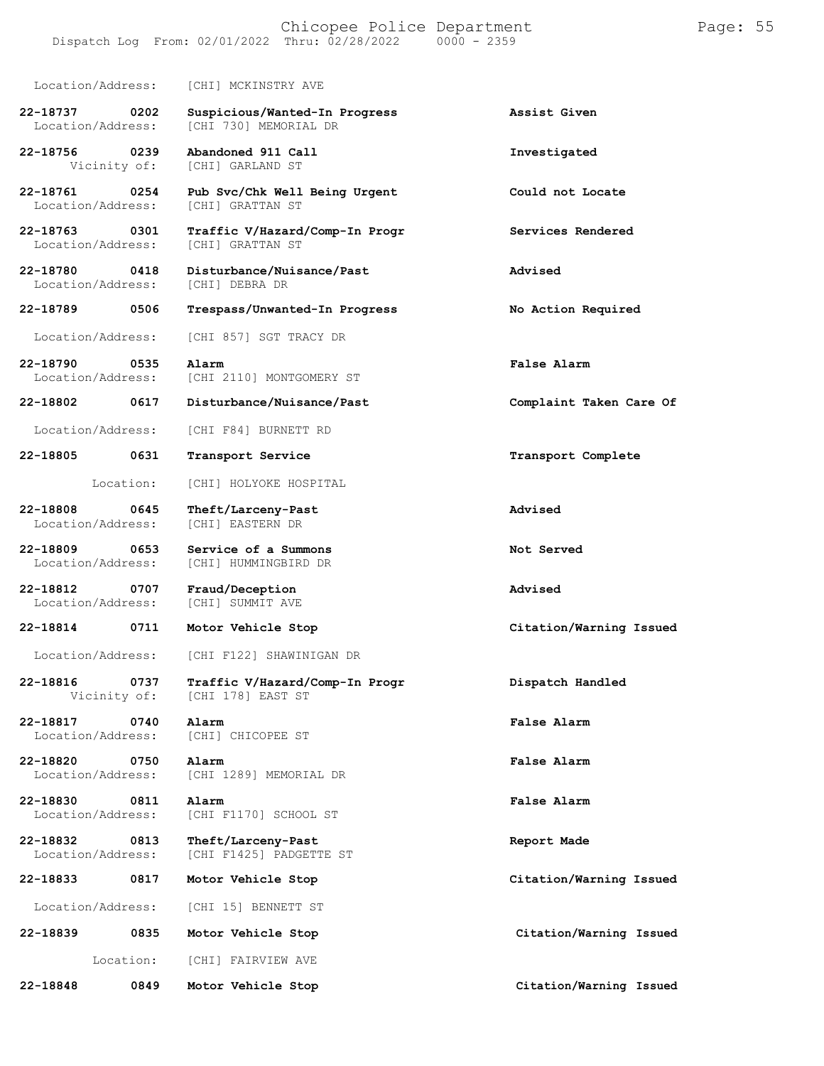Location/Address: [CHI] MCKINSTRY AVE

| Call Number | Time | Call Reason | Action |
|---|---|---|---|
| **22-18737** | **0202** | **Suspicious/Wanted-In Progress** | **Assist Given** |
| Location/Address: | | [CHI 730] MEMORIAL DR | |
| **22-18756** | **0239** | **Abandoned 911 Call** | **Investigated** |
| Vicinity of: | | [CHI] GARLAND ST | |
| **22-18761** | **0254** | **Pub Svc/Chk Well Being Urgent** | **Could not Locate** |
| Location/Address: | | [CHI] GRATTAN ST | |
| **22-18763** | **0301** | **Traffic V/Hazard/Comp-In Progr** | **Services Rendered** |
| Location/Address: | | [CHI] GRATTAN ST | |
| **22-18780** | **0418** | **Disturbance/Nuisance/Past** | **Advised** |
| Location/Address: | | [CHI] DEBRA DR | |
| **22-18789** | **0506** | **Trespass/Unwanted-In Progress** | **No Action Required** |
| Location/Address: | | [CHI 857] SGT TRACY DR | |
| **22-18790** | **0535** | **Alarm** | **False Alarm** |
| Location/Address: | | [CHI 2110] MONTGOMERY ST | |
| **22-18802** | **0617** | **Disturbance/Nuisance/Past** | **Complaint Taken Care Of** |
| Location/Address: | | [CHI F84] BURNETT RD | |
| **22-18805** | **0631** | **Transport Service** | **Transport Complete** |
| Location: | | [CHI] HOLYOKE HOSPITAL | |
| **22-18808** | **0645** | **Theft/Larceny-Past** | **Advised** |
| Location/Address: | | [CHI] EASTERN DR | |
| **22-18809** | **0653** | **Service of a Summons** | **Not Served** |
| Location/Address: | | [CHI] HUMMINGBIRD DR | |
| **22-18812** | **0707** | **Fraud/Deception** | **Advised** |
| Location/Address: | | [CHI] SUMMIT AVE | |
| **22-18814** | **0711** | **Motor Vehicle Stop** | **Citation/Warning Issued** |
| Location/Address: | | [CHI F122] SHAWINIGAN DR | |
| **22-18816** | **0737** | **Traffic V/Hazard/Comp-In Progr** | **Dispatch Handled** |
| Vicinity of: | | [CHI 178] EAST ST | |
| **22-18817** | **0740** | **Alarm** | **False Alarm** |
| Location/Address: | | [CHI] CHICOPEE ST | |
| **22-18820** | **0750** | **Alarm** | **False Alarm** |
| Location/Address: | | [CHI 1289] MEMORIAL DR | |
| **22-18830** | **0811** | **Alarm** | **False Alarm** |
| Location/Address: | | [CHI F1170] SCHOOL ST | |
| **22-18832** | **0813** | **Theft/Larceny-Past** | **Report Made** |
| Location/Address: | | [CHI F1425] PADGETTE ST | |
| **22-18833** | **0817** | **Motor Vehicle Stop** | **Citation/Warning Issued** |
| Location/Address: | | [CHI 15] BENNETT ST | |
| **22-18839** | **0835** | **Motor Vehicle Stop** | **Citation/Warning Issued** |
| Location: | | [CHI] FAIRVIEW AVE | |
| **22-18848** | **0849** | **Motor Vehicle Stop** | **Citation/Warning Issued** |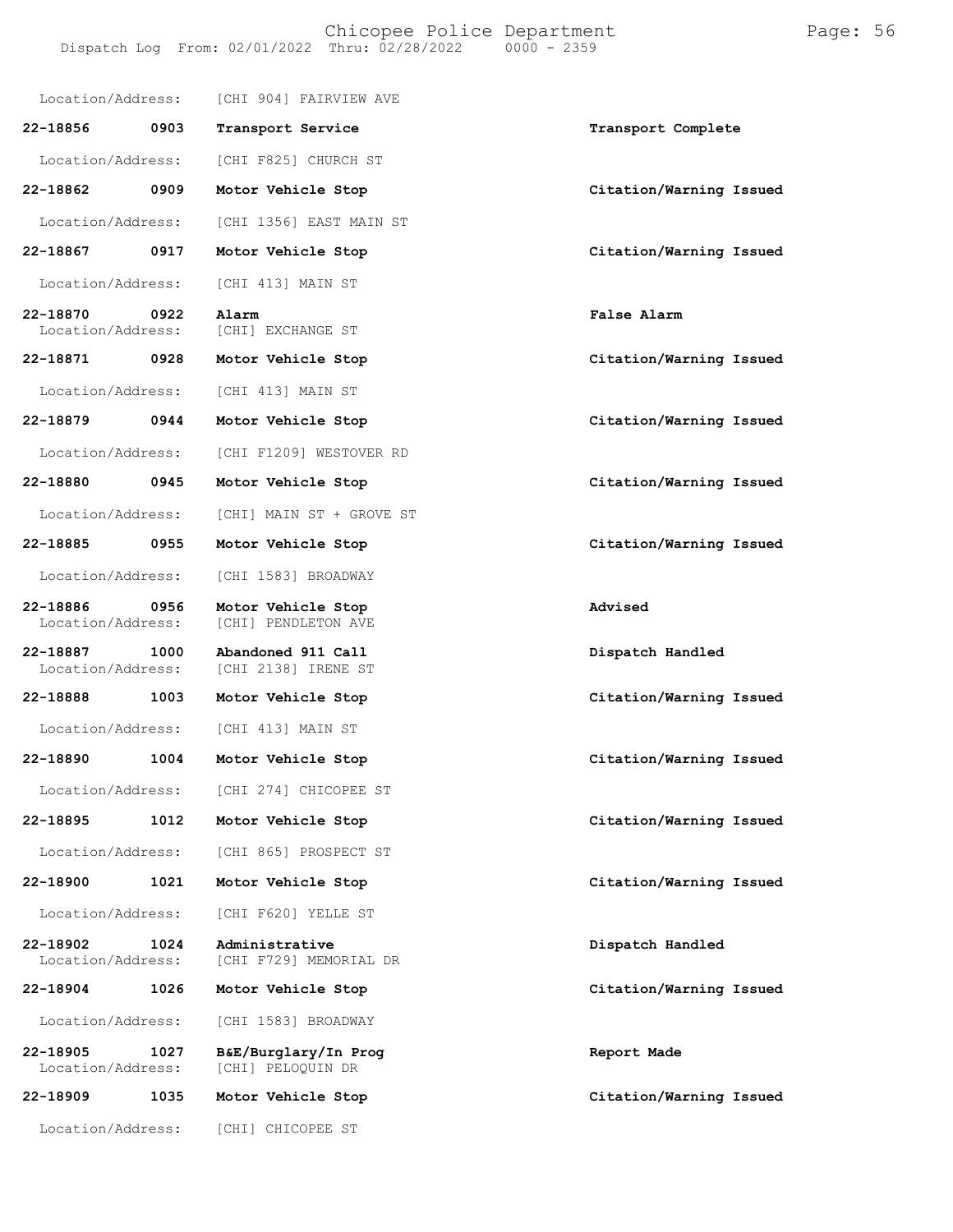Location/Address: [CHI 904] FAIRVIEW AVE

| Call # | Time | Call Type | Disposition |
|---|---|---|---|
| 22-18856 | 0903 | **Transport Service** | **Transport Complete** |
| Location/Address: | | [CHI F825] CHURCH ST | |
| 22-18862 | 0909 | **Motor Vehicle Stop** | **Citation/Warning Issued** |
| Location/Address: | | [CHI 1356] EAST MAIN ST | |
| 22-18867 | 0917 | **Motor Vehicle Stop** | **Citation/Warning Issued** |
| Location/Address: | | [CHI 413] MAIN ST | |
| 22-18870 | 0922 | **Alarm** | **False Alarm** |
| Location/Address: | | [CHI] EXCHANGE ST | |
| 22-18871 | 0928 | **Motor Vehicle Stop** | **Citation/Warning Issued** |
| Location/Address: | | [CHI 413] MAIN ST | |
| 22-18879 | 0944 | **Motor Vehicle Stop** | **Citation/Warning Issued** |
| Location/Address: | | [CHI F1209] WESTOVER RD | |
| 22-18880 | 0945 | **Motor Vehicle Stop** | **Citation/Warning Issued** |
| Location/Address: | | [CHI] MAIN ST + GROVE ST | |
| 22-18885 | 0955 | **Motor Vehicle Stop** | **Citation/Warning Issued** |
| Location/Address: | | [CHI 1583] BROADWAY | |
| 22-18886 | 0956 | **Motor Vehicle Stop** | **Advised** |
| Location/Address: | | [CHI] PENDLETON AVE | |
| 22-18887 | 1000 | **Abandoned 911 Call** | **Dispatch Handled** |
| Location/Address: | | [CHI 2138] IRENE ST | |
| 22-18888 | 1003 | **Motor Vehicle Stop** | **Citation/Warning Issued** |
| Location/Address: | | [CHI 413] MAIN ST | |
| 22-18890 | 1004 | **Motor Vehicle Stop** | **Citation/Warning Issued** |
| Location/Address: | | [CHI 274] CHICOPEE ST | |
| 22-18895 | 1012 | **Motor Vehicle Stop** | **Citation/Warning Issued** |
| Location/Address: | | [CHI 865] PROSPECT ST | |
| 22-18900 | 1021 | **Motor Vehicle Stop** | **Citation/Warning Issued** |
| Location/Address: | | [CHI F620] YELLE ST | |
| 22-18902 | 1024 | **Administrative** | **Dispatch Handled** |
| Location/Address: | | [CHI F729] MEMORIAL DR | |
| 22-18904 | 1026 | **Motor Vehicle Stop** | **Citation/Warning Issued** |
| Location/Address: | | [CHI 1583] BROADWAY | |
| 22-18905 | 1027 | **B&E/Burglary/In Prog** | **Report Made** |
| Location/Address: | | [CHI] PELOQUIN DR | |
| 22-18909 | 1035 | **Motor Vehicle Stop** | **Citation/Warning Issued** |
| Location/Address: | | [CHI] CHICOPEE ST | |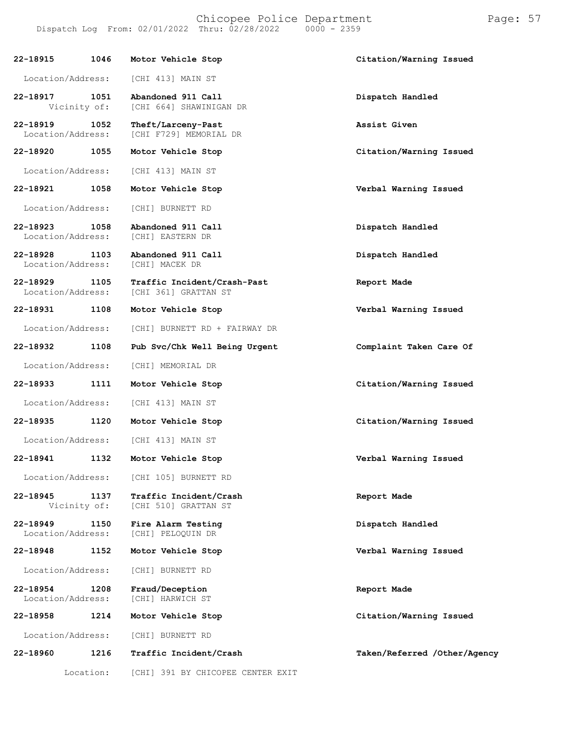| Call Number | Time | Call Reason | Action |
| --- | --- | --- | --- |
| 22-18915 | 1046 | Motor Vehicle Stop | Citation/Warning Issued |
| Location/Address: | | [CHI 413] MAIN ST | |
| 22-18917 | 1051 | Abandoned 911 Call | Dispatch Handled |
| Vicinity of: | | [CHI 664] SHAWINIGAN DR | |
| 22-18919 | 1052 | Theft/Larceny-Past | Assist Given |
| Location/Address: | | [CHI F729] MEMORIAL DR | |
| 22-18920 | 1055 | Motor Vehicle Stop | Citation/Warning Issued |
| Location/Address: | | [CHI 413] MAIN ST | |
| 22-18921 | 1058 | Motor Vehicle Stop | Verbal Warning Issued |
| Location/Address: | | [CHI] BURNETT RD | |
| 22-18923 | 1058 | Abandoned 911 Call | Dispatch Handled |
| Location/Address: | | [CHI] EASTERN DR | |
| 22-18928 | 1103 | Abandoned 911 Call | Dispatch Handled |
| Location/Address: | | [CHI] MACEK DR | |
| 22-18929 | 1105 | Traffic Incident/Crash-Past | Report Made |
| Location/Address: | | [CHI 361] GRATTAN ST | |
| 22-18931 | 1108 | Motor Vehicle Stop | Verbal Warning Issued |
| Location/Address: | | [CHI] BURNETT RD + FAIRWAY DR | |
| 22-18932 | 1108 | Pub Svc/Chk Well Being Urgent | Complaint Taken Care Of |
| Location/Address: | | [CHI] MEMORIAL DR | |
| 22-18933 | 1111 | Motor Vehicle Stop | Citation/Warning Issued |
| Location/Address: | | [CHI 413] MAIN ST | |
| 22-18935 | 1120 | Motor Vehicle Stop | Citation/Warning Issued |
| Location/Address: | | [CHI 413] MAIN ST | |
| 22-18941 | 1132 | Motor Vehicle Stop | Verbal Warning Issued |
| Location/Address: | | [CHI 105] BURNETT RD | |
| 22-18945 | 1137 | Traffic Incident/Crash | Report Made |
| Vicinity of: | | [CHI 510] GRATTAN ST | |
| 22-18949 | 1150 | Fire Alarm Testing | Dispatch Handled |
| Location/Address: | | [CHI] PELOQUIN DR | |
| 22-18948 | 1152 | Motor Vehicle Stop | Verbal Warning Issued |
| Location/Address: | | [CHI] BURNETT RD | |
| 22-18954 | 1208 | Fraud/Deception | Report Made |
| Location/Address: | | [CHI] HARWICH ST | |
| 22-18958 | 1214 | Motor Vehicle Stop | Citation/Warning Issued |
| Location/Address: | | [CHI] BURNETT RD | |
| 22-18960 | 1216 | Traffic Incident/Crash | Taken/Referred /Other/Agency |
| Location: | | [CHI] 391 BY CHICOPEE CENTER EXIT | |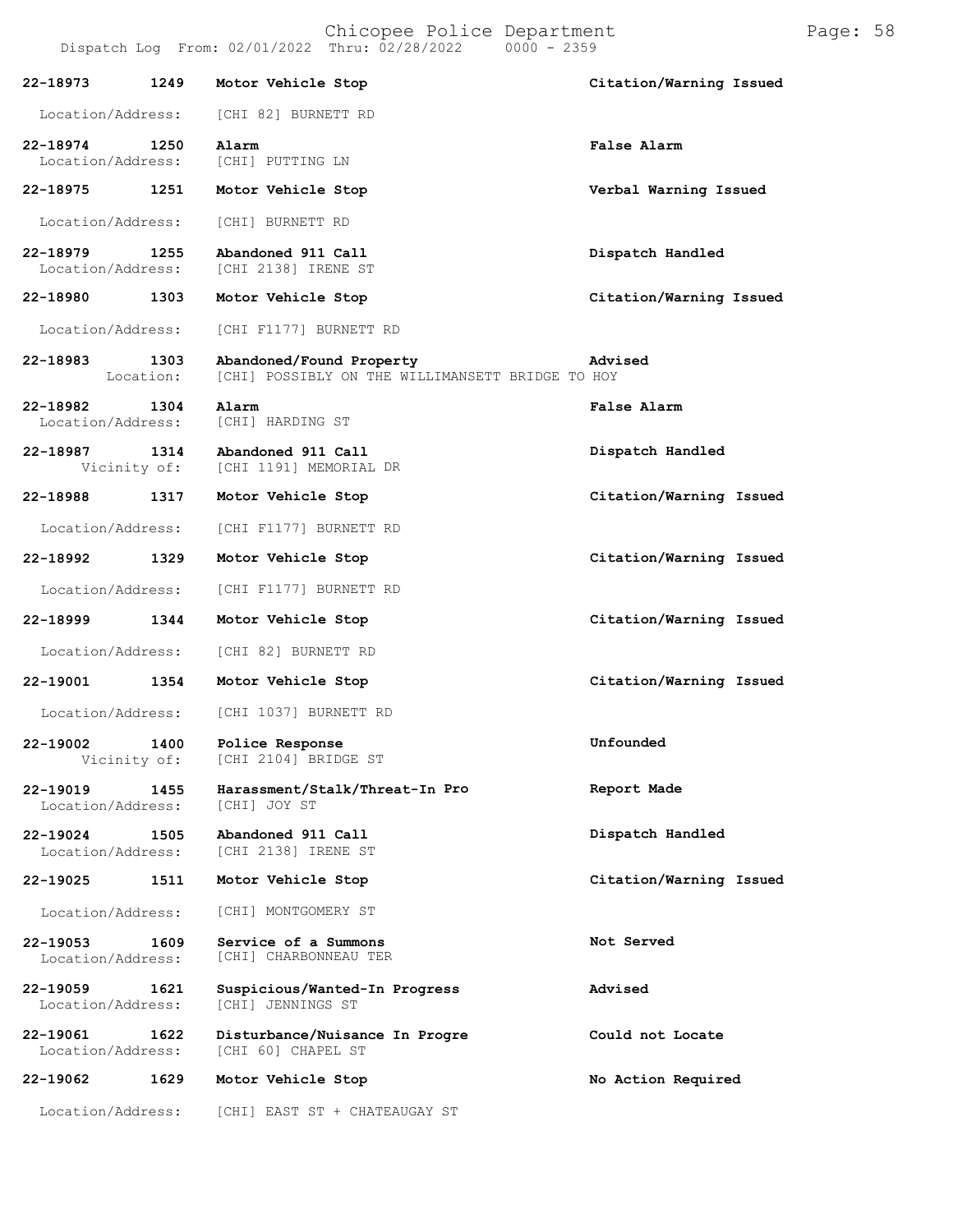Chicopee Police Department

Dispatch Log From: 02/01/2022 Thru: 02/28/2022 0000 - 2359

**22-18973 1249 Motor Vehicle Stop** — **Citation/Warning Issued**
Location/Address: [CHI 82] BURNETT RD

**22-18974 1250 Alarm** — **False Alarm**
Location/Address: [CHI] PUTTING LN

**22-18975 1251 Motor Vehicle Stop** — **Verbal Warning Issued**
Location/Address: [CHI] BURNETT RD

**22-18979 1255 Abandoned 911 Call** — **Dispatch Handled**
Location/Address: [CHI 2138] IRENE ST

**22-18980 1303 Motor Vehicle Stop** — **Citation/Warning Issued**
Location/Address: [CHI F1177] BURNETT RD

**22-18983 1303 Abandoned/Found Property** — **Advised**
Location: [CHI] POSSIBLY ON THE WILLIMANSETT BRIDGE TO HOY

**22-18982 1304 Alarm** — **False Alarm**
Location/Address: [CHI] HARDING ST

**22-18987 1314 Abandoned 911 Call** — **Dispatch Handled**
Vicinity of: [CHI 1191] MEMORIAL DR

**22-18988 1317 Motor Vehicle Stop** — **Citation/Warning Issued**
Location/Address: [CHI F1177] BURNETT RD

**22-18992 1329 Motor Vehicle Stop** — **Citation/Warning Issued**
Location/Address: [CHI F1177] BURNETT RD

**22-18999 1344 Motor Vehicle Stop** — **Citation/Warning Issued**
Location/Address: [CHI 82] BURNETT RD

**22-19001 1354 Motor Vehicle Stop** — **Citation/Warning Issued**
Location/Address: [CHI 1037] BURNETT RD

**22-19002 1400 Police Response** — **Unfounded**
Vicinity of: [CHI 2104] BRIDGE ST

**22-19019 1455 Harassment/Stalk/Threat-In Pro** — **Report Made**
Location/Address: [CHI] JOY ST

**22-19024 1505 Abandoned 911 Call** — **Dispatch Handled**
Location/Address: [CHI 2138] IRENE ST

**22-19025 1511 Motor Vehicle Stop** — **Citation/Warning Issued**
Location/Address: [CHI] MONTGOMERY ST

**22-19053 1609 Service of a Summons** — **Not Served**
Location/Address: [CHI] CHARBONNEAU TER

**22-19059 1621 Suspicious/Wanted-In Progress** — **Advised**
Location/Address: [CHI] JENNINGS ST

**22-19061 1622 Disturbance/Nuisance In Progre** — **Could not Locate**
Location/Address: [CHI 60] CHAPEL ST

**22-19062 1629 Motor Vehicle Stop** — **No Action Required**
Location/Address: [CHI] EAST ST + CHATEAUGAY ST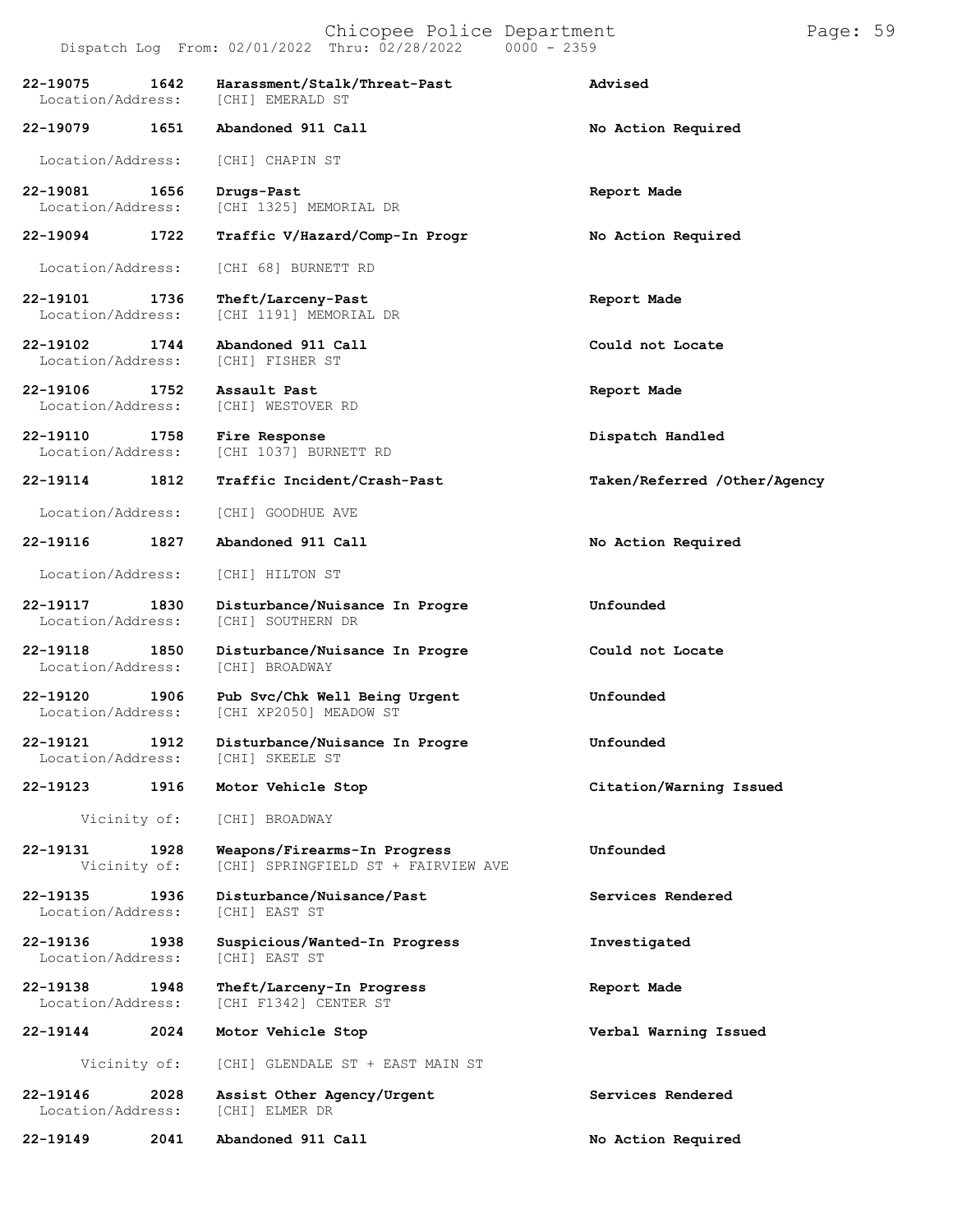Dispatch Log From: 02/01/2022 Thru: 02/28/2022 0000 - 2359

| Call Number | Time | Call Reason | Action |
|---|---|---|---|
| 22-19075 | 1642 | Harassment/Stalk/Threat-Past | Advised |
| Location/Address: | | [CHI] EMERALD ST | |
| 22-19079 | 1651 | Abandoned 911 Call | No Action Required |
| Location/Address: | | [CHI] CHAPIN ST | |
| 22-19081 | 1656 | Drugs-Past | Report Made |
| Location/Address: | | [CHI 1325] MEMORIAL DR | |
| 22-19094 | 1722 | Traffic V/Hazard/Comp-In Progr | No Action Required |
| Location/Address: | | [CHI 68] BURNETT RD | |
| 22-19101 | 1736 | Theft/Larceny-Past | Report Made |
| Location/Address: | | [CHI 1191] MEMORIAL DR | |
| 22-19102 | 1744 | Abandoned 911 Call | Could not Locate |
| Location/Address: | | [CHI] FISHER ST | |
| 22-19106 | 1752 | Assault Past | Report Made |
| Location/Address: | | [CHI] WESTOVER RD | |
| 22-19110 | 1758 | Fire Response | Dispatch Handled |
| Location/Address: | | [CHI 1037] BURNETT RD | |
| 22-19114 | 1812 | Traffic Incident/Crash-Past | Taken/Referred /Other/Agency |
| Location/Address: | | [CHI] GOODHUE AVE | |
| 22-19116 | 1827 | Abandoned 911 Call | No Action Required |
| Location/Address: | | [CHI] HILTON ST | |
| 22-19117 | 1830 | Disturbance/Nuisance In Progre | Unfounded |
| Location/Address: | | [CHI] SOUTHERN DR | |
| 22-19118 | 1850 | Disturbance/Nuisance In Progre | Could not Locate |
| Location/Address: | | [CHI] BROADWAY | |
| 22-19120 | 1906 | Pub Svc/Chk Well Being Urgent | Unfounded |
| Location/Address: | | [CHI XP2050] MEADOW ST | |
| 22-19121 | 1912 | Disturbance/Nuisance In Progre | Unfounded |
| Location/Address: | | [CHI] SKEELE ST | |
| 22-19123 | 1916 | Motor Vehicle Stop | Citation/Warning Issued |
| Vicinity of: | | [CHI] BROADWAY | |
| 22-19131 | 1928 | Weapons/Firearms-In Progress | Unfounded |
| Vicinity of: | | [CHI] SPRINGFIELD ST + FAIRVIEW AVE | |
| 22-19135 | 1936 | Disturbance/Nuisance/Past | Services Rendered |
| Location/Address: | | [CHI] EAST ST | |
| 22-19136 | 1938 | Suspicious/Wanted-In Progress | Investigated |
| Location/Address: | | [CHI] EAST ST | |
| 22-19138 | 1948 | Theft/Larceny-In Progress | Report Made |
| Location/Address: | | [CHI F1342] CENTER ST | |
| 22-19144 | 2024 | Motor Vehicle Stop | Verbal Warning Issued |
| Vicinity of: | | [CHI] GLENDALE ST + EAST MAIN ST | |
| 22-19146 | 2028 | Assist Other Agency/Urgent | Services Rendered |
| Location/Address: | | [CHI] ELMER DR | |
| 22-19149 | 2041 | Abandoned 911 Call | No Action Required |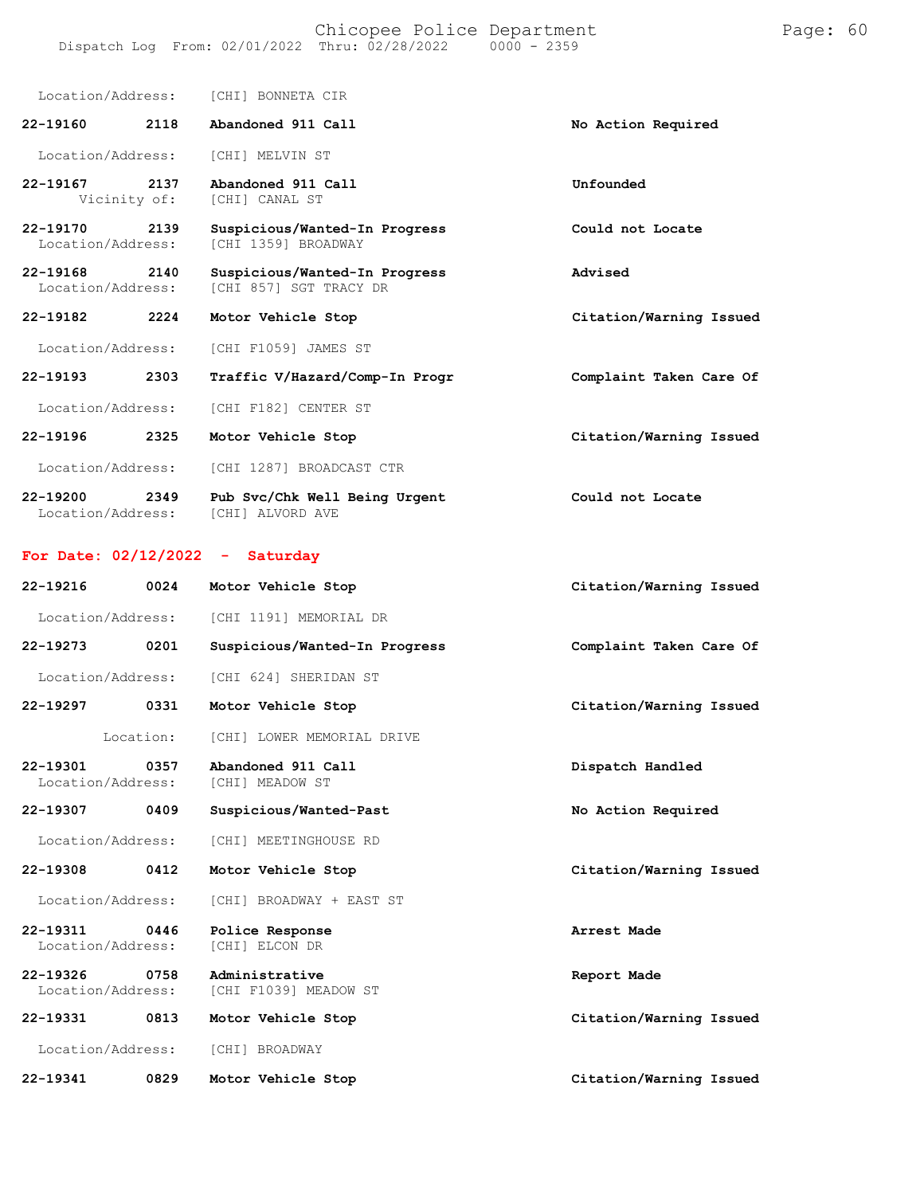Location/Address: [CHI] BONNETA CIR

**22-19160 2118 Abandoned 911 Call** — **No Action Required**
Location/Address: [CHI] MELVIN ST

**22-19167 2137 Abandoned 911 Call** — **Unfounded**
Vicinity of: [CHI] CANAL ST

**22-19170 2139 Suspicious/Wanted-In Progress** — **Could not Locate**
Location/Address: [CHI 1359] BROADWAY

**22-19168 2140 Suspicious/Wanted-In Progress** — **Advised**
Location/Address: [CHI 857] SGT TRACY DR

**22-19182 2224 Motor Vehicle Stop** — **Citation/Warning Issued**
Location/Address: [CHI F1059] JAMES ST

**22-19193 2303 Traffic V/Hazard/Comp-In Progr** — **Complaint Taken Care Of**
Location/Address: [CHI F182] CENTER ST

**22-19196 2325 Motor Vehicle Stop** — **Citation/Warning Issued**
Location/Address: [CHI 1287] BROADCAST CTR

**22-19200 2349 Pub Svc/Chk Well Being Urgent** — **Could not Locate**
Location/Address: [CHI] ALVORD AVE

## For Date: 02/12/2022 - Saturday

**22-19216 0024 Motor Vehicle Stop** — **Citation/Warning Issued**
Location/Address: [CHI 1191] MEMORIAL DR

**22-19273 0201 Suspicious/Wanted-In Progress** — **Complaint Taken Care Of**
Location/Address: [CHI 624] SHERIDAN ST

**22-19297 0331 Motor Vehicle Stop** — **Citation/Warning Issued**
Location: [CHI] LOWER MEMORIAL DRIVE

**22-19301 0357 Abandoned 911 Call** — **Dispatch Handled**
Location/Address: [CHI] MEADOW ST

**22-19307 0409 Suspicious/Wanted-Past** — **No Action Required**
Location/Address: [CHI] MEETINGHOUSE RD

**22-19308 0412 Motor Vehicle Stop** — **Citation/Warning Issued**
Location/Address: [CHI] BROADWAY + EAST ST

**22-19311 0446 Police Response** — **Arrest Made**
Location/Address: [CHI] ELCON DR

**22-19326 0758 Administrative** — **Report Made**
Location/Address: [CHI F1039] MEADOW ST

**22-19331 0813 Motor Vehicle Stop** — **Citation/Warning Issued**
Location/Address: [CHI] BROADWAY

**22-19341 0829 Motor Vehicle Stop** — **Citation/Warning Issued**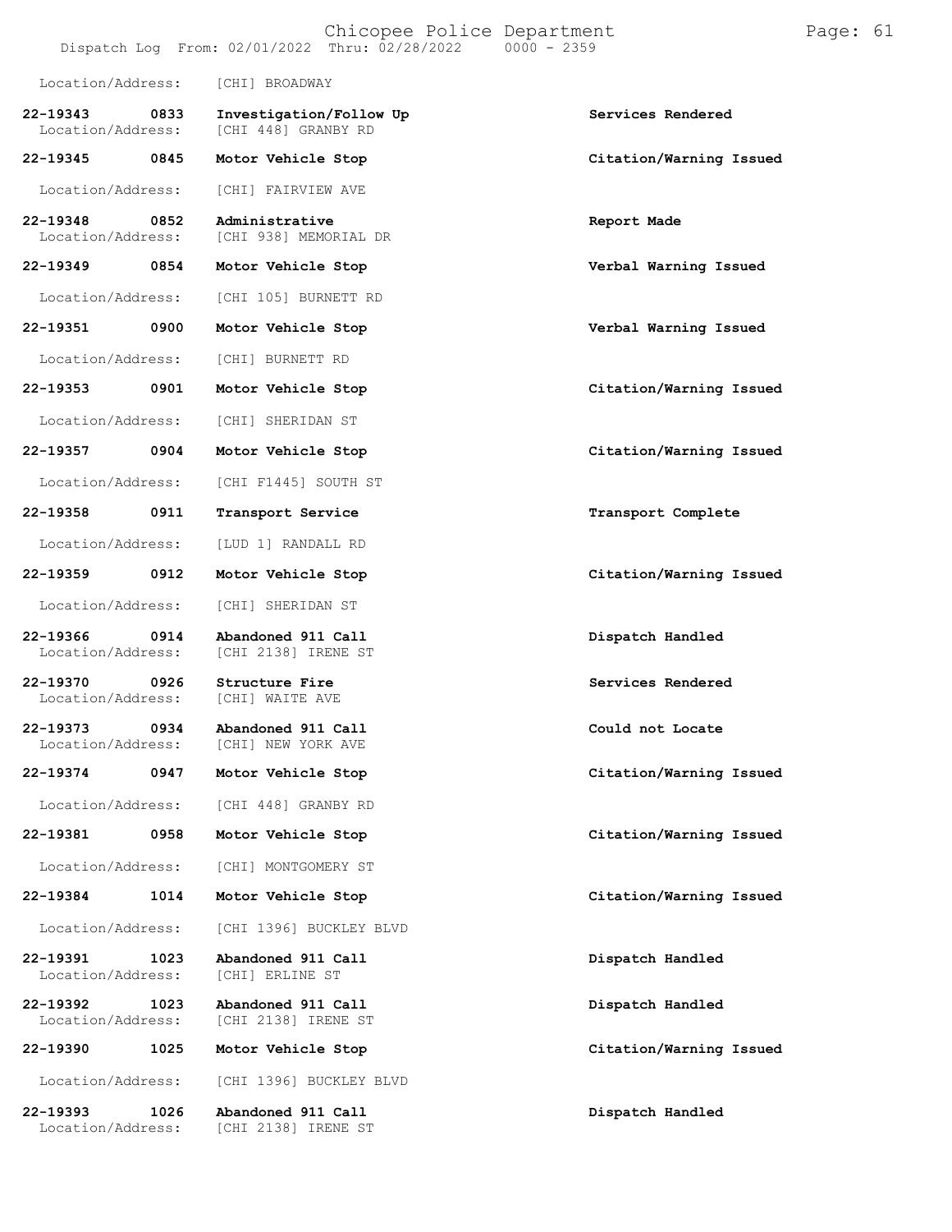Location/Address: [CHI] BROADWAY

**22-19343 0833 Investigation/Follow Up** — **Services Rendered**
Location/Address: [CHI 448] GRANBY RD

**22-19345 0845 Motor Vehicle Stop** — **Citation/Warning Issued**
Location/Address: [CHI] FAIRVIEW AVE

**22-19348 0852 Administrative** — **Report Made**
Location/Address: [CHI 938] MEMORIAL DR

**22-19349 0854 Motor Vehicle Stop** — **Verbal Warning Issued**
Location/Address: [CHI 105] BURNETT RD

**22-19351 0900 Motor Vehicle Stop** — **Verbal Warning Issued**
Location/Address: [CHI] BURNETT RD

**22-19353 0901 Motor Vehicle Stop** — **Citation/Warning Issued**
Location/Address: [CHI] SHERIDAN ST

**22-19357 0904 Motor Vehicle Stop** — **Citation/Warning Issued**
Location/Address: [CHI F1445] SOUTH ST

**22-19358 0911 Transport Service** — **Transport Complete**
Location/Address: [LUD 1] RANDALL RD

**22-19359 0912 Motor Vehicle Stop** — **Citation/Warning Issued**
Location/Address: [CHI] SHERIDAN ST

**22-19366 0914 Abandoned 911 Call** — **Dispatch Handled**
Location/Address: [CHI 2138] IRENE ST

**22-19370 0926 Structure Fire** — **Services Rendered**
Location/Address: [CHI] WAITE AVE

**22-19373 0934 Abandoned 911 Call** — **Could not Locate**
Location/Address: [CHI] NEW YORK AVE

**22-19374 0947 Motor Vehicle Stop** — **Citation/Warning Issued**
Location/Address: [CHI 448] GRANBY RD

**22-19381 0958 Motor Vehicle Stop** — **Citation/Warning Issued**
Location/Address: [CHI] MONTGOMERY ST

**22-19384 1014 Motor Vehicle Stop** — **Citation/Warning Issued**
Location/Address: [CHI 1396] BUCKLEY BLVD

**22-19391 1023 Abandoned 911 Call** — **Dispatch Handled**
Location/Address: [CHI] ERLINE ST

**22-19392 1023 Abandoned 911 Call** — **Dispatch Handled**
Location/Address: [CHI 2138] IRENE ST

**22-19390 1025 Motor Vehicle Stop** — **Citation/Warning Issued**
Location/Address: [CHI 1396] BUCKLEY BLVD

**22-19393 1026 Abandoned 911 Call** — **Dispatch Handled**
Location/Address: [CHI 2138] IRENE ST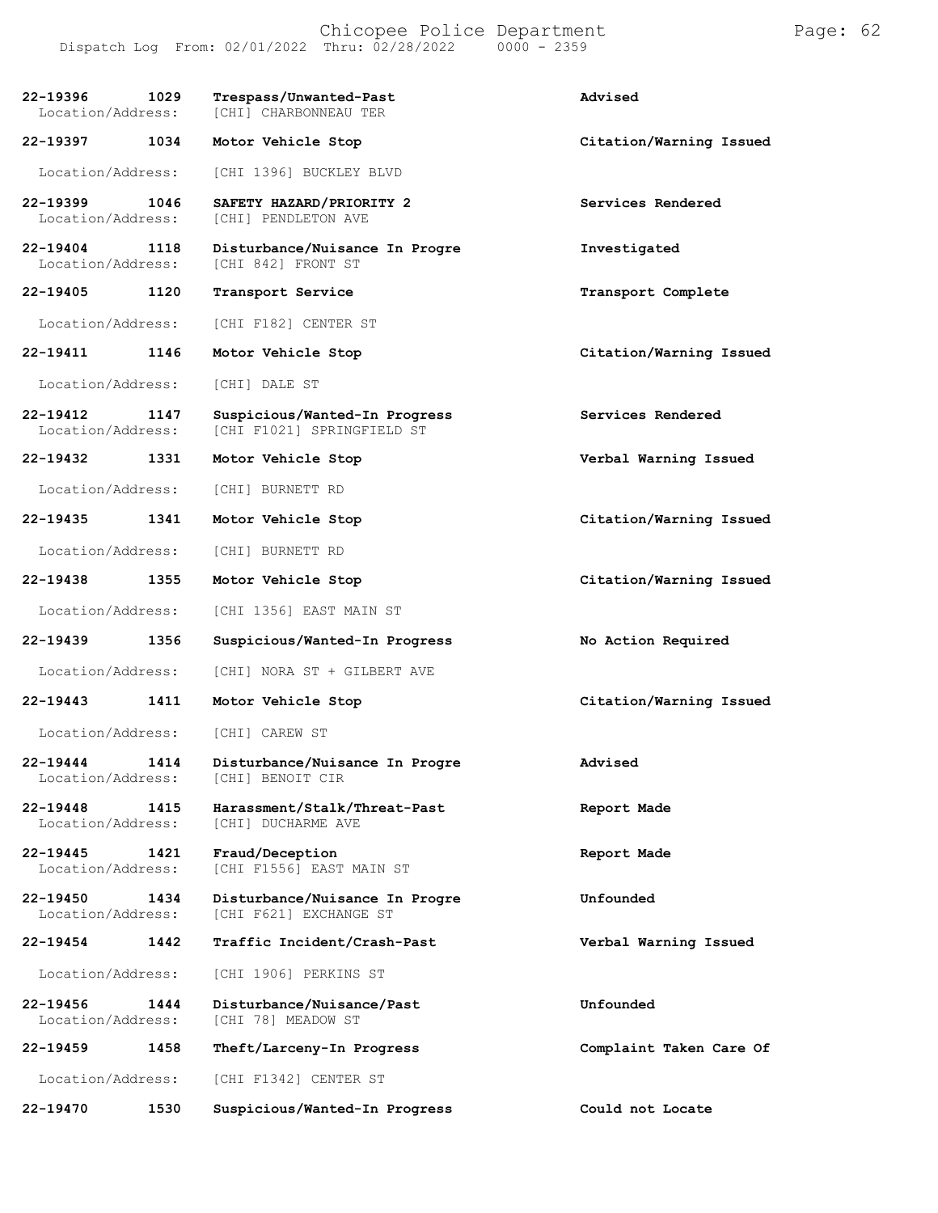| Call Number | Time | Call Type | Disposition |
|---|---|---|---|
| 22-19396 | 1029 | Trespass/Unwanted-Past | Advised |
| Location/Address: | | [CHI] CHARBONNEAU TER | |
| 22-19397 | 1034 | Motor Vehicle Stop | Citation/Warning Issued |
| Location/Address: | | [CHI 1396] BUCKLEY BLVD | |
| 22-19399 | 1046 | SAFETY HAZARD/PRIORITY 2 | Services Rendered |
| Location/Address: | | [CHI] PENDLETON AVE | |
| 22-19404 | 1118 | Disturbance/Nuisance In Progre | Investigated |
| Location/Address: | | [CHI 842] FRONT ST | |
| 22-19405 | 1120 | Transport Service | Transport Complete |
| Location/Address: | | [CHI F182] CENTER ST | |
| 22-19411 | 1146 | Motor Vehicle Stop | Citation/Warning Issued |
| Location/Address: | | [CHI] DALE ST | |
| 22-19412 | 1147 | Suspicious/Wanted-In Progress | Services Rendered |
| Location/Address: | | [CHI F1021] SPRINGFIELD ST | |
| 22-19432 | 1331 | Motor Vehicle Stop | Verbal Warning Issued |
| Location/Address: | | [CHI] BURNETT RD | |
| 22-19435 | 1341 | Motor Vehicle Stop | Citation/Warning Issued |
| Location/Address: | | [CHI] BURNETT RD | |
| 22-19438 | 1355 | Motor Vehicle Stop | Citation/Warning Issued |
| Location/Address: | | [CHI 1356] EAST MAIN ST | |
| 22-19439 | 1356 | Suspicious/Wanted-In Progress | No Action Required |
| Location/Address: | | [CHI] NORA ST + GILBERT AVE | |
| 22-19443 | 1411 | Motor Vehicle Stop | Citation/Warning Issued |
| Location/Address: | | [CHI] CAREW ST | |
| 22-19444 | 1414 | Disturbance/Nuisance In Progre | Advised |
| Location/Address: | | [CHI] BENOIT CIR | |
| 22-19448 | 1415 | Harassment/Stalk/Threat-Past | Report Made |
| Location/Address: | | [CHI] DUCHARME AVE | |
| 22-19445 | 1421 | Fraud/Deception | Report Made |
| Location/Address: | | [CHI F1556] EAST MAIN ST | |
| 22-19450 | 1434 | Disturbance/Nuisance In Progre | Unfounded |
| Location/Address: | | [CHI F621] EXCHANGE ST | |
| 22-19454 | 1442 | Traffic Incident/Crash-Past | Verbal Warning Issued |
| Location/Address: | | [CHI 1906] PERKINS ST | |
| 22-19456 | 1444 | Disturbance/Nuisance/Past | Unfounded |
| Location/Address: | | [CHI 78] MEADOW ST | |
| 22-19459 | 1458 | Theft/Larceny-In Progress | Complaint Taken Care Of |
| Location/Address: | | [CHI F1342] CENTER ST | |
| 22-19470 | 1530 | Suspicious/Wanted-In Progress | Could not Locate |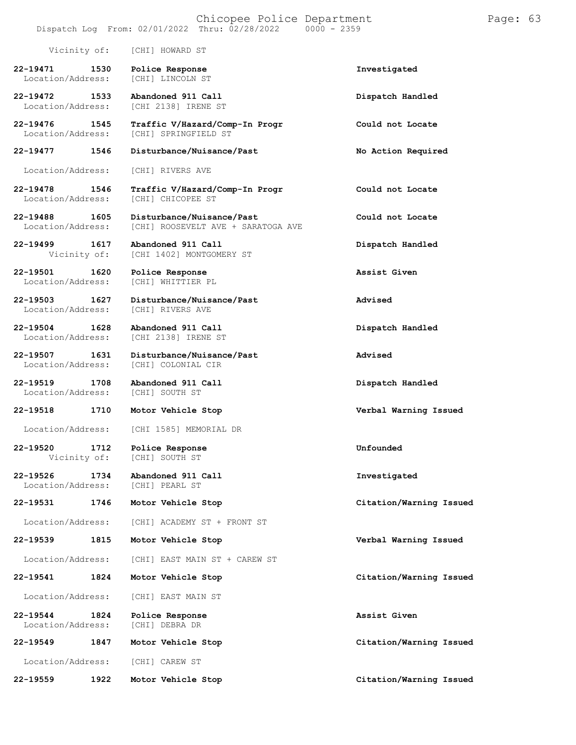Vicinity of: [CHI] HOWARD ST

**22-19471 1530 Police Response** — **Investigated**
Location/Address: [CHI] LINCOLN ST

**22-19472 1533 Abandoned 911 Call** — **Dispatch Handled**
Location/Address: [CHI 2138] IRENE ST

**22-19476 1545 Traffic V/Hazard/Comp-In Progr** — **Could not Locate**
Location/Address: [CHI] SPRINGFIELD ST

**22-19477 1546 Disturbance/Nuisance/Past** — **No Action Required**
Location/Address: [CHI] RIVERS AVE

**22-19478 1546 Traffic V/Hazard/Comp-In Progr** — **Could not Locate**
Location/Address: [CHI] CHICOPEE ST

**22-19488 1605 Disturbance/Nuisance/Past** — **Could not Locate**
Location/Address: [CHI] ROOSEVELT AVE + SARATOGA AVE

**22-19499 1617 Abandoned 911 Call** — **Dispatch Handled**
Vicinity of: [CHI 1402] MONTGOMERY ST

**22-19501 1620 Police Response** — **Assist Given**
Location/Address: [CHI] WHITTIER PL

**22-19503 1627 Disturbance/Nuisance/Past** — **Advised**
Location/Address: [CHI] RIVERS AVE

**22-19504 1628 Abandoned 911 Call** — **Dispatch Handled**
Location/Address: [CHI 2138] IRENE ST

**22-19507 1631 Disturbance/Nuisance/Past** — **Advised**
Location/Address: [CHI] COLONIAL CIR

**22-19519 1708 Abandoned 911 Call** — **Dispatch Handled**
Location/Address: [CHI] SOUTH ST

**22-19518 1710 Motor Vehicle Stop** — **Verbal Warning Issued**
Location/Address: [CHI 1585] MEMORIAL DR

**22-19520 1712 Police Response** — **Unfounded**
Vicinity of: [CHI] SOUTH ST

**22-19526 1734 Abandoned 911 Call** — **Investigated**
Location/Address: [CHI] PEARL ST

**22-19531 1746 Motor Vehicle Stop** — **Citation/Warning Issued**
Location/Address: [CHI] ACADEMY ST + FRONT ST

**22-19539 1815 Motor Vehicle Stop** — **Verbal Warning Issued**
Location/Address: [CHI] EAST MAIN ST + CAREW ST

**22-19541 1824 Motor Vehicle Stop** — **Citation/Warning Issued**
Location/Address: [CHI] EAST MAIN ST

**22-19544 1824 Police Response** — **Assist Given**
Location/Address: [CHI] DEBRA DR

**22-19549 1847 Motor Vehicle Stop** — **Citation/Warning Issued**
Location/Address: [CHI] CAREW ST

**22-19559 1922 Motor Vehicle Stop** — **Citation/Warning Issued**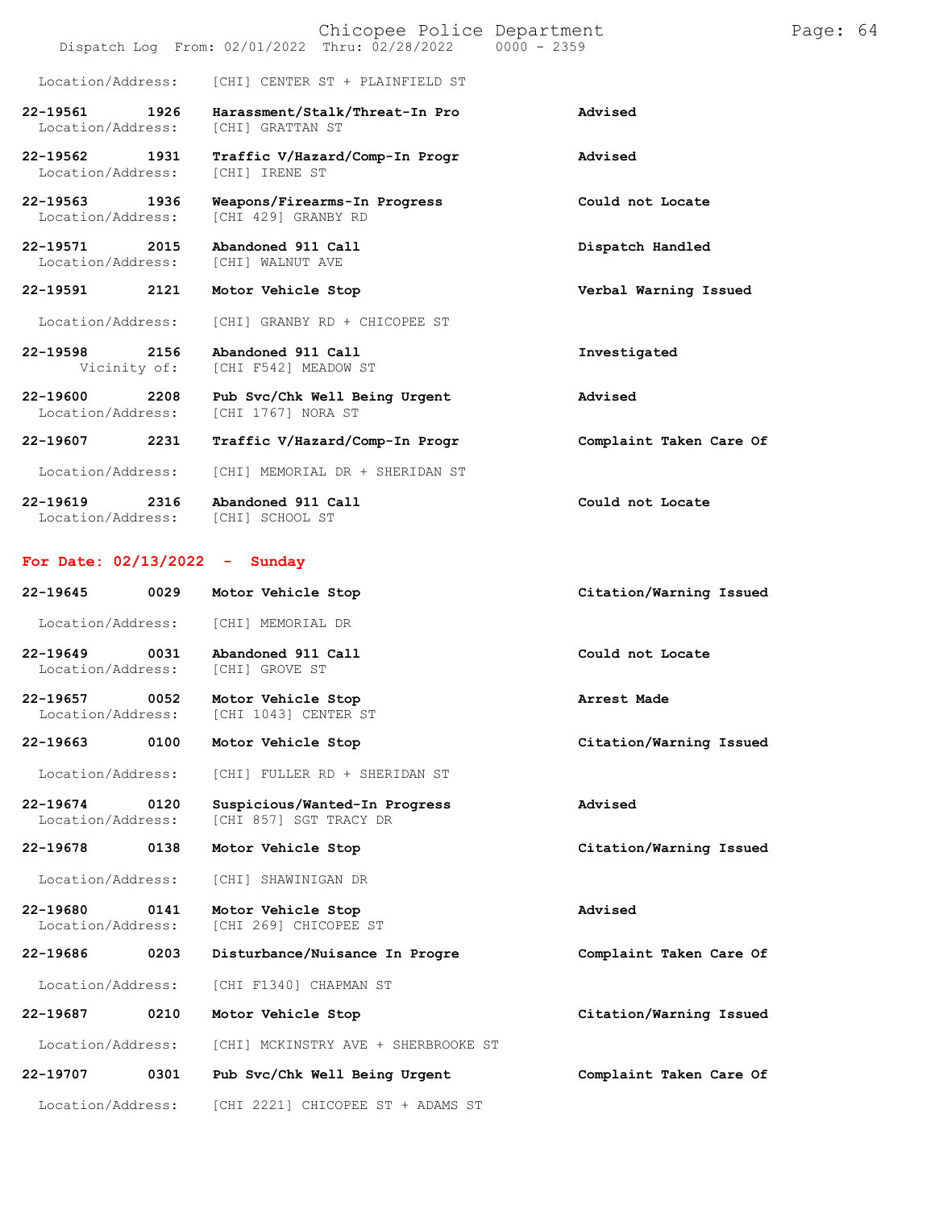Location/Address: [CHI] CENTER ST + PLAINFIELD ST

**22-19561 1926 Harassment/Stalk/Threat-In Pro** **Advised**
Location/Address: [CHI] GRATTAN ST

**22-19562 1931 Traffic V/Hazard/Comp-In Progr** **Advised**
Location/Address: [CHI] IRENE ST

**22-19563 1936 Weapons/Firearms-In Progress** **Could not Locate**
Location/Address: [CHI 429] GRANBY RD

**22-19571 2015 Abandoned 911 Call** **Dispatch Handled**
Location/Address: [CHI] WALNUT AVE

**22-19591 2121 Motor Vehicle Stop** **Verbal Warning Issued**
Location/Address: [CHI] GRANBY RD + CHICOPEE ST

**22-19598 2156 Abandoned 911 Call** **Investigated**
Vicinity of: [CHI F542] MEADOW ST

**22-19600 2208 Pub Svc/Chk Well Being Urgent** **Advised**
Location/Address: [CHI 1767] NORA ST

**22-19607 2231 Traffic V/Hazard/Comp-In Progr** **Complaint Taken Care Of**
Location/Address: [CHI] MEMORIAL DR + SHERIDAN ST

**22-19619 2316 Abandoned 911 Call** **Could not Locate**
Location/Address: [CHI] SCHOOL ST

## For Date: 02/13/2022 - Sunday

**22-19645 0029 Motor Vehicle Stop** **Citation/Warning Issued**
Location/Address: [CHI] MEMORIAL DR

**22-19649 0031 Abandoned 911 Call** **Could not Locate**
Location/Address: [CHI] GROVE ST

**22-19657 0052 Motor Vehicle Stop** **Arrest Made**
Location/Address: [CHI 1043] CENTER ST

**22-19663 0100 Motor Vehicle Stop** **Citation/Warning Issued**
Location/Address: [CHI] FULLER RD + SHERIDAN ST

**22-19674 0120 Suspicious/Wanted-In Progress** **Advised**
Location/Address: [CHI 857] SGT TRACY DR

**22-19678 0138 Motor Vehicle Stop** **Citation/Warning Issued**
Location/Address: [CHI] SHAWINIGAN DR

**22-19680 0141 Motor Vehicle Stop** **Advised**
Location/Address: [CHI 269] CHICOPEE ST

**22-19686 0203 Disturbance/Nuisance In Progre** **Complaint Taken Care Of**
Location/Address: [CHI F1340] CHAPMAN ST

**22-19687 0210 Motor Vehicle Stop** **Citation/Warning Issued**
Location/Address: [CHI] MCKINSTRY AVE + SHERBROOKE ST

**22-19707 0301 Pub Svc/Chk Well Being Urgent** **Complaint Taken Care Of**
Location/Address: [CHI 2221] CHICOPEE ST + ADAMS ST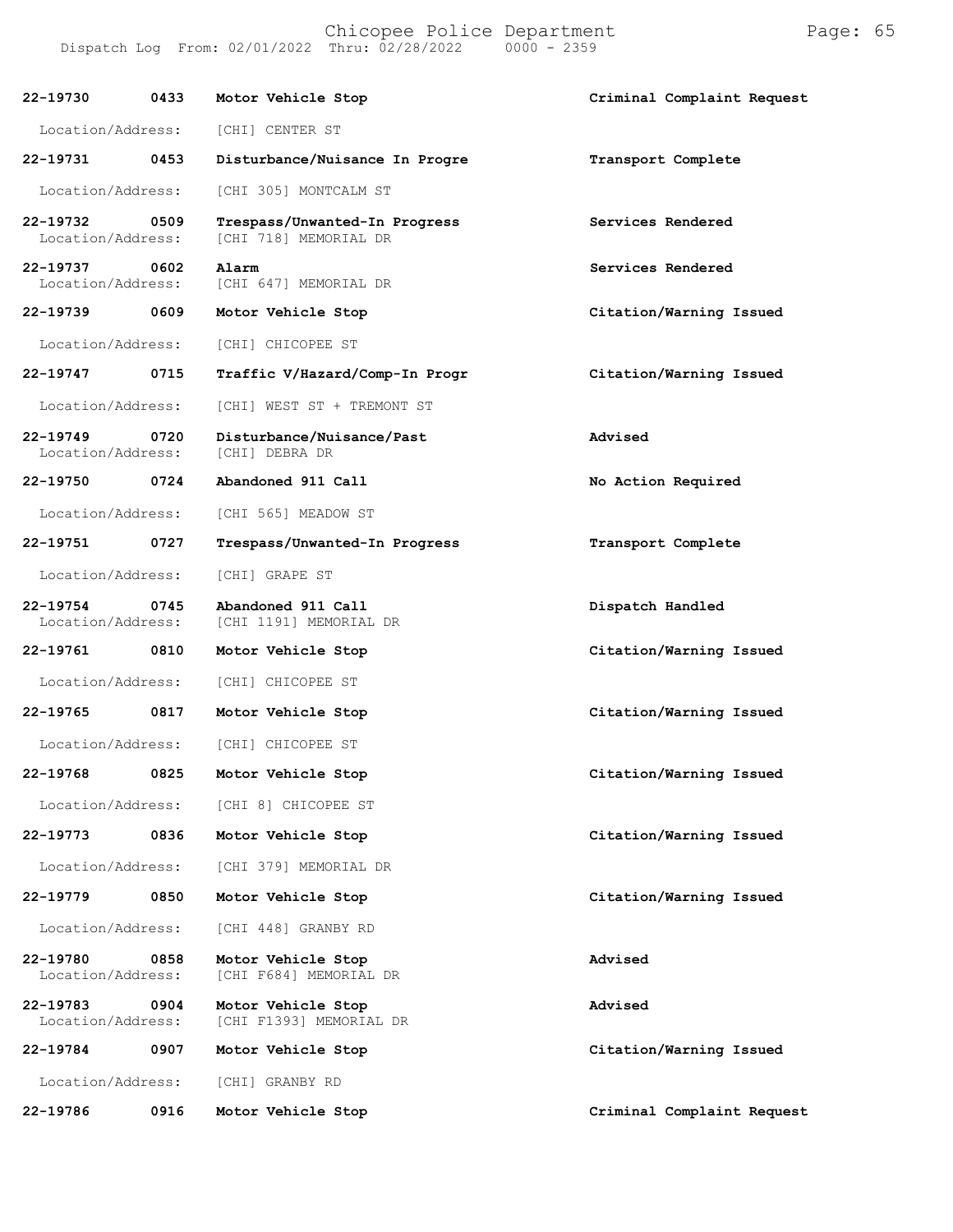| Call # | Time | Call Reason | Action |
|---|---|---|---|
| **22-19730** | **0433** | **Motor Vehicle Stop** | **Criminal Complaint Request** |
| Location/Address: | | [CHI] CENTER ST | |
| **22-19731** | **0453** | **Disturbance/Nuisance In Progre** | **Transport Complete** |
| Location/Address: | | [CHI 305] MONTCALM ST | |
| **22-19732** | **0509** | **Trespass/Unwanted-In Progress** | **Services Rendered** |
| Location/Address: | | [CHI 718] MEMORIAL DR | |
| **22-19737** | **0602** | **Alarm** | **Services Rendered** |
| Location/Address: | | [CHI 647] MEMORIAL DR | |
| **22-19739** | **0609** | **Motor Vehicle Stop** | **Citation/Warning Issued** |
| Location/Address: | | [CHI] CHICOPEE ST | |
| **22-19747** | **0715** | **Traffic V/Hazard/Comp-In Progr** | **Citation/Warning Issued** |
| Location/Address: | | [CHI] WEST ST + TREMONT ST | |
| **22-19749** | **0720** | **Disturbance/Nuisance/Past** | **Advised** |
| Location/Address: | | [CHI] DEBRA DR | |
| **22-19750** | **0724** | **Abandoned 911 Call** | **No Action Required** |
| Location/Address: | | [CHI 565] MEADOW ST | |
| **22-19751** | **0727** | **Trespass/Unwanted-In Progress** | **Transport Complete** |
| Location/Address: | | [CHI] GRAPE ST | |
| **22-19754** | **0745** | **Abandoned 911 Call** | **Dispatch Handled** |
| Location/Address: | | [CHI 1191] MEMORIAL DR | |
| **22-19761** | **0810** | **Motor Vehicle Stop** | **Citation/Warning Issued** |
| Location/Address: | | [CHI] CHICOPEE ST | |
| **22-19765** | **0817** | **Motor Vehicle Stop** | **Citation/Warning Issued** |
| Location/Address: | | [CHI] CHICOPEE ST | |
| **22-19768** | **0825** | **Motor Vehicle Stop** | **Citation/Warning Issued** |
| Location/Address: | | [CHI 8] CHICOPEE ST | |
| **22-19773** | **0836** | **Motor Vehicle Stop** | **Citation/Warning Issued** |
| Location/Address: | | [CHI 379] MEMORIAL DR | |
| **22-19779** | **0850** | **Motor Vehicle Stop** | **Citation/Warning Issued** |
| Location/Address: | | [CHI 448] GRANBY RD | |
| **22-19780** | **0858** | **Motor Vehicle Stop** | **Advised** |
| Location/Address: | | [CHI F684] MEMORIAL DR | |
| **22-19783** | **0904** | **Motor Vehicle Stop** | **Advised** |
| Location/Address: | | [CHI F1393] MEMORIAL DR | |
| **22-19784** | **0907** | **Motor Vehicle Stop** | **Citation/Warning Issued** |
| Location/Address: | | [CHI] GRANBY RD | |
| **22-19786** | **0916** | **Motor Vehicle Stop** | **Criminal Complaint Request** |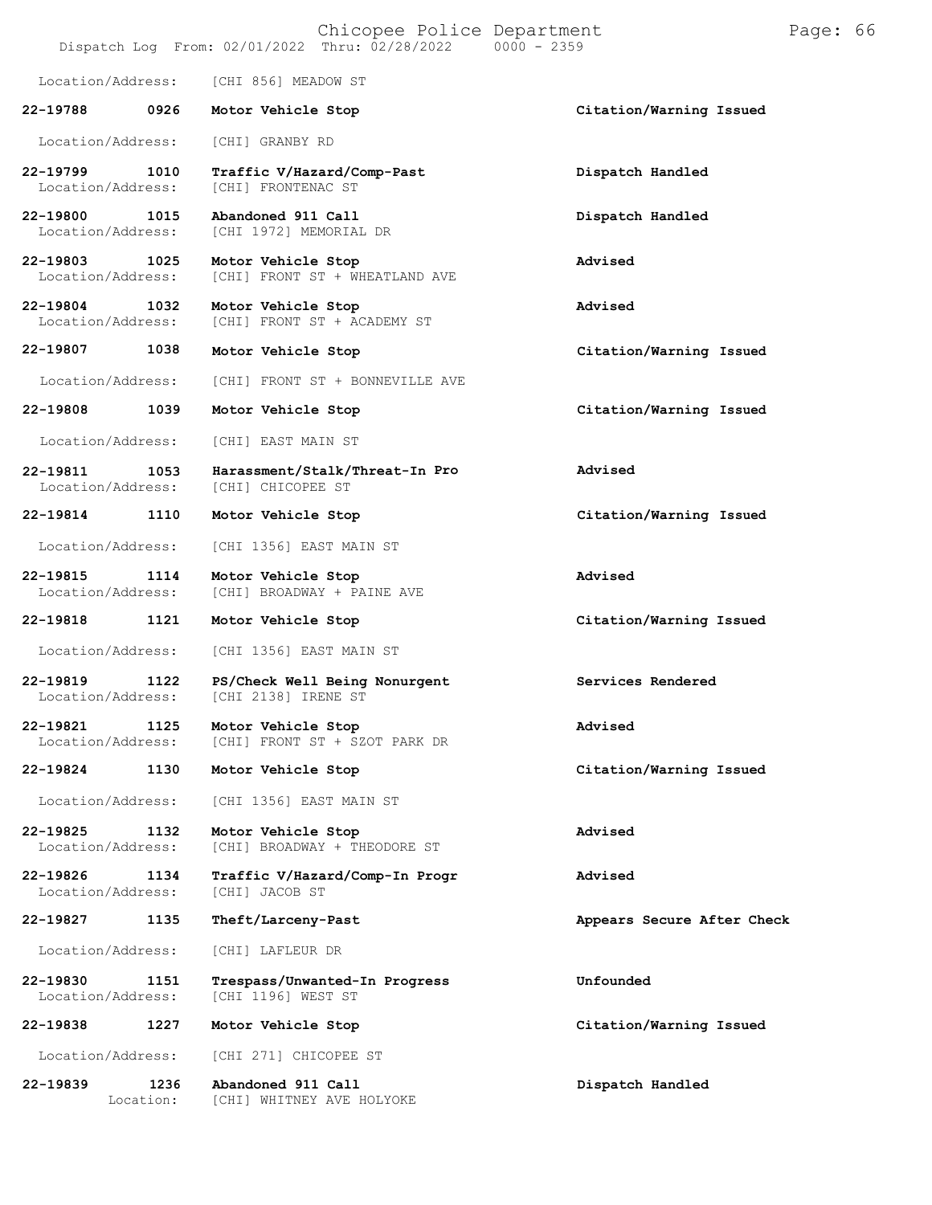Location/Address: [CHI 856] MEADOW ST

**22-19788 0926 Motor Vehicle Stop** **Citation/Warning Issued**
Location/Address: [CHI] GRANBY RD

**22-19799 1010 Traffic V/Hazard/Comp-Past** **Dispatch Handled**
Location/Address: [CHI] FRONTENAC ST

**22-19800 1015 Abandoned 911 Call** **Dispatch Handled**
Location/Address: [CHI 1972] MEMORIAL DR

**22-19803 1025 Motor Vehicle Stop** **Advised**
Location/Address: [CHI] FRONT ST + WHEATLAND AVE

**22-19804 1032 Motor Vehicle Stop** **Advised**
Location/Address: [CHI] FRONT ST + ACADEMY ST

**22-19807 1038 Motor Vehicle Stop** **Citation/Warning Issued**
Location/Address: [CHI] FRONT ST + BONNEVILLE AVE

**22-19808 1039 Motor Vehicle Stop** **Citation/Warning Issued**
Location/Address: [CHI] EAST MAIN ST

**22-19811 1053 Harassment/Stalk/Threat-In Pro** **Advised**
Location/Address: [CHI] CHICOPEE ST

**22-19814 1110 Motor Vehicle Stop** **Citation/Warning Issued**
Location/Address: [CHI 1356] EAST MAIN ST

**22-19815 1114 Motor Vehicle Stop** **Advised**
Location/Address: [CHI] BROADWAY + PAINE AVE

**22-19818 1121 Motor Vehicle Stop** **Citation/Warning Issued**
Location/Address: [CHI 1356] EAST MAIN ST

**22-19819 1122 PS/Check Well Being Nonurgent** **Services Rendered**
Location/Address: [CHI 2138] IRENE ST

**22-19821 1125 Motor Vehicle Stop** **Advised**
Location/Address: [CHI] FRONT ST + SZOT PARK DR

**22-19824 1130 Motor Vehicle Stop** **Citation/Warning Issued**
Location/Address: [CHI 1356] EAST MAIN ST

**22-19825 1132 Motor Vehicle Stop** **Advised**
Location/Address: [CHI] BROADWAY + THEODORE ST

**22-19826 1134 Traffic V/Hazard/Comp-In Progr** **Advised**
Location/Address: [CHI] JACOB ST

**22-19827 1135 Theft/Larceny-Past** **Appears Secure After Check**
Location/Address: [CHI] LAFLEUR DR

**22-19830 1151 Trespass/Unwanted-In Progress** **Unfounded**
Location/Address: [CHI 1196] WEST ST

**22-19838 1227 Motor Vehicle Stop** **Citation/Warning Issued**
Location/Address: [CHI 271] CHICOPEE ST

**22-19839 1236 Abandoned 911 Call** **Dispatch Handled**
Location: [CHI] WHITNEY AVE HOLYOKE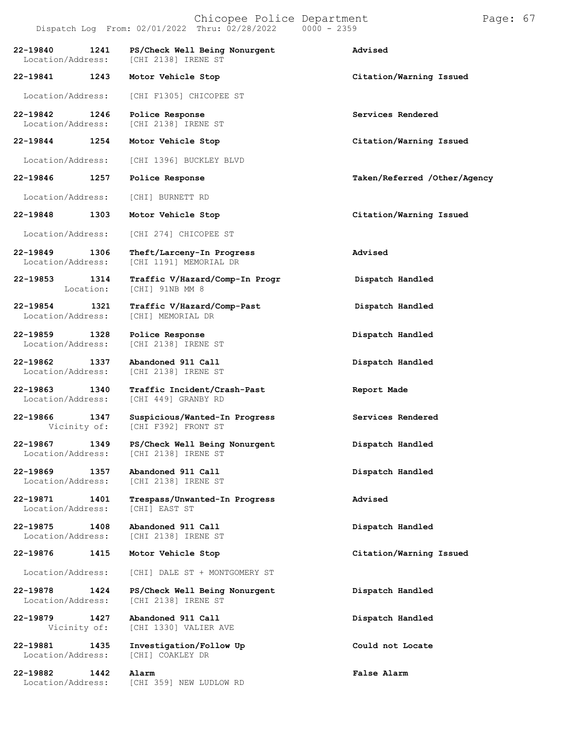| Call # | Time | Call Type | Disposition |
|---|---|---|---|
| **22-19840** | **1241** | **PS/Check Well Being Nonurgent** | **Advised** |
| Location/Address: | | [CHI 2138] IRENE ST | |
| **22-19841** | **1243** | **Motor Vehicle Stop** | **Citation/Warning Issued** |
| Location/Address: | | [CHI F1305] CHICOPEE ST | |
| **22-19842** | **1246** | **Police Response** | **Services Rendered** |
| Location/Address: | | [CHI 2138] IRENE ST | |
| **22-19844** | **1254** | **Motor Vehicle Stop** | **Citation/Warning Issued** |
| Location/Address: | | [CHI 1396] BUCKLEY BLVD | |
| **22-19846** | **1257** | **Police Response** | **Taken/Referred /Other/Agency** |
| Location/Address: | | [CHI] BURNETT RD | |
| **22-19848** | **1303** | **Motor Vehicle Stop** | **Citation/Warning Issued** |
| Location/Address: | | [CHI 274] CHICOPEE ST | |
| **22-19849** | **1306** | **Theft/Larceny-In Progress** | **Advised** |
| Location/Address: | | [CHI 1191] MEMORIAL DR | |
| **22-19853** | **1314** | **Traffic V/Hazard/Comp-In Progr** | **Dispatch Handled** |
| Location: | | [CHI] 91NB MM 8 | |
| **22-19854** | **1321** | **Traffic V/Hazard/Comp-Past** | **Dispatch Handled** |
| Location/Address: | | [CHI] MEMORIAL DR | |
| **22-19859** | **1328** | **Police Response** | **Dispatch Handled** |
| Location/Address: | | [CHI 2138] IRENE ST | |
| **22-19862** | **1337** | **Abandoned 911 Call** | **Dispatch Handled** |
| Location/Address: | | [CHI 2138] IRENE ST | |
| **22-19863** | **1340** | **Traffic Incident/Crash-Past** | **Report Made** |
| Location/Address: | | [CHI 449] GRANBY RD | |
| **22-19866** | **1347** | **Suspicious/Wanted-In Progress** | **Services Rendered** |
| Vicinity of: | | [CHI F392] FRONT ST | |
| **22-19867** | **1349** | **PS/Check Well Being Nonurgent** | **Dispatch Handled** |
| Location/Address: | | [CHI 2138] IRENE ST | |
| **22-19869** | **1357** | **Abandoned 911 Call** | **Dispatch Handled** |
| Location/Address: | | [CHI 2138] IRENE ST | |
| **22-19871** | **1401** | **Trespass/Unwanted-In Progress** | **Advised** |
| Location/Address: | | [CHI] EAST ST | |
| **22-19875** | **1408** | **Abandoned 911 Call** | **Dispatch Handled** |
| Location/Address: | | [CHI 2138] IRENE ST | |
| **22-19876** | **1415** | **Motor Vehicle Stop** | **Citation/Warning Issued** |
| Location/Address: | | [CHI] DALE ST + MONTGOMERY ST | |
| **22-19878** | **1424** | **PS/Check Well Being Nonurgent** | **Dispatch Handled** |
| Location/Address: | | [CHI 2138] IRENE ST | |
| **22-19879** | **1427** | **Abandoned 911 Call** | **Dispatch Handled** |
| Vicinity of: | | [CHI 1330] VALIER AVE | |
| **22-19881** | **1435** | **Investigation/Follow Up** | **Could not Locate** |
| Location/Address: | | [CHI] COAKLEY DR | |
| **22-19882** | **1442** | **Alarm** | **False Alarm** |
| Location/Address: | | [CHI 359] NEW LUDLOW RD | |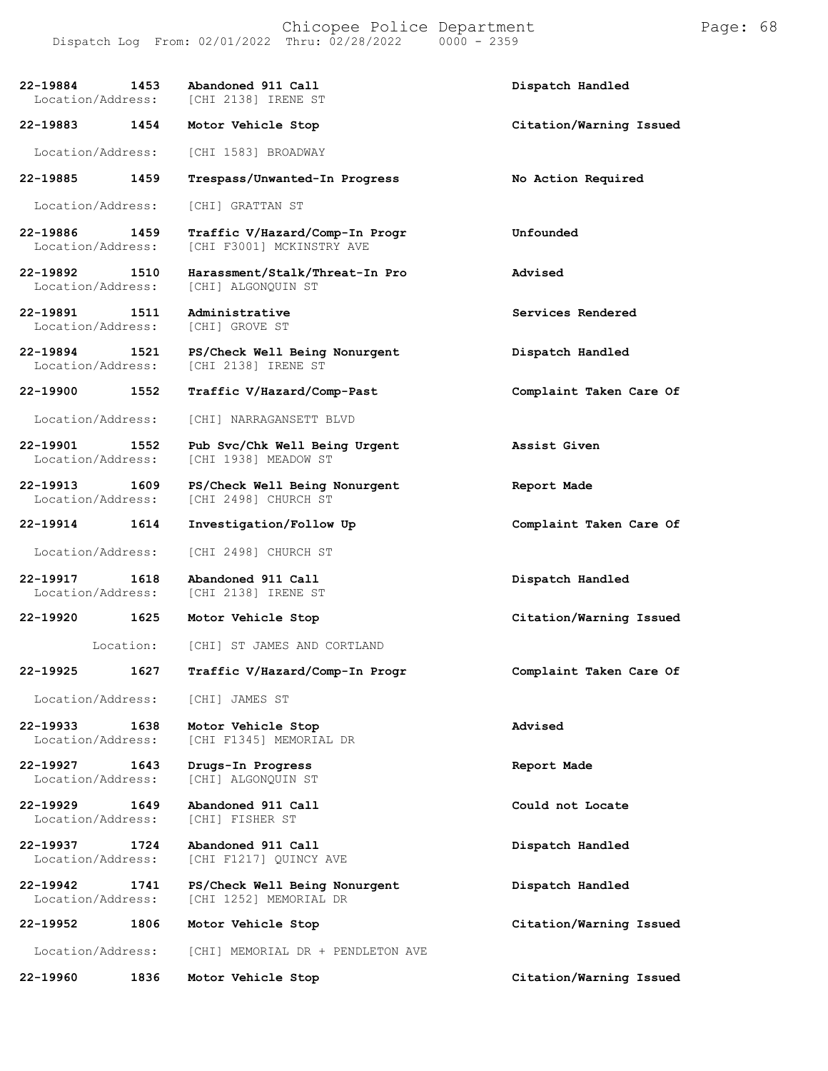| Call # | Time | Call Type | Action |
|---|---|---|---|
| 22-19884 | 1453 | Abandoned 911 Call | Dispatch Handled |
| Location/Address: | | [CHI 2138] IRENE ST | |
| 22-19883 | 1454 | Motor Vehicle Stop | Citation/Warning Issued |
| Location/Address: | | [CHI 1583] BROADWAY | |
| 22-19885 | 1459 | Trespass/Unwanted-In Progress | No Action Required |
| Location/Address: | | [CHI] GRATTAN ST | |
| 22-19886 | 1459 | Traffic V/Hazard/Comp-In Progr | Unfounded |
| Location/Address: | | [CHI F3001] MCKINSTRY AVE | |
| 22-19892 | 1510 | Harassment/Stalk/Threat-In Pro | Advised |
| Location/Address: | | [CHI] ALGONQUIN ST | |
| 22-19891 | 1511 | Administrative | Services Rendered |
| Location/Address: | | [CHI] GROVE ST | |
| 22-19894 | 1521 | PS/Check Well Being Nonurgent | Dispatch Handled |
| Location/Address: | | [CHI 2138] IRENE ST | |
| 22-19900 | 1552 | Traffic V/Hazard/Comp-Past | Complaint Taken Care Of |
| Location/Address: | | [CHI] NARRAGANSETT BLVD | |
| 22-19901 | 1552 | Pub Svc/Chk Well Being Urgent | Assist Given |
| Location/Address: | | [CHI 1938] MEADOW ST | |
| 22-19913 | 1609 | PS/Check Well Being Nonurgent | Report Made |
| Location/Address: | | [CHI 2498] CHURCH ST | |
| 22-19914 | 1614 | Investigation/Follow Up | Complaint Taken Care Of |
| Location/Address: | | [CHI 2498] CHURCH ST | |
| 22-19917 | 1618 | Abandoned 911 Call | Dispatch Handled |
| Location/Address: | | [CHI 2138] IRENE ST | |
| 22-19920 | 1625 | Motor Vehicle Stop | Citation/Warning Issued |
| Location: | | [CHI] ST JAMES AND CORTLAND | |
| 22-19925 | 1627 | Traffic V/Hazard/Comp-In Progr | Complaint Taken Care Of |
| Location/Address: | | [CHI] JAMES ST | |
| 22-19933 | 1638 | Motor Vehicle Stop | Advised |
| Location/Address: | | [CHI F1345] MEMORIAL DR | |
| 22-19927 | 1643 | Drugs-In Progress | Report Made |
| Location/Address: | | [CHI] ALGONQUIN ST | |
| 22-19929 | 1649 | Abandoned 911 Call | Could not Locate |
| Location/Address: | | [CHI] FISHER ST | |
| 22-19937 | 1724 | Abandoned 911 Call | Dispatch Handled |
| Location/Address: | | [CHI F1217] QUINCY AVE | |
| 22-19942 | 1741 | PS/Check Well Being Nonurgent | Dispatch Handled |
| Location/Address: | | [CHI 1252] MEMORIAL DR | |
| 22-19952 | 1806 | Motor Vehicle Stop | Citation/Warning Issued |
| Location/Address: | | [CHI] MEMORIAL DR + PENDLETON AVE | |
| 22-19960 | 1836 | Motor Vehicle Stop | Citation/Warning Issued |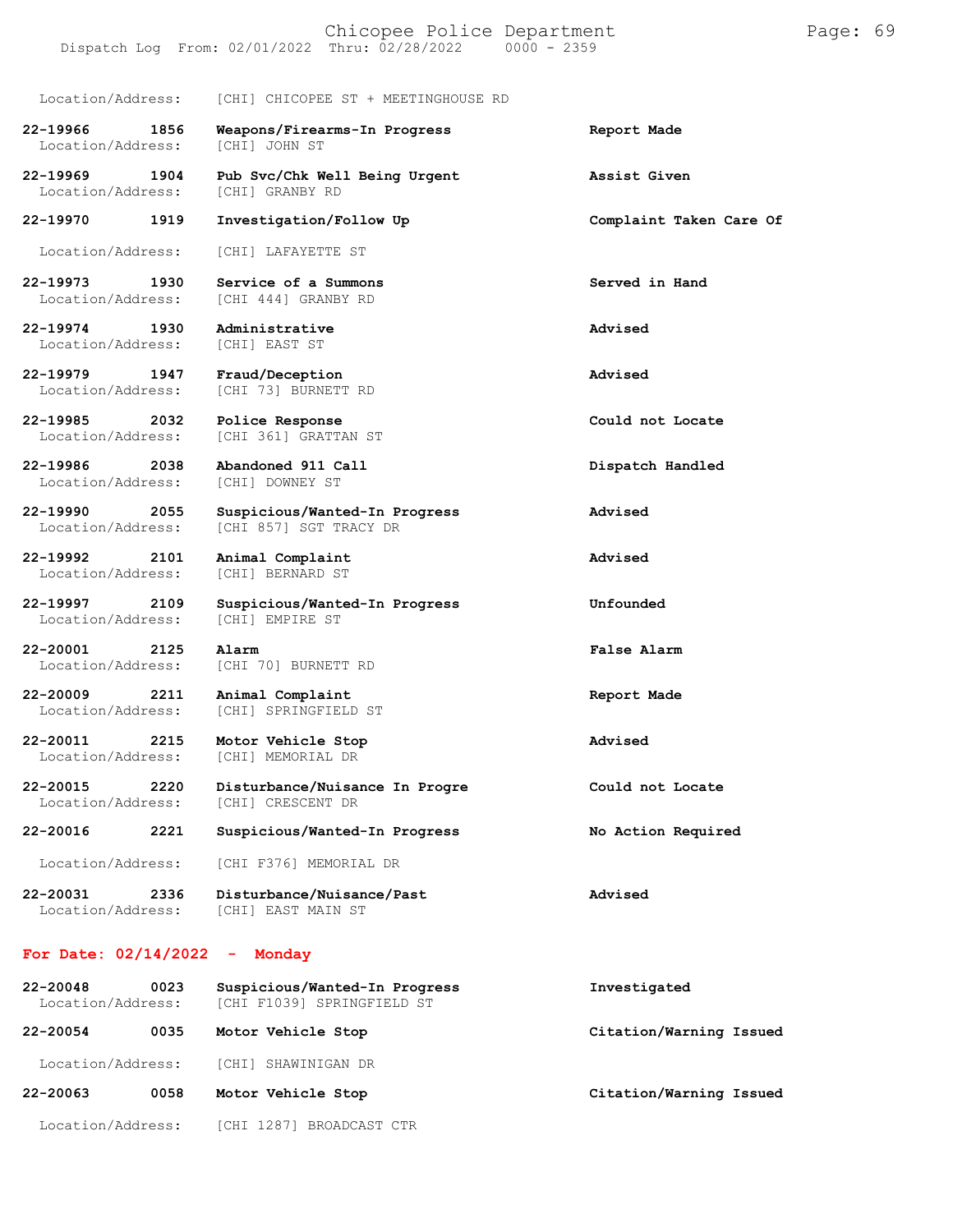Location/Address: [CHI] CHICOPEE ST + MEETINGHOUSE RD

**22-19966 1856 Weapons/Firearms-In Progress — Report Made**
Location/Address: [CHI] JOHN ST

**22-19969 1904 Pub Svc/Chk Well Being Urgent — Assist Given**
Location/Address: [CHI] GRANBY RD

**22-19970 1919 Investigation/Follow Up — Complaint Taken Care Of**
Location/Address: [CHI] LAFAYETTE ST

**22-19973 1930 Service of a Summons — Served in Hand**
Location/Address: [CHI 444] GRANBY RD

**22-19974 1930 Administrative — Advised**
Location/Address: [CHI] EAST ST

**22-19979 1947 Fraud/Deception — Advised**
Location/Address: [CHI 73] BURNETT RD

**22-19985 2032 Police Response — Could not Locate**
Location/Address: [CHI 361] GRATTAN ST

**22-19986 2038 Abandoned 911 Call — Dispatch Handled**
Location/Address: [CHI] DOWNEY ST

**22-19990 2055 Suspicious/Wanted-In Progress — Advised**
Location/Address: [CHI 857] SGT TRACY DR

**22-19992 2101 Animal Complaint — Advised**
Location/Address: [CHI] BERNARD ST

**22-19997 2109 Suspicious/Wanted-In Progress — Unfounded**
Location/Address: [CHI] EMPIRE ST

**22-20001 2125 Alarm — False Alarm**
Location/Address: [CHI 70] BURNETT RD

**22-20009 2211 Animal Complaint — Report Made**
Location/Address: [CHI] SPRINGFIELD ST

**22-20011 2215 Motor Vehicle Stop — Advised**
Location/Address: [CHI] MEMORIAL DR

**22-20015 2220 Disturbance/Nuisance In Progre — Could not Locate**
Location/Address: [CHI] CRESCENT DR

**22-20016 2221 Suspicious/Wanted-In Progress — No Action Required**
Location/Address: [CHI F376] MEMORIAL DR

**22-20031 2336 Disturbance/Nuisance/Past — Advised**
Location/Address: [CHI] EAST MAIN ST

## For Date: 02/14/2022 - Monday

**22-20048 0023 Suspicious/Wanted-In Progress — Investigated**
Location/Address: [CHI F1039] SPRINGFIELD ST

**22-20054 0035 Motor Vehicle Stop — Citation/Warning Issued**
Location/Address: [CHI] SHAWINIGAN DR

**22-20063 0058 Motor Vehicle Stop — Citation/Warning Issued**
Location/Address: [CHI 1287] BROADCAST CTR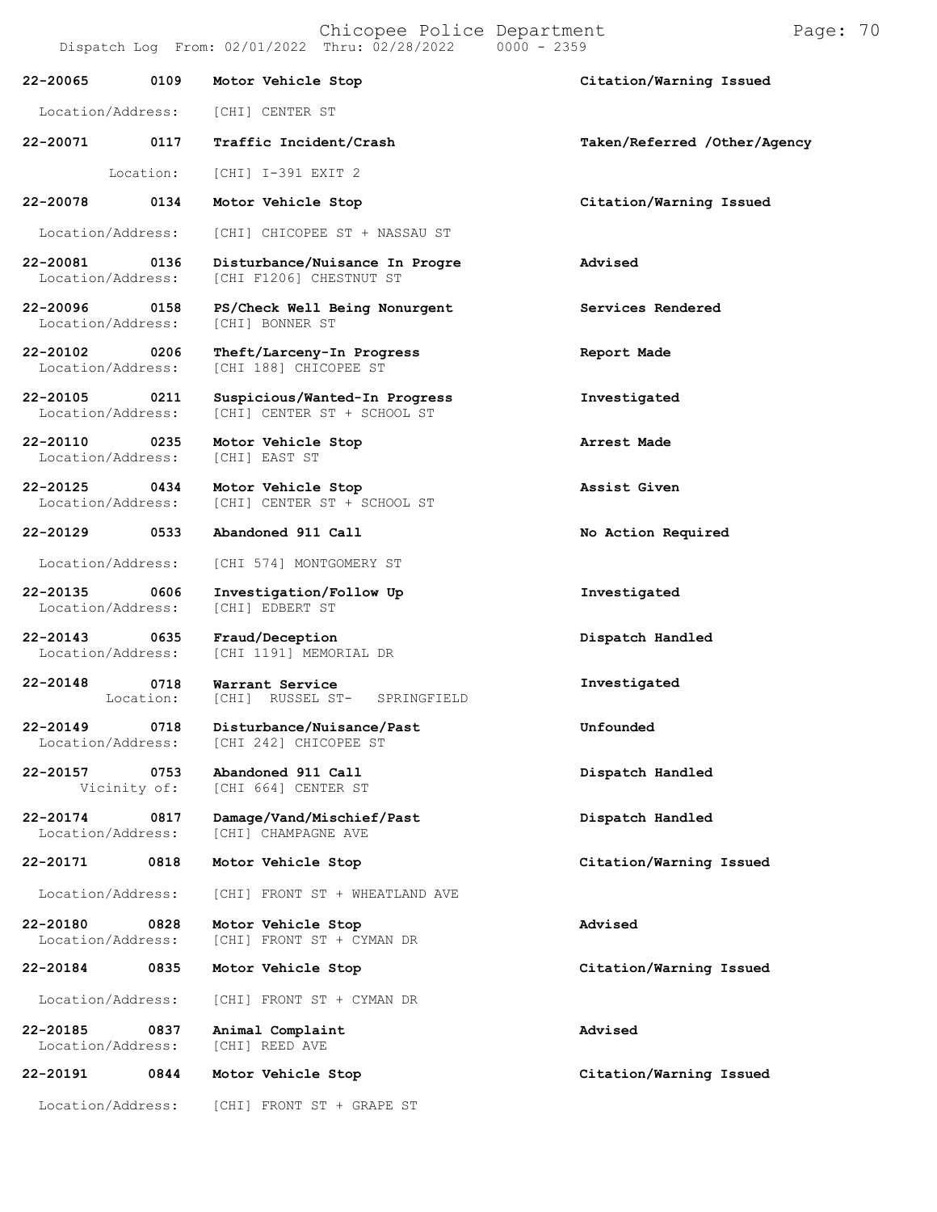| Call Number | Time | Call Reason | Action |
|---|---|---|---|
| **22-20065** | **0109** | **Motor Vehicle Stop** | **Citation/Warning Issued** |
| Location/Address: | | [CHI] CENTER ST | |
| **22-20071** | **0117** | **Traffic Incident/Crash** | **Taken/Referred /Other/Agency** |
| Location: | | [CHI] I-391 EXIT 2 | |
| **22-20078** | **0134** | **Motor Vehicle Stop** | **Citation/Warning Issued** |
| Location/Address: | | [CHI] CHICOPEE ST + NASSAU ST | |
| **22-20081** | **0136** | **Disturbance/Nuisance In Progre** | **Advised** |
| Location/Address: | | [CHI F1206] CHESTNUT ST | |
| **22-20096** | **0158** | **PS/Check Well Being Nonurgent** | **Services Rendered** |
| Location/Address: | | [CHI] BONNER ST | |
| **22-20102** | **0206** | **Theft/Larceny-In Progress** | **Report Made** |
| Location/Address: | | [CHI 188] CHICOPEE ST | |
| **22-20105** | **0211** | **Suspicious/Wanted-In Progress** | **Investigated** |
| Location/Address: | | [CHI] CENTER ST + SCHOOL ST | |
| **22-20110** | **0235** | **Motor Vehicle Stop** | **Arrest Made** |
| Location/Address: | | [CHI] EAST ST | |
| **22-20125** | **0434** | **Motor Vehicle Stop** | **Assist Given** |
| Location/Address: | | [CHI] CENTER ST + SCHOOL ST | |
| **22-20129** | **0533** | **Abandoned 911 Call** | **No Action Required** |
| Location/Address: | | [CHI 574] MONTGOMERY ST | |
| **22-20135** | **0606** | **Investigation/Follow Up** | **Investigated** |
| Location/Address: | | [CHI] EDBERT ST | |
| **22-20143** | **0635** | **Fraud/Deception** | **Dispatch Handled** |
| Location/Address: | | [CHI 1191] MEMORIAL DR | |
| **22-20148** | **0718** | **Warrant Service** | **Investigated** |
| Location: | | [CHI] RUSSEL ST- SPRINGFIELD | |
| **22-20149** | **0718** | **Disturbance/Nuisance/Past** | **Unfounded** |
| Location/Address: | | [CHI 242] CHICOPEE ST | |
| **22-20157** | **0753** | **Abandoned 911 Call** | **Dispatch Handled** |
| Vicinity of: | | [CHI 664] CENTER ST | |
| **22-20174** | **0817** | **Damage/Vand/Mischief/Past** | **Dispatch Handled** |
| Location/Address: | | [CHI] CHAMPAGNE AVE | |
| **22-20171** | **0818** | **Motor Vehicle Stop** | **Citation/Warning Issued** |
| Location/Address: | | [CHI] FRONT ST + WHEATLAND AVE | |
| **22-20180** | **0828** | **Motor Vehicle Stop** | **Advised** |
| Location/Address: | | [CHI] FRONT ST + CYMAN DR | |
| **22-20184** | **0835** | **Motor Vehicle Stop** | **Citation/Warning Issued** |
| Location/Address: | | [CHI] FRONT ST + CYMAN DR | |
| **22-20185** | **0837** | **Animal Complaint** | **Advised** |
| Location/Address: | | [CHI] REED AVE | |
| **22-20191** | **0844** | **Motor Vehicle Stop** | **Citation/Warning Issued** |
| Location/Address: | | [CHI] FRONT ST + GRAPE ST | |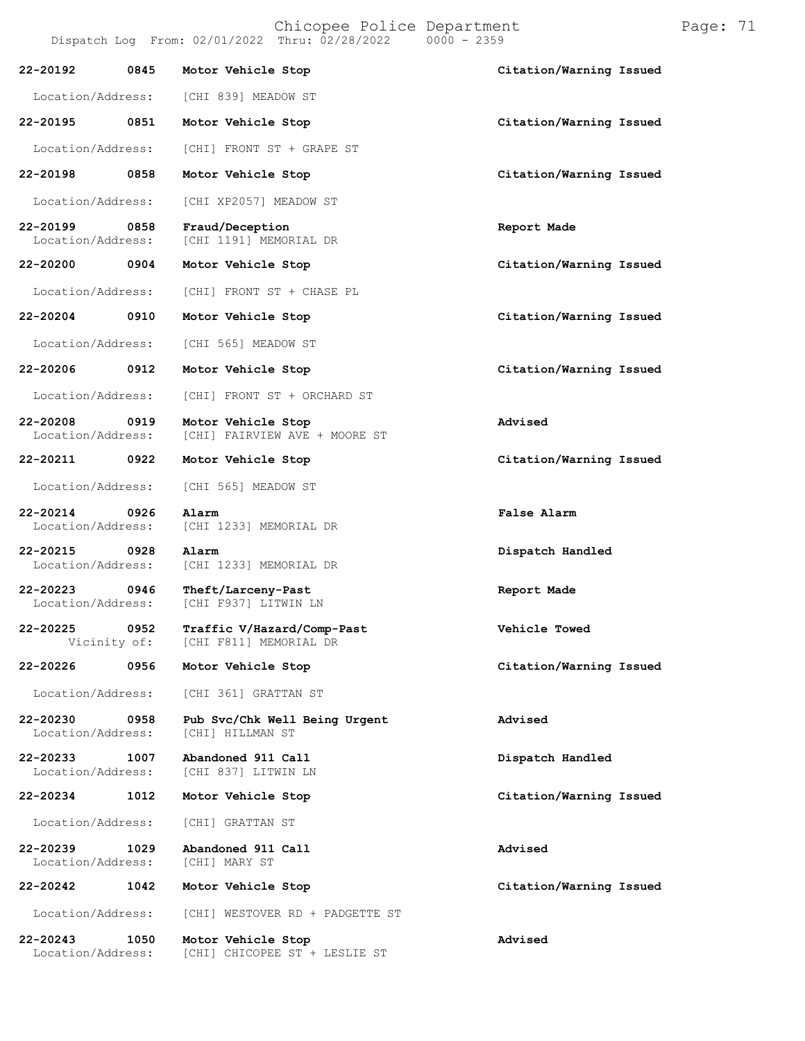| Call # | Time | Call Type | Disposition |
|---|---|---|---|
| **22-20192** | **0845** | **Motor Vehicle Stop** | **Citation/Warning Issued** |
| Location/Address: | | [CHI 839] MEADOW ST | |
| **22-20195** | **0851** | **Motor Vehicle Stop** | **Citation/Warning Issued** |
| Location/Address: | | [CHI] FRONT ST + GRAPE ST | |
| **22-20198** | **0858** | **Motor Vehicle Stop** | **Citation/Warning Issued** |
| Location/Address: | | [CHI XP2057] MEADOW ST | |
| **22-20199** | **0858** | **Fraud/Deception** | **Report Made** |
| Location/Address: | | [CHI 1191] MEMORIAL DR | |
| **22-20200** | **0904** | **Motor Vehicle Stop** | **Citation/Warning Issued** |
| Location/Address: | | [CHI] FRONT ST + CHASE PL | |
| **22-20204** | **0910** | **Motor Vehicle Stop** | **Citation/Warning Issued** |
| Location/Address: | | [CHI 565] MEADOW ST | |
| **22-20206** | **0912** | **Motor Vehicle Stop** | **Citation/Warning Issued** |
| Location/Address: | | [CHI] FRONT ST + ORCHARD ST | |
| **22-20208** | **0919** | **Motor Vehicle Stop** | **Advised** |
| Location/Address: | | [CHI] FAIRVIEW AVE + MOORE ST | |
| **22-20211** | **0922** | **Motor Vehicle Stop** | **Citation/Warning Issued** |
| Location/Address: | | [CHI 565] MEADOW ST | |
| **22-20214** | **0926** | **Alarm** | **False Alarm** |
| Location/Address: | | [CHI 1233] MEMORIAL DR | |
| **22-20215** | **0928** | **Alarm** | **Dispatch Handled** |
| Location/Address: | | [CHI 1233] MEMORIAL DR | |
| **22-20223** | **0946** | **Theft/Larceny-Past** | **Report Made** |
| Location/Address: | | [CHI F937] LITWIN LN | |
| **22-20225** | **0952** | **Traffic V/Hazard/Comp-Past** | **Vehicle Towed** |
| Vicinity of: | | [CHI F811] MEMORIAL DR | |
| **22-20226** | **0956** | **Motor Vehicle Stop** | **Citation/Warning Issued** |
| Location/Address: | | [CHI 361] GRATTAN ST | |
| **22-20230** | **0958** | **Pub Svc/Chk Well Being Urgent** | **Advised** |
| Location/Address: | | [CHI] HILLMAN ST | |
| **22-20233** | **1007** | **Abandoned 911 Call** | **Dispatch Handled** |
| Location/Address: | | [CHI 837] LITWIN LN | |
| **22-20234** | **1012** | **Motor Vehicle Stop** | **Citation/Warning Issued** |
| Location/Address: | | [CHI] GRATTAN ST | |
| **22-20239** | **1029** | **Abandoned 911 Call** | **Advised** |
| Location/Address: | | [CHI] MARY ST | |
| **22-20242** | **1042** | **Motor Vehicle Stop** | **Citation/Warning Issued** |
| Location/Address: | | [CHI] WESTOVER RD + PADGETTE ST | |
| **22-20243** | **1050** | **Motor Vehicle Stop** | **Advised** |
| Location/Address: | | [CHI] CHICOPEE ST + LESLIE ST | |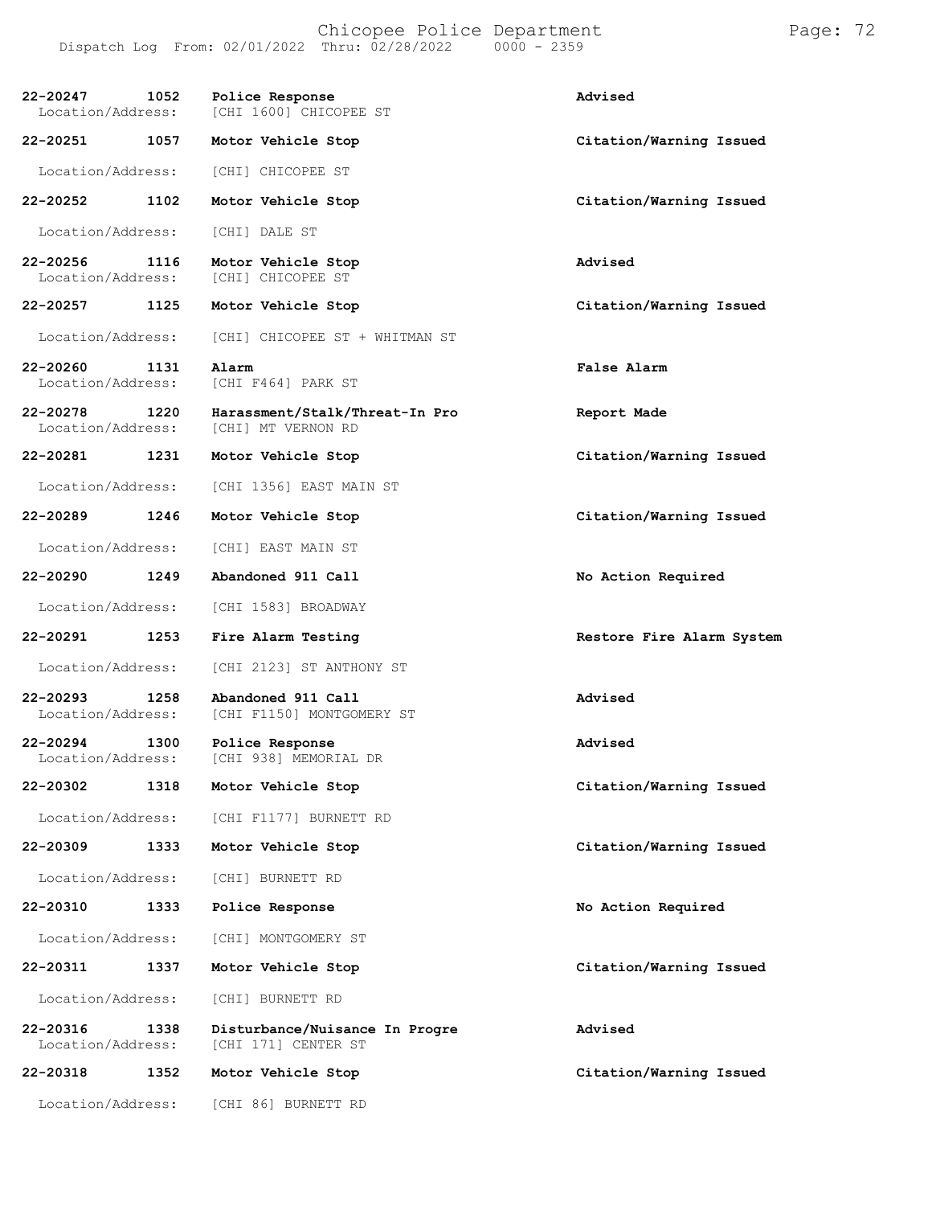**22-20247 1052 Police Response** — **Advised**
Location/Address: [CHI 1600] CHICOPEE ST

**22-20251 1057 Motor Vehicle Stop** — **Citation/Warning Issued**
Location/Address: [CHI] CHICOPEE ST

**22-20252 1102 Motor Vehicle Stop** — **Citation/Warning Issued**
Location/Address: [CHI] DALE ST

**22-20256 1116 Motor Vehicle Stop** — **Advised**
Location/Address: [CHI] CHICOPEE ST

**22-20257 1125 Motor Vehicle Stop** — **Citation/Warning Issued**
Location/Address: [CHI] CHICOPEE ST + WHITMAN ST

**22-20260 1131 Alarm** — **False Alarm**
Location/Address: [CHI F464] PARK ST

**22-20278 1220 Harassment/Stalk/Threat-In Pro** — **Report Made**
Location/Address: [CHI] MT VERNON RD

**22-20281 1231 Motor Vehicle Stop** — **Citation/Warning Issued**
Location/Address: [CHI 1356] EAST MAIN ST

**22-20289 1246 Motor Vehicle Stop** — **Citation/Warning Issued**
Location/Address: [CHI] EAST MAIN ST

**22-20290 1249 Abandoned 911 Call** — **No Action Required**
Location/Address: [CHI 1583] BROADWAY

**22-20291 1253 Fire Alarm Testing** — **Restore Fire Alarm System**
Location/Address: [CHI 2123] ST ANTHONY ST

**22-20293 1258 Abandoned 911 Call** — **Advised**
Location/Address: [CHI F1150] MONTGOMERY ST

**22-20294 1300 Police Response** — **Advised**
Location/Address: [CHI 938] MEMORIAL DR

**22-20302 1318 Motor Vehicle Stop** — **Citation/Warning Issued**
Location/Address: [CHI F1177] BURNETT RD

**22-20309 1333 Motor Vehicle Stop** — **Citation/Warning Issued**
Location/Address: [CHI] BURNETT RD

**22-20310 1333 Police Response** — **No Action Required**
Location/Address: [CHI] MONTGOMERY ST

**22-20311 1337 Motor Vehicle Stop** — **Citation/Warning Issued**
Location/Address: [CHI] BURNETT RD

**22-20316 1338 Disturbance/Nuisance In Progre** — **Advised**
Location/Address: [CHI 171] CENTER ST

**22-20318 1352 Motor Vehicle Stop** — **Citation/Warning Issued**
Location/Address: [CHI 86] BURNETT RD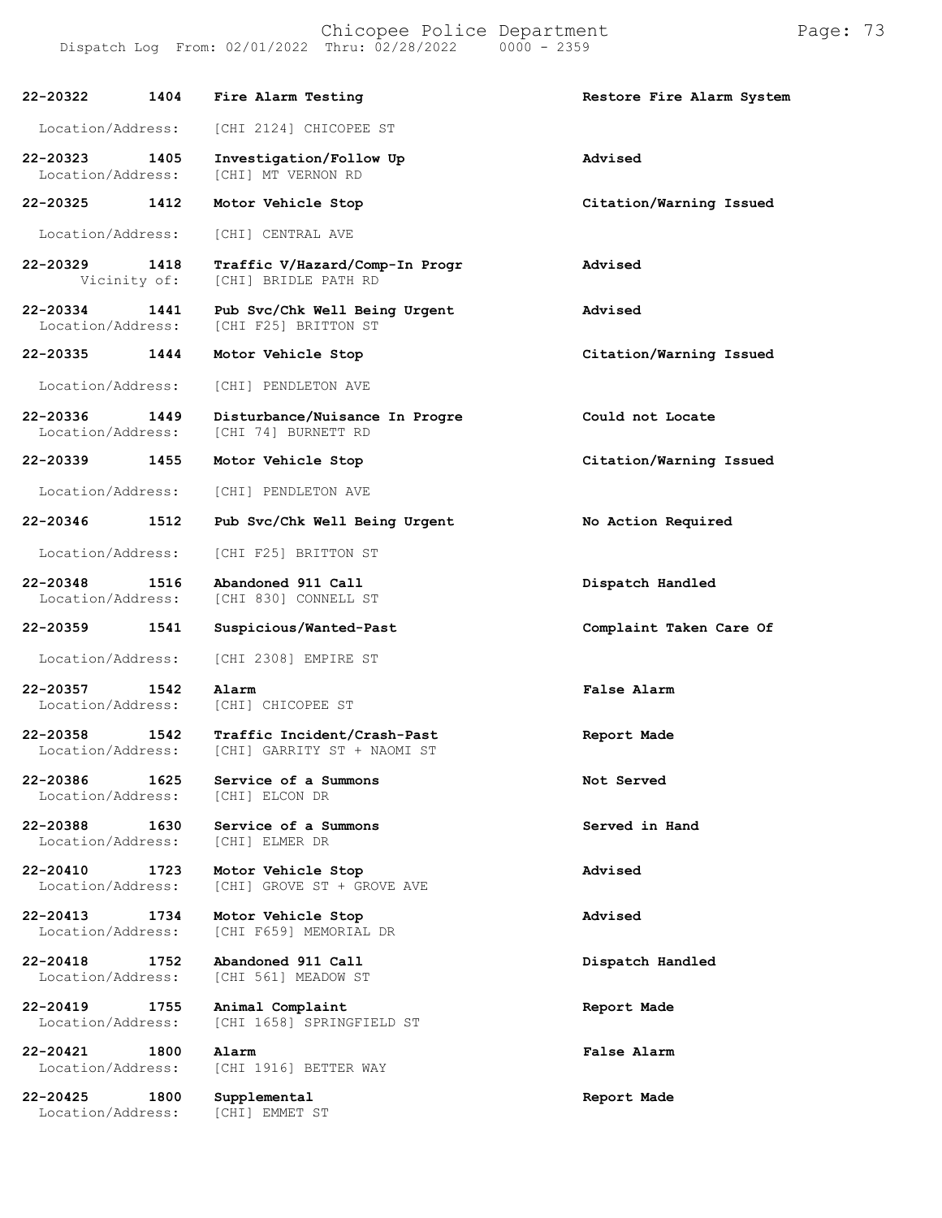| Call Number | Time | Call Reason | Action |
|---|---|---|---|
| **22-20322** | **1404** | **Fire Alarm Testing** | **Restore Fire Alarm System** |
| Location/Address: | | [CHI 2124] CHICOPEE ST | |
| **22-20323** | **1405** | **Investigation/Follow Up** | **Advised** |
| Location/Address: | | [CHI] MT VERNON RD | |
| **22-20325** | **1412** | **Motor Vehicle Stop** | **Citation/Warning Issued** |
| Location/Address: | | [CHI] CENTRAL AVE | |
| **22-20329** | **1418** | **Traffic V/Hazard/Comp-In Progr** | **Advised** |
| Vicinity of: | | [CHI] BRIDLE PATH RD | |
| **22-20334** | **1441** | **Pub Svc/Chk Well Being Urgent** | **Advised** |
| Location/Address: | | [CHI F25] BRITTON ST | |
| **22-20335** | **1444** | **Motor Vehicle Stop** | **Citation/Warning Issued** |
| Location/Address: | | [CHI] PENDLETON AVE | |
| **22-20336** | **1449** | **Disturbance/Nuisance In Progre** | **Could not Locate** |
| Location/Address: | | [CHI 74] BURNETT RD | |
| **22-20339** | **1455** | **Motor Vehicle Stop** | **Citation/Warning Issued** |
| Location/Address: | | [CHI] PENDLETON AVE | |
| **22-20346** | **1512** | **Pub Svc/Chk Well Being Urgent** | **No Action Required** |
| Location/Address: | | [CHI F25] BRITTON ST | |
| **22-20348** | **1516** | **Abandoned 911 Call** | **Dispatch Handled** |
| Location/Address: | | [CHI 830] CONNELL ST | |
| **22-20359** | **1541** | **Suspicious/Wanted-Past** | **Complaint Taken Care Of** |
| Location/Address: | | [CHI 2308] EMPIRE ST | |
| **22-20357** | **1542** | **Alarm** | **False Alarm** |
| Location/Address: | | [CHI] CHICOPEE ST | |
| **22-20358** | **1542** | **Traffic Incident/Crash-Past** | **Report Made** |
| Location/Address: | | [CHI] GARRITY ST + NAOMI ST | |
| **22-20386** | **1625** | **Service of a Summons** | **Not Served** |
| Location/Address: | | [CHI] ELCON DR | |
| **22-20388** | **1630** | **Service of a Summons** | **Served in Hand** |
| Location/Address: | | [CHI] ELMER DR | |
| **22-20410** | **1723** | **Motor Vehicle Stop** | **Advised** |
| Location/Address: | | [CHI] GROVE ST + GROVE AVE | |
| **22-20413** | **1734** | **Motor Vehicle Stop** | **Advised** |
| Location/Address: | | [CHI F659] MEMORIAL DR | |
| **22-20418** | **1752** | **Abandoned 911 Call** | **Dispatch Handled** |
| Location/Address: | | [CHI 561] MEADOW ST | |
| **22-20419** | **1755** | **Animal Complaint** | **Report Made** |
| Location/Address: | | [CHI 1658] SPRINGFIELD ST | |
| **22-20421** | **1800** | **Alarm** | **False Alarm** |
| Location/Address: | | [CHI 1916] BETTER WAY | |
| **22-20425** | **1800** | **Supplemental** | **Report Made** |
| Location/Address: | | [CHI] EMMET ST | |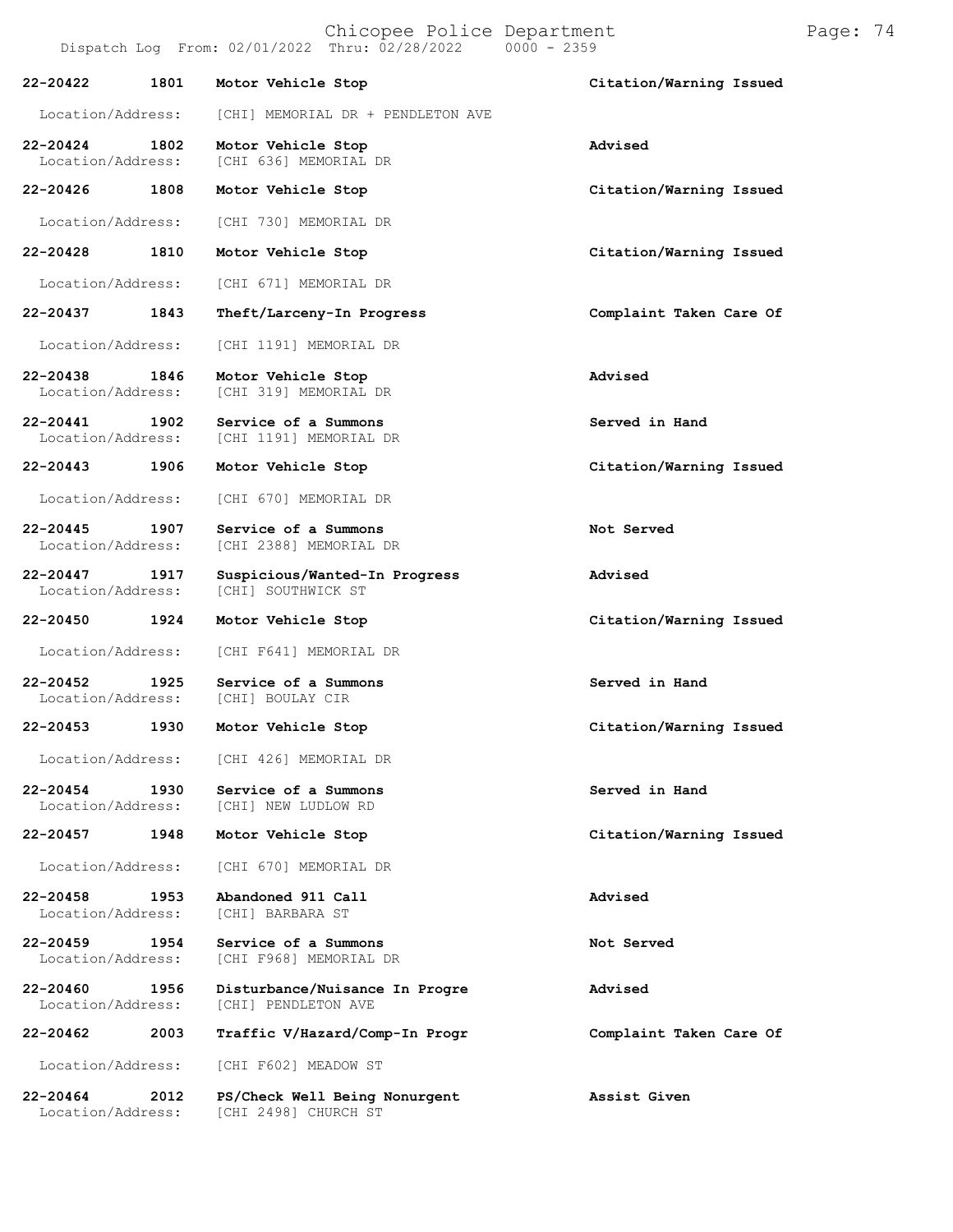| Call Number | Time | Call Reason | Action |
|---|---|---|---|
| 22-20422 | 1801 | Motor Vehicle Stop | Citation/Warning Issued |
| Location/Address: | | [CHI] MEMORIAL DR + PENDLETON AVE | |
| 22-20424 | 1802 | Motor Vehicle Stop | Advised |
| Location/Address: | | [CHI 636] MEMORIAL DR | |
| 22-20426 | 1808 | Motor Vehicle Stop | Citation/Warning Issued |
| Location/Address: | | [CHI 730] MEMORIAL DR | |
| 22-20428 | 1810 | Motor Vehicle Stop | Citation/Warning Issued |
| Location/Address: | | [CHI 671] MEMORIAL DR | |
| 22-20437 | 1843 | Theft/Larceny-In Progress | Complaint Taken Care Of |
| Location/Address: | | [CHI 1191] MEMORIAL DR | |
| 22-20438 | 1846 | Motor Vehicle Stop | Advised |
| Location/Address: | | [CHI 319] MEMORIAL DR | |
| 22-20441 | 1902 | Service of a Summons | Served in Hand |
| Location/Address: | | [CHI 1191] MEMORIAL DR | |
| 22-20443 | 1906 | Motor Vehicle Stop | Citation/Warning Issued |
| Location/Address: | | [CHI 670] MEMORIAL DR | |
| 22-20445 | 1907 | Service of a Summons | Not Served |
| Location/Address: | | [CHI 2388] MEMORIAL DR | |
| 22-20447 | 1917 | Suspicious/Wanted-In Progress | Advised |
| Location/Address: | | [CHI] SOUTHWICK ST | |
| 22-20450 | 1924 | Motor Vehicle Stop | Citation/Warning Issued |
| Location/Address: | | [CHI F641] MEMORIAL DR | |
| 22-20452 | 1925 | Service of a Summons | Served in Hand |
| Location/Address: | | [CHI] BOULAY CIR | |
| 22-20453 | 1930 | Motor Vehicle Stop | Citation/Warning Issued |
| Location/Address: | | [CHI 426] MEMORIAL DR | |
| 22-20454 | 1930 | Service of a Summons | Served in Hand |
| Location/Address: | | [CHI] NEW LUDLOW RD | |
| 22-20457 | 1948 | Motor Vehicle Stop | Citation/Warning Issued |
| Location/Address: | | [CHI 670] MEMORIAL DR | |
| 22-20458 | 1953 | Abandoned 911 Call | Advised |
| Location/Address: | | [CHI] BARBARA ST | |
| 22-20459 | 1954 | Service of a Summons | Not Served |
| Location/Address: | | [CHI F968] MEMORIAL DR | |
| 22-20460 | 1956 | Disturbance/Nuisance In Progre | Advised |
| Location/Address: | | [CHI] PENDLETON AVE | |
| 22-20462 | 2003 | Traffic V/Hazard/Comp-In Progr | Complaint Taken Care Of |
| Location/Address: | | [CHI F602] MEADOW ST | |
| 22-20464 | 2012 | PS/Check Well Being Nonurgent | Assist Given |
| Location/Address: | | [CHI 2498] CHURCH ST | |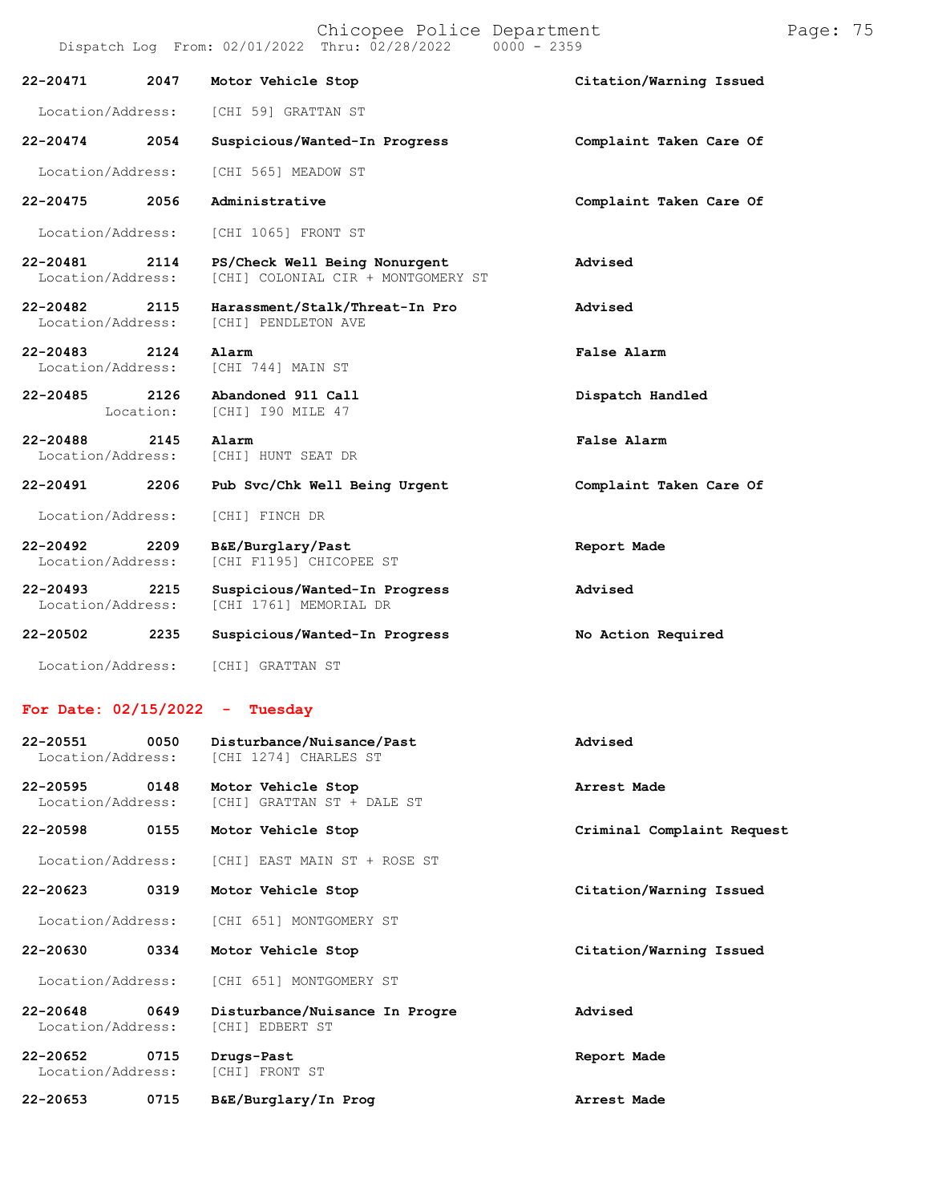**22-20471 2047 Motor Vehicle Stop** — **Citation/Warning Issued**
Location/Address: [CHI 59] GRATTAN ST

**22-20474 2054 Suspicious/Wanted-In Progress** — **Complaint Taken Care Of**
Location/Address: [CHI 565] MEADOW ST

**22-20475 2056 Administrative** — **Complaint Taken Care Of**
Location/Address: [CHI 1065] FRONT ST

**22-20481 2114 PS/Check Well Being Nonurgent** — **Advised**
Location/Address: [CHI] COLONIAL CIR + MONTGOMERY ST

**22-20482 2115 Harassment/Stalk/Threat-In Pro** — **Advised**
Location/Address: [CHI] PENDLETON AVE

**22-20483 2124 Alarm** — **False Alarm**
Location/Address: [CHI 744] MAIN ST

**22-20485 2126 Abandoned 911 Call** — **Dispatch Handled**
Location: [CHI] I90 MILE 47

**22-20488 2145 Alarm** — **False Alarm**
Location/Address: [CHI] HUNT SEAT DR

**22-20491 2206 Pub Svc/Chk Well Being Urgent** — **Complaint Taken Care Of**
Location/Address: [CHI] FINCH DR

**22-20492 2209 B&E/Burglary/Past** — **Report Made**
Location/Address: [CHI F1195] CHICOPEE ST

**22-20493 2215 Suspicious/Wanted-In Progress** — **Advised**
Location/Address: [CHI 1761] MEMORIAL DR

**22-20502 2235 Suspicious/Wanted-In Progress** — **No Action Required**
Location/Address: [CHI] GRATTAN ST

## For Date: 02/15/2022 - Tuesday

**22-20551 0050 Disturbance/Nuisance/Past** — **Advised**
Location/Address: [CHI 1274] CHARLES ST

**22-20595 0148 Motor Vehicle Stop** — **Arrest Made**
Location/Address: [CHI] GRATTAN ST + DALE ST

**22-20598 0155 Motor Vehicle Stop** — **Criminal Complaint Request**
Location/Address: [CHI] EAST MAIN ST + ROSE ST

**22-20623 0319 Motor Vehicle Stop** — **Citation/Warning Issued**
Location/Address: [CHI 651] MONTGOMERY ST

**22-20630 0334 Motor Vehicle Stop** — **Citation/Warning Issued**
Location/Address: [CHI 651] MONTGOMERY ST

**22-20648 0649 Disturbance/Nuisance In Progre** — **Advised**
Location/Address: [CHI] EDBERT ST

**22-20652 0715 Drugs-Past** — **Report Made**
Location/Address: [CHI] FRONT ST

**22-20653 0715 B&E/Burglary/In Prog** — **Arrest Made**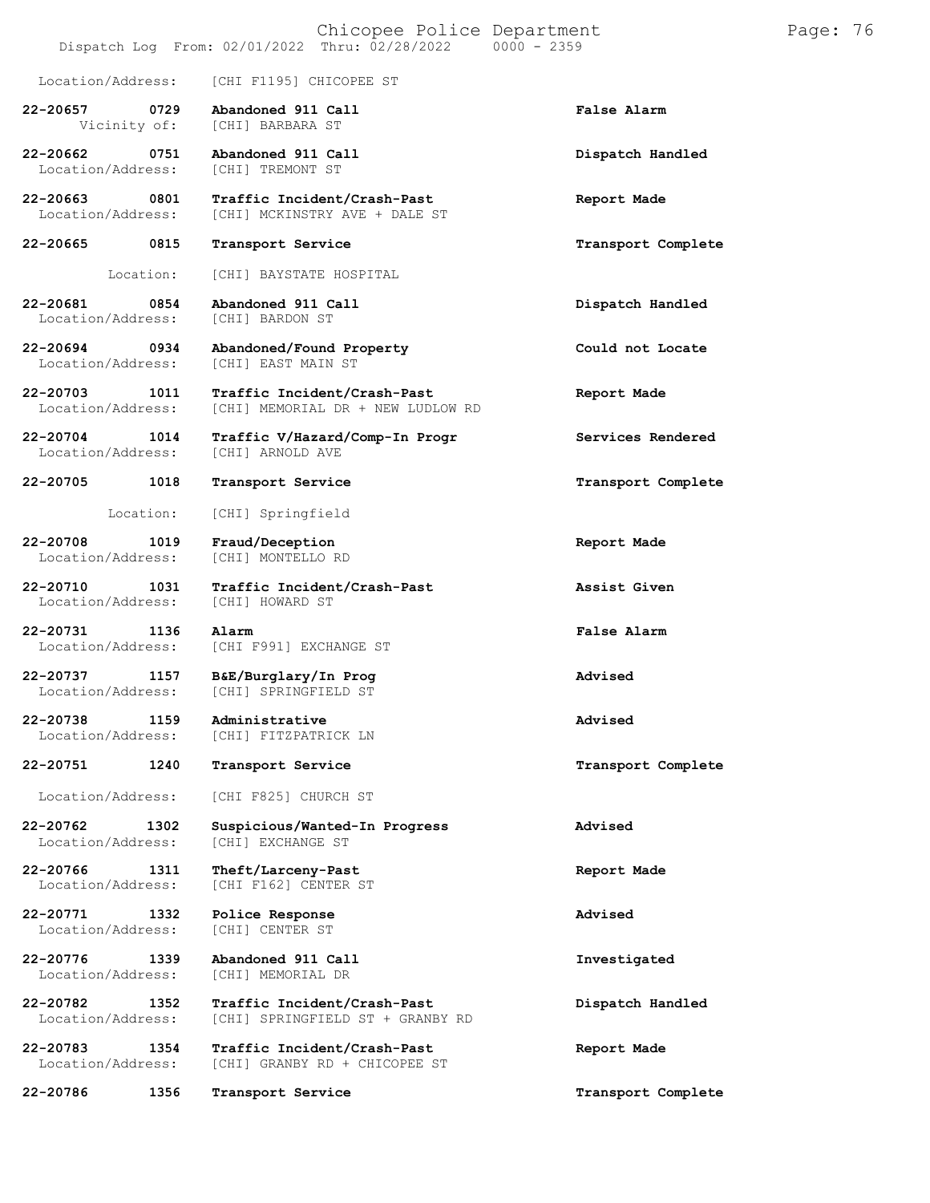Location/Address: [CHI F1195] CHICOPEE ST

| Call Number | Time | Call Type | Disposition |
|---|---|---|---|
| **22-20657** | **0729** | **Abandoned 911 Call** | **False Alarm** |
| Vicinity of: | | [CHI] BARBARA ST | |
| **22-20662** | **0751** | **Abandoned 911 Call** | **Dispatch Handled** |
| Location/Address: | | [CHI] TREMONT ST | |
| **22-20663** | **0801** | **Traffic Incident/Crash-Past** | **Report Made** |
| Location/Address: | | [CHI] MCKINSTRY AVE + DALE ST | |
| **22-20665** | **0815** | **Transport Service** | **Transport Complete** |
| Location: | | [CHI] BAYSTATE HOSPITAL | |
| **22-20681** | **0854** | **Abandoned 911 Call** | **Dispatch Handled** |
| Location/Address: | | [CHI] BARDON ST | |
| **22-20694** | **0934** | **Abandoned/Found Property** | **Could not Locate** |
| Location/Address: | | [CHI] EAST MAIN ST | |
| **22-20703** | **1011** | **Traffic Incident/Crash-Past** | **Report Made** |
| Location/Address: | | [CHI] MEMORIAL DR + NEW LUDLOW RD | |
| **22-20704** | **1014** | **Traffic V/Hazard/Comp-In Progr** | **Services Rendered** |
| Location/Address: | | [CHI] ARNOLD AVE | |
| **22-20705** | **1018** | **Transport Service** | **Transport Complete** |
| Location: | | [CHI] Springfield | |
| **22-20708** | **1019** | **Fraud/Deception** | **Report Made** |
| Location/Address: | | [CHI] MONTELLO RD | |
| **22-20710** | **1031** | **Traffic Incident/Crash-Past** | **Assist Given** |
| Location/Address: | | [CHI] HOWARD ST | |
| **22-20731** | **1136** | **Alarm** | **False Alarm** |
| Location/Address: | | [CHI F991] EXCHANGE ST | |
| **22-20737** | **1157** | **B&E/Burglary/In Prog** | **Advised** |
| Location/Address: | | [CHI] SPRINGFIELD ST | |
| **22-20738** | **1159** | **Administrative** | **Advised** |
| Location/Address: | | [CHI] FITZPATRICK LN | |
| **22-20751** | **1240** | **Transport Service** | **Transport Complete** |
| Location/Address: | | [CHI F825] CHURCH ST | |
| **22-20762** | **1302** | **Suspicious/Wanted-In Progress** | **Advised** |
| Location/Address: | | [CHI] EXCHANGE ST | |
| **22-20766** | **1311** | **Theft/Larceny-Past** | **Report Made** |
| Location/Address: | | [CHI F162] CENTER ST | |
| **22-20771** | **1332** | **Police Response** | **Advised** |
| Location/Address: | | [CHI] CENTER ST | |
| **22-20776** | **1339** | **Abandoned 911 Call** | **Investigated** |
| Location/Address: | | [CHI] MEMORIAL DR | |
| **22-20782** | **1352** | **Traffic Incident/Crash-Past** | **Dispatch Handled** |
| Location/Address: | | [CHI] SPRINGFIELD ST + GRANBY RD | |
| **22-20783** | **1354** | **Traffic Incident/Crash-Past** | **Report Made** |
| Location/Address: | | [CHI] GRANBY RD + CHICOPEE ST | |
| **22-20786** | **1356** | **Transport Service** | **Transport Complete** |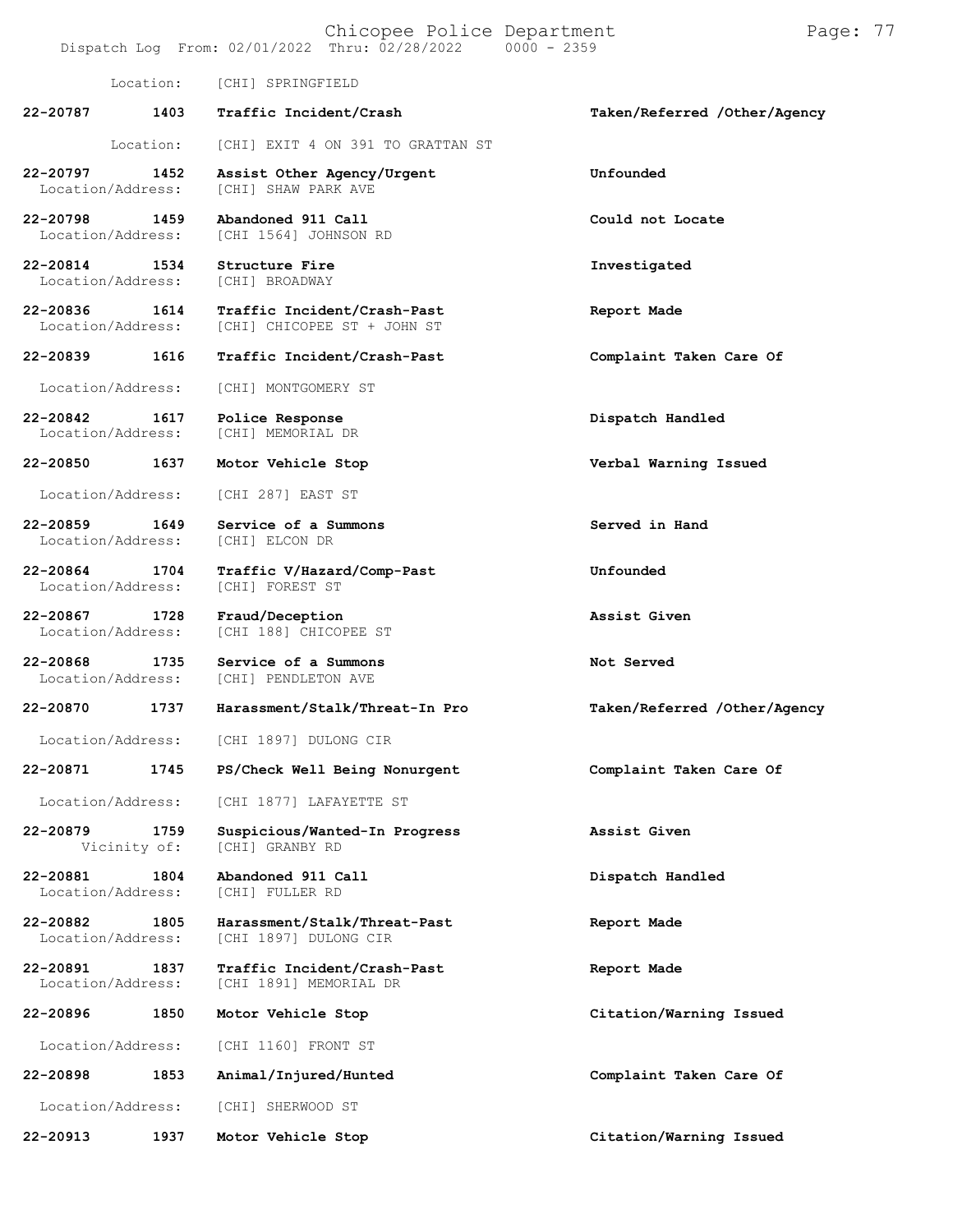Location: [CHI] SPRINGFIELD

**22-20787 1403 Traffic Incident/Crash** — Taken/Referred /Other/Agency
Location: [CHI] EXIT 4 ON 391 TO GRATTAN ST

**22-20797 1452 Assist Other Agency/Urgent** — Unfounded
Location/Address: [CHI] SHAW PARK AVE

**22-20798 1459 Abandoned 911 Call** — Could not Locate
Location/Address: [CHI 1564] JOHNSON RD

**22-20814 1534 Structure Fire** — Investigated
Location/Address: [CHI] BROADWAY

**22-20836 1614 Traffic Incident/Crash-Past** — Report Made
Location/Address: [CHI] CHICOPEE ST + JOHN ST

**22-20839 1616 Traffic Incident/Crash-Past** — Complaint Taken Care Of
Location/Address: [CHI] MONTGOMERY ST

**22-20842 1617 Police Response** — Dispatch Handled
Location/Address: [CHI] MEMORIAL DR

**22-20850 1637 Motor Vehicle Stop** — Verbal Warning Issued
Location/Address: [CHI 287] EAST ST

**22-20859 1649 Service of a Summons** — Served in Hand
Location/Address: [CHI] ELCON DR

**22-20864 1704 Traffic V/Hazard/Comp-Past** — Unfounded
Location/Address: [CHI] FOREST ST

**22-20867 1728 Fraud/Deception** — Assist Given
Location/Address: [CHI 188] CHICOPEE ST

**22-20868 1735 Service of a Summons** — Not Served
Location/Address: [CHI] PENDLETON AVE

**22-20870 1737 Harassment/Stalk/Threat-In Pro** — Taken/Referred /Other/Agency
Location/Address: [CHI 1897] DULONG CIR

**22-20871 1745 PS/Check Well Being Nonurgent** — Complaint Taken Care Of
Location/Address: [CHI 1877] LAFAYETTE ST

**22-20879 1759 Suspicious/Wanted-In Progress** — Assist Given
Vicinity of: [CHI] GRANBY RD

**22-20881 1804 Abandoned 911 Call** — Dispatch Handled
Location/Address: [CHI] FULLER RD

**22-20882 1805 Harassment/Stalk/Threat-Past** — Report Made
Location/Address: [CHI 1897] DULONG CIR

**22-20891 1837 Traffic Incident/Crash-Past** — Report Made
Location/Address: [CHI 1891] MEMORIAL DR

**22-20896 1850 Motor Vehicle Stop** — Citation/Warning Issued
Location/Address: [CHI 1160] FRONT ST

**22-20898 1853 Animal/Injured/Hunted** — Complaint Taken Care Of
Location/Address: [CHI] SHERWOOD ST

**22-20913 1937 Motor Vehicle Stop** — Citation/Warning Issued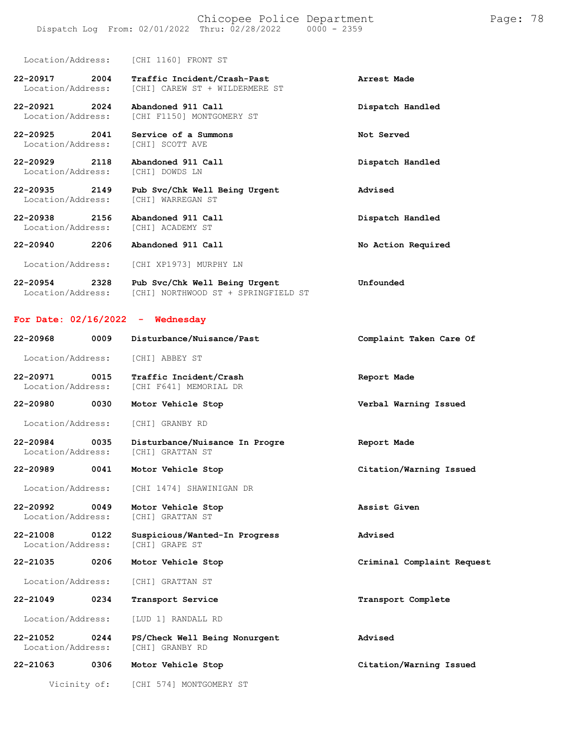Location/Address: [CHI 1160] FRONT ST

**22-20917 2004 Traffic Incident/Crash-Past** — **Arrest Made**
Location/Address: [CHI] CAREW ST + WILDERMERE ST

**22-20921 2024 Abandoned 911 Call** — **Dispatch Handled**
Location/Address: [CHI F1150] MONTGOMERY ST

**22-20925 2041 Service of a Summons** — **Not Served**
Location/Address: [CHI] SCOTT AVE

**22-20929 2118 Abandoned 911 Call** — **Dispatch Handled**
Location/Address: [CHI] DOWDS LN

**22-20935 2149 Pub Svc/Chk Well Being Urgent** — **Advised**
Location/Address: [CHI] WARREGAN ST

**22-20938 2156 Abandoned 911 Call** — **Dispatch Handled**
Location/Address: [CHI] ACADEMY ST

**22-20940 2206 Abandoned 911 Call** — **No Action Required**
Location/Address: [CHI XP1973] MURPHY LN

**22-20954 2328 Pub Svc/Chk Well Being Urgent** — **Unfounded**
Location/Address: [CHI] NORTHWOOD ST + SPRINGFIELD ST

## For Date: 02/16/2022 - Wednesday

**22-20968 0009 Disturbance/Nuisance/Past** — **Complaint Taken Care Of**
Location/Address: [CHI] ABBEY ST

**22-20971 0015 Traffic Incident/Crash** — **Report Made**
Location/Address: [CHI F641] MEMORIAL DR

**22-20980 0030 Motor Vehicle Stop** — **Verbal Warning Issued**
Location/Address: [CHI] GRANBY RD

**22-20984 0035 Disturbance/Nuisance In Progre** — **Report Made**
Location/Address: [CHI] GRATTAN ST

**22-20989 0041 Motor Vehicle Stop** — **Citation/Warning Issued**
Location/Address: [CHI 1474] SHAWINIGAN DR

**22-20992 0049 Motor Vehicle Stop** — **Assist Given**
Location/Address: [CHI] GRATTAN ST

**22-21008 0122 Suspicious/Wanted-In Progress** — **Advised**
Location/Address: [CHI] GRAPE ST

**22-21035 0206 Motor Vehicle Stop** — **Criminal Complaint Request**
Location/Address: [CHI] GRATTAN ST

**22-21049 0234 Transport Service** — **Transport Complete**
Location/Address: [LUD 1] RANDALL RD

**22-21052 0244 PS/Check Well Being Nonurgent** — **Advised**
Location/Address: [CHI] GRANBY RD

**22-21063 0306 Motor Vehicle Stop** — **Citation/Warning Issued**
Vicinity of: [CHI 574] MONTGOMERY ST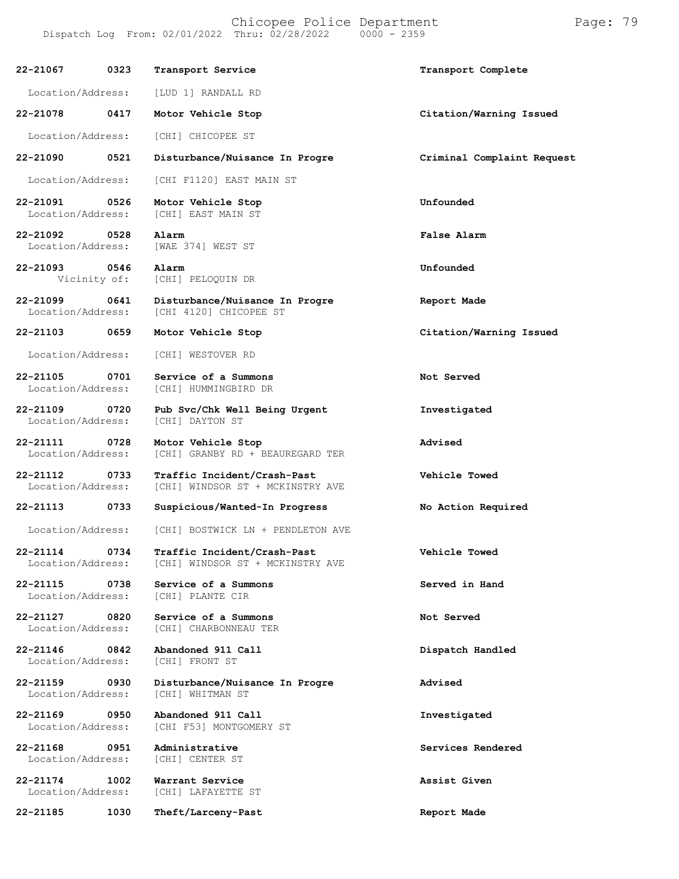**22-21067 0323 Transport Service** — **Transport Complete**
Location/Address: [LUD 1] RANDALL RD

**22-21078 0417 Motor Vehicle Stop** — **Citation/Warning Issued**
Location/Address: [CHI] CHICOPEE ST

**22-21090 0521 Disturbance/Nuisance In Progre** — **Criminal Complaint Request**
Location/Address: [CHI F1120] EAST MAIN ST

**22-21091 0526 Motor Vehicle Stop** — **Unfounded**
Location/Address: [CHI] EAST MAIN ST

**22-21092 0528 Alarm** — **False Alarm**
Location/Address: [WAE 374] WEST ST

**22-21093 0546 Alarm** — **Unfounded**
Vicinity of: [CHI] PELOQUIN DR

**22-21099 0641 Disturbance/Nuisance In Progre** — **Report Made**
Location/Address: [CHI 4120] CHICOPEE ST

**22-21103 0659 Motor Vehicle Stop** — **Citation/Warning Issued**
Location/Address: [CHI] WESTOVER RD

**22-21105 0701 Service of a Summons** — **Not Served**
Location/Address: [CHI] HUMMINGBIRD DR

**22-21109 0720 Pub Svc/Chk Well Being Urgent** — **Investigated**
Location/Address: [CHI] DAYTON ST

**22-21111 0728 Motor Vehicle Stop** — **Advised**
Location/Address: [CHI] GRANBY RD + BEAUREGARD TER

**22-21112 0733 Traffic Incident/Crash-Past** — **Vehicle Towed**
Location/Address: [CHI] WINDSOR ST + MCKINSTRY AVE

**22-21113 0733 Suspicious/Wanted-In Progress** — **No Action Required**
Location/Address: [CHI] BOSTWICK LN + PENDLETON AVE

**22-21114 0734 Traffic Incident/Crash-Past** — **Vehicle Towed**
Location/Address: [CHI] WINDSOR ST + MCKINSTRY AVE

**22-21115 0738 Service of a Summons** — **Served in Hand**
Location/Address: [CHI] PLANTE CIR

**22-21127 0820 Service of a Summons** — **Not Served**
Location/Address: [CHI] CHARBONNEAU TER

**22-21146 0842 Abandoned 911 Call** — **Dispatch Handled**
Location/Address: [CHI] FRONT ST

**22-21159 0930 Disturbance/Nuisance In Progre** — **Advised**
Location/Address: [CHI] WHITMAN ST

**22-21169 0950 Abandoned 911 Call** — **Investigated**
Location/Address: [CHI F53] MONTGOMERY ST

**22-21168 0951 Administrative** — **Services Rendered**
Location/Address: [CHI] CENTER ST

**22-21174 1002 Warrant Service** — **Assist Given**
Location/Address: [CHI] LAFAYETTE ST

**22-21185 1030 Theft/Larceny-Past** — **Report Made**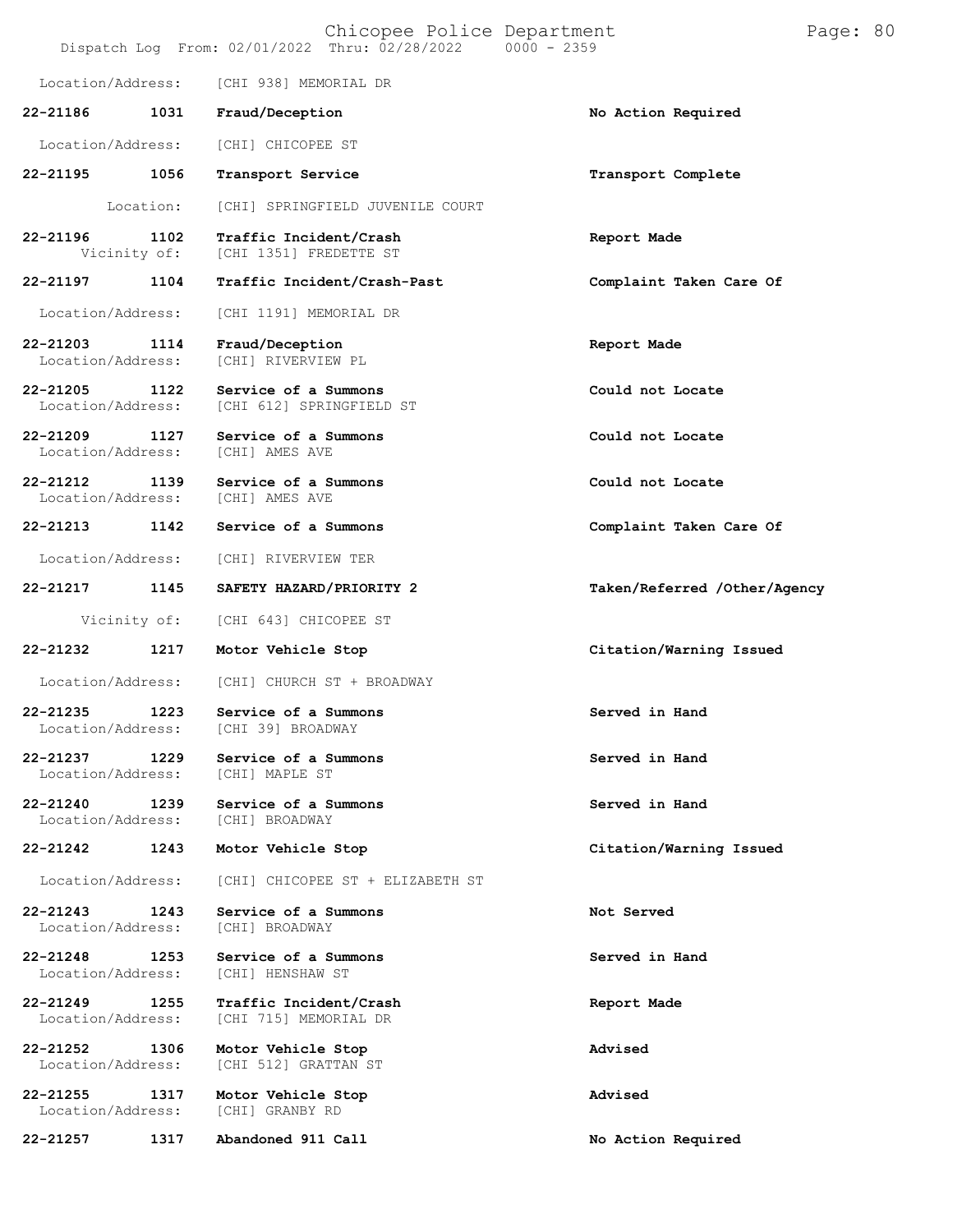Location/Address: [CHI 938] MEMORIAL DR

| | | | |
|---|---|---|---|
| **22-21186** | **1031** | **Fraud/Deception** | **No Action Required** |
| Location/Address: | | [CHI] CHICOPEE ST | |
| **22-21195** | **1056** | **Transport Service** | **Transport Complete** |
| Location: | | [CHI] SPRINGFIELD JUVENILE COURT | |
| **22-21196** | **1102** | **Traffic Incident/Crash** | **Report Made** |
| Vicinity of: | | [CHI 1351] FREDETTE ST | |
| **22-21197** | **1104** | **Traffic Incident/Crash-Past** | **Complaint Taken Care Of** |
| Location/Address: | | [CHI 1191] MEMORIAL DR | |
| **22-21203** | **1114** | **Fraud/Deception** | **Report Made** |
| Location/Address: | | [CHI] RIVERVIEW PL | |
| **22-21205** | **1122** | **Service of a Summons** | **Could not Locate** |
| Location/Address: | | [CHI 612] SPRINGFIELD ST | |
| **22-21209** | **1127** | **Service of a Summons** | **Could not Locate** |
| Location/Address: | | [CHI] AMES AVE | |
| **22-21212** | **1139** | **Service of a Summons** | **Could not Locate** |
| Location/Address: | | [CHI] AMES AVE | |
| **22-21213** | **1142** | **Service of a Summons** | **Complaint Taken Care Of** |
| Location/Address: | | [CHI] RIVERVIEW TER | |
| **22-21217** | **1145** | **SAFETY HAZARD/PRIORITY 2** | **Taken/Referred /Other/Agency** |
| Vicinity of: | | [CHI 643] CHICOPEE ST | |
| **22-21232** | **1217** | **Motor Vehicle Stop** | **Citation/Warning Issued** |
| Location/Address: | | [CHI] CHURCH ST + BROADWAY | |
| **22-21235** | **1223** | **Service of a Summons** | **Served in Hand** |
| Location/Address: | | [CHI 39] BROADWAY | |
| **22-21237** | **1229** | **Service of a Summons** | **Served in Hand** |
| Location/Address: | | [CHI] MAPLE ST | |
| **22-21240** | **1239** | **Service of a Summons** | **Served in Hand** |
| Location/Address: | | [CHI] BROADWAY | |
| **22-21242** | **1243** | **Motor Vehicle Stop** | **Citation/Warning Issued** |
| Location/Address: | | [CHI] CHICOPEE ST + ELIZABETH ST | |
| **22-21243** | **1243** | **Service of a Summons** | **Not Served** |
| Location/Address: | | [CHI] BROADWAY | |
| **22-21248** | **1253** | **Service of a Summons** | **Served in Hand** |
| Location/Address: | | [CHI] HENSHAW ST | |
| **22-21249** | **1255** | **Traffic Incident/Crash** | **Report Made** |
| Location/Address: | | [CHI 715] MEMORIAL DR | |
| **22-21252** | **1306** | **Motor Vehicle Stop** | **Advised** |
| Location/Address: | | [CHI 512] GRATTAN ST | |
| **22-21255** | **1317** | **Motor Vehicle Stop** | **Advised** |
| Location/Address: | | [CHI] GRANBY RD | |
| **22-21257** | **1317** | **Abandoned 911 Call** | **No Action Required** |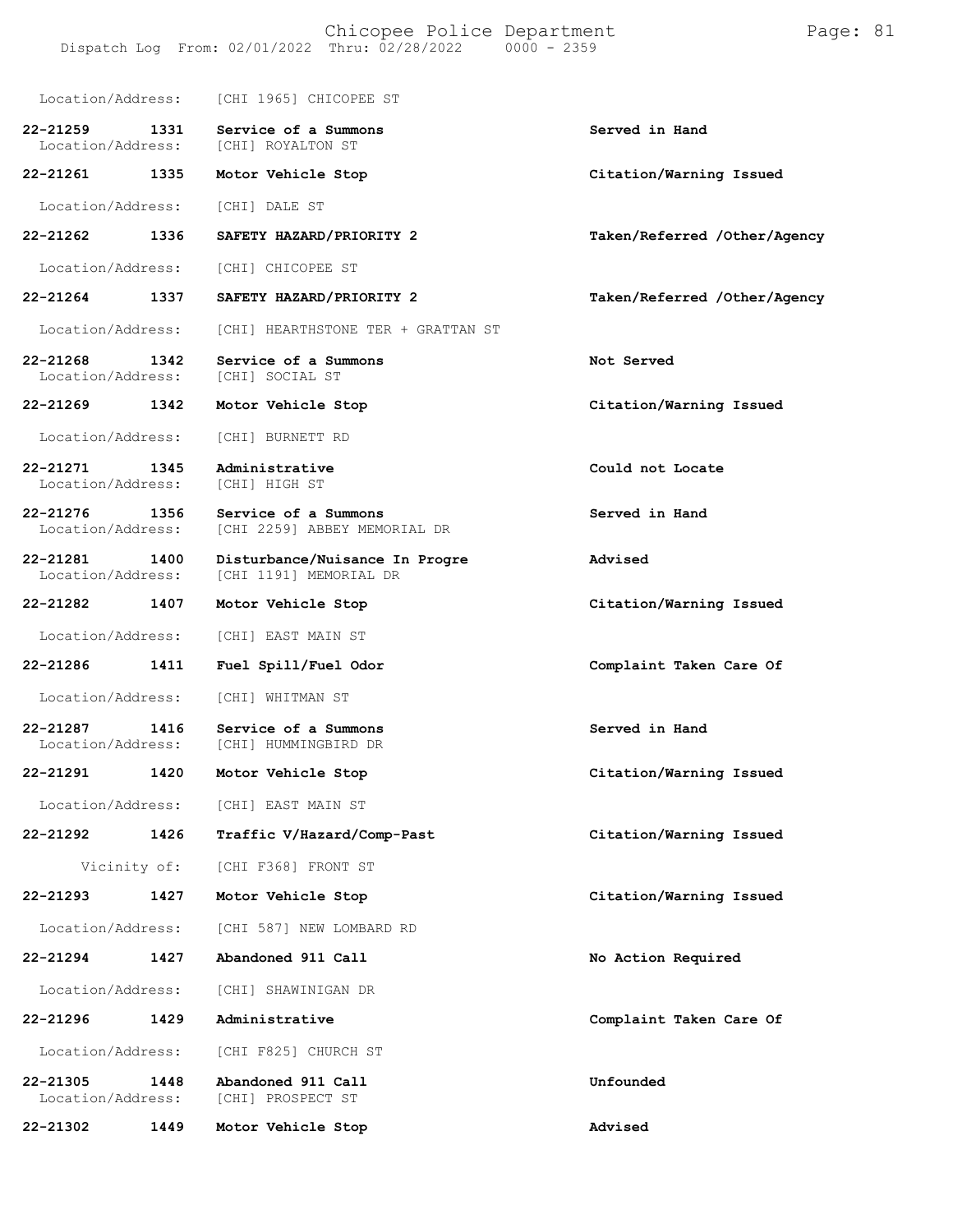Location/Address: [CHI 1965] CHICOPEE ST

**22-21259 1331 Service of a Summons** **Served in Hand**
Location/Address: [CHI] ROYALTON ST

**22-21261 1335 Motor Vehicle Stop** **Citation/Warning Issued**
Location/Address: [CHI] DALE ST

**22-21262 1336 SAFETY HAZARD/PRIORITY 2** **Taken/Referred /Other/Agency**
Location/Address: [CHI] CHICOPEE ST

**22-21264 1337 SAFETY HAZARD/PRIORITY 2** **Taken/Referred /Other/Agency**
Location/Address: [CHI] HEARTHSTONE TER + GRATTAN ST

**22-21268 1342 Service of a Summons** **Not Served**
Location/Address: [CHI] SOCIAL ST

**22-21269 1342 Motor Vehicle Stop** **Citation/Warning Issued**
Location/Address: [CHI] BURNETT RD

**22-21271 1345 Administrative** **Could not Locate**
Location/Address: [CHI] HIGH ST

**22-21276 1356 Service of a Summons** **Served in Hand**
Location/Address: [CHI 2259] ABBEY MEMORIAL DR

**22-21281 1400 Disturbance/Nuisance In Progre** **Advised**
Location/Address: [CHI 1191] MEMORIAL DR

**22-21282 1407 Motor Vehicle Stop** **Citation/Warning Issued**
Location/Address: [CHI] EAST MAIN ST

**22-21286 1411 Fuel Spill/Fuel Odor** **Complaint Taken Care Of**
Location/Address: [CHI] WHITMAN ST

**22-21287 1416 Service of a Summons** **Served in Hand**
Location/Address: [CHI] HUMMINGBIRD DR

**22-21291 1420 Motor Vehicle Stop** **Citation/Warning Issued**
Location/Address: [CHI] EAST MAIN ST

**22-21292 1426 Traffic V/Hazard/Comp-Past** **Citation/Warning Issued**
Vicinity of: [CHI F368] FRONT ST

**22-21293 1427 Motor Vehicle Stop** **Citation/Warning Issued**
Location/Address: [CHI 587] NEW LOMBARD RD

**22-21294 1427 Abandoned 911 Call** **No Action Required**
Location/Address: [CHI] SHAWINIGAN DR

**22-21296 1429 Administrative** **Complaint Taken Care Of**
Location/Address: [CHI F825] CHURCH ST

**22-21305 1448 Abandoned 911 Call** **Unfounded**
Location/Address: [CHI] PROSPECT ST

**22-21302 1449 Motor Vehicle Stop** **Advised**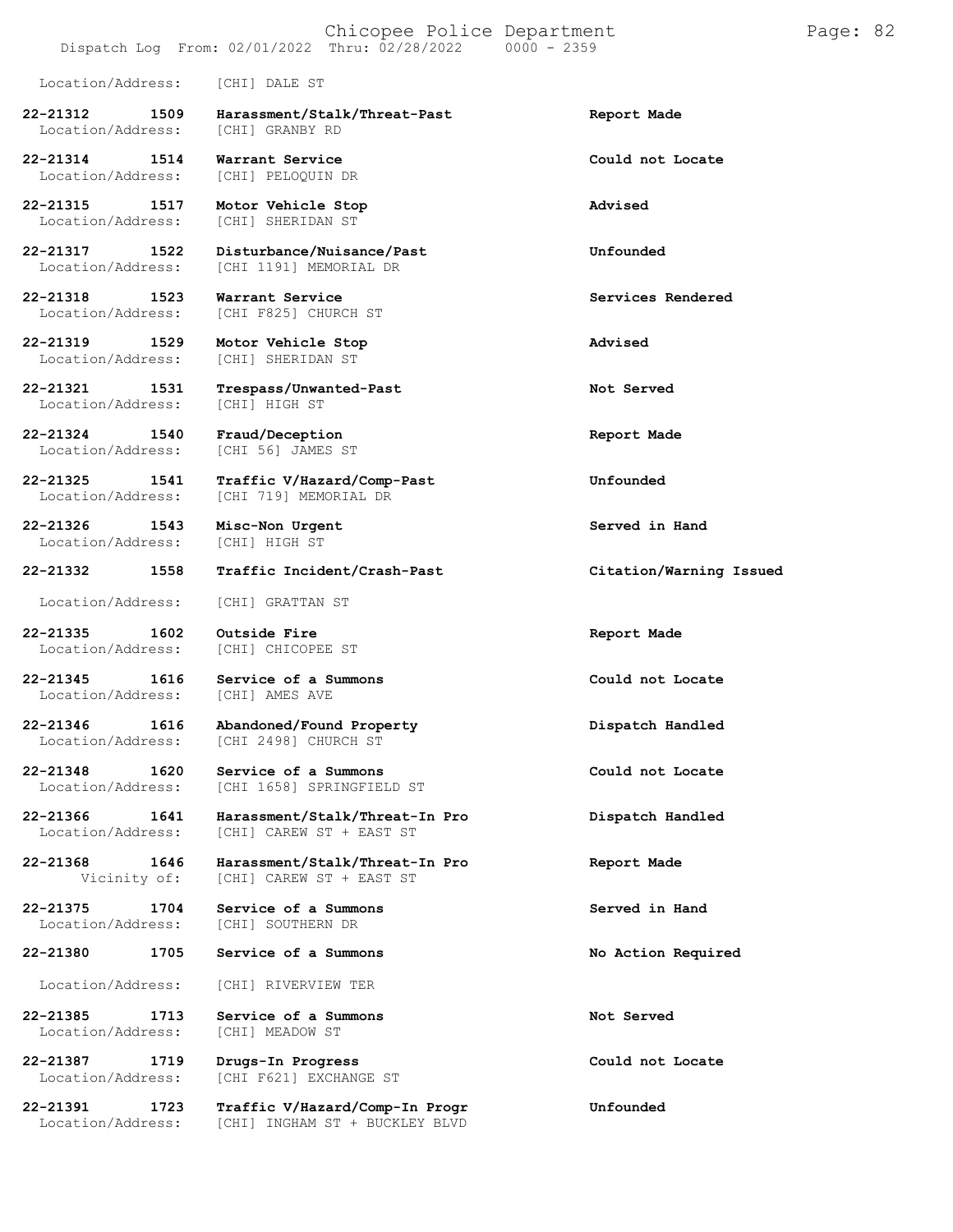Location/Address: [CHI] DALE ST

**22-21312 1509 Harassment/Stalk/Threat-Past** **Report Made**
Location/Address: [CHI] GRANBY RD

**22-21314 1514 Warrant Service** **Could not Locate**
Location/Address: [CHI] PELOQUIN DR

**22-21315 1517 Motor Vehicle Stop** **Advised**
Location/Address: [CHI] SHERIDAN ST

**22-21317 1522 Disturbance/Nuisance/Past** **Unfounded**
Location/Address: [CHI 1191] MEMORIAL DR

**22-21318 1523 Warrant Service** **Services Rendered**
Location/Address: [CHI F825] CHURCH ST

**22-21319 1529 Motor Vehicle Stop** **Advised**
Location/Address: [CHI] SHERIDAN ST

**22-21321 1531 Trespass/Unwanted-Past** **Not Served**
Location/Address: [CHI] HIGH ST

**22-21324 1540 Fraud/Deception** **Report Made**
Location/Address: [CHI 56] JAMES ST

**22-21325 1541 Traffic V/Hazard/Comp-Past** **Unfounded**
Location/Address: [CHI 719] MEMORIAL DR

**22-21326 1543 Misc-Non Urgent** **Served in Hand**
Location/Address: [CHI] HIGH ST

**22-21332 1558 Traffic Incident/Crash-Past** **Citation/Warning Issued**
Location/Address: [CHI] GRATTAN ST

**22-21335 1602 Outside Fire** **Report Made**
Location/Address: [CHI] CHICOPEE ST

**22-21345 1616 Service of a Summons** **Could not Locate**
Location/Address: [CHI] AMES AVE

**22-21346 1616 Abandoned/Found Property** **Dispatch Handled**
Location/Address: [CHI 2498] CHURCH ST

**22-21348 1620 Service of a Summons** **Could not Locate**
Location/Address: [CHI 1658] SPRINGFIELD ST

**22-21366 1641 Harassment/Stalk/Threat-In Pro** **Dispatch Handled**
Location/Address: [CHI] CAREW ST + EAST ST

**22-21368 1646 Harassment/Stalk/Threat-In Pro** **Report Made**
Vicinity of: [CHI] CAREW ST + EAST ST

**22-21375 1704 Service of a Summons** **Served in Hand**
Location/Address: [CHI] SOUTHERN DR

**22-21380 1705 Service of a Summons** **No Action Required**
Location/Address: [CHI] RIVERVIEW TER

**22-21385 1713 Service of a Summons** **Not Served**
Location/Address: [CHI] MEADOW ST

**22-21387 1719 Drugs-In Progress** **Could not Locate**
Location/Address: [CHI F621] EXCHANGE ST

**22-21391 1723 Traffic V/Hazard/Comp-In Progr** **Unfounded**
Location/Address: [CHI] INGHAM ST + BUCKLEY BLVD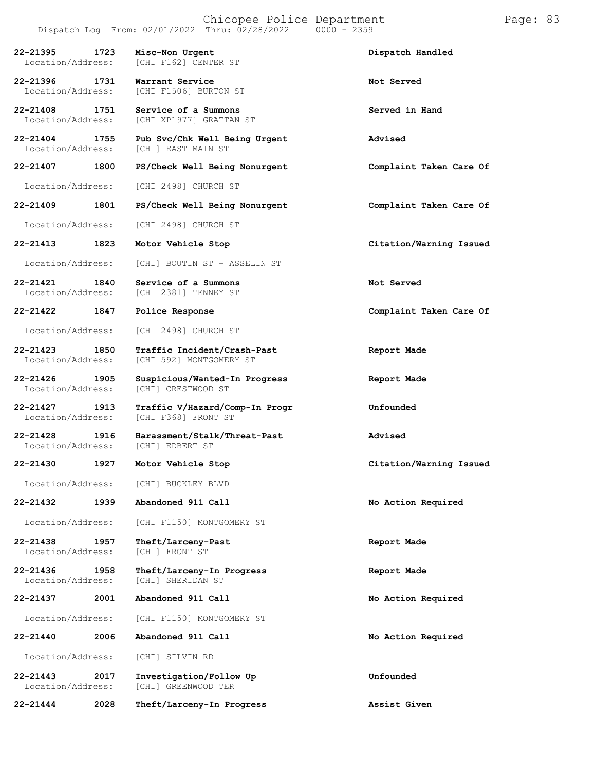| Call Number | Time | Call Reason | Action |
|---|---|---|---|
| 22-21395 | 1723 | Misc-Non Urgent | Dispatch Handled |
| Location/Address: | | [CHI F162] CENTER ST | |
| 22-21396 | 1731 | Warrant Service | Not Served |
| Location/Address: | | [CHI F1506] BURTON ST | |
| 22-21408 | 1751 | Service of a Summons | Served in Hand |
| Location/Address: | | [CHI XP1977] GRATTAN ST | |
| 22-21404 | 1755 | Pub Svc/Chk Well Being Urgent | Advised |
| Location/Address: | | [CHI] EAST MAIN ST | |
| 22-21407 | 1800 | PS/Check Well Being Nonurgent | Complaint Taken Care Of |
| Location/Address: | | [CHI 2498] CHURCH ST | |
| 22-21409 | 1801 | PS/Check Well Being Nonurgent | Complaint Taken Care Of |
| Location/Address: | | [CHI 2498] CHURCH ST | |
| 22-21413 | 1823 | Motor Vehicle Stop | Citation/Warning Issued |
| Location/Address: | | [CHI] BOUTIN ST + ASSELIN ST | |
| 22-21421 | 1840 | Service of a Summons | Not Served |
| Location/Address: | | [CHI 2381] TENNEY ST | |
| 22-21422 | 1847 | Police Response | Complaint Taken Care Of |
| Location/Address: | | [CHI 2498] CHURCH ST | |
| 22-21423 | 1850 | Traffic Incident/Crash-Past | Report Made |
| Location/Address: | | [CHI 592] MONTGOMERY ST | |
| 22-21426 | 1905 | Suspicious/Wanted-In Progress | Report Made |
| Location/Address: | | [CHI] CRESTWOOD ST | |
| 22-21427 | 1913 | Traffic V/Hazard/Comp-In Progr | Unfounded |
| Location/Address: | | [CHI F368] FRONT ST | |
| 22-21428 | 1916 | Harassment/Stalk/Threat-Past | Advised |
| Location/Address: | | [CHI] EDBERT ST | |
| 22-21430 | 1927 | Motor Vehicle Stop | Citation/Warning Issued |
| Location/Address: | | [CHI] BUCKLEY BLVD | |
| 22-21432 | 1939 | Abandoned 911 Call | No Action Required |
| Location/Address: | | [CHI F1150] MONTGOMERY ST | |
| 22-21438 | 1957 | Theft/Larceny-Past | Report Made |
| Location/Address: | | [CHI] FRONT ST | |
| 22-21436 | 1958 | Theft/Larceny-In Progress | Report Made |
| Location/Address: | | [CHI] SHERIDAN ST | |
| 22-21437 | 2001 | Abandoned 911 Call | No Action Required |
| Location/Address: | | [CHI F1150] MONTGOMERY ST | |
| 22-21440 | 2006 | Abandoned 911 Call | No Action Required |
| Location/Address: | | [CHI] SILVIN RD | |
| 22-21443 | 2017 | Investigation/Follow Up | Unfounded |
| Location/Address: | | [CHI] GREENWOOD TER | |
| 22-21444 | 2028 | Theft/Larceny-In Progress | Assist Given |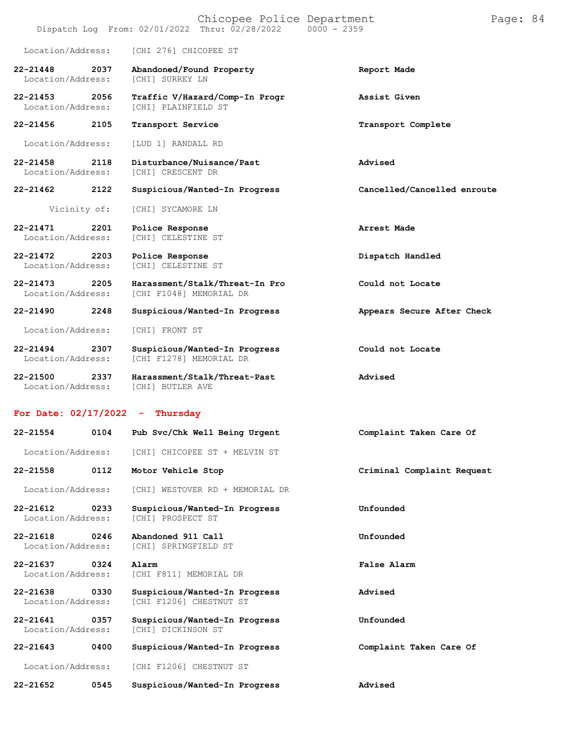Location/Address: [CHI 276] CHICOPEE ST

**22-21448 2037 Abandoned/Found Property** — Report Made
Location/Address: [CHI] SURREY LN

**22-21453 2056 Traffic V/Hazard/Comp-In Progr** — Assist Given
Location/Address: [CHI] PLAINFIELD ST

**22-21456 2105 Transport Service** — Transport Complete
Location/Address: [LUD 1] RANDALL RD

**22-21458 2118 Disturbance/Nuisance/Past** — Advised
Location/Address: [CHI] CRESCENT DR

**22-21462 2122 Suspicious/Wanted-In Progress** — Cancelled/Cancelled enroute
Vicinity of: [CHI] SYCAMORE LN

**22-21471 2201 Police Response** — Arrest Made
Location/Address: [CHI] CELESTINE ST

**22-21472 2203 Police Response** — Dispatch Handled
Location/Address: [CHI] CELESTINE ST

**22-21473 2205 Harassment/Stalk/Threat-In Pro** — Could not Locate
Location/Address: [CHI F1048] MEMORIAL DR

**22-21490 2248 Suspicious/Wanted-In Progress** — Appears Secure After Check
Location/Address: [CHI] FRONT ST

**22-21494 2307 Suspicious/Wanted-In Progress** — Could not Locate
Location/Address: [CHI F1278] MEMORIAL DR

**22-21500 2337 Harassment/Stalk/Threat-Past** — Advised
Location/Address: [CHI] BUTLER AVE

## For Date: 02/17/2022 - Thursday

**22-21554 0104 Pub Svc/Chk Well Being Urgent** — Complaint Taken Care Of
Location/Address: [CHI] CHICOPEE ST + MELVIN ST

**22-21558 0112 Motor Vehicle Stop** — Criminal Complaint Request
Location/Address: [CHI] WESTOVER RD + MEMORIAL DR

**22-21612 0233 Suspicious/Wanted-In Progress** — Unfounded
Location/Address: [CHI] PROSPECT ST

**22-21618 0246 Abandoned 911 Call** — Unfounded
Location/Address: [CHI] SPRINGFIELD ST

**22-21637 0324 Alarm** — False Alarm
Location/Address: [CHI F811] MEMORIAL DR

**22-21638 0330 Suspicious/Wanted-In Progress** — Advised
Location/Address: [CHI F1206] CHESTNUT ST

**22-21641 0357 Suspicious/Wanted-In Progress** — Unfounded
Location/Address: [CHI] DICKINSON ST

**22-21643 0400 Suspicious/Wanted-In Progress** — Complaint Taken Care Of
Location/Address: [CHI F1206] CHESTNUT ST

**22-21652 0545 Suspicious/Wanted-In Progress** — Advised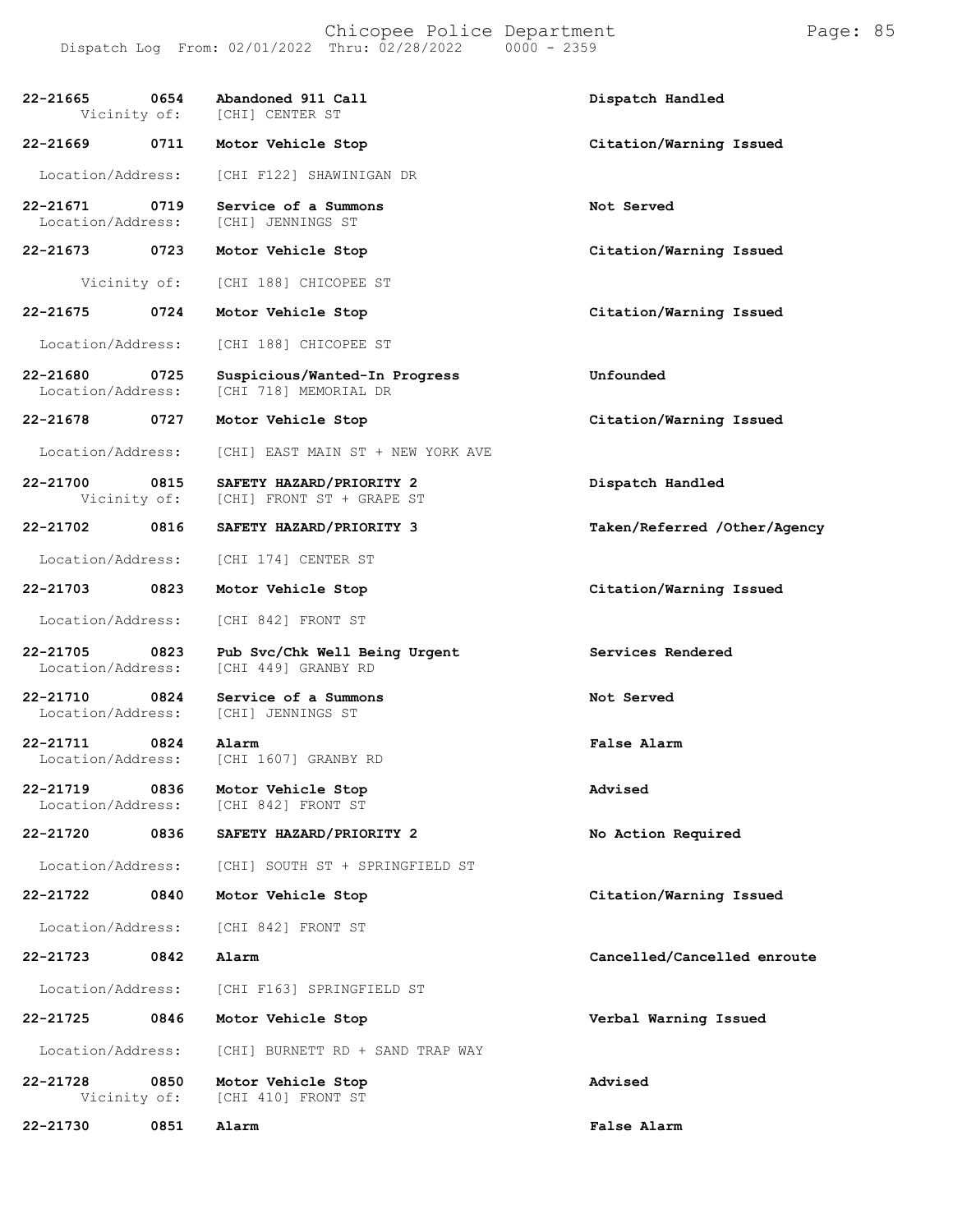Dispatch Log From: 02/01/2022 Thru: 02/28/2022 0000 - 2359

| Call # | Time | Call Reason / Address | Action |
|---|---|---|---|
| 22-21665 | 0654 | Abandoned 911 Call | Dispatch Handled |
| Vicinity of: | | [CHI] CENTER ST | |
| 22-21669 | 0711 | Motor Vehicle Stop | Citation/Warning Issued |
| Location/Address: | | [CHI F122] SHAWINIGAN DR | |
| 22-21671 | 0719 | Service of a Summons | Not Served |
| Location/Address: | | [CHI] JENNINGS ST | |
| 22-21673 | 0723 | Motor Vehicle Stop | Citation/Warning Issued |
| Vicinity of: | | [CHI 188] CHICOPEE ST | |
| 22-21675 | 0724 | Motor Vehicle Stop | Citation/Warning Issued |
| Location/Address: | | [CHI 188] CHICOPEE ST | |
| 22-21680 | 0725 | Suspicious/Wanted-In Progress | Unfounded |
| Location/Address: | | [CHI 718] MEMORIAL DR | |
| 22-21678 | 0727 | Motor Vehicle Stop | Citation/Warning Issued |
| Location/Address: | | [CHI] EAST MAIN ST + NEW YORK AVE | |
| 22-21700 | 0815 | SAFETY HAZARD/PRIORITY 2 | Dispatch Handled |
| Vicinity of: | | [CHI] FRONT ST + GRAPE ST | |
| 22-21702 | 0816 | SAFETY HAZARD/PRIORITY 3 | Taken/Referred /Other/Agency |
| Location/Address: | | [CHI 174] CENTER ST | |
| 22-21703 | 0823 | Motor Vehicle Stop | Citation/Warning Issued |
| Location/Address: | | [CHI 842] FRONT ST | |
| 22-21705 | 0823 | Pub Svc/Chk Well Being Urgent | Services Rendered |
| Location/Address: | | [CHI 449] GRANBY RD | |
| 22-21710 | 0824 | Service of a Summons | Not Served |
| Location/Address: | | [CHI] JENNINGS ST | |
| 22-21711 | 0824 | Alarm | False Alarm |
| Location/Address: | | [CHI 1607] GRANBY RD | |
| 22-21719 | 0836 | Motor Vehicle Stop | Advised |
| Location/Address: | | [CHI 842] FRONT ST | |
| 22-21720 | 0836 | SAFETY HAZARD/PRIORITY 2 | No Action Required |
| Location/Address: | | [CHI] SOUTH ST + SPRINGFIELD ST | |
| 22-21722 | 0840 | Motor Vehicle Stop | Citation/Warning Issued |
| Location/Address: | | [CHI 842] FRONT ST | |
| 22-21723 | 0842 | Alarm | Cancelled/Cancelled enroute |
| Location/Address: | | [CHI F163] SPRINGFIELD ST | |
| 22-21725 | 0846 | Motor Vehicle Stop | Verbal Warning Issued |
| Location/Address: | | [CHI] BURNETT RD + SAND TRAP WAY | |
| 22-21728 | 0850 | Motor Vehicle Stop | Advised |
| Vicinity of: | | [CHI 410] FRONT ST | |
| 22-21730 | 0851 | Alarm | False Alarm |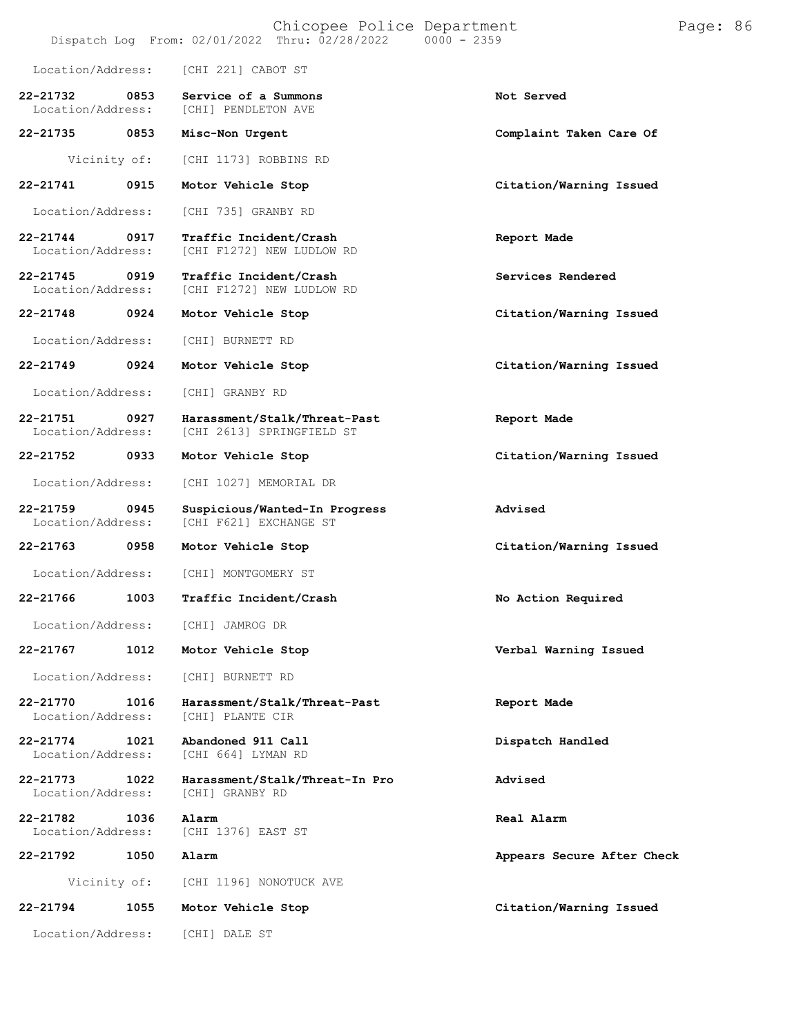Location/Address: [CHI 221] CABOT ST

| Call # | Time | Call Reason | Action |
|---|---|---|---|
| 22-21732 | 0853 | Service of a Summons | Not Served |
| Location/Address: | | [CHI] PENDLETON AVE | |
| 22-21735 | 0853 | Misc-Non Urgent | Complaint Taken Care Of |
| Vicinity of: | | [CHI 1173] ROBBINS RD | |
| 22-21741 | 0915 | Motor Vehicle Stop | Citation/Warning Issued |
| Location/Address: | | [CHI 735] GRANBY RD | |
| 22-21744 | 0917 | Traffic Incident/Crash | Report Made |
| Location/Address: | | [CHI F1272] NEW LUDLOW RD | |
| 22-21745 | 0919 | Traffic Incident/Crash | Services Rendered |
| Location/Address: | | [CHI F1272] NEW LUDLOW RD | |
| 22-21748 | 0924 | Motor Vehicle Stop | Citation/Warning Issued |
| Location/Address: | | [CHI] BURNETT RD | |
| 22-21749 | 0924 | Motor Vehicle Stop | Citation/Warning Issued |
| Location/Address: | | [CHI] GRANBY RD | |
| 22-21751 | 0927 | Harassment/Stalk/Threat-Past | Report Made |
| Location/Address: | | [CHI 2613] SPRINGFIELD ST | |
| 22-21752 | 0933 | Motor Vehicle Stop | Citation/Warning Issued |
| Location/Address: | | [CHI 1027] MEMORIAL DR | |
| 22-21759 | 0945 | Suspicious/Wanted-In Progress | Advised |
| Location/Address: | | [CHI F621] EXCHANGE ST | |
| 22-21763 | 0958 | Motor Vehicle Stop | Citation/Warning Issued |
| Location/Address: | | [CHI] MONTGOMERY ST | |
| 22-21766 | 1003 | Traffic Incident/Crash | No Action Required |
| Location/Address: | | [CHI] JAMROG DR | |
| 22-21767 | 1012 | Motor Vehicle Stop | Verbal Warning Issued |
| Location/Address: | | [CHI] BURNETT RD | |
| 22-21770 | 1016 | Harassment/Stalk/Threat-Past | Report Made |
| Location/Address: | | [CHI] PLANTE CIR | |
| 22-21774 | 1021 | Abandoned 911 Call | Dispatch Handled |
| Location/Address: | | [CHI 664] LYMAN RD | |
| 22-21773 | 1022 | Harassment/Stalk/Threat-In Pro | Advised |
| Location/Address: | | [CHI] GRANBY RD | |
| 22-21782 | 1036 | Alarm | Real Alarm |
| Location/Address: | | [CHI 1376] EAST ST | |
| 22-21792 | 1050 | Alarm | Appears Secure After Check |
| Vicinity of: | | [CHI 1196] NONOTUCK AVE | |
| 22-21794 | 1055 | Motor Vehicle Stop | Citation/Warning Issued |
| Location/Address: | | [CHI] DALE ST | |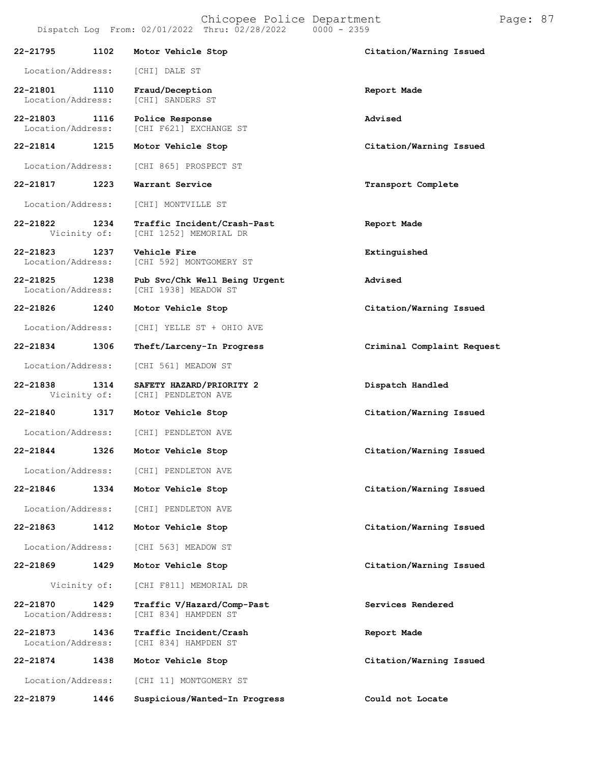| Call Number | Time | Call Reason | Action |
|---|---|---|---|
| 22-21795 | 1102 | Motor Vehicle Stop | Citation/Warning Issued |
| Location/Address: | | [CHI] DALE ST | |
| 22-21801 | 1110 | Fraud/Deception | Report Made |
| Location/Address: | | [CHI] SANDERS ST | |
| 22-21803 | 1116 | Police Response | Advised |
| Location/Address: | | [CHI F621] EXCHANGE ST | |
| 22-21814 | 1215 | Motor Vehicle Stop | Citation/Warning Issued |
| Location/Address: | | [CHI 865] PROSPECT ST | |
| 22-21817 | 1223 | Warrant Service | Transport Complete |
| Location/Address: | | [CHI] MONTVILLE ST | |
| 22-21822 | 1234 | Traffic Incident/Crash-Past | Report Made |
| Vicinity of: | | [CHI 1252] MEMORIAL DR | |
| 22-21823 | 1237 | Vehicle Fire | Extinguished |
| Location/Address: | | [CHI 592] MONTGOMERY ST | |
| 22-21825 | 1238 | Pub Svc/Chk Well Being Urgent | Advised |
| Location/Address: | | [CHI 1938] MEADOW ST | |
| 22-21826 | 1240 | Motor Vehicle Stop | Citation/Warning Issued |
| Location/Address: | | [CHI] YELLE ST + OHIO AVE | |
| 22-21834 | 1306 | Theft/Larceny-In Progress | Criminal Complaint Request |
| Location/Address: | | [CHI 561] MEADOW ST | |
| 22-21838 | 1314 | SAFETY HAZARD/PRIORITY 2 | Dispatch Handled |
| Vicinity of: | | [CHI] PENDLETON AVE | |
| 22-21840 | 1317 | Motor Vehicle Stop | Citation/Warning Issued |
| Location/Address: | | [CHI] PENDLETON AVE | |
| 22-21844 | 1326 | Motor Vehicle Stop | Citation/Warning Issued |
| Location/Address: | | [CHI] PENDLETON AVE | |
| 22-21846 | 1334 | Motor Vehicle Stop | Citation/Warning Issued |
| Location/Address: | | [CHI] PENDLETON AVE | |
| 22-21863 | 1412 | Motor Vehicle Stop | Citation/Warning Issued |
| Location/Address: | | [CHI 563] MEADOW ST | |
| 22-21869 | 1429 | Motor Vehicle Stop | Citation/Warning Issued |
| Vicinity of: | | [CHI F811] MEMORIAL DR | |
| 22-21870 | 1429 | Traffic V/Hazard/Comp-Past | Services Rendered |
| Location/Address: | | [CHI 834] HAMPDEN ST | |
| 22-21873 | 1436 | Traffic Incident/Crash | Report Made |
| Location/Address: | | [CHI 834] HAMPDEN ST | |
| 22-21874 | 1438 | Motor Vehicle Stop | Citation/Warning Issued |
| Location/Address: | | [CHI 11] MONTGOMERY ST | |
| 22-21879 | 1446 | Suspicious/Wanted-In Progress | Could not Locate |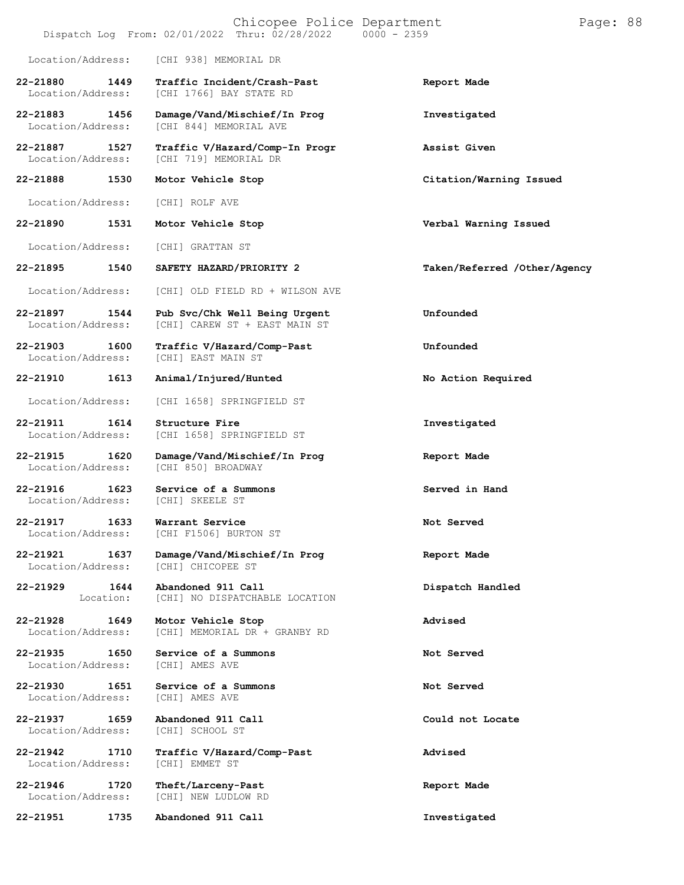Location/Address: [CHI 938] MEMORIAL DR

| Call Number | Time | Call Reason | Action |
|---|---|---|---|
| 22-21880 | 1449 | Traffic Incident/Crash-Past | Report Made |
| Location/Address: | | [CHI 1766] BAY STATE RD | |
| 22-21883 | 1456 | Damage/Vand/Mischief/In Prog | Investigated |
| Location/Address: | | [CHI 844] MEMORIAL AVE | |
| 22-21887 | 1527 | Traffic V/Hazard/Comp-In Progr | Assist Given |
| Location/Address: | | [CHI 719] MEMORIAL DR | |
| 22-21888 | 1530 | Motor Vehicle Stop | Citation/Warning Issued |
| Location/Address: | | [CHI] ROLF AVE | |
| 22-21890 | 1531 | Motor Vehicle Stop | Verbal Warning Issued |
| Location/Address: | | [CHI] GRATTAN ST | |
| 22-21895 | 1540 | SAFETY HAZARD/PRIORITY 2 | Taken/Referred /Other/Agency |
| Location/Address: | | [CHI] OLD FIELD RD + WILSON AVE | |
| 22-21897 | 1544 | Pub Svc/Chk Well Being Urgent | Unfounded |
| Location/Address: | | [CHI] CAREW ST + EAST MAIN ST | |
| 22-21903 | 1600 | Traffic V/Hazard/Comp-Past | Unfounded |
| Location/Address: | | [CHI] EAST MAIN ST | |
| 22-21910 | 1613 | Animal/Injured/Hunted | No Action Required |
| Location/Address: | | [CHI 1658] SPRINGFIELD ST | |
| 22-21911 | 1614 | Structure Fire | Investigated |
| Location/Address: | | [CHI 1658] SPRINGFIELD ST | |
| 22-21915 | 1620 | Damage/Vand/Mischief/In Prog | Report Made |
| Location/Address: | | [CHI 850] BROADWAY | |
| 22-21916 | 1623 | Service of a Summons | Served in Hand |
| Location/Address: | | [CHI] SKEELE ST | |
| 22-21917 | 1633 | Warrant Service | Not Served |
| Location/Address: | | [CHI F1506] BURTON ST | |
| 22-21921 | 1637 | Damage/Vand/Mischief/In Prog | Report Made |
| Location/Address: | | [CHI] CHICOPEE ST | |
| 22-21929 | 1644 | Abandoned 911 Call | Dispatch Handled |
| Location: | | [CHI] NO DISPATCHABLE LOCATION | |
| 22-21928 | 1649 | Motor Vehicle Stop | Advised |
| Location/Address: | | [CHI] MEMORIAL DR + GRANBY RD | |
| 22-21935 | 1650 | Service of a Summons | Not Served |
| Location/Address: | | [CHI] AMES AVE | |
| 22-21930 | 1651 | Service of a Summons | Not Served |
| Location/Address: | | [CHI] AMES AVE | |
| 22-21937 | 1659 | Abandoned 911 Call | Could not Locate |
| Location/Address: | | [CHI] SCHOOL ST | |
| 22-21942 | 1710 | Traffic V/Hazard/Comp-Past | Advised |
| Location/Address: | | [CHI] EMMET ST | |
| 22-21946 | 1720 | Theft/Larceny-Past | Report Made |
| Location/Address: | | [CHI] NEW LUDLOW RD | |
| 22-21951 | 1735 | Abandoned 911 Call | Investigated |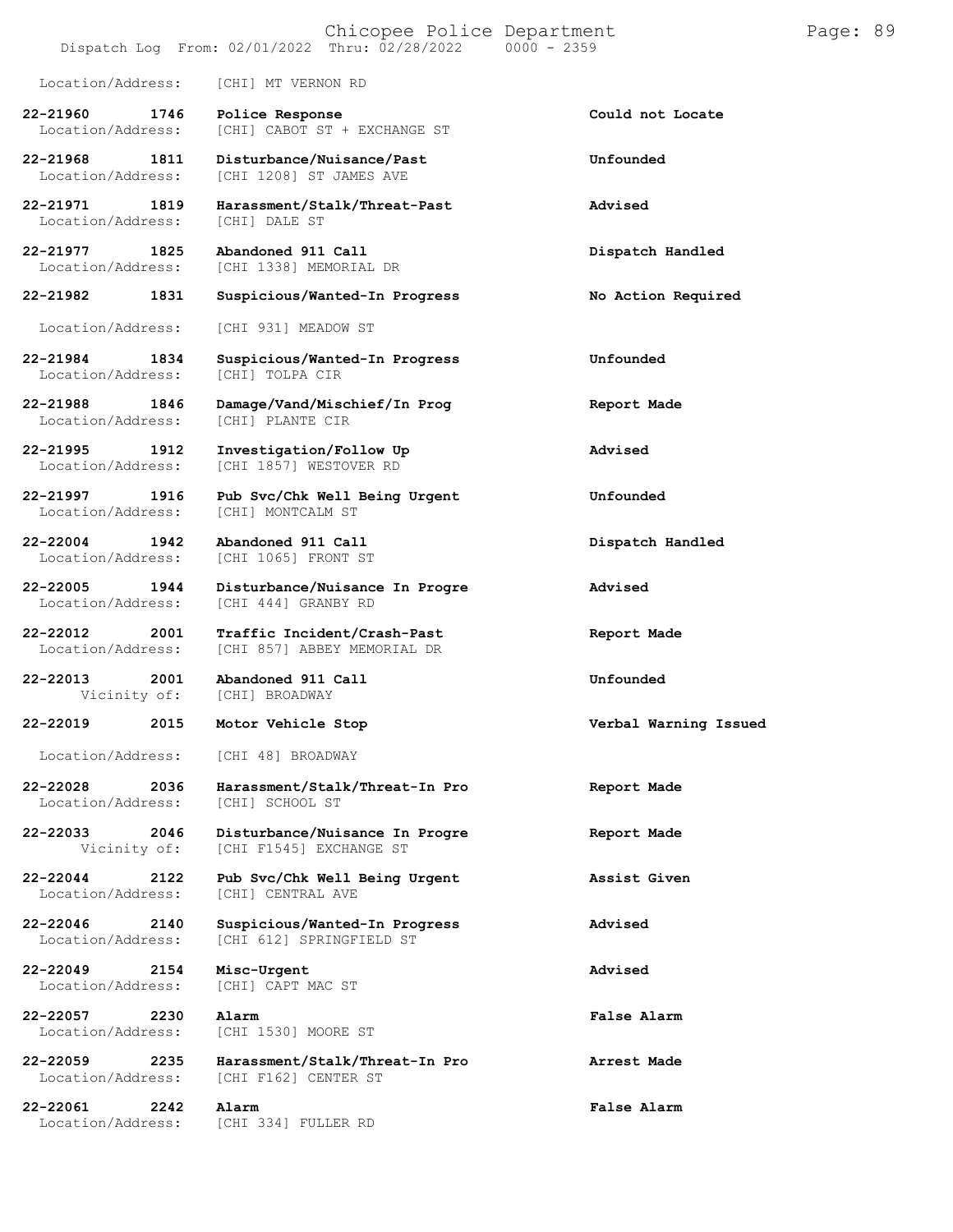Location/Address: [CHI] MT VERNON RD

| Call Number | Time | Call Reason | Action |
|---|---|---|---|
| 22-21960 | 1746 | Police Response | Could not Locate |
| Location/Address: | | [CHI] CABOT ST + EXCHANGE ST | |
| 22-21968 | 1811 | Disturbance/Nuisance/Past | Unfounded |
| Location/Address: | | [CHI 1208] ST JAMES AVE | |
| 22-21971 | 1819 | Harassment/Stalk/Threat-Past | Advised |
| Location/Address: | | [CHI] DALE ST | |
| 22-21977 | 1825 | Abandoned 911 Call | Dispatch Handled |
| Location/Address: | | [CHI 1338] MEMORIAL DR | |
| 22-21982 | 1831 | Suspicious/Wanted-In Progress | No Action Required |
| Location/Address: | | [CHI 931] MEADOW ST | |
| 22-21984 | 1834 | Suspicious/Wanted-In Progress | Unfounded |
| Location/Address: | | [CHI] TOLPA CIR | |
| 22-21988 | 1846 | Damage/Vand/Mischief/In Prog | Report Made |
| Location/Address: | | [CHI] PLANTE CIR | |
| 22-21995 | 1912 | Investigation/Follow Up | Advised |
| Location/Address: | | [CHI 1857] WESTOVER RD | |
| 22-21997 | 1916 | Pub Svc/Chk Well Being Urgent | Unfounded |
| Location/Address: | | [CHI] MONTCALM ST | |
| 22-22004 | 1942 | Abandoned 911 Call | Dispatch Handled |
| Location/Address: | | [CHI 1065] FRONT ST | |
| 22-22005 | 1944 | Disturbance/Nuisance In Progre | Advised |
| Location/Address: | | [CHI 444] GRANBY RD | |
| 22-22012 | 2001 | Traffic Incident/Crash-Past | Report Made |
| Location/Address: | | [CHI 857] ABBEY MEMORIAL DR | |
| 22-22013 | 2001 | Abandoned 911 Call | Unfounded |
| Vicinity of: | | [CHI] BROADWAY | |
| 22-22019 | 2015 | Motor Vehicle Stop | Verbal Warning Issued |
| Location/Address: | | [CHI 48] BROADWAY | |
| 22-22028 | 2036 | Harassment/Stalk/Threat-In Pro | Report Made |
| Location/Address: | | [CHI] SCHOOL ST | |
| 22-22033 | 2046 | Disturbance/Nuisance In Progre | Report Made |
| Vicinity of: | | [CHI F1545] EXCHANGE ST | |
| 22-22044 | 2122 | Pub Svc/Chk Well Being Urgent | Assist Given |
| Location/Address: | | [CHI] CENTRAL AVE | |
| 22-22046 | 2140 | Suspicious/Wanted-In Progress | Advised |
| Location/Address: | | [CHI 612] SPRINGFIELD ST | |
| 22-22049 | 2154 | Misc-Urgent | Advised |
| Location/Address: | | [CHI] CAPT MAC ST | |
| 22-22057 | 2230 | Alarm | False Alarm |
| Location/Address: | | [CHI 1530] MOORE ST | |
| 22-22059 | 2235 | Harassment/Stalk/Threat-In Pro | Arrest Made |
| Location/Address: | | [CHI F162] CENTER ST | |
| 22-22061 | 2242 | Alarm | False Alarm |
| Location/Address: | | [CHI 334] FULLER RD | |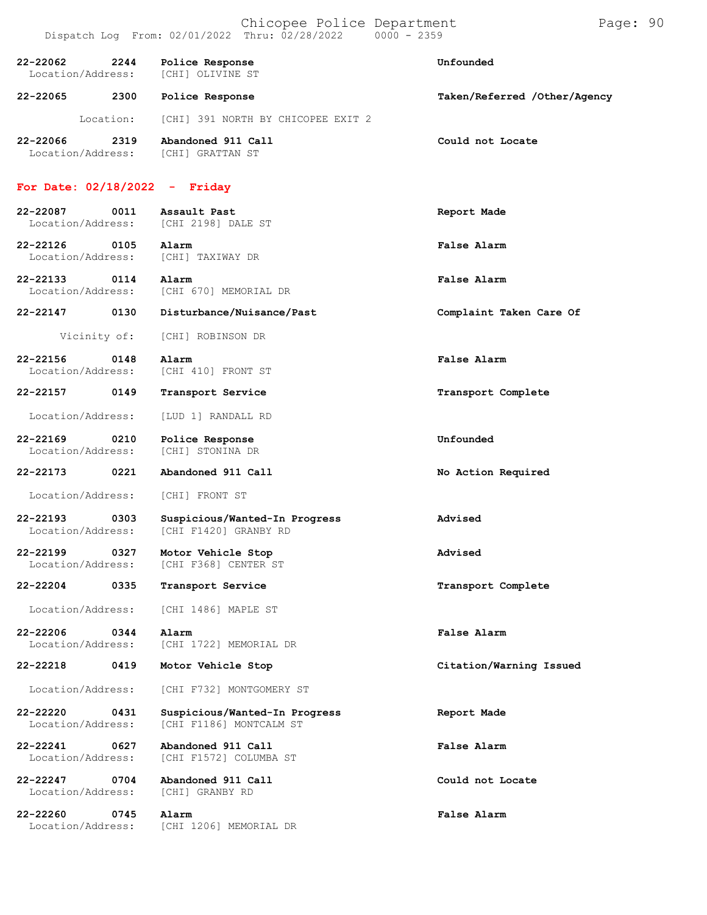| Call Number | Time | Call Reason | Action |
|---|---|---|---|
| 22-22062 | 2244 | Police Response | Unfounded |
| Location/Address: | | [CHI] OLIVINE ST | |
| 22-22065 | 2300 | Police Response | Taken/Referred /Other/Agency |
| Location: | | [CHI] 391 NORTH BY CHICOPEE EXIT 2 | |
| 22-22066 | 2319 | Abandoned 911 Call | Could not Locate |
| Location/Address: | | [CHI] GRATTAN ST | |

## For Date: 02/18/2022 - Friday

| Call Number | Time | Call Reason | Action |
|---|---|---|---|
| 22-22087 | 0011 | Assault Past | Report Made |
| Location/Address: | | [CHI 2198] DALE ST | |
| 22-22126 | 0105 | Alarm | False Alarm |
| Location/Address: | | [CHI] TAXIWAY DR | |
| 22-22133 | 0114 | Alarm | False Alarm |
| Location/Address: | | [CHI 670] MEMORIAL DR | |
| 22-22147 | 0130 | Disturbance/Nuisance/Past | Complaint Taken Care Of |
| Vicinity of: | | [CHI] ROBINSON DR | |
| 22-22156 | 0148 | Alarm | False Alarm |
| Location/Address: | | [CHI 410] FRONT ST | |
| 22-22157 | 0149 | Transport Service | Transport Complete |
| Location/Address: | | [LUD 1] RANDALL RD | |
| 22-22169 | 0210 | Police Response | Unfounded |
| Location/Address: | | [CHI] STONINA DR | |
| 22-22173 | 0221 | Abandoned 911 Call | No Action Required |
| Location/Address: | | [CHI] FRONT ST | |
| 22-22193 | 0303 | Suspicious/Wanted-In Progress | Advised |
| Location/Address: | | [CHI F1420] GRANBY RD | |
| 22-22199 | 0327 | Motor Vehicle Stop | Advised |
| Location/Address: | | [CHI F368] CENTER ST | |
| 22-22204 | 0335 | Transport Service | Transport Complete |
| Location/Address: | | [CHI 1486] MAPLE ST | |
| 22-22206 | 0344 | Alarm | False Alarm |
| Location/Address: | | [CHI 1722] MEMORIAL DR | |
| 22-22218 | 0419 | Motor Vehicle Stop | Citation/Warning Issued |
| Location/Address: | | [CHI F732] MONTGOMERY ST | |
| 22-22220 | 0431 | Suspicious/Wanted-In Progress | Report Made |
| Location/Address: | | [CHI F1186] MONTCALM ST | |
| 22-22241 | 0627 | Abandoned 911 Call | False Alarm |
| Location/Address: | | [CHI F1572] COLUMBA ST | |
| 22-22247 | 0704 | Abandoned 911 Call | Could not Locate |
| Location/Address: | | [CHI] GRANBY RD | |
| 22-22260 | 0745 | Alarm | False Alarm |
| Location/Address: | | [CHI 1206] MEMORIAL DR | |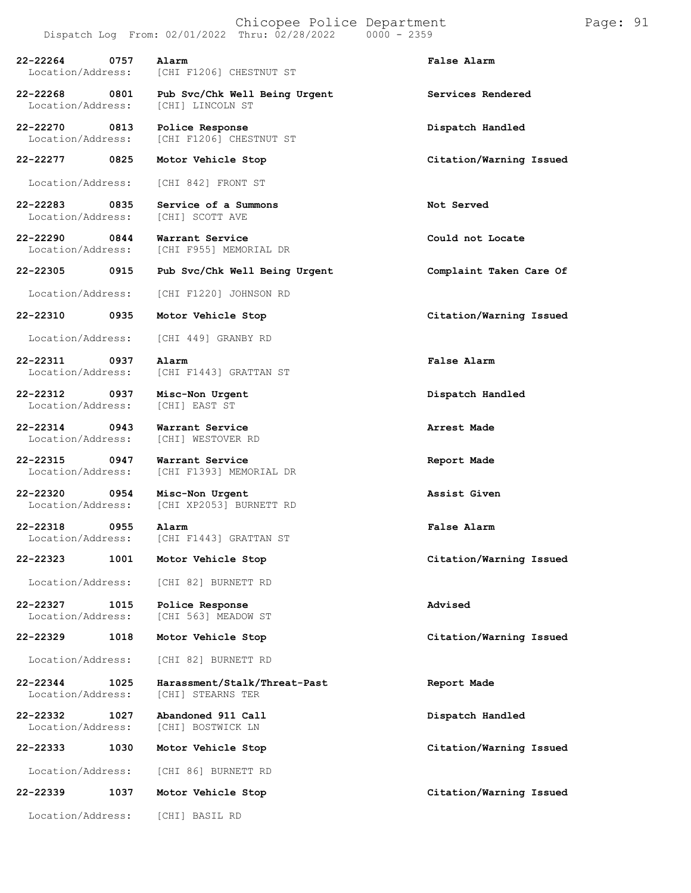Dispatch Log From: 02/01/2022 Thru: 02/28/2022 0000 - 2359

| Call Number | Time | Call Reason | Action |
|---|---|---|---|
| 22-22264 | 0757 | Alarm | False Alarm |
| Location/Address: | | [CHI F1206] CHESTNUT ST | |
| 22-22268 | 0801 | Pub Svc/Chk Well Being Urgent | Services Rendered |
| Location/Address: | | [CHI] LINCOLN ST | |
| 22-22270 | 0813 | Police Response | Dispatch Handled |
| Location/Address: | | [CHI F1206] CHESTNUT ST | |
| 22-22277 | 0825 | Motor Vehicle Stop | Citation/Warning Issued |
| Location/Address: | | [CHI 842] FRONT ST | |
| 22-22283 | 0835 | Service of a Summons | Not Served |
| Location/Address: | | [CHI] SCOTT AVE | |
| 22-22290 | 0844 | Warrant Service | Could not Locate |
| Location/Address: | | [CHI F955] MEMORIAL DR | |
| 22-22305 | 0915 | Pub Svc/Chk Well Being Urgent | Complaint Taken Care Of |
| Location/Address: | | [CHI F1220] JOHNSON RD | |
| 22-22310 | 0935 | Motor Vehicle Stop | Citation/Warning Issued |
| Location/Address: | | [CHI 449] GRANBY RD | |
| 22-22311 | 0937 | Alarm | False Alarm |
| Location/Address: | | [CHI F1443] GRATTAN ST | |
| 22-22312 | 0937 | Misc-Non Urgent | Dispatch Handled |
| Location/Address: | | [CHI] EAST ST | |
| 22-22314 | 0943 | Warrant Service | Arrest Made |
| Location/Address: | | [CHI] WESTOVER RD | |
| 22-22315 | 0947 | Warrant Service | Report Made |
| Location/Address: | | [CHI F1393] MEMORIAL DR | |
| 22-22320 | 0954 | Misc-Non Urgent | Assist Given |
| Location/Address: | | [CHI XP2053] BURNETT RD | |
| 22-22318 | 0955 | Alarm | False Alarm |
| Location/Address: | | [CHI F1443] GRATTAN ST | |
| 22-22323 | 1001 | Motor Vehicle Stop | Citation/Warning Issued |
| Location/Address: | | [CHI 82] BURNETT RD | |
| 22-22327 | 1015 | Police Response | Advised |
| Location/Address: | | [CHI 563] MEADOW ST | |
| 22-22329 | 1018 | Motor Vehicle Stop | Citation/Warning Issued |
| Location/Address: | | [CHI 82] BURNETT RD | |
| 22-22344 | 1025 | Harassment/Stalk/Threat-Past | Report Made |
| Location/Address: | | [CHI] STEARNS TER | |
| 22-22332 | 1027 | Abandoned 911 Call | Dispatch Handled |
| Location/Address: | | [CHI] BOSTWICK LN | |
| 22-22333 | 1030 | Motor Vehicle Stop | Citation/Warning Issued |
| Location/Address: | | [CHI 86] BURNETT RD | |
| 22-22339 | 1037 | Motor Vehicle Stop | Citation/Warning Issued |
| Location/Address: | | [CHI] BASIL RD | |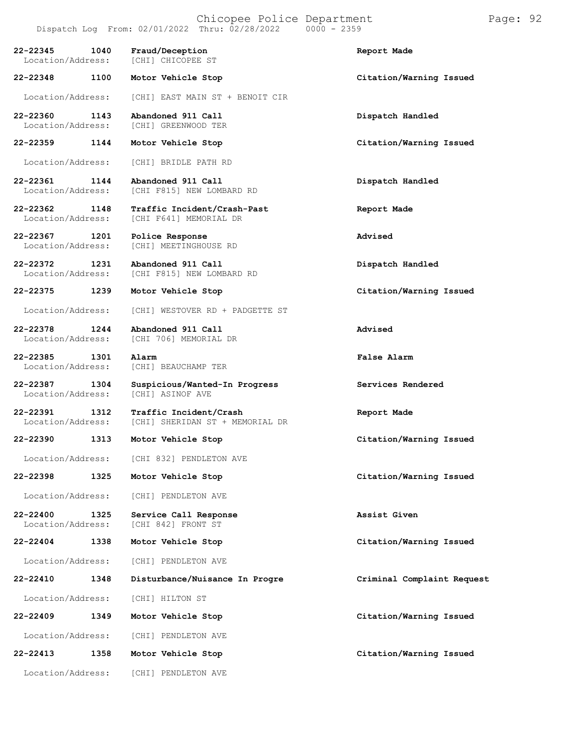| Call # | Time | Call Type | Disposition |
|---|---|---|---|
| 22-22345 | 1040 | Fraud/Deception | Report Made |
| Location/Address: | | [CHI] CHICOPEE ST | |
| 22-22348 | 1100 | Motor Vehicle Stop | Citation/Warning Issued |
| Location/Address: | | [CHI] EAST MAIN ST + BENOIT CIR | |
| 22-22360 | 1143 | Abandoned 911 Call | Dispatch Handled |
| Location/Address: | | [CHI] GREENWOOD TER | |
| 22-22359 | 1144 | Motor Vehicle Stop | Citation/Warning Issued |
| Location/Address: | | [CHI] BRIDLE PATH RD | |
| 22-22361 | 1144 | Abandoned 911 Call | Dispatch Handled |
| Location/Address: | | [CHI F815] NEW LOMBARD RD | |
| 22-22362 | 1148 | Traffic Incident/Crash-Past | Report Made |
| Location/Address: | | [CHI F641] MEMORIAL DR | |
| 22-22367 | 1201 | Police Response | Advised |
| Location/Address: | | [CHI] MEETINGHOUSE RD | |
| 22-22372 | 1231 | Abandoned 911 Call | Dispatch Handled |
| Location/Address: | | [CHI F815] NEW LOMBARD RD | |
| 22-22375 | 1239 | Motor Vehicle Stop | Citation/Warning Issued |
| Location/Address: | | [CHI] WESTOVER RD + PADGETTE ST | |
| 22-22378 | 1244 | Abandoned 911 Call | Advised |
| Location/Address: | | [CHI 706] MEMORIAL DR | |
| 22-22385 | 1301 | Alarm | False Alarm |
| Location/Address: | | [CHI] BEAUCHAMP TER | |
| 22-22387 | 1304 | Suspicious/Wanted-In Progress | Services Rendered |
| Location/Address: | | [CHI] ASINOF AVE | |
| 22-22391 | 1312 | Traffic Incident/Crash | Report Made |
| Location/Address: | | [CHI] SHERIDAN ST + MEMORIAL DR | |
| 22-22390 | 1313 | Motor Vehicle Stop | Citation/Warning Issued |
| Location/Address: | | [CHI 832] PENDLETON AVE | |
| 22-22398 | 1325 | Motor Vehicle Stop | Citation/Warning Issued |
| Location/Address: | | [CHI] PENDLETON AVE | |
| 22-22400 | 1325 | Service Call Response | Assist Given |
| Location/Address: | | [CHI 842] FRONT ST | |
| 22-22404 | 1338 | Motor Vehicle Stop | Citation/Warning Issued |
| Location/Address: | | [CHI] PENDLETON AVE | |
| 22-22410 | 1348 | Disturbance/Nuisance In Progre | Criminal Complaint Request |
| Location/Address: | | [CHI] HILTON ST | |
| 22-22409 | 1349 | Motor Vehicle Stop | Citation/Warning Issued |
| Location/Address: | | [CHI] PENDLETON AVE | |
| 22-22413 | 1358 | Motor Vehicle Stop | Citation/Warning Issued |
| Location/Address: | | [CHI] PENDLETON AVE | |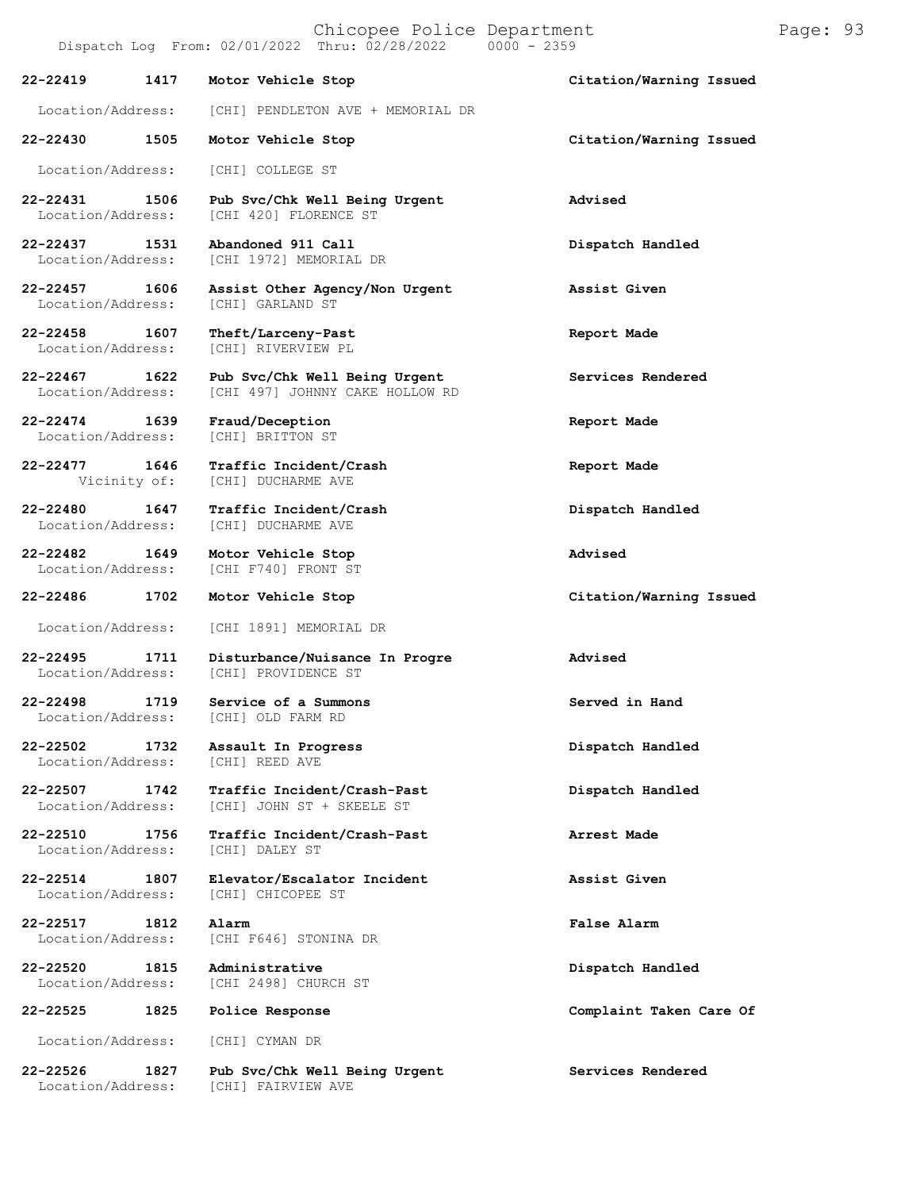Dispatch Log From: 02/01/2022 Thru: 02/28/2022 0000 - 2359

| Call Number | Time | Call Reason | Action |
|---|---|---|---|
| 22-22419 | 1417 | Motor Vehicle Stop | Citation/Warning Issued |
| Location/Address: | | [CHI] PENDLETON AVE + MEMORIAL DR | |
| 22-22430 | 1505 | Motor Vehicle Stop | Citation/Warning Issued |
| Location/Address: | | [CHI] COLLEGE ST | |
| 22-22431 | 1506 | Pub Svc/Chk Well Being Urgent | Advised |
| Location/Address: | | [CHI 420] FLORENCE ST | |
| 22-22437 | 1531 | Abandoned 911 Call | Dispatch Handled |
| Location/Address: | | [CHI 1972] MEMORIAL DR | |
| 22-22457 | 1606 | Assist Other Agency/Non Urgent | Assist Given |
| Location/Address: | | [CHI] GARLAND ST | |
| 22-22458 | 1607 | Theft/Larceny-Past | Report Made |
| Location/Address: | | [CHI] RIVERVIEW PL | |
| 22-22467 | 1622 | Pub Svc/Chk Well Being Urgent | Services Rendered |
| Location/Address: | | [CHI 497] JOHNNY CAKE HOLLOW RD | |
| 22-22474 | 1639 | Fraud/Deception | Report Made |
| Location/Address: | | [CHI] BRITTON ST | |
| 22-22477 | 1646 | Traffic Incident/Crash | Report Made |
| Vicinity of: | | [CHI] DUCHARME AVE | |
| 22-22480 | 1647 | Traffic Incident/Crash | Dispatch Handled |
| Location/Address: | | [CHI] DUCHARME AVE | |
| 22-22482 | 1649 | Motor Vehicle Stop | Advised |
| Location/Address: | | [CHI F740] FRONT ST | |
| 22-22486 | 1702 | Motor Vehicle Stop | Citation/Warning Issued |
| Location/Address: | | [CHI 1891] MEMORIAL DR | |
| 22-22495 | 1711 | Disturbance/Nuisance In Progre | Advised |
| Location/Address: | | [CHI] PROVIDENCE ST | |
| 22-22498 | 1719 | Service of a Summons | Served in Hand |
| Location/Address: | | [CHI] OLD FARM RD | |
| 22-22502 | 1732 | Assault In Progress | Dispatch Handled |
| Location/Address: | | [CHI] REED AVE | |
| 22-22507 | 1742 | Traffic Incident/Crash-Past | Dispatch Handled |
| Location/Address: | | [CHI] JOHN ST + SKEELE ST | |
| 22-22510 | 1756 | Traffic Incident/Crash-Past | Arrest Made |
| Location/Address: | | [CHI] DALEY ST | |
| 22-22514 | 1807 | Elevator/Escalator Incident | Assist Given |
| Location/Address: | | [CHI] CHICOPEE ST | |
| 22-22517 | 1812 | Alarm | False Alarm |
| Location/Address: | | [CHI F646] STONINA DR | |
| 22-22520 | 1815 | Administrative | Dispatch Handled |
| Location/Address: | | [CHI 2498] CHURCH ST | |
| 22-22525 | 1825 | Police Response | Complaint Taken Care Of |
| Location/Address: | | [CHI] CYMAN DR | |
| 22-22526 | 1827 | Pub Svc/Chk Well Being Urgent | Services Rendered |
| Location/Address: | | [CHI] FAIRVIEW AVE | |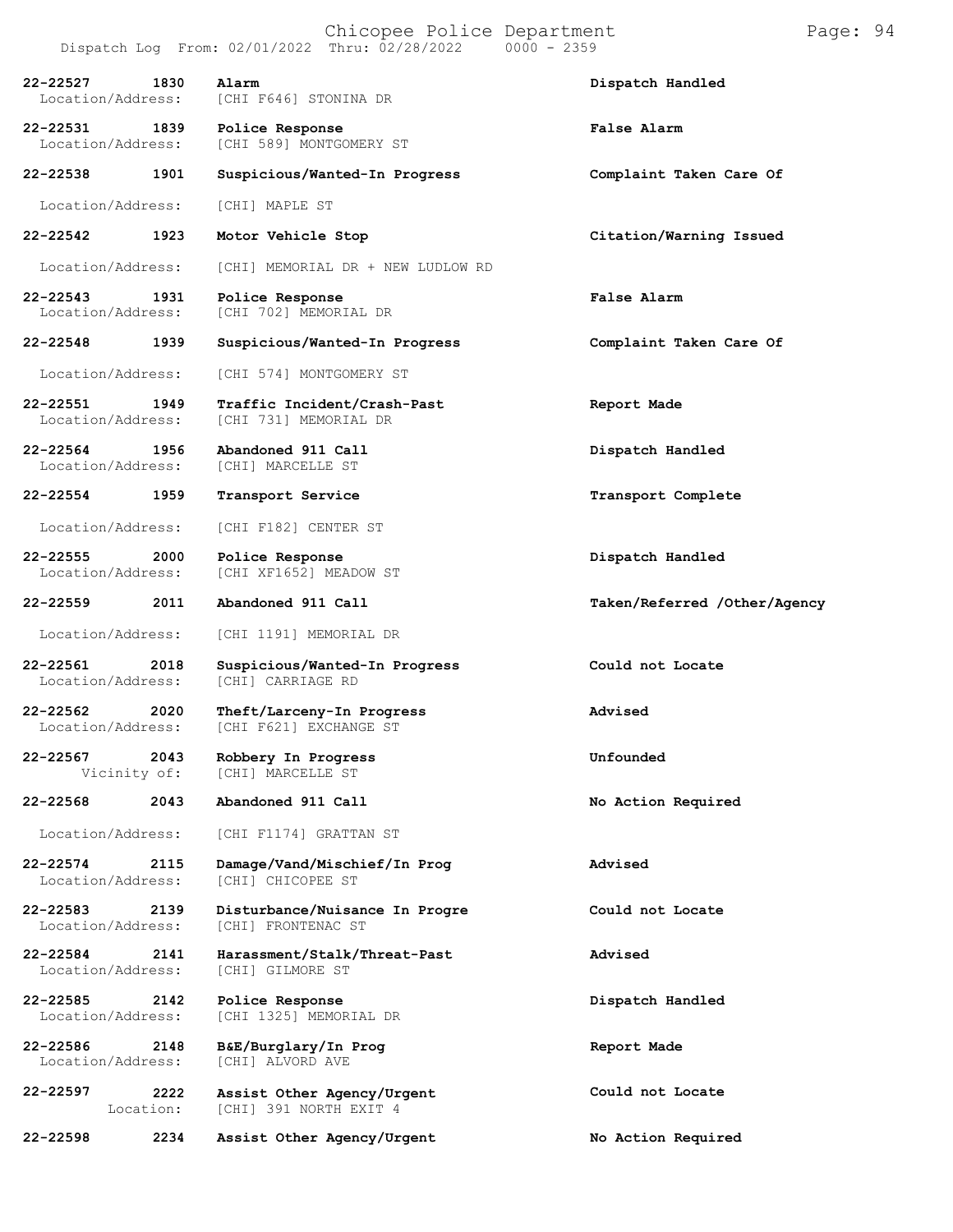Dispatch Log From: 02/01/2022 Thru: 02/28/2022 0000 - 2359

| Call # | Time | Call Type | Disposition |
|---|---|---|---|
| 22-22527 | 1830 | Alarm | Dispatch Handled |
| Location/Address: | | [CHI F646] STONINA DR | |
| 22-22531 | 1839 | Police Response | False Alarm |
| Location/Address: | | [CHI 589] MONTGOMERY ST | |
| 22-22538 | 1901 | Suspicious/Wanted-In Progress | Complaint Taken Care Of |
| Location/Address: | | [CHI] MAPLE ST | |
| 22-22542 | 1923 | Motor Vehicle Stop | Citation/Warning Issued |
| Location/Address: | | [CHI] MEMORIAL DR + NEW LUDLOW RD | |
| 22-22543 | 1931 | Police Response | False Alarm |
| Location/Address: | | [CHI 702] MEMORIAL DR | |
| 22-22548 | 1939 | Suspicious/Wanted-In Progress | Complaint Taken Care Of |
| Location/Address: | | [CHI 574] MONTGOMERY ST | |
| 22-22551 | 1949 | Traffic Incident/Crash-Past | Report Made |
| Location/Address: | | [CHI 731] MEMORIAL DR | |
| 22-22564 | 1956 | Abandoned 911 Call | Dispatch Handled |
| Location/Address: | | [CHI] MARCELLE ST | |
| 22-22554 | 1959 | Transport Service | Transport Complete |
| Location/Address: | | [CHI F182] CENTER ST | |
| 22-22555 | 2000 | Police Response | Dispatch Handled |
| Location/Address: | | [CHI XF1652] MEADOW ST | |
| 22-22559 | 2011 | Abandoned 911 Call | Taken/Referred /Other/Agency |
| Location/Address: | | [CHI 1191] MEMORIAL DR | |
| 22-22561 | 2018 | Suspicious/Wanted-In Progress | Could not Locate |
| Location/Address: | | [CHI] CARRIAGE RD | |
| 22-22562 | 2020 | Theft/Larceny-In Progress | Advised |
| Location/Address: | | [CHI F621] EXCHANGE ST | |
| 22-22567 | 2043 | Robbery In Progress | Unfounded |
| Vicinity of: | | [CHI] MARCELLE ST | |
| 22-22568 | 2043 | Abandoned 911 Call | No Action Required |
| Location/Address: | | [CHI F1174] GRATTAN ST | |
| 22-22574 | 2115 | Damage/Vand/Mischief/In Prog | Advised |
| Location/Address: | | [CHI] CHICOPEE ST | |
| 22-22583 | 2139 | Disturbance/Nuisance In Progre | Could not Locate |
| Location/Address: | | [CHI] FRONTENAC ST | |
| 22-22584 | 2141 | Harassment/Stalk/Threat-Past | Advised |
| Location/Address: | | [CHI] GILMORE ST | |
| 22-22585 | 2142 | Police Response | Dispatch Handled |
| Location/Address: | | [CHI 1325] MEMORIAL DR | |
| 22-22586 | 2148 | B&E/Burglary/In Prog | Report Made |
| Location/Address: | | [CHI] ALVORD AVE | |
| 22-22597 | 2222 | Assist Other Agency/Urgent | Could not Locate |
| Location: | | [CHI] 391 NORTH EXIT 4 | |
| 22-22598 | 2234 | Assist Other Agency/Urgent | No Action Required |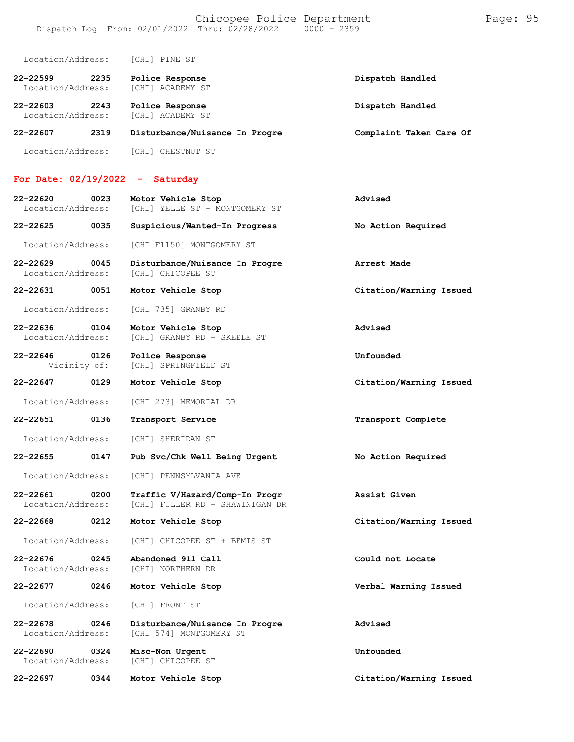Location/Address: [CHI] PINE ST

22-22599 2235 **Police Response** Dispatch Handled
Location/Address: [CHI] ACADEMY ST

22-22603 2243 **Police Response** Dispatch Handled
Location/Address: [CHI] ACADEMY ST

22-22607 2319 **Disturbance/Nuisance In Progre** Complaint Taken Care Of
Location/Address: [CHI] CHESTNUT ST

## For Date: 02/19/2022 - Saturday

22-22620 0023 **Motor Vehicle Stop** Advised
Location/Address: [CHI] YELLE ST + MONTGOMERY ST

22-22625 0035 **Suspicious/Wanted-In Progress** No Action Required
Location/Address: [CHI F1150] MONTGOMERY ST

22-22629 0045 **Disturbance/Nuisance In Progre** Arrest Made
Location/Address: [CHI] CHICOPEE ST

22-22631 0051 **Motor Vehicle Stop** Citation/Warning Issued
Location/Address: [CHI 735] GRANBY RD

22-22636 0104 **Motor Vehicle Stop** Advised
Location/Address: [CHI] GRANBY RD + SKEELE ST

22-22646 0126 **Police Response** Unfounded
Vicinity of: [CHI] SPRINGFIELD ST

22-22647 0129 **Motor Vehicle Stop** Citation/Warning Issued
Location/Address: [CHI 273] MEMORIAL DR

22-22651 0136 **Transport Service** Transport Complete
Location/Address: [CHI] SHERIDAN ST

22-22655 0147 **Pub Svc/Chk Well Being Urgent** No Action Required
Location/Address: [CHI] PENNSYLVANIA AVE

22-22661 0200 **Traffic V/Hazard/Comp-In Progr** Assist Given
Location/Address: [CHI] FULLER RD + SHAWINIGAN DR

22-22668 0212 **Motor Vehicle Stop** Citation/Warning Issued
Location/Address: [CHI] CHICOPEE ST + BEMIS ST

22-22676 0245 **Abandoned 911 Call** Could not Locate
Location/Address: [CHI] NORTHERN DR

22-22677 0246 **Motor Vehicle Stop** Verbal Warning Issued
Location/Address: [CHI] FRONT ST

22-22678 0246 **Disturbance/Nuisance In Progre** Advised
Location/Address: [CHI 574] MONTGOMERY ST

22-22690 0324 **Misc-Non Urgent** Unfounded
Location/Address: [CHI] CHICOPEE ST

22-22697 0344 **Motor Vehicle Stop** Citation/Warning Issued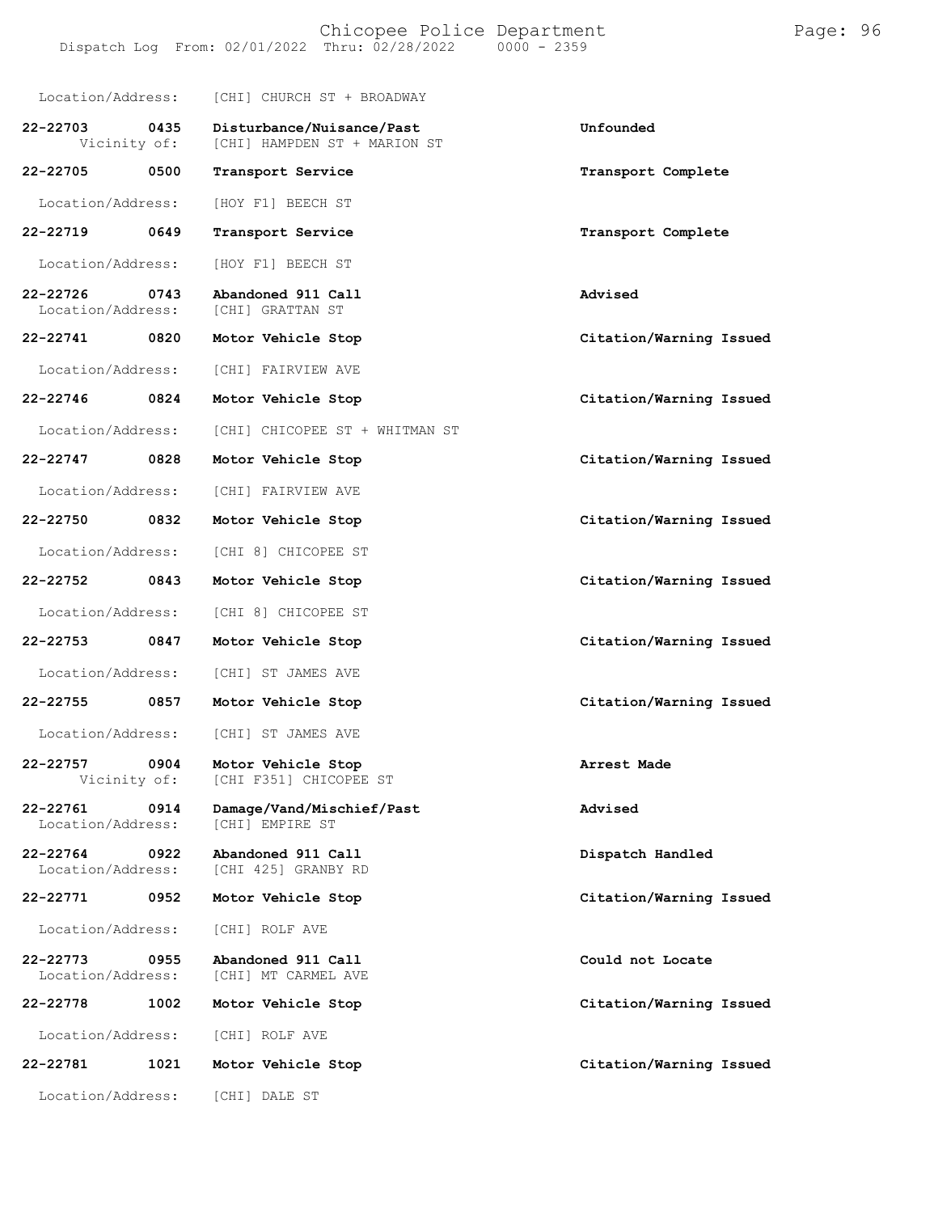Location/Address: [CHI] CHURCH ST + BROADWAY

| Call Number | Time | Call Reason | Action |
|---|---|---|---|
| 22-22703 | 0435 | Disturbance/Nuisance/Past | Unfounded |
| Vicinity of: | | [CHI] HAMPDEN ST + MARION ST | |
| 22-22705 | 0500 | Transport Service | Transport Complete |
| Location/Address: | | [HOY F1] BEECH ST | |
| 22-22719 | 0649 | Transport Service | Transport Complete |
| Location/Address: | | [HOY F1] BEECH ST | |
| 22-22726 | 0743 | Abandoned 911 Call | Advised |
| Location/Address: | | [CHI] GRATTAN ST | |
| 22-22741 | 0820 | Motor Vehicle Stop | Citation/Warning Issued |
| Location/Address: | | [CHI] FAIRVIEW AVE | |
| 22-22746 | 0824 | Motor Vehicle Stop | Citation/Warning Issued |
| Location/Address: | | [CHI] CHICOPEE ST + WHITMAN ST | |
| 22-22747 | 0828 | Motor Vehicle Stop | Citation/Warning Issued |
| Location/Address: | | [CHI] FAIRVIEW AVE | |
| 22-22750 | 0832 | Motor Vehicle Stop | Citation/Warning Issued |
| Location/Address: | | [CHI 8] CHICOPEE ST | |
| 22-22752 | 0843 | Motor Vehicle Stop | Citation/Warning Issued |
| Location/Address: | | [CHI 8] CHICOPEE ST | |
| 22-22753 | 0847 | Motor Vehicle Stop | Citation/Warning Issued |
| Location/Address: | | [CHI] ST JAMES AVE | |
| 22-22755 | 0857 | Motor Vehicle Stop | Citation/Warning Issued |
| Location/Address: | | [CHI] ST JAMES AVE | |
| 22-22757 | 0904 | Motor Vehicle Stop | Arrest Made |
| Vicinity of: | | [CHI F351] CHICOPEE ST | |
| 22-22761 | 0914 | Damage/Vand/Mischief/Past | Advised |
| Location/Address: | | [CHI] EMPIRE ST | |
| 22-22764 | 0922 | Abandoned 911 Call | Dispatch Handled |
| Location/Address: | | [CHI 425] GRANBY RD | |
| 22-22771 | 0952 | Motor Vehicle Stop | Citation/Warning Issued |
| Location/Address: | | [CHI] ROLF AVE | |
| 22-22773 | 0955 | Abandoned 911 Call | Could not Locate |
| Location/Address: | | [CHI] MT CARMEL AVE | |
| 22-22778 | 1002 | Motor Vehicle Stop | Citation/Warning Issued |
| Location/Address: | | [CHI] ROLF AVE | |
| 22-22781 | 1021 | Motor Vehicle Stop | Citation/Warning Issued |
| Location/Address: | | [CHI] DALE ST | |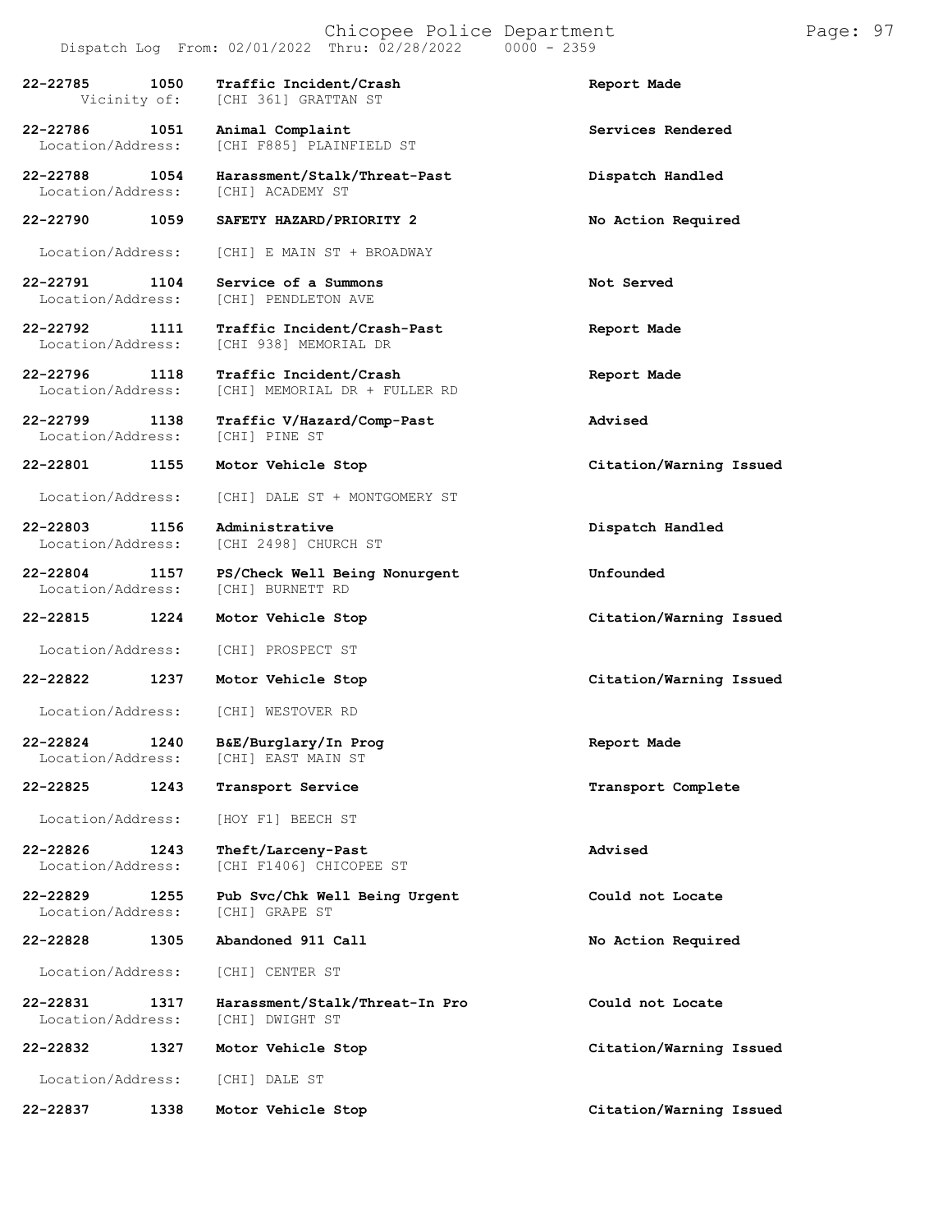| Call Number | Time | Call Reason | Action |
|---|---|---|---|
| 22-22785 | 1050 | Traffic Incident/Crash | Report Made |
| Vicinity of: | | [CHI 361] GRATTAN ST | |
| 22-22786 | 1051 | Animal Complaint | Services Rendered |
| Location/Address: | | [CHI F885] PLAINFIELD ST | |
| 22-22788 | 1054 | Harassment/Stalk/Threat-Past | Dispatch Handled |
| Location/Address: | | [CHI] ACADEMY ST | |
| 22-22790 | 1059 | SAFETY HAZARD/PRIORITY 2 | No Action Required |
| Location/Address: | | [CHI] E MAIN ST + BROADWAY | |
| 22-22791 | 1104 | Service of a Summons | Not Served |
| Location/Address: | | [CHI] PENDLETON AVE | |
| 22-22792 | 1111 | Traffic Incident/Crash-Past | Report Made |
| Location/Address: | | [CHI 938] MEMORIAL DR | |
| 22-22796 | 1118 | Traffic Incident/Crash | Report Made |
| Location/Address: | | [CHI] MEMORIAL DR + FULLER RD | |
| 22-22799 | 1138 | Traffic V/Hazard/Comp-Past | Advised |
| Location/Address: | | [CHI] PINE ST | |
| 22-22801 | 1155 | Motor Vehicle Stop | Citation/Warning Issued |
| Location/Address: | | [CHI] DALE ST + MONTGOMERY ST | |
| 22-22803 | 1156 | Administrative | Dispatch Handled |
| Location/Address: | | [CHI 2498] CHURCH ST | |
| 22-22804 | 1157 | PS/Check Well Being Nonurgent | Unfounded |
| Location/Address: | | [CHI] BURNETT RD | |
| 22-22815 | 1224 | Motor Vehicle Stop | Citation/Warning Issued |
| Location/Address: | | [CHI] PROSPECT ST | |
| 22-22822 | 1237 | Motor Vehicle Stop | Citation/Warning Issued |
| Location/Address: | | [CHI] WESTOVER RD | |
| 22-22824 | 1240 | B&E/Burglary/In Prog | Report Made |
| Location/Address: | | [CHI] EAST MAIN ST | |
| 22-22825 | 1243 | Transport Service | Transport Complete |
| Location/Address: | | [HOY F1] BEECH ST | |
| 22-22826 | 1243 | Theft/Larceny-Past | Advised |
| Location/Address: | | [CHI F1406] CHICOPEE ST | |
| 22-22829 | 1255 | Pub Svc/Chk Well Being Urgent | Could not Locate |
| Location/Address: | | [CHI] GRAPE ST | |
| 22-22828 | 1305 | Abandoned 911 Call | No Action Required |
| Location/Address: | | [CHI] CENTER ST | |
| 22-22831 | 1317 | Harassment/Stalk/Threat-In Pro | Could not Locate |
| Location/Address: | | [CHI] DWIGHT ST | |
| 22-22832 | 1327 | Motor Vehicle Stop | Citation/Warning Issued |
| Location/Address: | | [CHI] DALE ST | |
| 22-22837 | 1338 | Motor Vehicle Stop | Citation/Warning Issued |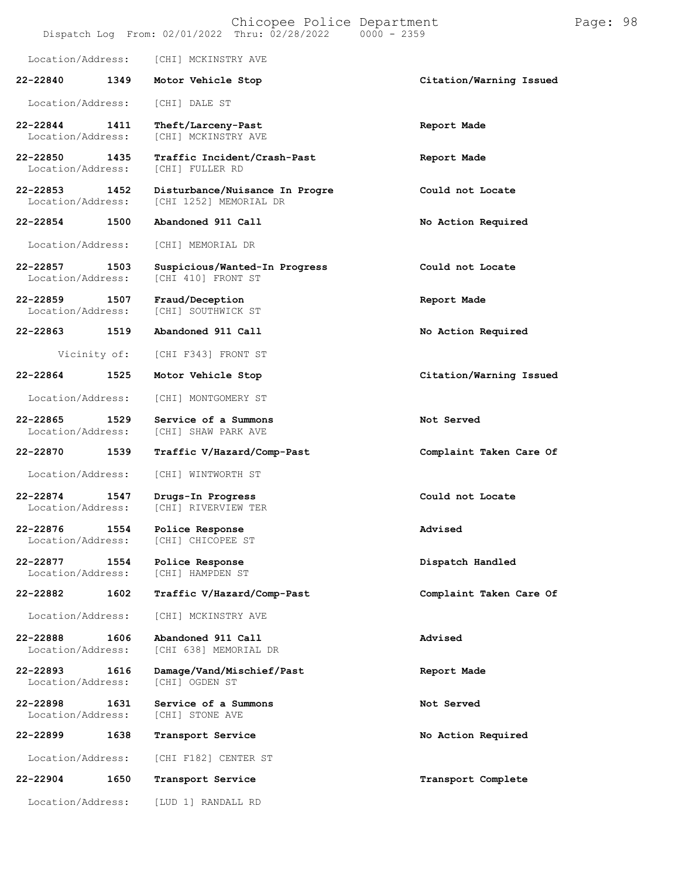Location/Address: [CHI] MCKINSTRY AVE

| Call No. | Time | Call Type | Disposition |
|---|---|---|---|
| 22-22840 | 1349 | **Motor Vehicle Stop** | **Citation/Warning Issued** |
| | | Location/Address: [CHI] DALE ST | |
| 22-22844 | 1411 | **Theft/Larceny-Past** | **Report Made** |
| | | Location/Address: [CHI] MCKINSTRY AVE | |
| 22-22850 | 1435 | **Traffic Incident/Crash-Past** | **Report Made** |
| | | Location/Address: [CHI] FULLER RD | |
| 22-22853 | 1452 | **Disturbance/Nuisance In Progre** | **Could not Locate** |
| | | Location/Address: [CHI 1252] MEMORIAL DR | |
| 22-22854 | 1500 | **Abandoned 911 Call** | **No Action Required** |
| | | Location/Address: [CHI] MEMORIAL DR | |
| 22-22857 | 1503 | **Suspicious/Wanted-In Progress** | **Could not Locate** |
| | | Location/Address: [CHI 410] FRONT ST | |
| 22-22859 | 1507 | **Fraud/Deception** | **Report Made** |
| | | Location/Address: [CHI] SOUTHWICK ST | |
| 22-22863 | 1519 | **Abandoned 911 Call** | **No Action Required** |
| | | Vicinity of: [CHI F343] FRONT ST | |
| 22-22864 | 1525 | **Motor Vehicle Stop** | **Citation/Warning Issued** |
| | | Location/Address: [CHI] MONTGOMERY ST | |
| 22-22865 | 1529 | **Service of a Summons** | **Not Served** |
| | | Location/Address: [CHI] SHAW PARK AVE | |
| 22-22870 | 1539 | **Traffic V/Hazard/Comp-Past** | **Complaint Taken Care Of** |
| | | Location/Address: [CHI] WINTWORTH ST | |
| 22-22874 | 1547 | **Drugs-In Progress** | **Could not Locate** |
| | | Location/Address: [CHI] RIVERVIEW TER | |
| 22-22876 | 1554 | **Police Response** | **Advised** |
| | | Location/Address: [CHI] CHICOPEE ST | |
| 22-22877 | 1554 | **Police Response** | **Dispatch Handled** |
| | | Location/Address: [CHI] HAMPDEN ST | |
| 22-22882 | 1602 | **Traffic V/Hazard/Comp-Past** | **Complaint Taken Care Of** |
| | | Location/Address: [CHI] MCKINSTRY AVE | |
| 22-22888 | 1606 | **Abandoned 911 Call** | **Advised** |
| | | Location/Address: [CHI 638] MEMORIAL DR | |
| 22-22893 | 1616 | **Damage/Vand/Mischief/Past** | **Report Made** |
| | | Location/Address: [CHI] OGDEN ST | |
| 22-22898 | 1631 | **Service of a Summons** | **Not Served** |
| | | Location/Address: [CHI] STONE AVE | |
| 22-22899 | 1638 | **Transport Service** | **No Action Required** |
| | | Location/Address: [CHI F182] CENTER ST | |
| 22-22904 | 1650 | **Transport Service** | **Transport Complete** |
| | | Location/Address: [LUD 1] RANDALL RD | |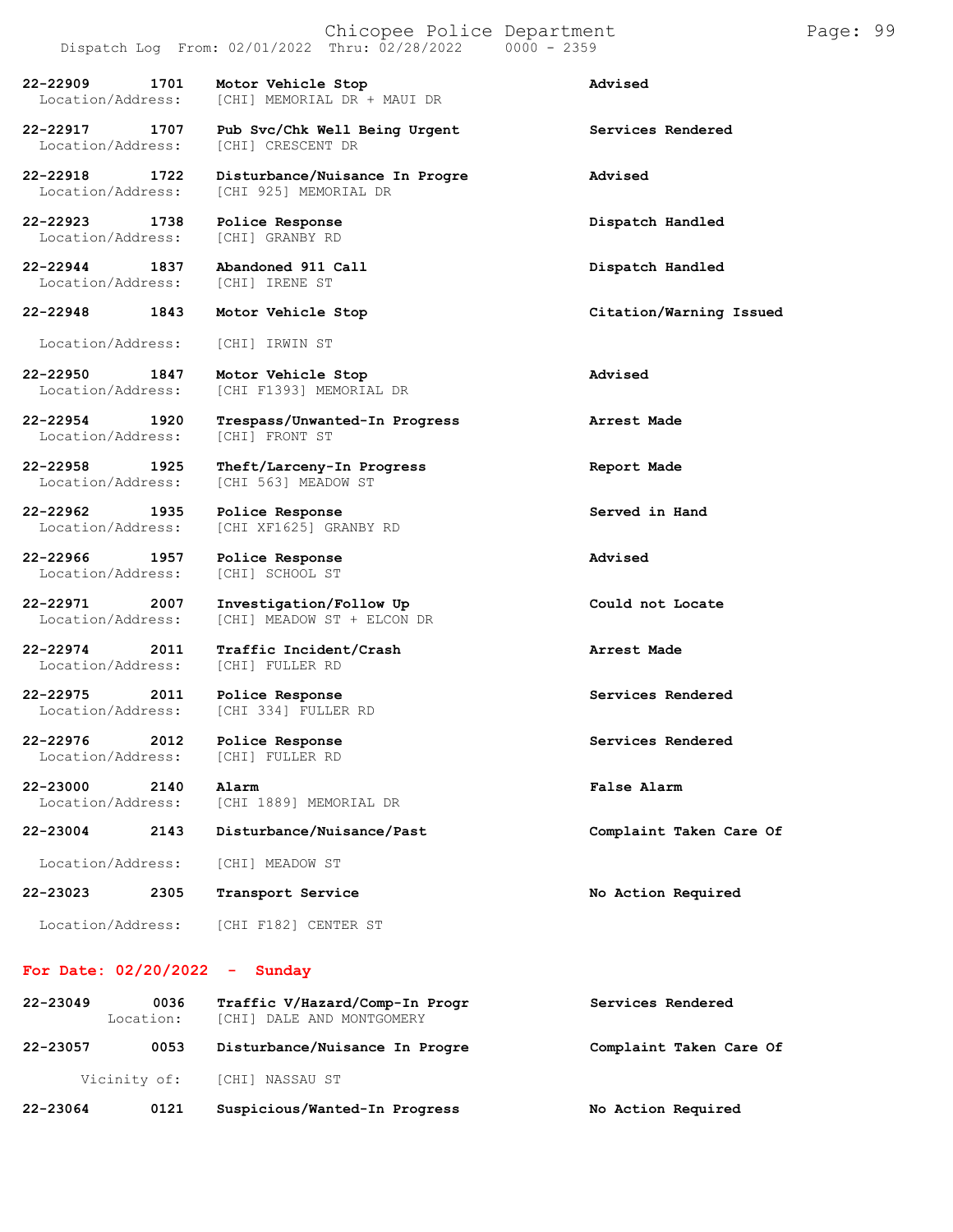| Call # | Time | Call Type / Location | Action |
|---|---|---|---|
| 22-22909 | 1701 | Motor Vehicle Stop | Advised |
| Location/Address: | | [CHI] MEMORIAL DR + MAUI DR | |
| 22-22917 | 1707 | Pub Svc/Chk Well Being Urgent | Services Rendered |
| Location/Address: | | [CHI] CRESCENT DR | |
| 22-22918 | 1722 | Disturbance/Nuisance In Progre | Advised |
| Location/Address: | | [CHI 925] MEMORIAL DR | |
| 22-22923 | 1738 | Police Response | Dispatch Handled |
| Location/Address: | | [CHI] GRANBY RD | |
| 22-22944 | 1837 | Abandoned 911 Call | Dispatch Handled |
| Location/Address: | | [CHI] IRENE ST | |
| 22-22948 | 1843 | Motor Vehicle Stop | Citation/Warning Issued |
| Location/Address: | | [CHI] IRWIN ST | |
| 22-22950 | 1847 | Motor Vehicle Stop | Advised |
| Location/Address: | | [CHI F1393] MEMORIAL DR | |
| 22-22954 | 1920 | Trespass/Unwanted-In Progress | Arrest Made |
| Location/Address: | | [CHI] FRONT ST | |
| 22-22958 | 1925 | Theft/Larceny-In Progress | Report Made |
| Location/Address: | | [CHI 563] MEADOW ST | |
| 22-22962 | 1935 | Police Response | Served in Hand |
| Location/Address: | | [CHI XF1625] GRANBY RD | |
| 22-22966 | 1957 | Police Response | Advised |
| Location/Address: | | [CHI] SCHOOL ST | |
| 22-22971 | 2007 | Investigation/Follow Up | Could not Locate |
| Location/Address: | | [CHI] MEADOW ST + ELCON DR | |
| 22-22974 | 2011 | Traffic Incident/Crash | Arrest Made |
| Location/Address: | | [CHI] FULLER RD | |
| 22-22975 | 2011 | Police Response | Services Rendered |
| Location/Address: | | [CHI 334] FULLER RD | |
| 22-22976 | 2012 | Police Response | Services Rendered |
| Location/Address: | | [CHI] FULLER RD | |
| 22-23000 | 2140 | Alarm | False Alarm |
| Location/Address: | | [CHI 1889] MEMORIAL DR | |
| 22-23004 | 2143 | Disturbance/Nuisance/Past | Complaint Taken Care Of |
| Location/Address: | | [CHI] MEADOW ST | |
| 22-23023 | 2305 | Transport Service | No Action Required |
| Location/Address: | | [CHI F182] CENTER ST | |

## For Date: 02/20/2022 - Sunday

| Call # | Time | Call Type / Location | Action |
|---|---|---|---|
| 22-23049 | 0036 | Traffic V/Hazard/Comp-In Progr | Services Rendered |
| Location: | | [CHI] DALE AND MONTGOMERY | |
| 22-23057 | 0053 | Disturbance/Nuisance In Progre | Complaint Taken Care Of |
| Vicinity of: | | [CHI] NASSAU ST | |
| 22-23064 | 0121 | Suspicious/Wanted-In Progress | No Action Required |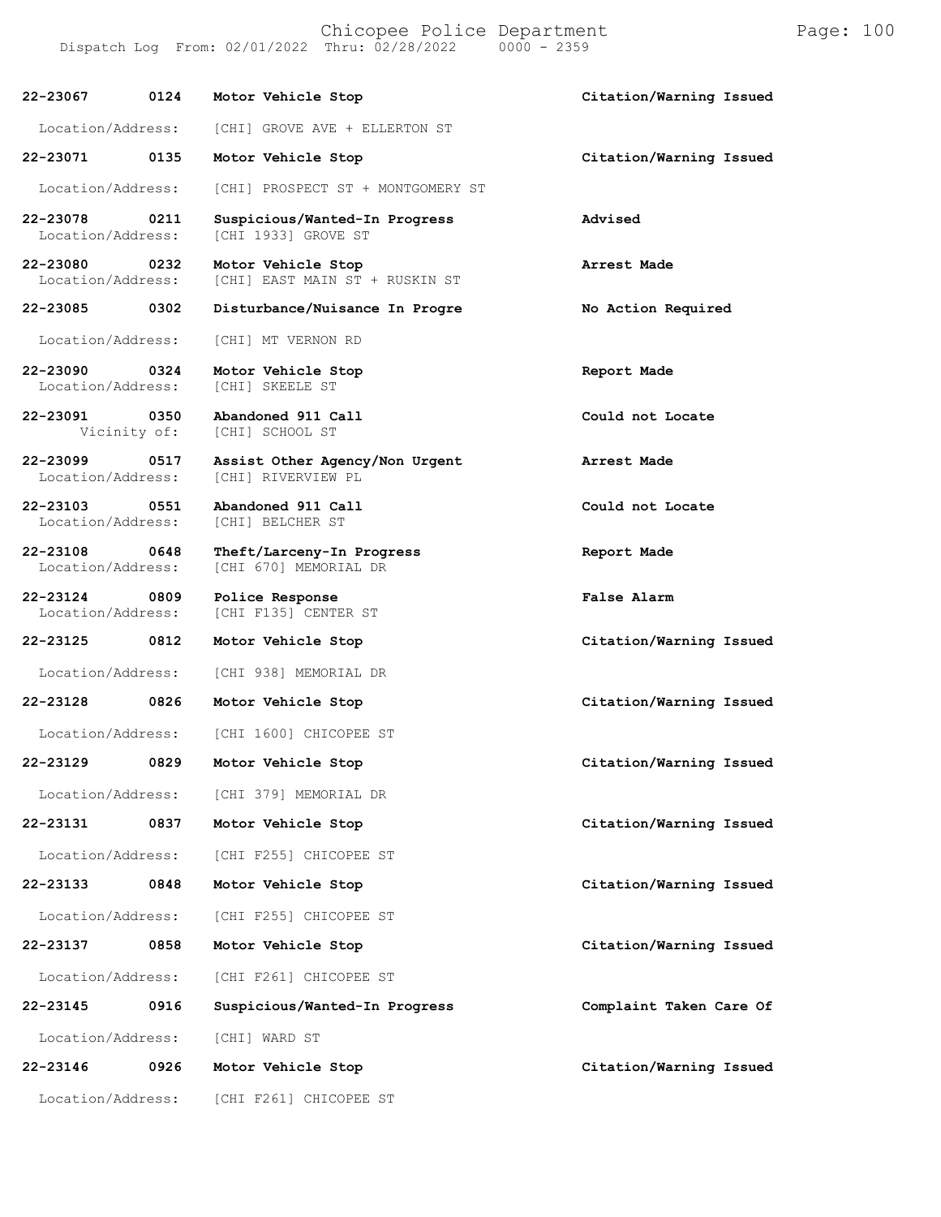| Call Number | Time | Call Reason | Action |
|---|---|---|---|
| 22-23067 | 0124 | Motor Vehicle Stop | Citation/Warning Issued |
| Location/Address: | | [CHI] GROVE AVE + ELLERTON ST | |
| 22-23071 | 0135 | Motor Vehicle Stop | Citation/Warning Issued |
| Location/Address: | | [CHI] PROSPECT ST + MONTGOMERY ST | |
| 22-23078 | 0211 | Suspicious/Wanted-In Progress | Advised |
| Location/Address: | | [CHI 1933] GROVE ST | |
| 22-23080 | 0232 | Motor Vehicle Stop | Arrest Made |
| Location/Address: | | [CHI] EAST MAIN ST + RUSKIN ST | |
| 22-23085 | 0302 | Disturbance/Nuisance In Progre | No Action Required |
| Location/Address: | | [CHI] MT VERNON RD | |
| 22-23090 | 0324 | Motor Vehicle Stop | Report Made |
| Location/Address: | | [CHI] SKEELE ST | |
| 22-23091 | 0350 | Abandoned 911 Call | Could not Locate |
| Vicinity of: | | [CHI] SCHOOL ST | |
| 22-23099 | 0517 | Assist Other Agency/Non Urgent | Arrest Made |
| Location/Address: | | [CHI] RIVERVIEW PL | |
| 22-23103 | 0551 | Abandoned 911 Call | Could not Locate |
| Location/Address: | | [CHI] BELCHER ST | |
| 22-23108 | 0648 | Theft/Larceny-In Progress | Report Made |
| Location/Address: | | [CHI 670] MEMORIAL DR | |
| 22-23124 | 0809 | Police Response | False Alarm |
| Location/Address: | | [CHI F135] CENTER ST | |
| 22-23125 | 0812 | Motor Vehicle Stop | Citation/Warning Issued |
| Location/Address: | | [CHI 938] MEMORIAL DR | |
| 22-23128 | 0826 | Motor Vehicle Stop | Citation/Warning Issued |
| Location/Address: | | [CHI 1600] CHICOPEE ST | |
| 22-23129 | 0829 | Motor Vehicle Stop | Citation/Warning Issued |
| Location/Address: | | [CHI 379] MEMORIAL DR | |
| 22-23131 | 0837 | Motor Vehicle Stop | Citation/Warning Issued |
| Location/Address: | | [CHI F255] CHICOPEE ST | |
| 22-23133 | 0848 | Motor Vehicle Stop | Citation/Warning Issued |
| Location/Address: | | [CHI F255] CHICOPEE ST | |
| 22-23137 | 0858 | Motor Vehicle Stop | Citation/Warning Issued |
| Location/Address: | | [CHI F261] CHICOPEE ST | |
| 22-23145 | 0916 | Suspicious/Wanted-In Progress | Complaint Taken Care Of |
| Location/Address: | | [CHI] WARD ST | |
| 22-23146 | 0926 | Motor Vehicle Stop | Citation/Warning Issued |
| Location/Address: | | [CHI F261] CHICOPEE ST | |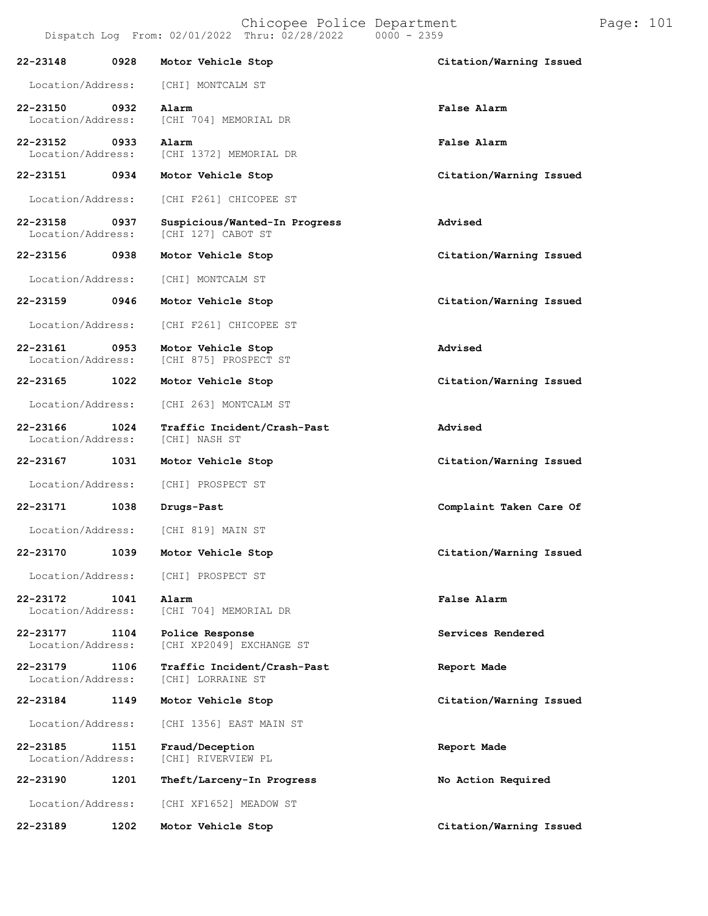**22-23148 0928 Motor Vehicle Stop** **Citation/Warning Issued**

Location/Address: [CHI] MONTCALM ST

**22-23150 0932 Alarm** **False Alarm**
Location/Address: [CHI 704] MEMORIAL DR

**22-23152 0933 Alarm** **False Alarm**
Location/Address: [CHI 1372] MEMORIAL DR

**22-23151 0934 Motor Vehicle Stop** **Citation/Warning Issued**

Location/Address: [CHI F261] CHICOPEE ST

**22-23158 0937 Suspicious/Wanted-In Progress** **Advised**
Location/Address: [CHI 127] CABOT ST

**22-23156 0938 Motor Vehicle Stop** **Citation/Warning Issued**

Location/Address: [CHI] MONTCALM ST

**22-23159 0946 Motor Vehicle Stop** **Citation/Warning Issued**

Location/Address: [CHI F261] CHICOPEE ST

**22-23161 0953 Motor Vehicle Stop** **Advised**
Location/Address: [CHI 875] PROSPECT ST

**22-23165 1022 Motor Vehicle Stop** **Citation/Warning Issued**

Location/Address: [CHI 263] MONTCALM ST

**22-23166 1024 Traffic Incident/Crash-Past** **Advised**
Location/Address: [CHI] NASH ST

**22-23167 1031 Motor Vehicle Stop** **Citation/Warning Issued**

Location/Address: [CHI] PROSPECT ST

**22-23171 1038 Drugs-Past** **Complaint Taken Care Of**

Location/Address: [CHI 819] MAIN ST

**22-23170 1039 Motor Vehicle Stop** **Citation/Warning Issued**

Location/Address: [CHI] PROSPECT ST

**22-23172 1041 Alarm** **False Alarm**
Location/Address: [CHI 704] MEMORIAL DR

**22-23177 1104 Police Response** **Services Rendered**
Location/Address: [CHI XP2049] EXCHANGE ST

**22-23179 1106 Traffic Incident/Crash-Past** **Report Made**
Location/Address: [CHI] LORRAINE ST

**22-23184 1149 Motor Vehicle Stop** **Citation/Warning Issued**

Location/Address: [CHI 1356] EAST MAIN ST

**22-23185 1151 Fraud/Deception** **Report Made**
Location/Address: [CHI] RIVERVIEW PL

**22-23190 1201 Theft/Larceny-In Progress** **No Action Required**

Location/Address: [CHI XF1652] MEADOW ST

**22-23189 1202 Motor Vehicle Stop** **Citation/Warning Issued**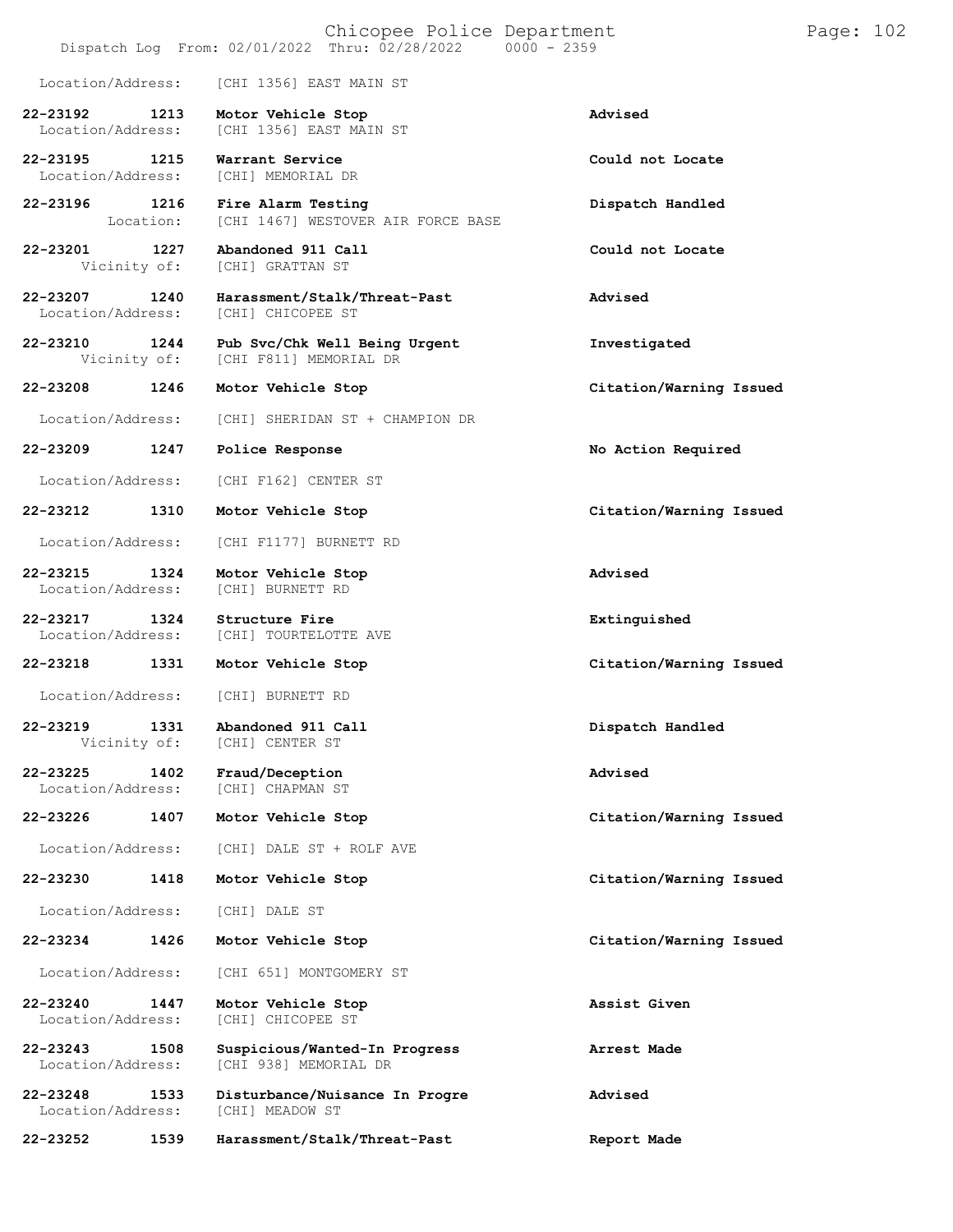Location/Address: [CHI 1356] EAST MAIN ST

| Call # | Time | Call Type | Disposition |
|---|---|---|---|
| 22-23192 | 1213 | Motor Vehicle Stop | Advised |
| | | Location/Address: [CHI 1356] EAST MAIN ST | |
| 22-23195 | 1215 | Warrant Service | Could not Locate |
| | | Location/Address: [CHI] MEMORIAL DR | |
| 22-23196 | 1216 | Fire Alarm Testing | Dispatch Handled |
| | | Location: [CHI 1467] WESTOVER AIR FORCE BASE | |
| 22-23201 | 1227 | Abandoned 911 Call | Could not Locate |
| | | Vicinity of: [CHI] GRATTAN ST | |
| 22-23207 | 1240 | Harassment/Stalk/Threat-Past | Advised |
| | | Location/Address: [CHI] CHICOPEE ST | |
| 22-23210 | 1244 | Pub Svc/Chk Well Being Urgent | Investigated |
| | | Vicinity of: [CHI F811] MEMORIAL DR | |
| 22-23208 | 1246 | Motor Vehicle Stop | Citation/Warning Issued |
| | | Location/Address: [CHI] SHERIDAN ST + CHAMPION DR | |
| 22-23209 | 1247 | Police Response | No Action Required |
| | | Location/Address: [CHI F162] CENTER ST | |
| 22-23212 | 1310 | Motor Vehicle Stop | Citation/Warning Issued |
| | | Location/Address: [CHI F1177] BURNETT RD | |
| 22-23215 | 1324 | Motor Vehicle Stop | Advised |
| | | Location/Address: [CHI] BURNETT RD | |
| 22-23217 | 1324 | Structure Fire | Extinguished |
| | | Location/Address: [CHI] TOURTELOTTE AVE | |
| 22-23218 | 1331 | Motor Vehicle Stop | Citation/Warning Issued |
| | | Location/Address: [CHI] BURNETT RD | |
| 22-23219 | 1331 | Abandoned 911 Call | Dispatch Handled |
| | | Vicinity of: [CHI] CENTER ST | |
| 22-23225 | 1402 | Fraud/Deception | Advised |
| | | Location/Address: [CHI] CHAPMAN ST | |
| 22-23226 | 1407 | Motor Vehicle Stop | Citation/Warning Issued |
| | | Location/Address: [CHI] DALE ST + ROLF AVE | |
| 22-23230 | 1418 | Motor Vehicle Stop | Citation/Warning Issued |
| | | Location/Address: [CHI] DALE ST | |
| 22-23234 | 1426 | Motor Vehicle Stop | Citation/Warning Issued |
| | | Location/Address: [CHI 651] MONTGOMERY ST | |
| 22-23240 | 1447 | Motor Vehicle Stop | Assist Given |
| | | Location/Address: [CHI] CHICOPEE ST | |
| 22-23243 | 1508 | Suspicious/Wanted-In Progress | Arrest Made |
| | | Location/Address: [CHI 938] MEMORIAL DR | |
| 22-23248 | 1533 | Disturbance/Nuisance In Progre | Advised |
| | | Location/Address: [CHI] MEADOW ST | |
| 22-23252 | 1539 | Harassment/Stalk/Threat-Past | Report Made |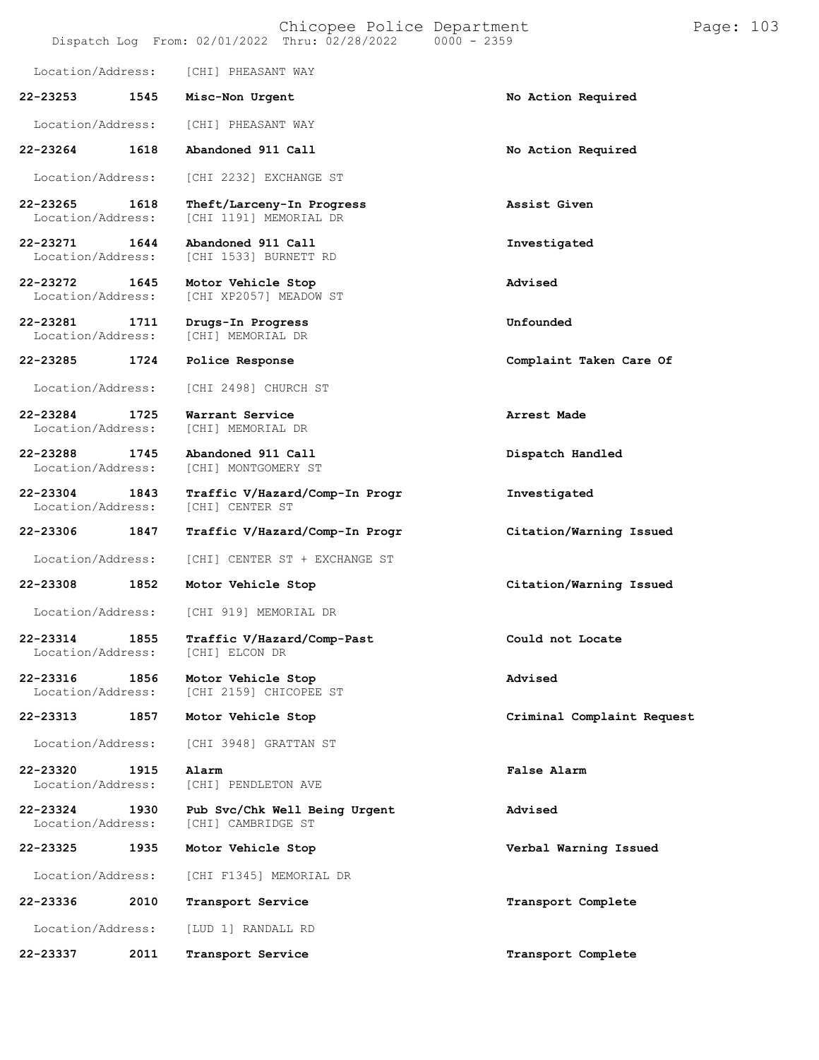Location/Address: [CHI] PHEASANT WAY

| Call # | Time | Call Reason | Action |
|---|---|---|---|
| **22-23253** | **1545** | **Misc-Non Urgent** | **No Action Required** |
| Location/Address: | | [CHI] PHEASANT WAY | |
| **22-23264** | **1618** | **Abandoned 911 Call** | **No Action Required** |
| Location/Address: | | [CHI 2232] EXCHANGE ST | |
| **22-23265** | **1618** | **Theft/Larceny-In Progress** | **Assist Given** |
| Location/Address: | | [CHI 1191] MEMORIAL DR | |
| **22-23271** | **1644** | **Abandoned 911 Call** | **Investigated** |
| Location/Address: | | [CHI 1533] BURNETT RD | |
| **22-23272** | **1645** | **Motor Vehicle Stop** | **Advised** |
| Location/Address: | | [CHI XP2057] MEADOW ST | |
| **22-23281** | **1711** | **Drugs-In Progress** | **Unfounded** |
| Location/Address: | | [CHI] MEMORIAL DR | |
| **22-23285** | **1724** | **Police Response** | **Complaint Taken Care Of** |
| Location/Address: | | [CHI 2498] CHURCH ST | |
| **22-23284** | **1725** | **Warrant Service** | **Arrest Made** |
| Location/Address: | | [CHI] MEMORIAL DR | |
| **22-23288** | **1745** | **Abandoned 911 Call** | **Dispatch Handled** |
| Location/Address: | | [CHI] MONTGOMERY ST | |
| **22-23304** | **1843** | **Traffic V/Hazard/Comp-In Progr** | **Investigated** |
| Location/Address: | | [CHI] CENTER ST | |
| **22-23306** | **1847** | **Traffic V/Hazard/Comp-In Progr** | **Citation/Warning Issued** |
| Location/Address: | | [CHI] CENTER ST + EXCHANGE ST | |
| **22-23308** | **1852** | **Motor Vehicle Stop** | **Citation/Warning Issued** |
| Location/Address: | | [CHI 919] MEMORIAL DR | |
| **22-23314** | **1855** | **Traffic V/Hazard/Comp-Past** | **Could not Locate** |
| Location/Address: | | [CHI] ELCON DR | |
| **22-23316** | **1856** | **Motor Vehicle Stop** | **Advised** |
| Location/Address: | | [CHI 2159] CHICOPEE ST | |
| **22-23313** | **1857** | **Motor Vehicle Stop** | **Criminal Complaint Request** |
| Location/Address: | | [CHI 3948] GRATTAN ST | |
| **22-23320** | **1915** | **Alarm** | **False Alarm** |
| Location/Address: | | [CHI] PENDLETON AVE | |
| **22-23324** | **1930** | **Pub Svc/Chk Well Being Urgent** | **Advised** |
| Location/Address: | | [CHI] CAMBRIDGE ST | |
| **22-23325** | **1935** | **Motor Vehicle Stop** | **Verbal Warning Issued** |
| Location/Address: | | [CHI F1345] MEMORIAL DR | |
| **22-23336** | **2010** | **Transport Service** | **Transport Complete** |
| Location/Address: | | [LUD 1] RANDALL RD | |
| **22-23337** | **2011** | **Transport Service** | **Transport Complete** |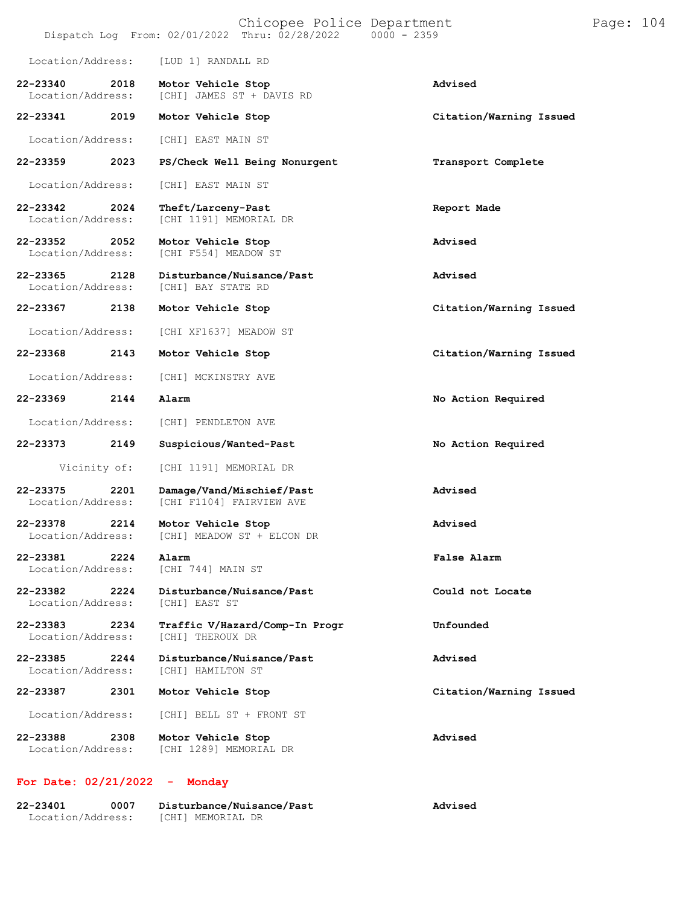Location/Address: [LUD 1] RANDALL RD

| Call # | Time | Call Type | Action |
|---|---|---|---|
| 22-23340 | 2018 | Motor Vehicle Stop | Advised |
| Location/Address: | | [CHI] JAMES ST + DAVIS RD | |
| 22-23341 | 2019 | Motor Vehicle Stop | Citation/Warning Issued |
| Location/Address: | | [CHI] EAST MAIN ST | |
| 22-23359 | 2023 | PS/Check Well Being Nonurgent | Transport Complete |
| Location/Address: | | [CHI] EAST MAIN ST | |
| 22-23342 | 2024 | Theft/Larceny-Past | Report Made |
| Location/Address: | | [CHI 1191] MEMORIAL DR | |
| 22-23352 | 2052 | Motor Vehicle Stop | Advised |
| Location/Address: | | [CHI F554] MEADOW ST | |
| 22-23365 | 2128 | Disturbance/Nuisance/Past | Advised |
| Location/Address: | | [CHI] BAY STATE RD | |
| 22-23367 | 2138 | Motor Vehicle Stop | Citation/Warning Issued |
| Location/Address: | | [CHI XF1637] MEADOW ST | |
| 22-23368 | 2143 | Motor Vehicle Stop | Citation/Warning Issued |
| Location/Address: | | [CHI] MCKINSTRY AVE | |
| 22-23369 | 2144 | Alarm | No Action Required |
| Location/Address: | | [CHI] PENDLETON AVE | |
| 22-23373 | 2149 | Suspicious/Wanted-Past | No Action Required |
| Vicinity of: | | [CHI 1191] MEMORIAL DR | |
| 22-23375 | 2201 | Damage/Vand/Mischief/Past | Advised |
| Location/Address: | | [CHI F1104] FAIRVIEW AVE | |
| 22-23378 | 2214 | Motor Vehicle Stop | Advised |
| Location/Address: | | [CHI] MEADOW ST + ELCON DR | |
| 22-23381 | 2224 | Alarm | False Alarm |
| Location/Address: | | [CHI 744] MAIN ST | |
| 22-23382 | 2224 | Disturbance/Nuisance/Past | Could not Locate |
| Location/Address: | | [CHI] EAST ST | |
| 22-23383 | 2234 | Traffic V/Hazard/Comp-In Progr | Unfounded |
| Location/Address: | | [CHI] THEROUX DR | |
| 22-23385 | 2244 | Disturbance/Nuisance/Past | Advised |
| Location/Address: | | [CHI] HAMILTON ST | |
| 22-23387 | 2301 | Motor Vehicle Stop | Citation/Warning Issued |
| Location/Address: | | [CHI] BELL ST + FRONT ST | |
| 22-23388 | 2308 | Motor Vehicle Stop | Advised |
| Location/Address: | | [CHI 1289] MEMORIAL DR | |

## For Date: 02/21/2022 - Monday

| Call # | Time | Call Type | Action |
|---|---|---|---|
| 22-23401 | 0007 | Disturbance/Nuisance/Past | Advised |
| Location/Address: | | [CHI] MEMORIAL DR | |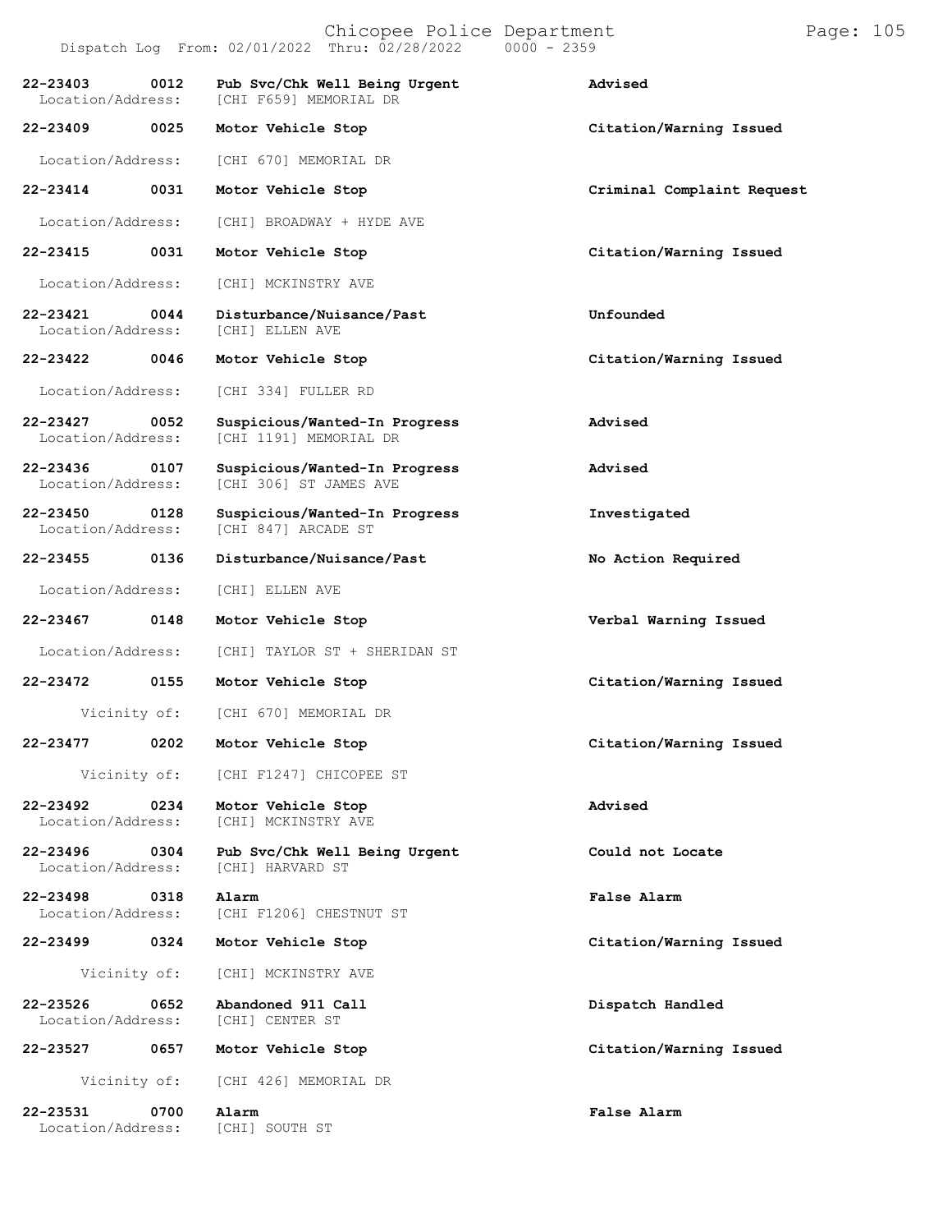| Call # | Time | Call Type | Disposition |
|---|---|---|---|
| 22-23403 | 0012 | Pub Svc/Chk Well Being Urgent | Advised |
| Location/Address: | | [CHI F659] MEMORIAL DR | |
| 22-23409 | 0025 | Motor Vehicle Stop | Citation/Warning Issued |
| Location/Address: | | [CHI 670] MEMORIAL DR | |
| 22-23414 | 0031 | Motor Vehicle Stop | Criminal Complaint Request |
| Location/Address: | | [CHI] BROADWAY + HYDE AVE | |
| 22-23415 | 0031 | Motor Vehicle Stop | Citation/Warning Issued |
| Location/Address: | | [CHI] MCKINSTRY AVE | |
| 22-23421 | 0044 | Disturbance/Nuisance/Past | Unfounded |
| Location/Address: | | [CHI] ELLEN AVE | |
| 22-23422 | 0046 | Motor Vehicle Stop | Citation/Warning Issued |
| Location/Address: | | [CHI 334] FULLER RD | |
| 22-23427 | 0052 | Suspicious/Wanted-In Progress | Advised |
| Location/Address: | | [CHI 1191] MEMORIAL DR | |
| 22-23436 | 0107 | Suspicious/Wanted-In Progress | Advised |
| Location/Address: | | [CHI 306] ST JAMES AVE | |
| 22-23450 | 0128 | Suspicious/Wanted-In Progress | Investigated |
| Location/Address: | | [CHI 847] ARCADE ST | |
| 22-23455 | 0136 | Disturbance/Nuisance/Past | No Action Required |
| Location/Address: | | [CHI] ELLEN AVE | |
| 22-23467 | 0148 | Motor Vehicle Stop | Verbal Warning Issued |
| Location/Address: | | [CHI] TAYLOR ST + SHERIDAN ST | |
| 22-23472 | 0155 | Motor Vehicle Stop | Citation/Warning Issued |
| Vicinity of: | | [CHI 670] MEMORIAL DR | |
| 22-23477 | 0202 | Motor Vehicle Stop | Citation/Warning Issued |
| Vicinity of: | | [CHI F1247] CHICOPEE ST | |
| 22-23492 | 0234 | Motor Vehicle Stop | Advised |
| Location/Address: | | [CHI] MCKINSTRY AVE | |
| 22-23496 | 0304 | Pub Svc/Chk Well Being Urgent | Could not Locate |
| Location/Address: | | [CHI] HARVARD ST | |
| 22-23498 | 0318 | Alarm | False Alarm |
| Location/Address: | | [CHI F1206] CHESTNUT ST | |
| 22-23499 | 0324 | Motor Vehicle Stop | Citation/Warning Issued |
| Vicinity of: | | [CHI] MCKINSTRY AVE | |
| 22-23526 | 0652 | Abandoned 911 Call | Dispatch Handled |
| Location/Address: | | [CHI] CENTER ST | |
| 22-23527 | 0657 | Motor Vehicle Stop | Citation/Warning Issued |
| Vicinity of: | | [CHI 426] MEMORIAL DR | |
| 22-23531 | 0700 | Alarm | False Alarm |
| Location/Address: | | [CHI] SOUTH ST | |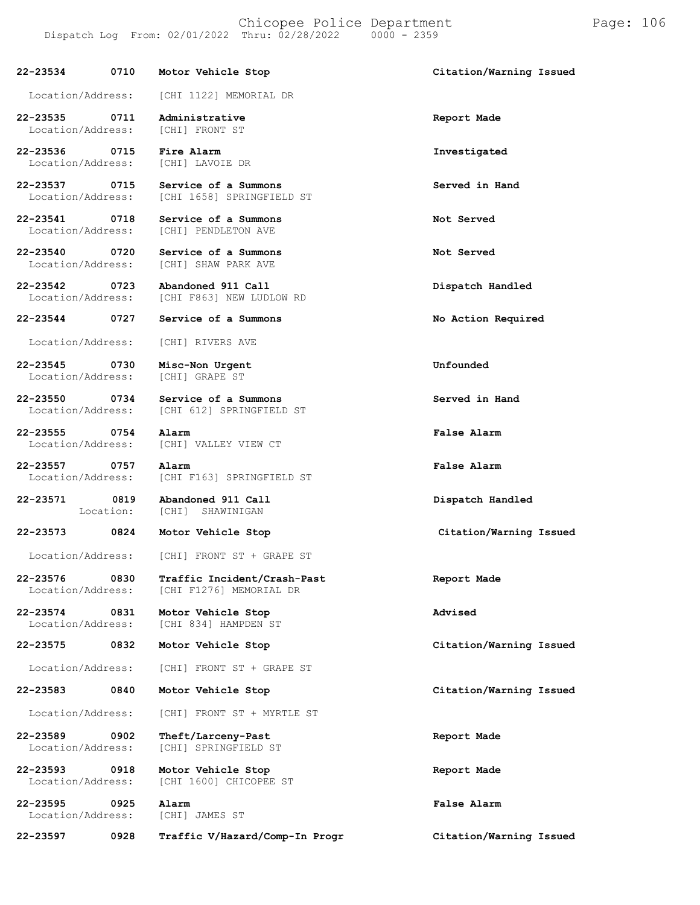| Call # | Time | Call Type | Disposition |
|---|---|---|---|
| **22-23534** | **0710** | **Motor Vehicle Stop** | **Citation/Warning Issued** |
| Location/Address: | | [CHI 1122] MEMORIAL DR | |
| **22-23535** | **0711** | **Administrative** | **Report Made** |
| Location/Address: | | [CHI] FRONT ST | |
| **22-23536** | **0715** | **Fire Alarm** | **Investigated** |
| Location/Address: | | [CHI] LAVOIE DR | |
| **22-23537** | **0715** | **Service of a Summons** | **Served in Hand** |
| Location/Address: | | [CHI 1658] SPRINGFIELD ST | |
| **22-23541** | **0718** | **Service of a Summons** | **Not Served** |
| Location/Address: | | [CHI] PENDLETON AVE | |
| **22-23540** | **0720** | **Service of a Summons** | **Not Served** |
| Location/Address: | | [CHI] SHAW PARK AVE | |
| **22-23542** | **0723** | **Abandoned 911 Call** | **Dispatch Handled** |
| Location/Address: | | [CHI F863] NEW LUDLOW RD | |
| **22-23544** | **0727** | **Service of a Summons** | **No Action Required** |
| Location/Address: | | [CHI] RIVERS AVE | |
| **22-23545** | **0730** | **Misc-Non Urgent** | **Unfounded** |
| Location/Address: | | [CHI] GRAPE ST | |
| **22-23550** | **0734** | **Service of a Summons** | **Served in Hand** |
| Location/Address: | | [CHI 612] SPRINGFIELD ST | |
| **22-23555** | **0754** | **Alarm** | **False Alarm** |
| Location/Address: | | [CHI] VALLEY VIEW CT | |
| **22-23557** | **0757** | **Alarm** | **False Alarm** |
| Location/Address: | | [CHI F163] SPRINGFIELD ST | |
| **22-23571** | **0819** | **Abandoned 911 Call** | **Dispatch Handled** |
| Location: | | [CHI] SHAWINIGAN | |
| **22-23573** | **0824** | **Motor Vehicle Stop** | **Citation/Warning Issued** |
| Location/Address: | | [CHI] FRONT ST + GRAPE ST | |
| **22-23576** | **0830** | **Traffic Incident/Crash-Past** | **Report Made** |
| Location/Address: | | [CHI F1276] MEMORIAL DR | |
| **22-23574** | **0831** | **Motor Vehicle Stop** | **Advised** |
| Location/Address: | | [CHI 834] HAMPDEN ST | |
| **22-23575** | **0832** | **Motor Vehicle Stop** | **Citation/Warning Issued** |
| Location/Address: | | [CHI] FRONT ST + GRAPE ST | |
| **22-23583** | **0840** | **Motor Vehicle Stop** | **Citation/Warning Issued** |
| Location/Address: | | [CHI] FRONT ST + MYRTLE ST | |
| **22-23589** | **0902** | **Theft/Larceny-Past** | **Report Made** |
| Location/Address: | | [CHI] SPRINGFIELD ST | |
| **22-23593** | **0918** | **Motor Vehicle Stop** | **Report Made** |
| Location/Address: | | [CHI 1600] CHICOPEE ST | |
| **22-23595** | **0925** | **Alarm** | **False Alarm** |
| Location/Address: | | [CHI] JAMES ST | |
| **22-23597** | **0928** | **Traffic V/Hazard/Comp-In Progr** | **Citation/Warning Issued** |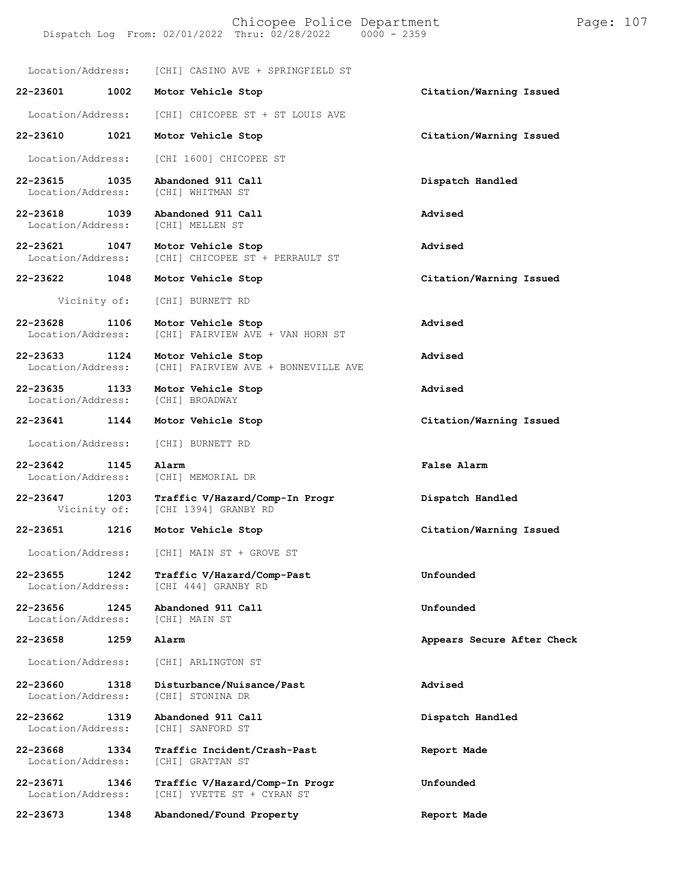Location/Address: [CHI] CASINO AVE + SPRINGFIELD ST

| | | | |
|---|---|---|---|
| **22-23601** | **1002** | **Motor Vehicle Stop** | **Citation/Warning Issued** |
| Location/Address: | | [CHI] CHICOPEE ST + ST LOUIS AVE | |
| **22-23610** | **1021** | **Motor Vehicle Stop** | **Citation/Warning Issued** |
| Location/Address: | | [CHI 1600] CHICOPEE ST | |
| **22-23615** | **1035** | **Abandoned 911 Call** | **Dispatch Handled** |
| Location/Address: | | [CHI] WHITMAN ST | |
| **22-23618** | **1039** | **Abandoned 911 Call** | **Advised** |
| Location/Address: | | [CHI] MELLEN ST | |
| **22-23621** | **1047** | **Motor Vehicle Stop** | **Advised** |
| Location/Address: | | [CHI] CHICOPEE ST + PERRAULT ST | |
| **22-23622** | **1048** | **Motor Vehicle Stop** | **Citation/Warning Issued** |
| Vicinity of: | | [CHI] BURNETT RD | |
| **22-23628** | **1106** | **Motor Vehicle Stop** | **Advised** |
| Location/Address: | | [CHI] FAIRVIEW AVE + VAN HORN ST | |
| **22-23633** | **1124** | **Motor Vehicle Stop** | **Advised** |
| Location/Address: | | [CHI] FAIRVIEW AVE + BONNEVILLE AVE | |
| **22-23635** | **1133** | **Motor Vehicle Stop** | **Advised** |
| Location/Address: | | [CHI] BROADWAY | |
| **22-23641** | **1144** | **Motor Vehicle Stop** | **Citation/Warning Issued** |
| Location/Address: | | [CHI] BURNETT RD | |
| **22-23642** | **1145** | **Alarm** | **False Alarm** |
| Location/Address: | | [CHI] MEMORIAL DR | |
| **22-23647** | **1203** | **Traffic V/Hazard/Comp-In Progr** | **Dispatch Handled** |
| Vicinity of: | | [CHI 1394] GRANBY RD | |
| **22-23651** | **1216** | **Motor Vehicle Stop** | **Citation/Warning Issued** |
| Location/Address: | | [CHI] MAIN ST + GROVE ST | |
| **22-23655** | **1242** | **Traffic V/Hazard/Comp-Past** | **Unfounded** |
| Location/Address: | | [CHI 444] GRANBY RD | |
| **22-23656** | **1245** | **Abandoned 911 Call** | **Unfounded** |
| Location/Address: | | [CHI] MAIN ST | |
| **22-23658** | **1259** | **Alarm** | **Appears Secure After Check** |
| Location/Address: | | [CHI] ARLINGTON ST | |
| **22-23660** | **1318** | **Disturbance/Nuisance/Past** | **Advised** |
| Location/Address: | | [CHI] STONINA DR | |
| **22-23662** | **1319** | **Abandoned 911 Call** | **Dispatch Handled** |
| Location/Address: | | [CHI] SANFORD ST | |
| **22-23668** | **1334** | **Traffic Incident/Crash-Past** | **Report Made** |
| Location/Address: | | [CHI] GRATTAN ST | |
| **22-23671** | **1346** | **Traffic V/Hazard/Comp-In Progr** | **Unfounded** |
| Location/Address: | | [CHI] YVETTE ST + CYRAN ST | |
| **22-23673** | **1348** | **Abandoned/Found Property** | **Report Made** |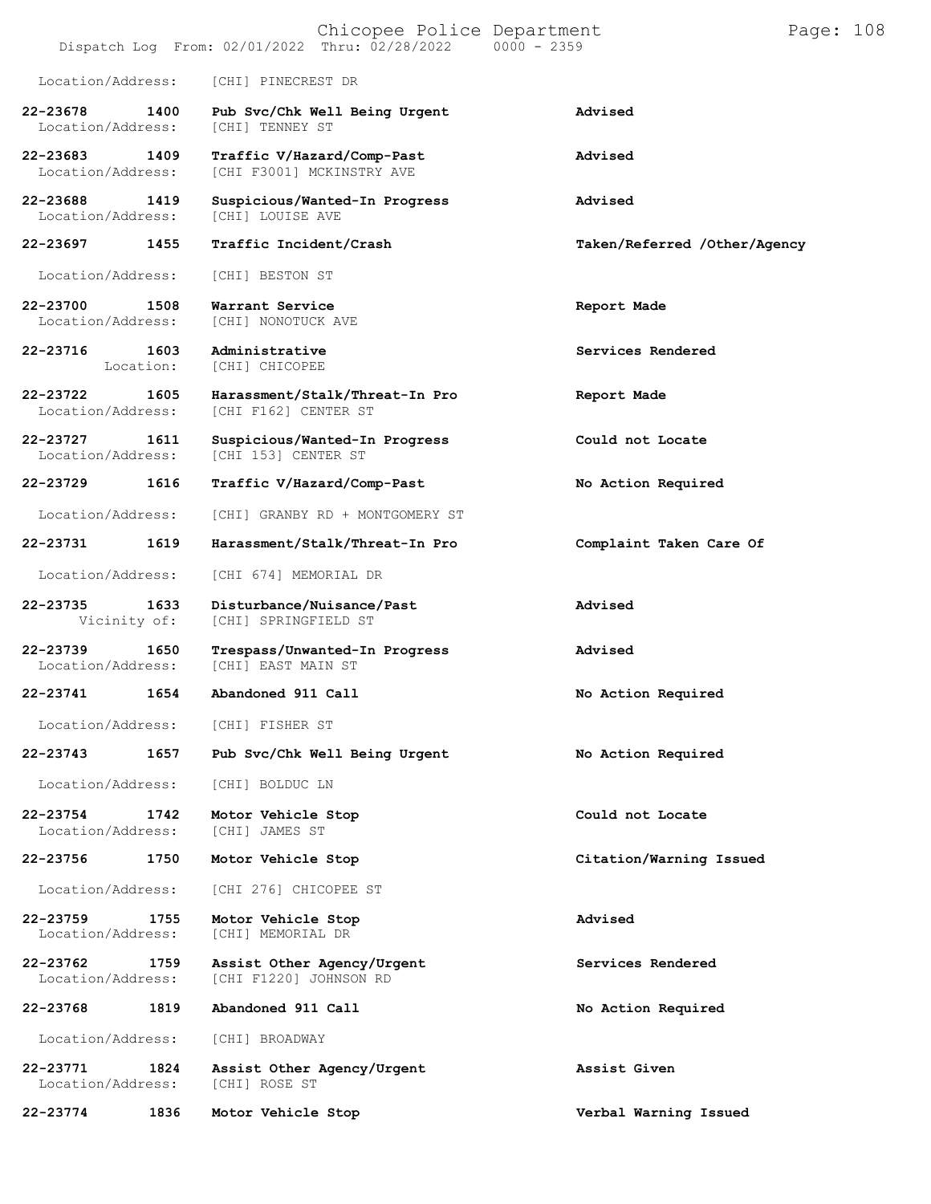Location/Address: [CHI] PINECREST DR

| Call Number | Time | Call Reason | Action |
|---|---|---|---|
| **22-23678** | **1400** | **Pub Svc/Chk Well Being Urgent** | **Advised** |
| Location/Address: | | [CHI] TENNEY ST | |
| **22-23683** | **1409** | **Traffic V/Hazard/Comp-Past** | **Advised** |
| Location/Address: | | [CHI F3001] MCKINSTRY AVE | |
| **22-23688** | **1419** | **Suspicious/Wanted-In Progress** | **Advised** |
| Location/Address: | | [CHI] LOUISE AVE | |
| **22-23697** | **1455** | **Traffic Incident/Crash** | **Taken/Referred /Other/Agency** |
| Location/Address: | | [CHI] BESTON ST | |
| **22-23700** | **1508** | **Warrant Service** | **Report Made** |
| Location/Address: | | [CHI] NONOTUCK AVE | |
| **22-23716** | **1603** | **Administrative** | **Services Rendered** |
| Location: | | [CHI] CHICOPEE | |
| **22-23722** | **1605** | **Harassment/Stalk/Threat-In Pro** | **Report Made** |
| Location/Address: | | [CHI F162] CENTER ST | |
| **22-23727** | **1611** | **Suspicious/Wanted-In Progress** | **Could not Locate** |
| Location/Address: | | [CHI 153] CENTER ST | |
| **22-23729** | **1616** | **Traffic V/Hazard/Comp-Past** | **No Action Required** |
| Location/Address: | | [CHI] GRANBY RD + MONTGOMERY ST | |
| **22-23731** | **1619** | **Harassment/Stalk/Threat-In Pro** | **Complaint Taken Care Of** |
| Location/Address: | | [CHI 674] MEMORIAL DR | |
| **22-23735** | **1633** | **Disturbance/Nuisance/Past** | **Advised** |
| Vicinity of: | | [CHI] SPRINGFIELD ST | |
| **22-23739** | **1650** | **Trespass/Unwanted-In Progress** | **Advised** |
| Location/Address: | | [CHI] EAST MAIN ST | |
| **22-23741** | **1654** | **Abandoned 911 Call** | **No Action Required** |
| Location/Address: | | [CHI] FISHER ST | |
| **22-23743** | **1657** | **Pub Svc/Chk Well Being Urgent** | **No Action Required** |
| Location/Address: | | [CHI] BOLDUC LN | |
| **22-23754** | **1742** | **Motor Vehicle Stop** | **Could not Locate** |
| Location/Address: | | [CHI] JAMES ST | |
| **22-23756** | **1750** | **Motor Vehicle Stop** | **Citation/Warning Issued** |
| Location/Address: | | [CHI 276] CHICOPEE ST | |
| **22-23759** | **1755** | **Motor Vehicle Stop** | **Advised** |
| Location/Address: | | [CHI] MEMORIAL DR | |
| **22-23762** | **1759** | **Assist Other Agency/Urgent** | **Services Rendered** |
| Location/Address: | | [CHI F1220] JOHNSON RD | |
| **22-23768** | **1819** | **Abandoned 911 Call** | **No Action Required** |
| Location/Address: | | [CHI] BROADWAY | |
| **22-23771** | **1824** | **Assist Other Agency/Urgent** | **Assist Given** |
| Location/Address: | | [CHI] ROSE ST | |
| **22-23774** | **1836** | **Motor Vehicle Stop** | **Verbal Warning Issued** |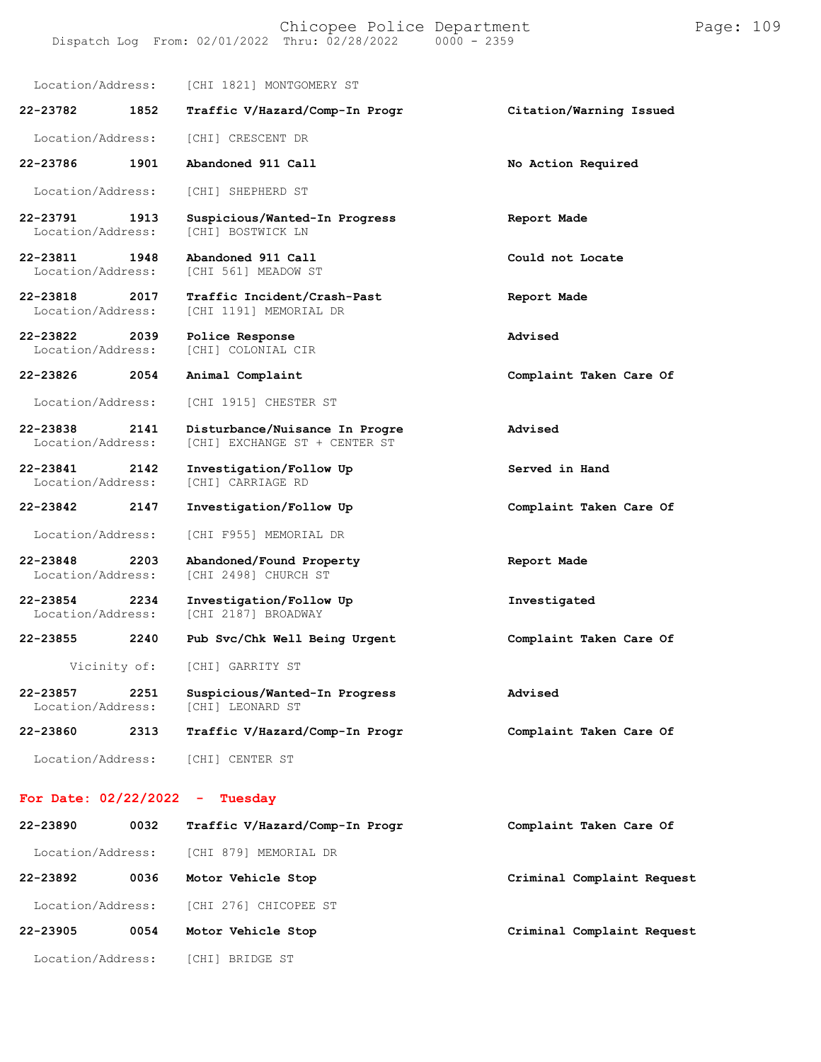Location/Address: [CHI 1821] MONTGOMERY ST

**22-23782 1852 Traffic V/Hazard/Comp-In Progr** **Citation/Warning Issued**

Location/Address: [CHI] CRESCENT DR

**22-23786 1901 Abandoned 911 Call** **No Action Required**

Location/Address: [CHI] SHEPHERD ST

**22-23791 1913 Suspicious/Wanted-In Progress** **Report Made**
Location/Address: [CHI] BOSTWICK LN

**22-23811 1948 Abandoned 911 Call** **Could not Locate**
Location/Address: [CHI 561] MEADOW ST

**22-23818 2017 Traffic Incident/Crash-Past** **Report Made**
Location/Address: [CHI 1191] MEMORIAL DR

**22-23822 2039 Police Response** **Advised**
Location/Address: [CHI] COLONIAL CIR

**22-23826 2054 Animal Complaint** **Complaint Taken Care Of**

Location/Address: [CHI 1915] CHESTER ST

**22-23838 2141 Disturbance/Nuisance In Progre** **Advised**
Location/Address: [CHI] EXCHANGE ST + CENTER ST

**22-23841 2142 Investigation/Follow Up** **Served in Hand**
Location/Address: [CHI] CARRIAGE RD

**22-23842 2147 Investigation/Follow Up** **Complaint Taken Care Of**

Location/Address: [CHI F955] MEMORIAL DR

**22-23848 2203 Abandoned/Found Property** **Report Made**
Location/Address: [CHI 2498] CHURCH ST

**22-23854 2234 Investigation/Follow Up** **Investigated**
Location/Address: [CHI 2187] BROADWAY

**22-23855 2240 Pub Svc/Chk Well Being Urgent** **Complaint Taken Care Of**

Vicinity of: [CHI] GARRITY ST

**22-23857 2251 Suspicious/Wanted-In Progress** **Advised**
Location/Address: [CHI] LEONARD ST

**22-23860 2313 Traffic V/Hazard/Comp-In Progr** **Complaint Taken Care Of**

Location/Address: [CHI] CENTER ST

## For Date: 02/22/2022 - Tuesday

**22-23890 0032 Traffic V/Hazard/Comp-In Progr** **Complaint Taken Care Of**

Location/Address: [CHI 879] MEMORIAL DR

**22-23892 0036 Motor Vehicle Stop** **Criminal Complaint Request**

Location/Address: [CHI 276] CHICOPEE ST

**22-23905 0054 Motor Vehicle Stop** **Criminal Complaint Request**

Location/Address: [CHI] BRIDGE ST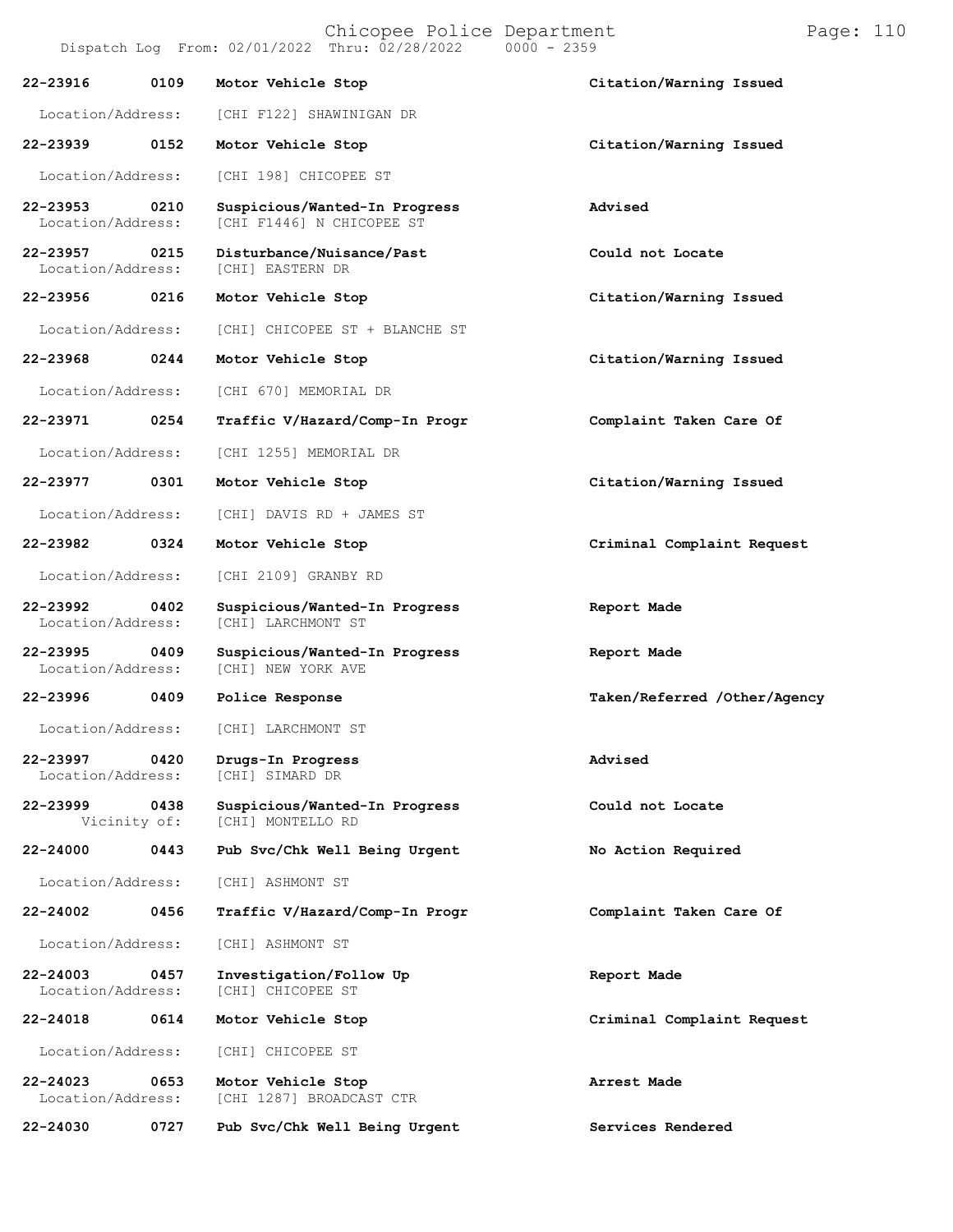Chicopee Police Department

Dispatch Log From: 02/01/2022 Thru: 02/28/2022 0000 - 2359

| Call # | Time | Call Type | Disposition |
|---|---|---|---|
| 22-23916 | 0109 | Motor Vehicle Stop | Citation/Warning Issued |
| Location/Address: | | [CHI F122] SHAWINIGAN DR | |
| 22-23939 | 0152 | Motor Vehicle Stop | Citation/Warning Issued |
| Location/Address: | | [CHI 198] CHICOPEE ST | |
| 22-23953 | 0210 | Suspicious/Wanted-In Progress | Advised |
| Location/Address: | | [CHI F1446] N CHICOPEE ST | |
| 22-23957 | 0215 | Disturbance/Nuisance/Past | Could not Locate |
| Location/Address: | | [CHI] EASTERN DR | |
| 22-23956 | 0216 | Motor Vehicle Stop | Citation/Warning Issued |
| Location/Address: | | [CHI] CHICOPEE ST + BLANCHE ST | |
| 22-23968 | 0244 | Motor Vehicle Stop | Citation/Warning Issued |
| Location/Address: | | [CHI 670] MEMORIAL DR | |
| 22-23971 | 0254 | Traffic V/Hazard/Comp-In Progr | Complaint Taken Care Of |
| Location/Address: | | [CHI 1255] MEMORIAL DR | |
| 22-23977 | 0301 | Motor Vehicle Stop | Citation/Warning Issued |
| Location/Address: | | [CHI] DAVIS RD + JAMES ST | |
| 22-23982 | 0324 | Motor Vehicle Stop | Criminal Complaint Request |
| Location/Address: | | [CHI 2109] GRANBY RD | |
| 22-23992 | 0402 | Suspicious/Wanted-In Progress | Report Made |
| Location/Address: | | [CHI] LARCHMONT ST | |
| 22-23995 | 0409 | Suspicious/Wanted-In Progress | Report Made |
| Location/Address: | | [CHI] NEW YORK AVE | |
| 22-23996 | 0409 | Police Response | Taken/Referred /Other/Agency |
| Location/Address: | | [CHI] LARCHMONT ST | |
| 22-23997 | 0420 | Drugs-In Progress | Advised |
| Location/Address: | | [CHI] SIMARD DR | |
| 22-23999 | 0438 | Suspicious/Wanted-In Progress | Could not Locate |
| Vicinity of: | | [CHI] MONTELLO RD | |
| 22-24000 | 0443 | Pub Svc/Chk Well Being Urgent | No Action Required |
| Location/Address: | | [CHI] ASHMONT ST | |
| 22-24002 | 0456 | Traffic V/Hazard/Comp-In Progr | Complaint Taken Care Of |
| Location/Address: | | [CHI] ASHMONT ST | |
| 22-24003 | 0457 | Investigation/Follow Up | Report Made |
| Location/Address: | | [CHI] CHICOPEE ST | |
| 22-24018 | 0614 | Motor Vehicle Stop | Criminal Complaint Request |
| Location/Address: | | [CHI] CHICOPEE ST | |
| 22-24023 | 0653 | Motor Vehicle Stop | Arrest Made |
| Location/Address: | | [CHI 1287] BROADCAST CTR | |
| 22-24030 | 0727 | Pub Svc/Chk Well Being Urgent | Services Rendered |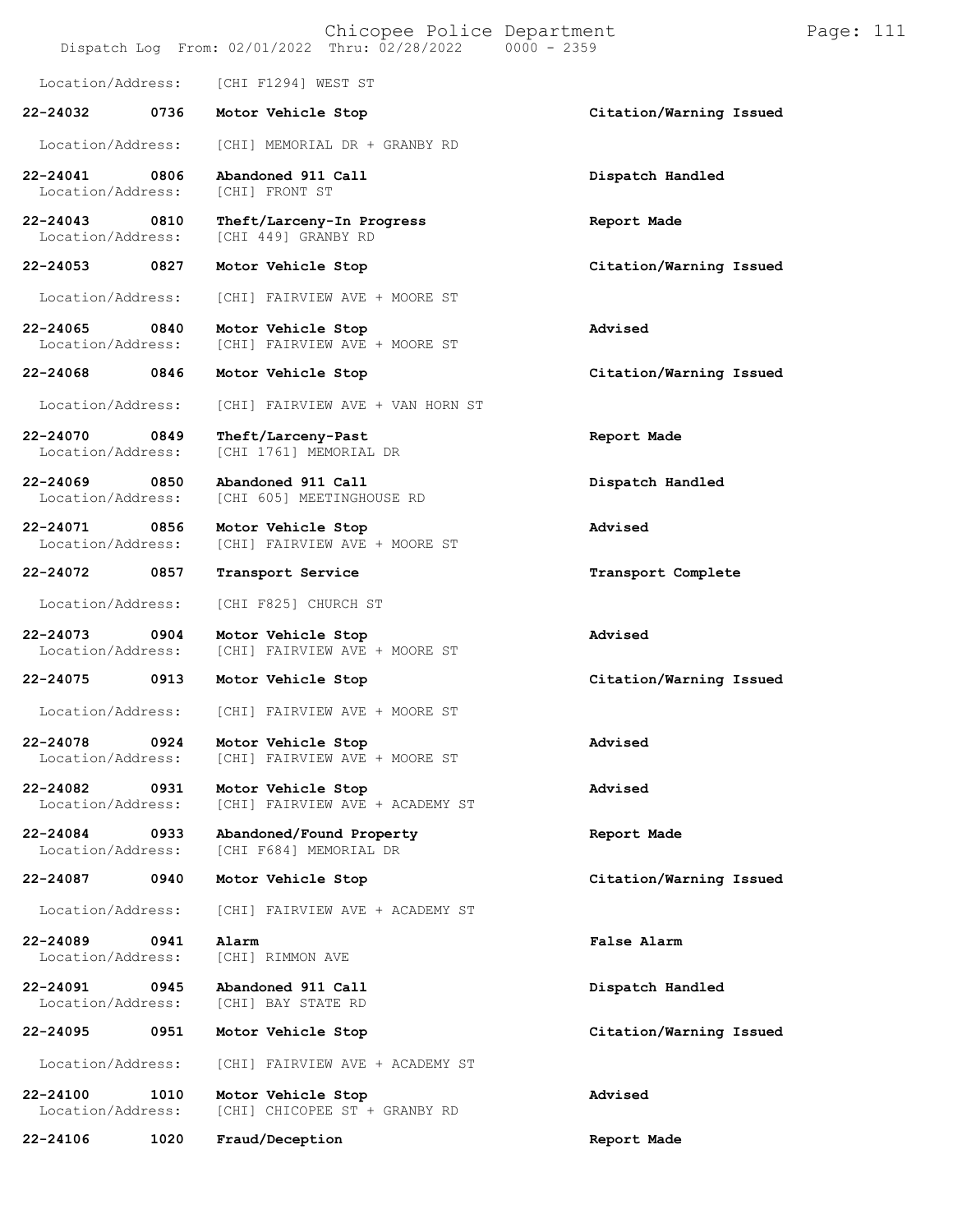Location/Address: [CHI F1294] WEST ST

**22-24032 0736 Motor Vehicle Stop** **Citation/Warning Issued**
Location/Address: [CHI] MEMORIAL DR + GRANBY RD

**22-24041 0806 Abandoned 911 Call** **Dispatch Handled**
Location/Address: [CHI] FRONT ST

**22-24043 0810 Theft/Larceny-In Progress** **Report Made**
Location/Address: [CHI 449] GRANBY RD

**22-24053 0827 Motor Vehicle Stop** **Citation/Warning Issued**
Location/Address: [CHI] FAIRVIEW AVE + MOORE ST

**22-24065 0840 Motor Vehicle Stop** **Advised**
Location/Address: [CHI] FAIRVIEW AVE + MOORE ST

**22-24068 0846 Motor Vehicle Stop** **Citation/Warning Issued**
Location/Address: [CHI] FAIRVIEW AVE + VAN HORN ST

**22-24070 0849 Theft/Larceny-Past** **Report Made**
Location/Address: [CHI 1761] MEMORIAL DR

**22-24069 0850 Abandoned 911 Call** **Dispatch Handled**
Location/Address: [CHI 605] MEETINGHOUSE RD

**22-24071 0856 Motor Vehicle Stop** **Advised**
Location/Address: [CHI] FAIRVIEW AVE + MOORE ST

**22-24072 0857 Transport Service** **Transport Complete**
Location/Address: [CHI F825] CHURCH ST

**22-24073 0904 Motor Vehicle Stop** **Advised**
Location/Address: [CHI] FAIRVIEW AVE + MOORE ST

**22-24075 0913 Motor Vehicle Stop** **Citation/Warning Issued**
Location/Address: [CHI] FAIRVIEW AVE + MOORE ST

**22-24078 0924 Motor Vehicle Stop** **Advised**
Location/Address: [CHI] FAIRVIEW AVE + MOORE ST

**22-24082 0931 Motor Vehicle Stop** **Advised**
Location/Address: [CHI] FAIRVIEW AVE + ACADEMY ST

**22-24084 0933 Abandoned/Found Property** **Report Made**
Location/Address: [CHI F684] MEMORIAL DR

**22-24087 0940 Motor Vehicle Stop** **Citation/Warning Issued**
Location/Address: [CHI] FAIRVIEW AVE + ACADEMY ST

**22-24089 0941 Alarm** **False Alarm**
Location/Address: [CHI] RIMMON AVE

**22-24091 0945 Abandoned 911 Call** **Dispatch Handled**
Location/Address: [CHI] BAY STATE RD

**22-24095 0951 Motor Vehicle Stop** **Citation/Warning Issued**
Location/Address: [CHI] FAIRVIEW AVE + ACADEMY ST

**22-24100 1010 Motor Vehicle Stop** **Advised**
Location/Address: [CHI] CHICOPEE ST + GRANBY RD

**22-24106 1020 Fraud/Deception** **Report Made**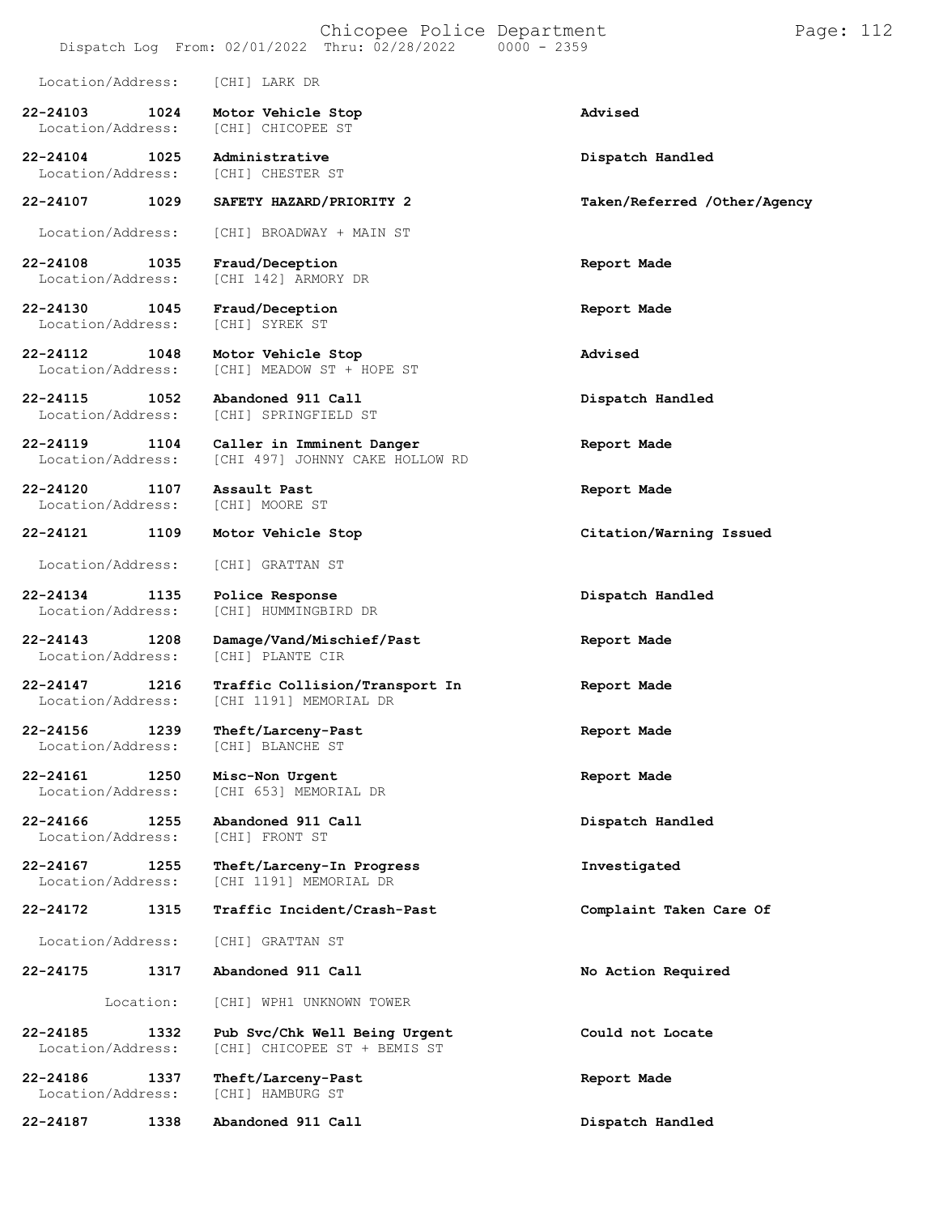Location/Address: [CHI] LARK DR

| Call Number | Time | Call Reason | Action |
|---|---|---|---|
| 22-24103 | 1024 | **Motor Vehicle Stop** | **Advised** |
| Location/Address: | | [CHI] CHICOPEE ST | |
| 22-24104 | 1025 | **Administrative** | **Dispatch Handled** |
| Location/Address: | | [CHI] CHESTER ST | |
| 22-24107 | 1029 | **SAFETY HAZARD/PRIORITY 2** | **Taken/Referred /Other/Agency** |
| Location/Address: | | [CHI] BROADWAY + MAIN ST | |
| 22-24108 | 1035 | **Fraud/Deception** | **Report Made** |
| Location/Address: | | [CHI 142] ARMORY DR | |
| 22-24130 | 1045 | **Fraud/Deception** | **Report Made** |
| Location/Address: | | [CHI] SYREK ST | |
| 22-24112 | 1048 | **Motor Vehicle Stop** | **Advised** |
| Location/Address: | | [CHI] MEADOW ST + HOPE ST | |
| 22-24115 | 1052 | **Abandoned 911 Call** | **Dispatch Handled** |
| Location/Address: | | [CHI] SPRINGFIELD ST | |
| 22-24119 | 1104 | **Caller in Imminent Danger** | **Report Made** |
| Location/Address: | | [CHI 497] JOHNNY CAKE HOLLOW RD | |
| 22-24120 | 1107 | **Assault Past** | **Report Made** |
| Location/Address: | | [CHI] MOORE ST | |
| 22-24121 | 1109 | **Motor Vehicle Stop** | **Citation/Warning Issued** |
| Location/Address: | | [CHI] GRATTAN ST | |
| 22-24134 | 1135 | **Police Response** | **Dispatch Handled** |
| Location/Address: | | [CHI] HUMMINGBIRD DR | |
| 22-24143 | 1208 | **Damage/Vand/Mischief/Past** | **Report Made** |
| Location/Address: | | [CHI] PLANTE CIR | |
| 22-24147 | 1216 | **Traffic Collision/Transport In** | **Report Made** |
| Location/Address: | | [CHI 1191] MEMORIAL DR | |
| 22-24156 | 1239 | **Theft/Larceny-Past** | **Report Made** |
| Location/Address: | | [CHI] BLANCHE ST | |
| 22-24161 | 1250 | **Misc-Non Urgent** | **Report Made** |
| Location/Address: | | [CHI 653] MEMORIAL DR | |
| 22-24166 | 1255 | **Abandoned 911 Call** | **Dispatch Handled** |
| Location/Address: | | [CHI] FRONT ST | |
| 22-24167 | 1255 | **Theft/Larceny-In Progress** | **Investigated** |
| Location/Address: | | [CHI 1191] MEMORIAL DR | |
| 22-24172 | 1315 | **Traffic Incident/Crash-Past** | **Complaint Taken Care Of** |
| Location/Address: | | [CHI] GRATTAN ST | |
| 22-24175 | 1317 | **Abandoned 911 Call** | **No Action Required** |
| Location: | | [CHI] WPH1 UNKNOWN TOWER | |
| 22-24185 | 1332 | **Pub Svc/Chk Well Being Urgent** | **Could not Locate** |
| Location/Address: | | [CHI] CHICOPEE ST + BEMIS ST | |
| 22-24186 | 1337 | **Theft/Larceny-Past** | **Report Made** |
| Location/Address: | | [CHI] HAMBURG ST | |
| 22-24187 | 1338 | **Abandoned 911 Call** | **Dispatch Handled** |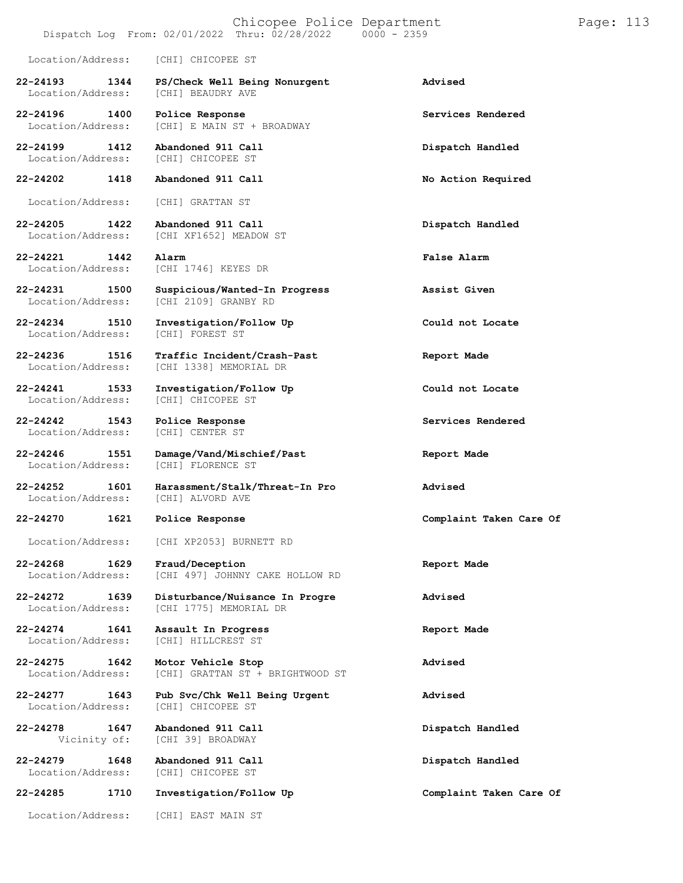Location/Address: [CHI] CHICOPEE ST

**22-24193 1344 PS/Check Well Being Nonurgent** **Advised**
Location/Address: [CHI] BEAUDRY AVE

**22-24196 1400 Police Response** **Services Rendered**
Location/Address: [CHI] E MAIN ST + BROADWAY

**22-24199 1412 Abandoned 911 Call** **Dispatch Handled**
Location/Address: [CHI] CHICOPEE ST

**22-24202 1418 Abandoned 911 Call** **No Action Required**
Location/Address: [CHI] GRATTAN ST

**22-24205 1422 Abandoned 911 Call** **Dispatch Handled**
Location/Address: [CHI XF1652] MEADOW ST

**22-24221 1442 Alarm** **False Alarm**
Location/Address: [CHI 1746] KEYES DR

**22-24231 1500 Suspicious/Wanted-In Progress** **Assist Given**
Location/Address: [CHI 2109] GRANBY RD

**22-24234 1510 Investigation/Follow Up** **Could not Locate**
Location/Address: [CHI] FOREST ST

**22-24236 1516 Traffic Incident/Crash-Past** **Report Made**
Location/Address: [CHI 1338] MEMORIAL DR

**22-24241 1533 Investigation/Follow Up** **Could not Locate**
Location/Address: [CHI] CHICOPEE ST

**22-24242 1543 Police Response** **Services Rendered**
Location/Address: [CHI] CENTER ST

**22-24246 1551 Damage/Vand/Mischief/Past** **Report Made**
Location/Address: [CHI] FLORENCE ST

**22-24252 1601 Harassment/Stalk/Threat-In Pro** **Advised**
Location/Address: [CHI] ALVORD AVE

**22-24270 1621 Police Response** **Complaint Taken Care Of**
Location/Address: [CHI XP2053] BURNETT RD

**22-24268 1629 Fraud/Deception** **Report Made**
Location/Address: [CHI 497] JOHNNY CAKE HOLLOW RD

**22-24272 1639 Disturbance/Nuisance In Progre** **Advised**
Location/Address: [CHI 1775] MEMORIAL DR

**22-24274 1641 Assault In Progress** **Report Made**
Location/Address: [CHI] HILLCREST ST

**22-24275 1642 Motor Vehicle Stop** **Advised**
Location/Address: [CHI] GRATTAN ST + BRIGHTWOOD ST

**22-24277 1643 Pub Svc/Chk Well Being Urgent** **Advised**
Location/Address: [CHI] CHICOPEE ST

**22-24278 1647 Abandoned 911 Call** **Dispatch Handled**
Vicinity of: [CHI 39] BROADWAY

**22-24279 1648 Abandoned 911 Call** **Dispatch Handled**
Location/Address: [CHI] CHICOPEE ST

**22-24285 1710 Investigation/Follow Up** **Complaint Taken Care Of**
Location/Address: [CHI] EAST MAIN ST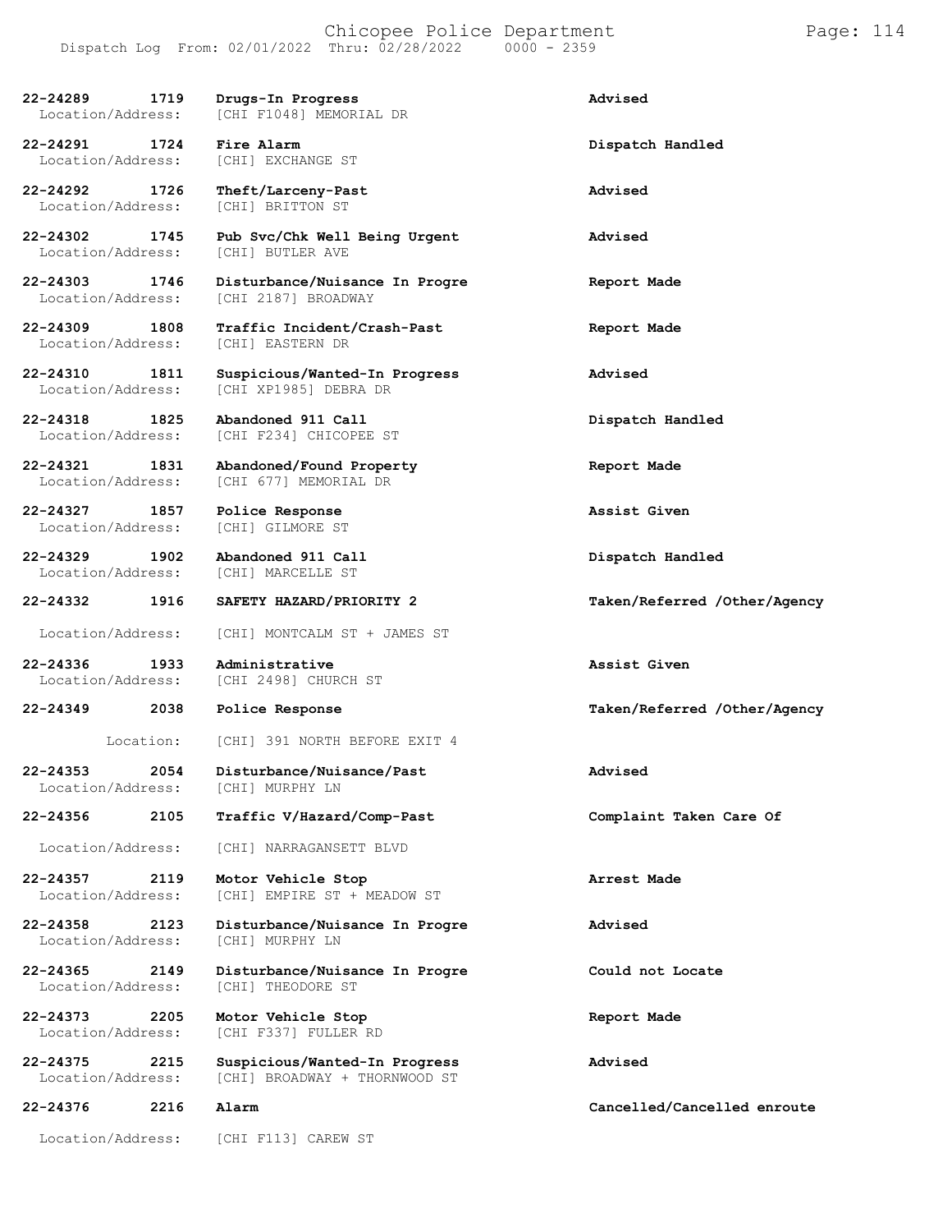| Call Number | Time | Call Type | Action |
|---|---|---|---|
| 22-24289 | 1719 | Drugs-In Progress | Advised |
| Location/Address: | | [CHI F1048] MEMORIAL DR | |
| 22-24291 | 1724 | Fire Alarm | Dispatch Handled |
| Location/Address: | | [CHI] EXCHANGE ST | |
| 22-24292 | 1726 | Theft/Larceny-Past | Advised |
| Location/Address: | | [CHI] BRITTON ST | |
| 22-24302 | 1745 | Pub Svc/Chk Well Being Urgent | Advised |
| Location/Address: | | [CHI] BUTLER AVE | |
| 22-24303 | 1746 | Disturbance/Nuisance In Progre | Report Made |
| Location/Address: | | [CHI 2187] BROADWAY | |
| 22-24309 | 1808 | Traffic Incident/Crash-Past | Report Made |
| Location/Address: | | [CHI] EASTERN DR | |
| 22-24310 | 1811 | Suspicious/Wanted-In Progress | Advised |
| Location/Address: | | [CHI XP1985] DEBRA DR | |
| 22-24318 | 1825 | Abandoned 911 Call | Dispatch Handled |
| Location/Address: | | [CHI F234] CHICOPEE ST | |
| 22-24321 | 1831 | Abandoned/Found Property | Report Made |
| Location/Address: | | [CHI 677] MEMORIAL DR | |
| 22-24327 | 1857 | Police Response | Assist Given |
| Location/Address: | | [CHI] GILMORE ST | |
| 22-24329 | 1902 | Abandoned 911 Call | Dispatch Handled |
| Location/Address: | | [CHI] MARCELLE ST | |
| 22-24332 | 1916 | SAFETY HAZARD/PRIORITY 2 | Taken/Referred /Other/Agency |
| Location/Address: | | [CHI] MONTCALM ST + JAMES ST | |
| 22-24336 | 1933 | Administrative | Assist Given |
| Location/Address: | | [CHI 2498] CHURCH ST | |
| 22-24349 | 2038 | Police Response | Taken/Referred /Other/Agency |
| Location: | | [CHI] 391 NORTH BEFORE EXIT 4 | |
| 22-24353 | 2054 | Disturbance/Nuisance/Past | Advised |
| Location/Address: | | [CHI] MURPHY LN | |
| 22-24356 | 2105 | Traffic V/Hazard/Comp-Past | Complaint Taken Care Of |
| Location/Address: | | [CHI] NARRAGANSETT BLVD | |
| 22-24357 | 2119 | Motor Vehicle Stop | Arrest Made |
| Location/Address: | | [CHI] EMPIRE ST + MEADOW ST | |
| 22-24358 | 2123 | Disturbance/Nuisance In Progre | Advised |
| Location/Address: | | [CHI] MURPHY LN | |
| 22-24365 | 2149 | Disturbance/Nuisance In Progre | Could not Locate |
| Location/Address: | | [CHI] THEODORE ST | |
| 22-24373 | 2205 | Motor Vehicle Stop | Report Made |
| Location/Address: | | [CHI F337] FULLER RD | |
| 22-24375 | 2215 | Suspicious/Wanted-In Progress | Advised |
| Location/Address: | | [CHI] BROADWAY + THORNWOOD ST | |
| 22-24376 | 2216 | Alarm | Cancelled/Cancelled enroute |
| Location/Address: | | [CHI F113] CAREW ST | |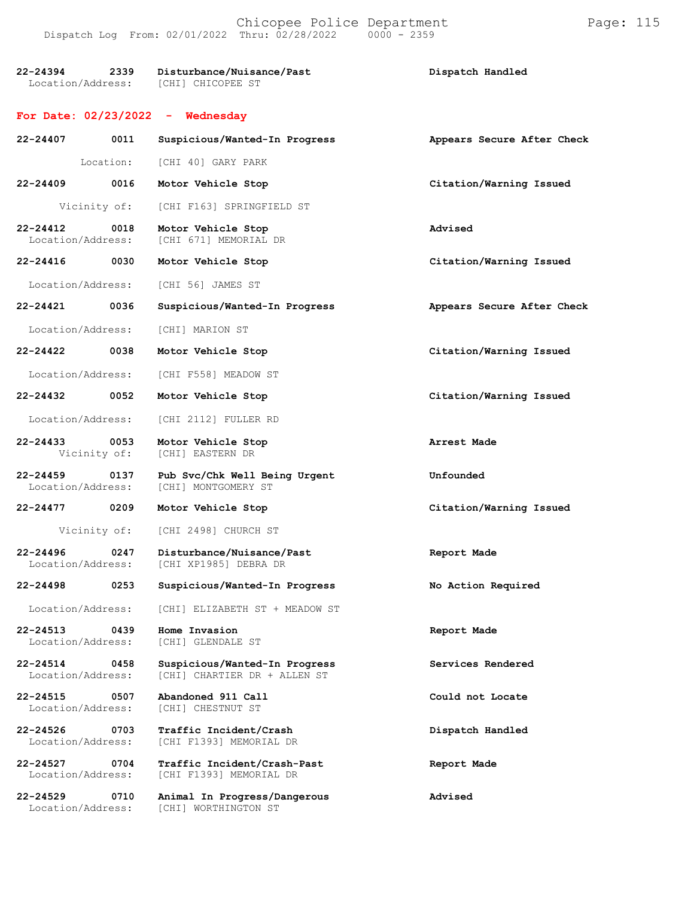| | | | |
|---|---|---|---|
| 22-24394 | 2339 | Disturbance/Nuisance/Past | Dispatch Handled |
| Location/Address: | | [CHI] CHICOPEE ST | |

**For Date: 02/23/2022 - Wednesday**

| | | | |
|---|---|---|---|
| 22-24407 | 0011 | Suspicious/Wanted-In Progress | Appears Secure After Check |
| Location: | | [CHI 40] GARY PARK | |
| 22-24409 | 0016 | Motor Vehicle Stop | Citation/Warning Issued |
| Vicinity of: | | [CHI F163] SPRINGFIELD ST | |
| 22-24412 | 0018 | Motor Vehicle Stop | Advised |
| Location/Address: | | [CHI 671] MEMORIAL DR | |
| 22-24416 | 0030 | Motor Vehicle Stop | Citation/Warning Issued |
| Location/Address: | | [CHI 56] JAMES ST | |
| 22-24421 | 0036 | Suspicious/Wanted-In Progress | Appears Secure After Check |
| Location/Address: | | [CHI] MARION ST | |
| 22-24422 | 0038 | Motor Vehicle Stop | Citation/Warning Issued |
| Location/Address: | | [CHI F558] MEADOW ST | |
| 22-24432 | 0052 | Motor Vehicle Stop | Citation/Warning Issued |
| Location/Address: | | [CHI 2112] FULLER RD | |
| 22-24433 | 0053 | Motor Vehicle Stop | Arrest Made |
| Vicinity of: | | [CHI] EASTERN DR | |
| 22-24459 | 0137 | Pub Svc/Chk Well Being Urgent | Unfounded |
| Location/Address: | | [CHI] MONTGOMERY ST | |
| 22-24477 | 0209 | Motor Vehicle Stop | Citation/Warning Issued |
| Vicinity of: | | [CHI 2498] CHURCH ST | |
| 22-24496 | 0247 | Disturbance/Nuisance/Past | Report Made |
| Location/Address: | | [CHI XP1985] DEBRA DR | |
| 22-24498 | 0253 | Suspicious/Wanted-In Progress | No Action Required |
| Location/Address: | | [CHI] ELIZABETH ST + MEADOW ST | |
| 22-24513 | 0439 | Home Invasion | Report Made |
| Location/Address: | | [CHI] GLENDALE ST | |
| 22-24514 | 0458 | Suspicious/Wanted-In Progress | Services Rendered |
| Location/Address: | | [CHI] CHARTIER DR + ALLEN ST | |
| 22-24515 | 0507 | Abandoned 911 Call | Could not Locate |
| Location/Address: | | [CHI] CHESTNUT ST | |
| 22-24526 | 0703 | Traffic Incident/Crash | Dispatch Handled |
| Location/Address: | | [CHI F1393] MEMORIAL DR | |
| 22-24527 | 0704 | Traffic Incident/Crash-Past | Report Made |
| Location/Address: | | [CHI F1393] MEMORIAL DR | |
| 22-24529 | 0710 | Animal In Progress/Dangerous | Advised |
| Location/Address: | | [CHI] WORTHINGTON ST | |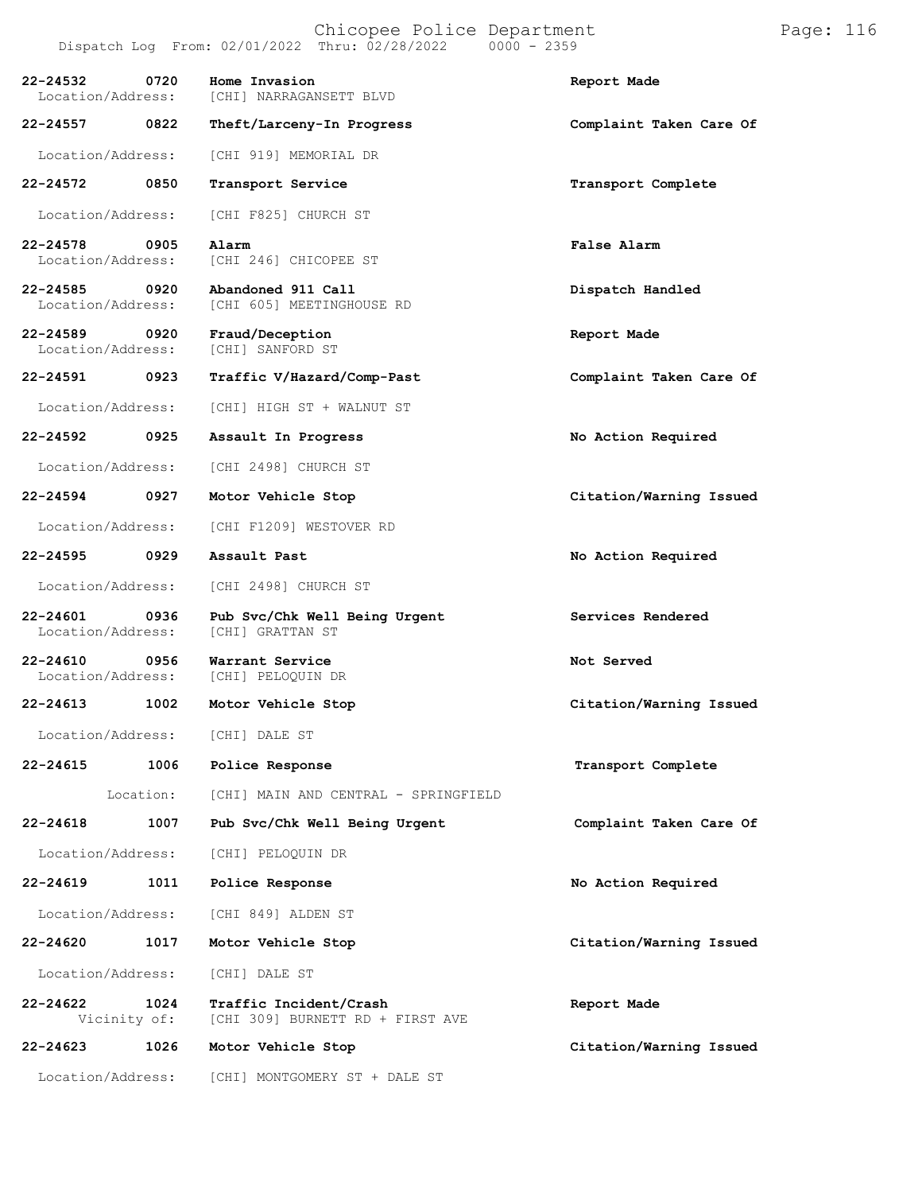Dispatch Log From: 02/01/2022 Thru: 02/28/2022 0000 - 2359

| Call # | Time | Call Type / Location | Disposition |
|---|---|---|---|
| 22-24532 | 0720 | **Home Invasion** | **Report Made** |
| Location/Address: | | [CHI] NARRAGANSETT BLVD | |
| 22-24557 | 0822 | **Theft/Larceny-In Progress** | **Complaint Taken Care Of** |
| Location/Address: | | [CHI 919] MEMORIAL DR | |
| 22-24572 | 0850 | **Transport Service** | **Transport Complete** |
| Location/Address: | | [CHI F825] CHURCH ST | |
| 22-24578 | 0905 | **Alarm** | **False Alarm** |
| Location/Address: | | [CHI 246] CHICOPEE ST | |
| 22-24585 | 0920 | **Abandoned 911 Call** | **Dispatch Handled** |
| Location/Address: | | [CHI 605] MEETINGHOUSE RD | |
| 22-24589 | 0920 | **Fraud/Deception** | **Report Made** |
| Location/Address: | | [CHI] SANFORD ST | |
| 22-24591 | 0923 | **Traffic V/Hazard/Comp-Past** | **Complaint Taken Care Of** |
| Location/Address: | | [CHI] HIGH ST + WALNUT ST | |
| 22-24592 | 0925 | **Assault In Progress** | **No Action Required** |
| Location/Address: | | [CHI 2498] CHURCH ST | |
| 22-24594 | 0927 | **Motor Vehicle Stop** | **Citation/Warning Issued** |
| Location/Address: | | [CHI F1209] WESTOVER RD | |
| 22-24595 | 0929 | **Assault Past** | **No Action Required** |
| Location/Address: | | [CHI 2498] CHURCH ST | |
| 22-24601 | 0936 | **Pub Svc/Chk Well Being Urgent** | **Services Rendered** |
| Location/Address: | | [CHI] GRATTAN ST | |
| 22-24610 | 0956 | **Warrant Service** | **Not Served** |
| Location/Address: | | [CHI] PELOQUIN DR | |
| 22-24613 | 1002 | **Motor Vehicle Stop** | **Citation/Warning Issued** |
| Location/Address: | | [CHI] DALE ST | |
| 22-24615 | 1006 | **Police Response** | **Transport Complete** |
| Location: | | [CHI] MAIN AND CENTRAL - SPRINGFIELD | |
| 22-24618 | 1007 | **Pub Svc/Chk Well Being Urgent** | **Complaint Taken Care Of** |
| Location/Address: | | [CHI] PELOQUIN DR | |
| 22-24619 | 1011 | **Police Response** | **No Action Required** |
| Location/Address: | | [CHI 849] ALDEN ST | |
| 22-24620 | 1017 | **Motor Vehicle Stop** | **Citation/Warning Issued** |
| Location/Address: | | [CHI] DALE ST | |
| 22-24622 | 1024 | **Traffic Incident/Crash** | **Report Made** |
| Vicinity of: | | [CHI 309] BURNETT RD + FIRST AVE | |
| 22-24623 | 1026 | **Motor Vehicle Stop** | **Citation/Warning Issued** |
| Location/Address: | | [CHI] MONTGOMERY ST + DALE ST | |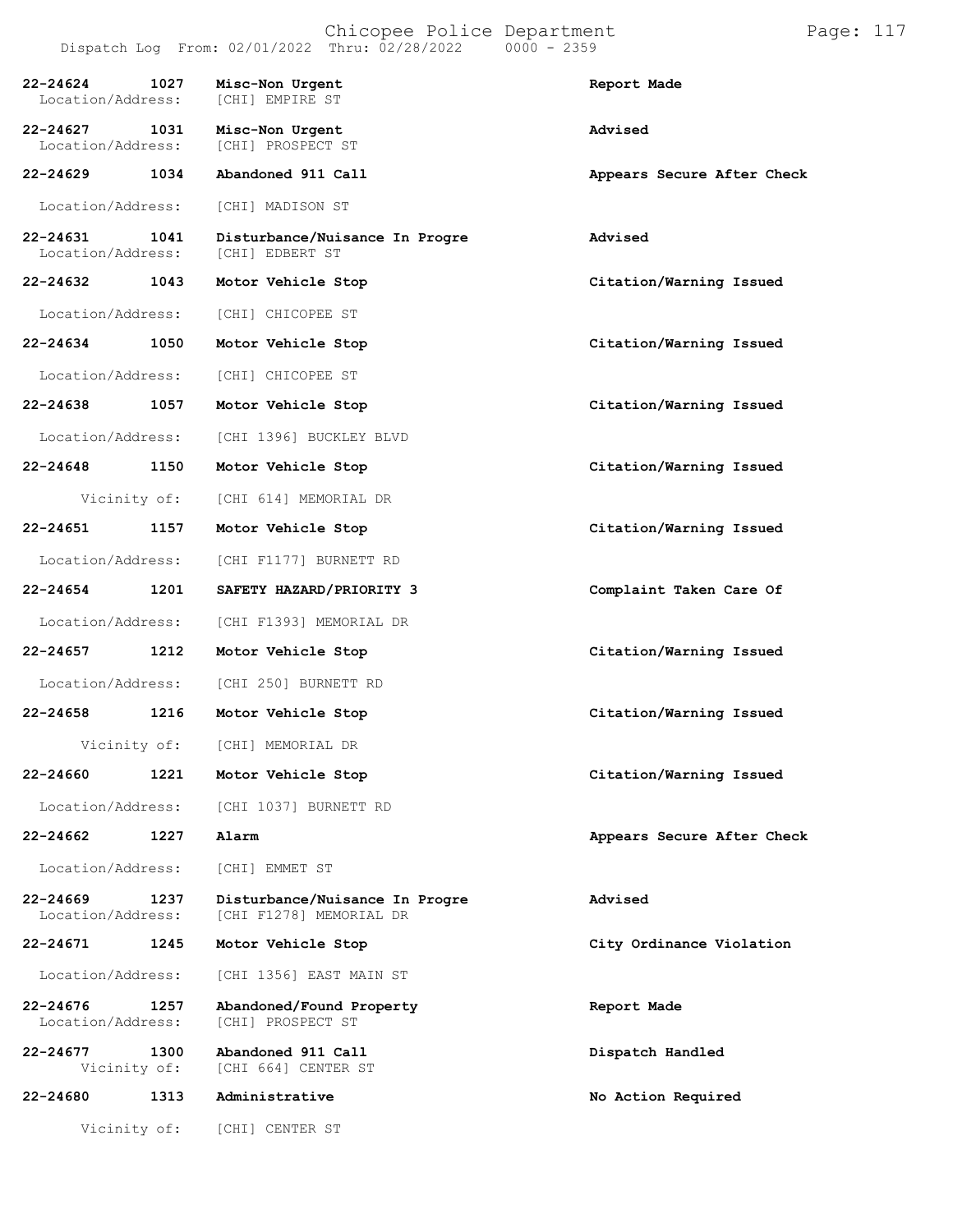| Call Number | Time | Call Reason | Action |
|---|---|---|---|
| **22-24624** | **1027** | **Misc-Non Urgent** | **Report Made** |
| Location/Address: | | [CHI] EMPIRE ST | |
| **22-24627** | **1031** | **Misc-Non Urgent** | **Advised** |
| Location/Address: | | [CHI] PROSPECT ST | |
| **22-24629** | **1034** | **Abandoned 911 Call** | **Appears Secure After Check** |
| Location/Address: | | [CHI] MADISON ST | |
| **22-24631** | **1041** | **Disturbance/Nuisance In Progre** | **Advised** |
| Location/Address: | | [CHI] EDBERT ST | |
| **22-24632** | **1043** | **Motor Vehicle Stop** | **Citation/Warning Issued** |
| Location/Address: | | [CHI] CHICOPEE ST | |
| **22-24634** | **1050** | **Motor Vehicle Stop** | **Citation/Warning Issued** |
| Location/Address: | | [CHI] CHICOPEE ST | |
| **22-24638** | **1057** | **Motor Vehicle Stop** | **Citation/Warning Issued** |
| Location/Address: | | [CHI 1396] BUCKLEY BLVD | |
| **22-24648** | **1150** | **Motor Vehicle Stop** | **Citation/Warning Issued** |
| Vicinity of: | | [CHI 614] MEMORIAL DR | |
| **22-24651** | **1157** | **Motor Vehicle Stop** | **Citation/Warning Issued** |
| Location/Address: | | [CHI F1177] BURNETT RD | |
| **22-24654** | **1201** | **SAFETY HAZARD/PRIORITY 3** | **Complaint Taken Care Of** |
| Location/Address: | | [CHI F1393] MEMORIAL DR | |
| **22-24657** | **1212** | **Motor Vehicle Stop** | **Citation/Warning Issued** |
| Location/Address: | | [CHI 250] BURNETT RD | |
| **22-24658** | **1216** | **Motor Vehicle Stop** | **Citation/Warning Issued** |
| Vicinity of: | | [CHI] MEMORIAL DR | |
| **22-24660** | **1221** | **Motor Vehicle Stop** | **Citation/Warning Issued** |
| Location/Address: | | [CHI 1037] BURNETT RD | |
| **22-24662** | **1227** | **Alarm** | **Appears Secure After Check** |
| Location/Address: | | [CHI] EMMET ST | |
| **22-24669** | **1237** | **Disturbance/Nuisance In Progre** | **Advised** |
| Location/Address: | | [CHI F1278] MEMORIAL DR | |
| **22-24671** | **1245** | **Motor Vehicle Stop** | **City Ordinance Violation** |
| Location/Address: | | [CHI 1356] EAST MAIN ST | |
| **22-24676** | **1257** | **Abandoned/Found Property** | **Report Made** |
| Location/Address: | | [CHI] PROSPECT ST | |
| **22-24677** | **1300** | **Abandoned 911 Call** | **Dispatch Handled** |
| Vicinity of: | | [CHI 664] CENTER ST | |
| **22-24680** | **1313** | **Administrative** | **No Action Required** |
| Vicinity of: | | [CHI] CENTER ST | |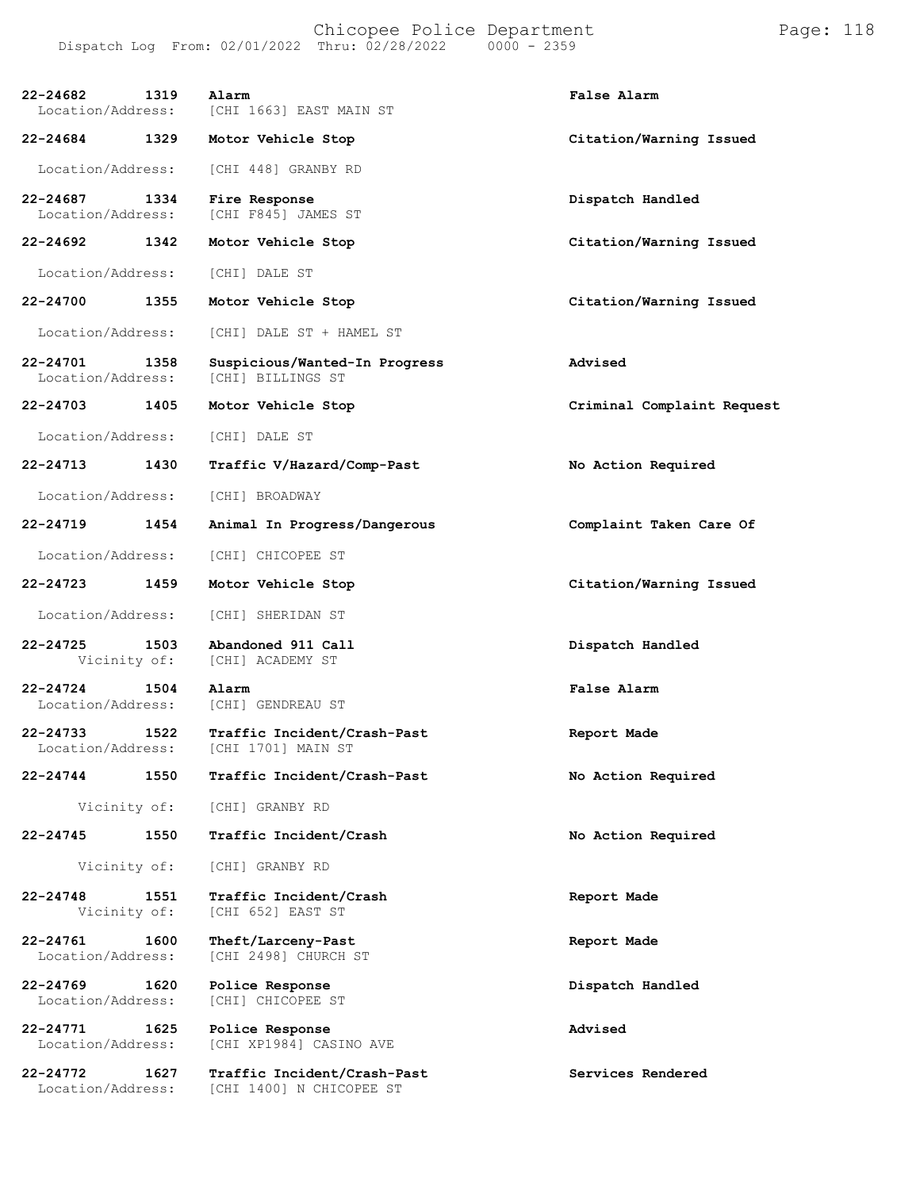| Call Number | Time | Call Type | Disposition |
|---|---|---|---|
| 22-24682 | 1319 | Alarm | False Alarm |
| Location/Address: | | [CHI 1663] EAST MAIN ST | |
| 22-24684 | 1329 | Motor Vehicle Stop | Citation/Warning Issued |
| Location/Address: | | [CHI 448] GRANBY RD | |
| 22-24687 | 1334 | Fire Response | Dispatch Handled |
| Location/Address: | | [CHI F845] JAMES ST | |
| 22-24692 | 1342 | Motor Vehicle Stop | Citation/Warning Issued |
| Location/Address: | | [CHI] DALE ST | |
| 22-24700 | 1355 | Motor Vehicle Stop | Citation/Warning Issued |
| Location/Address: | | [CHI] DALE ST + HAMEL ST | |
| 22-24701 | 1358 | Suspicious/Wanted-In Progress | Advised |
| Location/Address: | | [CHI] BILLINGS ST | |
| 22-24703 | 1405 | Motor Vehicle Stop | Criminal Complaint Request |
| Location/Address: | | [CHI] DALE ST | |
| 22-24713 | 1430 | Traffic V/Hazard/Comp-Past | No Action Required |
| Location/Address: | | [CHI] BROADWAY | |
| 22-24719 | 1454 | Animal In Progress/Dangerous | Complaint Taken Care Of |
| Location/Address: | | [CHI] CHICOPEE ST | |
| 22-24723 | 1459 | Motor Vehicle Stop | Citation/Warning Issued |
| Location/Address: | | [CHI] SHERIDAN ST | |
| 22-24725 | 1503 | Abandoned 911 Call | Dispatch Handled |
| Vicinity of: | | [CHI] ACADEMY ST | |
| 22-24724 | 1504 | Alarm | False Alarm |
| Location/Address: | | [CHI] GENDREAU ST | |
| 22-24733 | 1522 | Traffic Incident/Crash-Past | Report Made |
| Location/Address: | | [CHI 1701] MAIN ST | |
| 22-24744 | 1550 | Traffic Incident/Crash-Past | No Action Required |
| Vicinity of: | | [CHI] GRANBY RD | |
| 22-24745 | 1550 | Traffic Incident/Crash | No Action Required |
| Vicinity of: | | [CHI] GRANBY RD | |
| 22-24748 | 1551 | Traffic Incident/Crash | Report Made |
| Vicinity of: | | [CHI 652] EAST ST | |
| 22-24761 | 1600 | Theft/Larceny-Past | Report Made |
| Location/Address: | | [CHI 2498] CHURCH ST | |
| 22-24769 | 1620 | Police Response | Dispatch Handled |
| Location/Address: | | [CHI] CHICOPEE ST | |
| 22-24771 | 1625 | Police Response | Advised |
| Location/Address: | | [CHI XP1984] CASINO AVE | |
| 22-24772 | 1627 | Traffic Incident/Crash-Past | Services Rendered |
| Location/Address: | | [CHI 1400] N CHICOPEE ST | |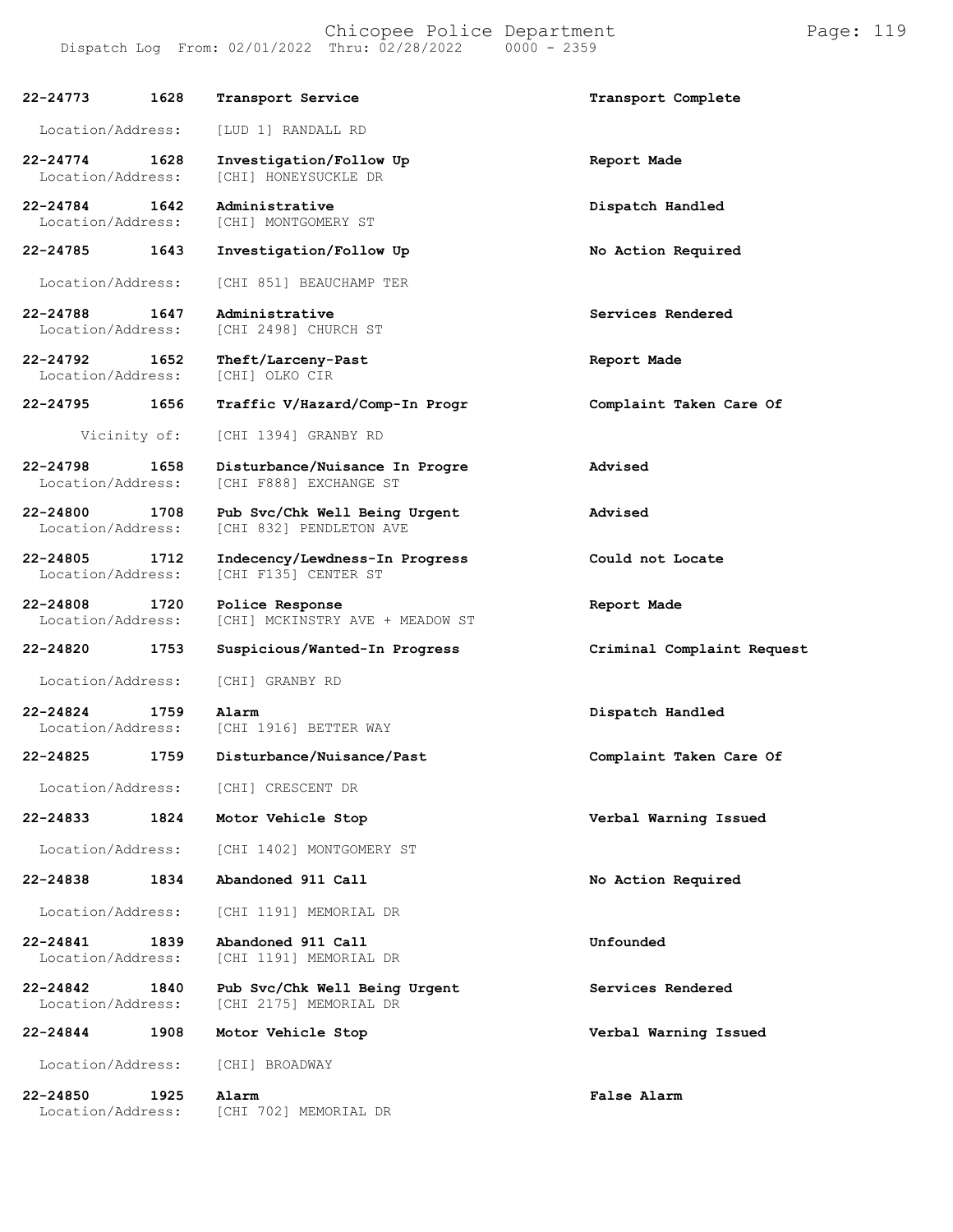| Call Number | Time | Call Reason | Action |
|---|---|---|---|
| 22-24773 | 1628 | Transport Service | Transport Complete |
| Location/Address: | | [LUD 1] RANDALL RD | |
| 22-24774 | 1628 | Investigation/Follow Up | Report Made |
| Location/Address: | | [CHI] HONEYSUCKLE DR | |
| 22-24784 | 1642 | Administrative | Dispatch Handled |
| Location/Address: | | [CHI] MONTGOMERY ST | |
| 22-24785 | 1643 | Investigation/Follow Up | No Action Required |
| Location/Address: | | [CHI 851] BEAUCHAMP TER | |
| 22-24788 | 1647 | Administrative | Services Rendered |
| Location/Address: | | [CHI 2498] CHURCH ST | |
| 22-24792 | 1652 | Theft/Larceny-Past | Report Made |
| Location/Address: | | [CHI] OLKO CIR | |
| 22-24795 | 1656 | Traffic V/Hazard/Comp-In Progr | Complaint Taken Care Of |
| Vicinity of: | | [CHI 1394] GRANBY RD | |
| 22-24798 | 1658 | Disturbance/Nuisance In Progre | Advised |
| Location/Address: | | [CHI F888] EXCHANGE ST | |
| 22-24800 | 1708 | Pub Svc/Chk Well Being Urgent | Advised |
| Location/Address: | | [CHI 832] PENDLETON AVE | |
| 22-24805 | 1712 | Indecency/Lewdness-In Progress | Could not Locate |
| Location/Address: | | [CHI F135] CENTER ST | |
| 22-24808 | 1720 | Police Response | Report Made |
| Location/Address: | | [CHI] MCKINSTRY AVE + MEADOW ST | |
| 22-24820 | 1753 | Suspicious/Wanted-In Progress | Criminal Complaint Request |
| Location/Address: | | [CHI] GRANBY RD | |
| 22-24824 | 1759 | Alarm | Dispatch Handled |
| Location/Address: | | [CHI 1916] BETTER WAY | |
| 22-24825 | 1759 | Disturbance/Nuisance/Past | Complaint Taken Care Of |
| Location/Address: | | [CHI] CRESCENT DR | |
| 22-24833 | 1824 | Motor Vehicle Stop | Verbal Warning Issued |
| Location/Address: | | [CHI 1402] MONTGOMERY ST | |
| 22-24838 | 1834 | Abandoned 911 Call | No Action Required |
| Location/Address: | | [CHI 1191] MEMORIAL DR | |
| 22-24841 | 1839 | Abandoned 911 Call | Unfounded |
| Location/Address: | | [CHI 1191] MEMORIAL DR | |
| 22-24842 | 1840 | Pub Svc/Chk Well Being Urgent | Services Rendered |
| Location/Address: | | [CHI 2175] MEMORIAL DR | |
| 22-24844 | 1908 | Motor Vehicle Stop | Verbal Warning Issued |
| Location/Address: | | [CHI] BROADWAY | |
| 22-24850 | 1925 | Alarm | False Alarm |
| Location/Address: | | [CHI 702] MEMORIAL DR | |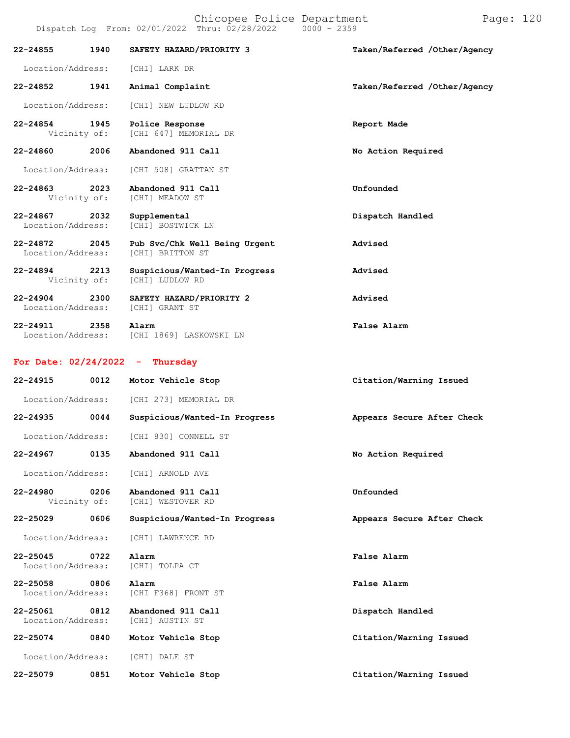| Call # | Time | Call Type | Disposition |
|---|---|---|---|
| 22-24855 | 1940 | SAFETY HAZARD/PRIORITY 3 | Taken/Referred /Other/Agency |
| Location/Address: | | [CHI] LARK DR | |
| 22-24852 | 1941 | Animal Complaint | Taken/Referred /Other/Agency |
| Location/Address: | | [CHI] NEW LUDLOW RD | |
| 22-24854 | 1945 | Police Response | Report Made |
| Vicinity of: | | [CHI 647] MEMORIAL DR | |
| 22-24860 | 2006 | Abandoned 911 Call | No Action Required |
| Location/Address: | | [CHI 508] GRATTAN ST | |
| 22-24863 | 2023 | Abandoned 911 Call | Unfounded |
| Vicinity of: | | [CHI] MEADOW ST | |
| 22-24867 | 2032 | Supplemental | Dispatch Handled |
| Location/Address: | | [CHI] BOSTWICK LN | |
| 22-24872 | 2045 | Pub Svc/Chk Well Being Urgent | Advised |
| Location/Address: | | [CHI] BRITTON ST | |
| 22-24894 | 2213 | Suspicious/Wanted-In Progress | Advised |
| Vicinity of: | | [CHI] LUDLOW RD | |
| 22-24904 | 2300 | SAFETY HAZARD/PRIORITY 2 | Advised |
| Location/Address: | | [CHI] GRANT ST | |
| 22-24911 | 2358 | Alarm | False Alarm |
| Location/Address: | | [CHI 1869] LASKOWSKI LN | |

## For Date: 02/24/2022 - Thursday

| Call # | Time | Call Type | Disposition |
|---|---|---|---|
| 22-24915 | 0012 | Motor Vehicle Stop | Citation/Warning Issued |
| Location/Address: | | [CHI 273] MEMORIAL DR | |
| 22-24935 | 0044 | Suspicious/Wanted-In Progress | Appears Secure After Check |
| Location/Address: | | [CHI 830] CONNELL ST | |
| 22-24967 | 0135 | Abandoned 911 Call | No Action Required |
| Location/Address: | | [CHI] ARNOLD AVE | |
| 22-24980 | 0206 | Abandoned 911 Call | Unfounded |
| Vicinity of: | | [CHI] WESTOVER RD | |
| 22-25029 | 0606 | Suspicious/Wanted-In Progress | Appears Secure After Check |
| Location/Address: | | [CHI] LAWRENCE RD | |
| 22-25045 | 0722 | Alarm | False Alarm |
| Location/Address: | | [CHI] TOLPA CT | |
| 22-25058 | 0806 | Alarm | False Alarm |
| Location/Address: | | [CHI F368] FRONT ST | |
| 22-25061 | 0812 | Abandoned 911 Call | Dispatch Handled |
| Location/Address: | | [CHI] AUSTIN ST | |
| 22-25074 | 0840 | Motor Vehicle Stop | Citation/Warning Issued |
| Location/Address: | | [CHI] DALE ST | |
| 22-25079 | 0851 | Motor Vehicle Stop | Citation/Warning Issued |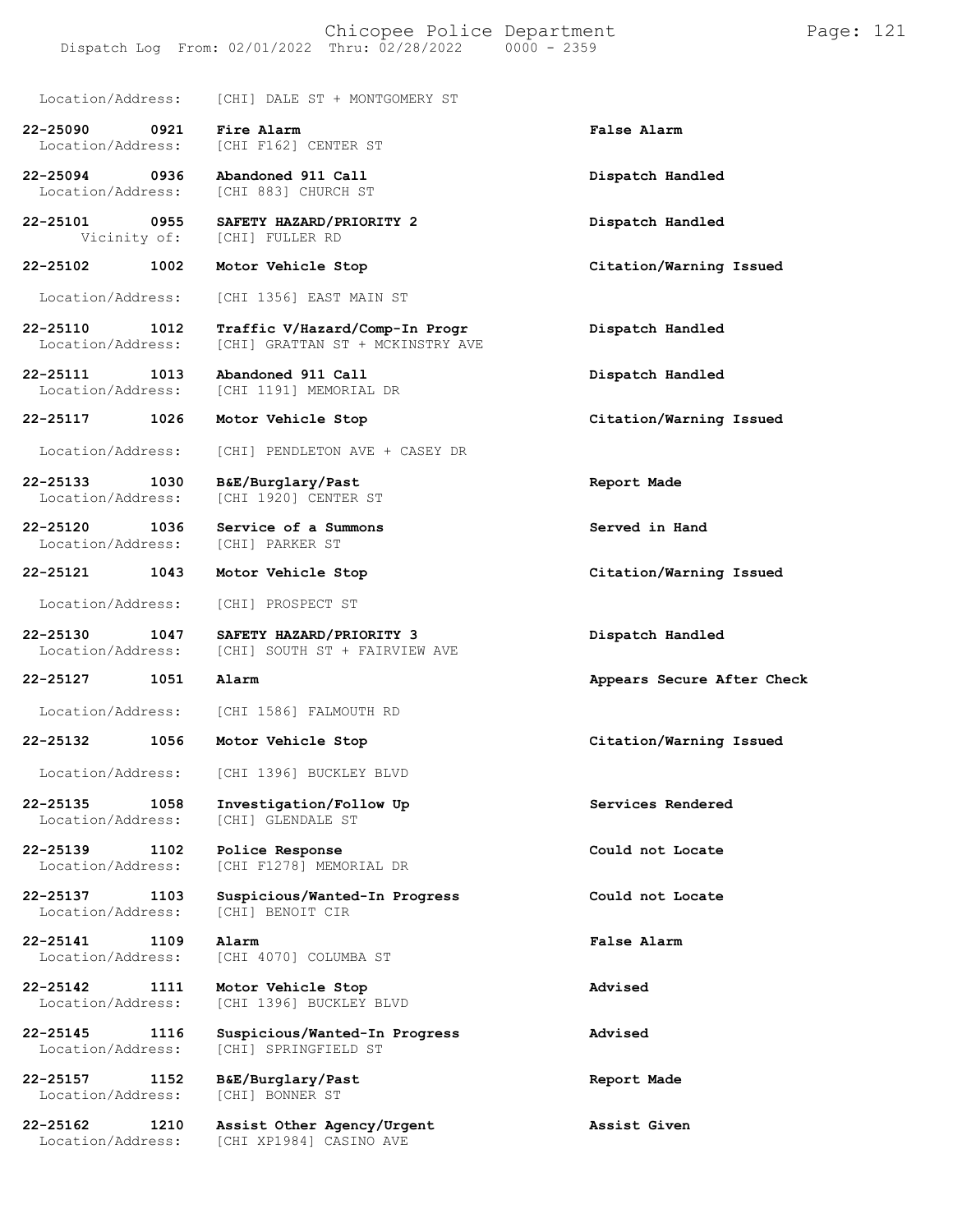Location/Address: [CHI] DALE ST + MONTGOMERY ST

**22-25090 0921 Fire Alarm** **False Alarm**
Location/Address: [CHI F162] CENTER ST

**22-25094 0936 Abandoned 911 Call** **Dispatch Handled**
Location/Address: [CHI 883] CHURCH ST

**22-25101 0955 SAFETY HAZARD/PRIORITY 2** **Dispatch Handled**
Vicinity of: [CHI] FULLER RD

**22-25102 1002 Motor Vehicle Stop** **Citation/Warning Issued**
Location/Address: [CHI 1356] EAST MAIN ST

**22-25110 1012 Traffic V/Hazard/Comp-In Progr** **Dispatch Handled**
Location/Address: [CHI] GRATTAN ST + MCKINSTRY AVE

**22-25111 1013 Abandoned 911 Call** **Dispatch Handled**
Location/Address: [CHI 1191] MEMORIAL DR

**22-25117 1026 Motor Vehicle Stop** **Citation/Warning Issued**
Location/Address: [CHI] PENDLETON AVE + CASEY DR

**22-25133 1030 B&E/Burglary/Past** **Report Made**
Location/Address: [CHI 1920] CENTER ST

**22-25120 1036 Service of a Summons** **Served in Hand**
Location/Address: [CHI] PARKER ST

**22-25121 1043 Motor Vehicle Stop** **Citation/Warning Issued**
Location/Address: [CHI] PROSPECT ST

**22-25130 1047 SAFETY HAZARD/PRIORITY 3** **Dispatch Handled**
Location/Address: [CHI] SOUTH ST + FAIRVIEW AVE

**22-25127 1051 Alarm** **Appears Secure After Check**
Location/Address: [CHI 1586] FALMOUTH RD

**22-25132 1056 Motor Vehicle Stop** **Citation/Warning Issued**
Location/Address: [CHI 1396] BUCKLEY BLVD

**22-25135 1058 Investigation/Follow Up** **Services Rendered**
Location/Address: [CHI] GLENDALE ST

**22-25139 1102 Police Response** **Could not Locate**
Location/Address: [CHI F1278] MEMORIAL DR

**22-25137 1103 Suspicious/Wanted-In Progress** **Could not Locate**
Location/Address: [CHI] BENOIT CIR

**22-25141 1109 Alarm** **False Alarm**
Location/Address: [CHI 4070] COLUMBA ST

**22-25142 1111 Motor Vehicle Stop** **Advised**
Location/Address: [CHI 1396] BUCKLEY BLVD

**22-25145 1116 Suspicious/Wanted-In Progress** **Advised**
Location/Address: [CHI] SPRINGFIELD ST

**22-25157 1152 B&E/Burglary/Past** **Report Made**
Location/Address: [CHI] BONNER ST

**22-25162 1210 Assist Other Agency/Urgent** **Assist Given**
Location/Address: [CHI XP1984] CASINO AVE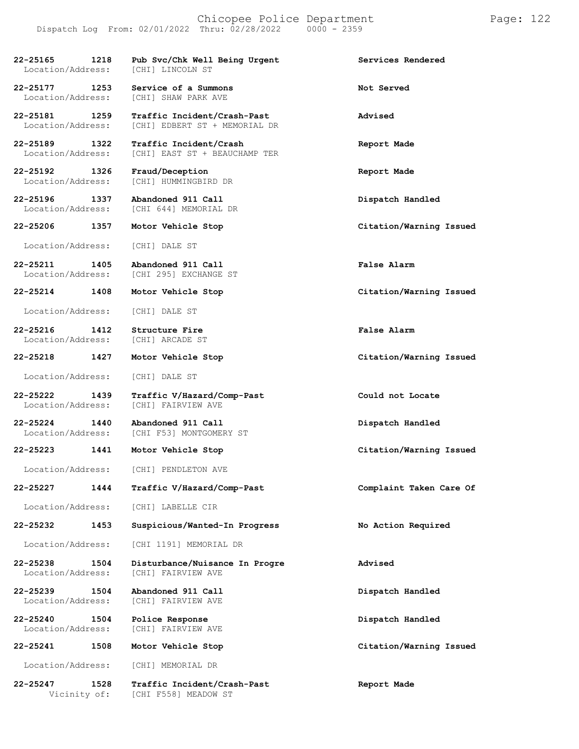| Call # | Time | Call Type | Disposition |
| --- | --- | --- | --- |
| 22-25165 | 1218 | Pub Svc/Chk Well Being Urgent | Services Rendered |
| Location/Address: | | [CHI] LINCOLN ST | |
| 22-25177 | 1253 | Service of a Summons | Not Served |
| Location/Address: | | [CHI] SHAW PARK AVE | |
| 22-25181 | 1259 | Traffic Incident/Crash-Past | Advised |
| Location/Address: | | [CHI] EDBERT ST + MEMORIAL DR | |
| 22-25189 | 1322 | Traffic Incident/Crash | Report Made |
| Location/Address: | | [CHI] EAST ST + BEAUCHAMP TER | |
| 22-25192 | 1326 | Fraud/Deception | Report Made |
| Location/Address: | | [CHI] HUMMINGBIRD DR | |
| 22-25196 | 1337 | Abandoned 911 Call | Dispatch Handled |
| Location/Address: | | [CHI 644] MEMORIAL DR | |
| 22-25206 | 1357 | Motor Vehicle Stop | Citation/Warning Issued |
| Location/Address: | | [CHI] DALE ST | |
| 22-25211 | 1405 | Abandoned 911 Call | False Alarm |
| Location/Address: | | [CHI 295] EXCHANGE ST | |
| 22-25214 | 1408 | Motor Vehicle Stop | Citation/Warning Issued |
| Location/Address: | | [CHI] DALE ST | |
| 22-25216 | 1412 | Structure Fire | False Alarm |
| Location/Address: | | [CHI] ARCADE ST | |
| 22-25218 | 1427 | Motor Vehicle Stop | Citation/Warning Issued |
| Location/Address: | | [CHI] DALE ST | |
| 22-25222 | 1439 | Traffic V/Hazard/Comp-Past | Could not Locate |
| Location/Address: | | [CHI] FAIRVIEW AVE | |
| 22-25224 | 1440 | Abandoned 911 Call | Dispatch Handled |
| Location/Address: | | [CHI F53] MONTGOMERY ST | |
| 22-25223 | 1441 | Motor Vehicle Stop | Citation/Warning Issued |
| Location/Address: | | [CHI] PENDLETON AVE | |
| 22-25227 | 1444 | Traffic V/Hazard/Comp-Past | Complaint Taken Care Of |
| Location/Address: | | [CHI] LABELLE CIR | |
| 22-25232 | 1453 | Suspicious/Wanted-In Progress | No Action Required |
| Location/Address: | | [CHI 1191] MEMORIAL DR | |
| 22-25238 | 1504 | Disturbance/Nuisance In Progre | Advised |
| Location/Address: | | [CHI] FAIRVIEW AVE | |
| 22-25239 | 1504 | Abandoned 911 Call | Dispatch Handled |
| Location/Address: | | [CHI] FAIRVIEW AVE | |
| 22-25240 | 1504 | Police Response | Dispatch Handled |
| Location/Address: | | [CHI] FAIRVIEW AVE | |
| 22-25241 | 1508 | Motor Vehicle Stop | Citation/Warning Issued |
| Location/Address: | | [CHI] MEMORIAL DR | |
| 22-25247 | 1528 | Traffic Incident/Crash-Past | Report Made |
| Vicinity of: | | [CHI F558] MEADOW ST | |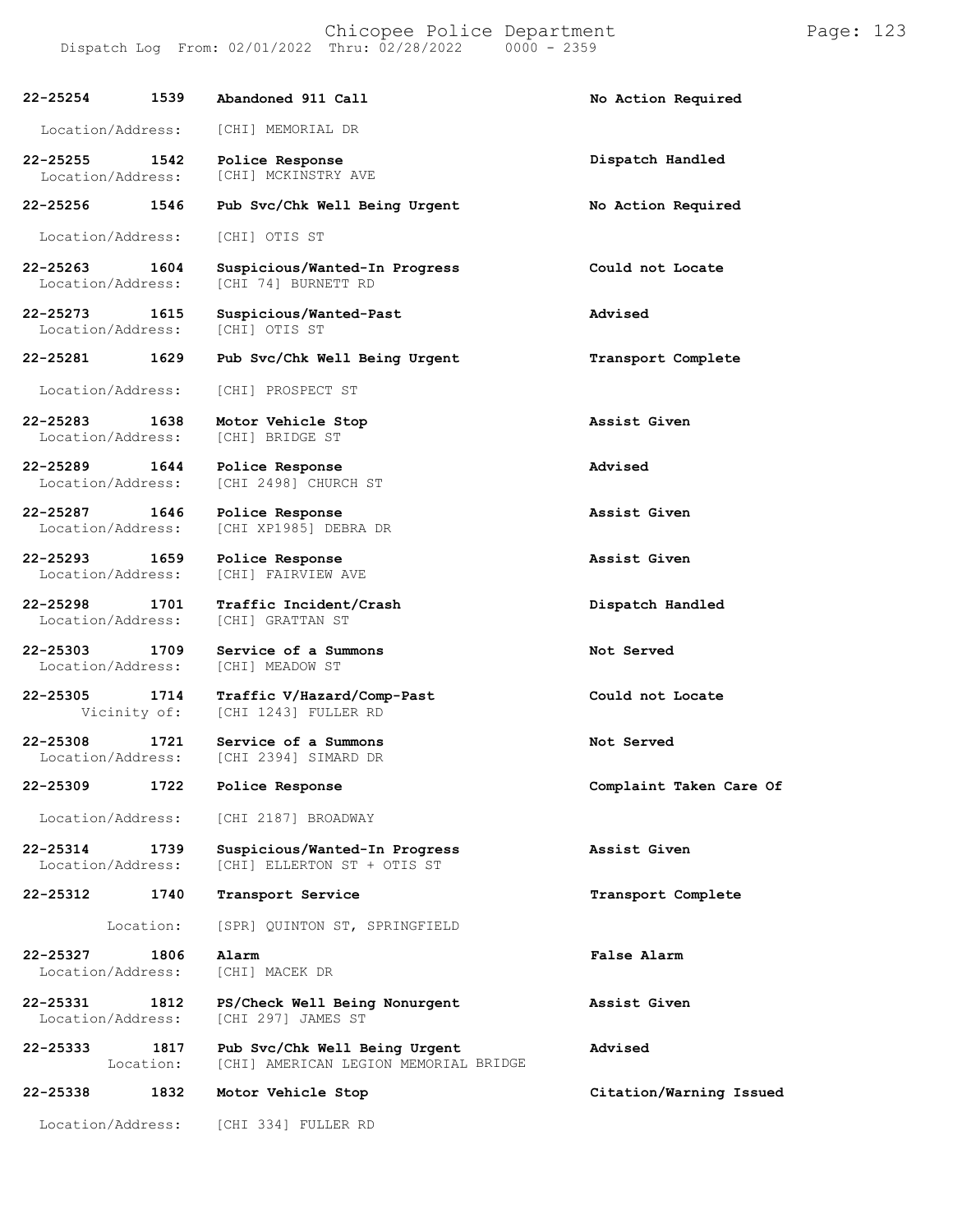| Call Number | Time | Call Reason | Action |
|---|---|---|---|
| 22-25254 | 1539 | Abandoned 911 Call | No Action Required |
| Location/Address: | | [CHI] MEMORIAL DR | |
| 22-25255 | 1542 | Police Response | Dispatch Handled |
| Location/Address: | | [CHI] MCKINSTRY AVE | |
| 22-25256 | 1546 | Pub Svc/Chk Well Being Urgent | No Action Required |
| Location/Address: | | [CHI] OTIS ST | |
| 22-25263 | 1604 | Suspicious/Wanted-In Progress | Could not Locate |
| Location/Address: | | [CHI 74] BURNETT RD | |
| 22-25273 | 1615 | Suspicious/Wanted-Past | Advised |
| Location/Address: | | [CHI] OTIS ST | |
| 22-25281 | 1629 | Pub Svc/Chk Well Being Urgent | Transport Complete |
| Location/Address: | | [CHI] PROSPECT ST | |
| 22-25283 | 1638 | Motor Vehicle Stop | Assist Given |
| Location/Address: | | [CHI] BRIDGE ST | |
| 22-25289 | 1644 | Police Response | Advised |
| Location/Address: | | [CHI 2498] CHURCH ST | |
| 22-25287 | 1646 | Police Response | Assist Given |
| Location/Address: | | [CHI XP1985] DEBRA DR | |
| 22-25293 | 1659 | Police Response | Assist Given |
| Location/Address: | | [CHI] FAIRVIEW AVE | |
| 22-25298 | 1701 | Traffic Incident/Crash | Dispatch Handled |
| Location/Address: | | [CHI] GRATTAN ST | |
| 22-25303 | 1709 | Service of a Summons | Not Served |
| Location/Address: | | [CHI] MEADOW ST | |
| 22-25305 | 1714 | Traffic V/Hazard/Comp-Past | Could not Locate |
| Vicinity of: | | [CHI 1243] FULLER RD | |
| 22-25308 | 1721 | Service of a Summons | Not Served |
| Location/Address: | | [CHI 2394] SIMARD DR | |
| 22-25309 | 1722 | Police Response | Complaint Taken Care Of |
| Location/Address: | | [CHI 2187] BROADWAY | |
| 22-25314 | 1739 | Suspicious/Wanted-In Progress | Assist Given |
| Location/Address: | | [CHI] ELLERTON ST + OTIS ST | |
| 22-25312 | 1740 | Transport Service | Transport Complete |
| Location: | | [SPR] QUINTON ST, SPRINGFIELD | |
| 22-25327 | 1806 | Alarm | False Alarm |
| Location/Address: | | [CHI] MACEK DR | |
| 22-25331 | 1812 | PS/Check Well Being Nonurgent | Assist Given |
| Location/Address: | | [CHI 297] JAMES ST | |
| 22-25333 | 1817 | Pub Svc/Chk Well Being Urgent | Advised |
| Location: | | [CHI] AMERICAN LEGION MEMORIAL BRIDGE | |
| 22-25338 | 1832 | Motor Vehicle Stop | Citation/Warning Issued |
| Location/Address: | | [CHI 334] FULLER RD | |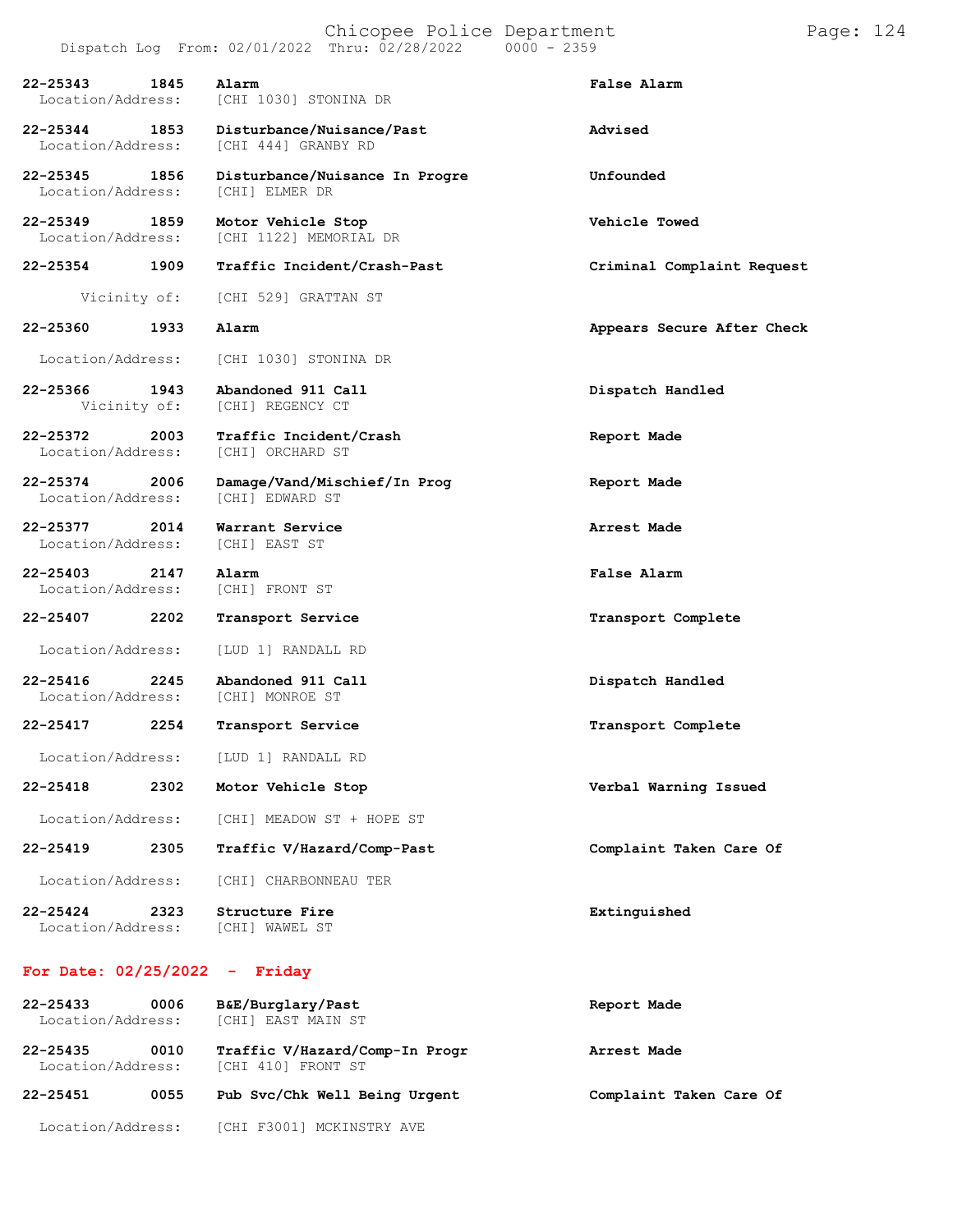| Call Number | Time | Call Reason | Action |
|---|---|---|---|
| 22-25343 | 1845 | Alarm | False Alarm |
| Location/Address: | | [CHI 1030] STONINA DR | |
| 22-25344 | 1853 | Disturbance/Nuisance/Past | Advised |
| Location/Address: | | [CHI 444] GRANBY RD | |
| 22-25345 | 1856 | Disturbance/Nuisance In Progre | Unfounded |
| Location/Address: | | [CHI] ELMER DR | |
| 22-25349 | 1859 | Motor Vehicle Stop | Vehicle Towed |
| Location/Address: | | [CHI 1122] MEMORIAL DR | |
| 22-25354 | 1909 | Traffic Incident/Crash-Past | Criminal Complaint Request |
| Vicinity of: | | [CHI 529] GRATTAN ST | |
| 22-25360 | 1933 | Alarm | Appears Secure After Check |
| Location/Address: | | [CHI 1030] STONINA DR | |
| 22-25366 | 1943 | Abandoned 911 Call | Dispatch Handled |
| Vicinity of: | | [CHI] REGENCY CT | |
| 22-25372 | 2003 | Traffic Incident/Crash | Report Made |
| Location/Address: | | [CHI] ORCHARD ST | |
| 22-25374 | 2006 | Damage/Vand/Mischief/In Prog | Report Made |
| Location/Address: | | [CHI] EDWARD ST | |
| 22-25377 | 2014 | Warrant Service | Arrest Made |
| Location/Address: | | [CHI] EAST ST | |
| 22-25403 | 2147 | Alarm | False Alarm |
| Location/Address: | | [CHI] FRONT ST | |
| 22-25407 | 2202 | Transport Service | Transport Complete |
| Location/Address: | | [LUD 1] RANDALL RD | |
| 22-25416 | 2245 | Abandoned 911 Call | Dispatch Handled |
| Location/Address: | | [CHI] MONROE ST | |
| 22-25417 | 2254 | Transport Service | Transport Complete |
| Location/Address: | | [LUD 1] RANDALL RD | |
| 22-25418 | 2302 | Motor Vehicle Stop | Verbal Warning Issued |
| Location/Address: | | [CHI] MEADOW ST + HOPE ST | |
| 22-25419 | 2305 | Traffic V/Hazard/Comp-Past | Complaint Taken Care Of |
| Location/Address: | | [CHI] CHARBONNEAU TER | |
| 22-25424 | 2323 | Structure Fire | Extinguished |
| Location/Address: | | [CHI] WAWEL ST | |

## For Date: 02/25/2022 - Friday

| Call Number | Time | Call Reason | Action |
|---|---|---|---|
| 22-25433 | 0006 | B&E/Burglary/Past | Report Made |
| Location/Address: | | [CHI] EAST MAIN ST | |
| 22-25435 | 0010 | Traffic V/Hazard/Comp-In Progr | Arrest Made |
| Location/Address: | | [CHI 410] FRONT ST | |
| 22-25451 | 0055 | Pub Svc/Chk Well Being Urgent | Complaint Taken Care Of |
| Location/Address: | | [CHI F3001] MCKINSTRY AVE | |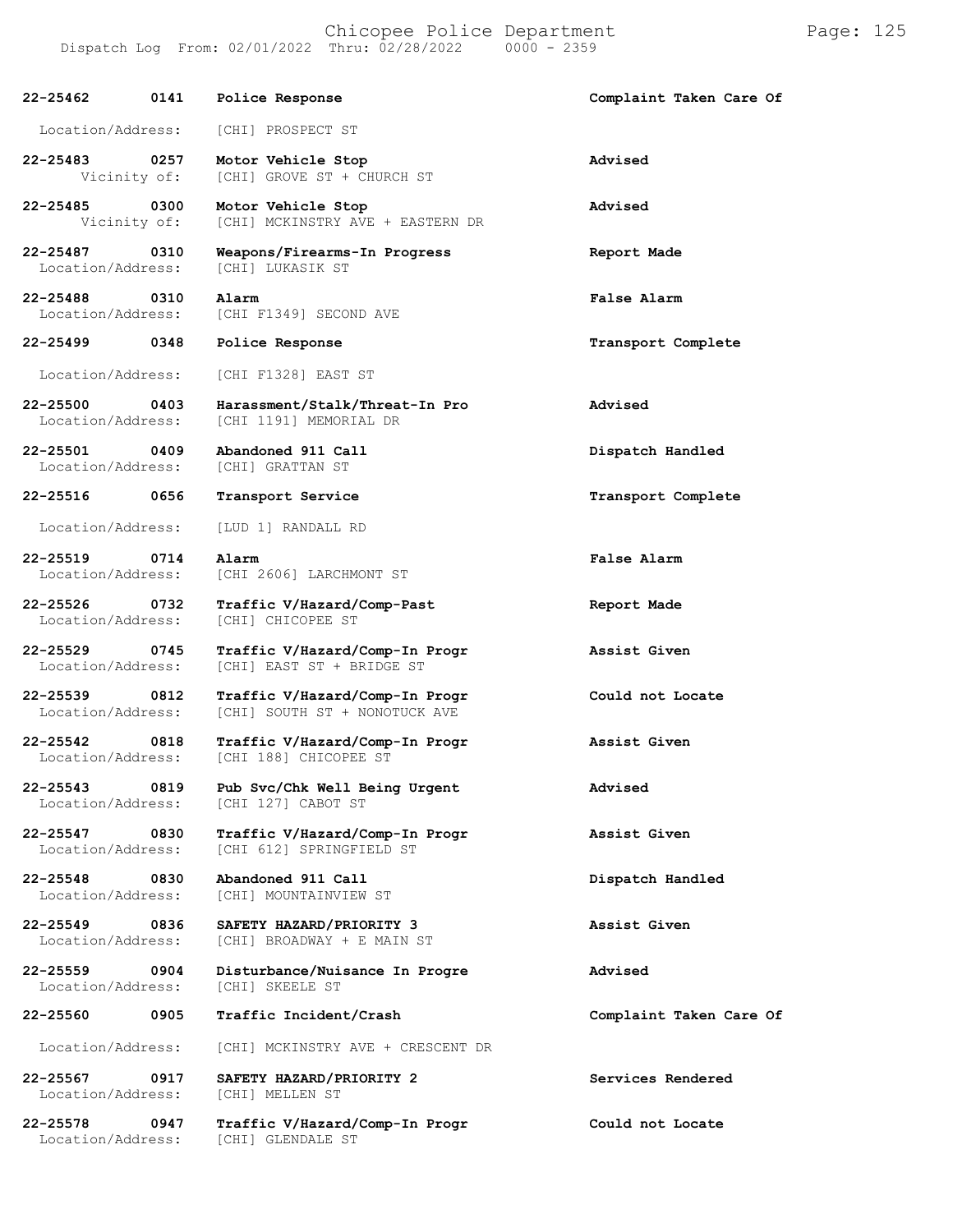| Call Number | Time | Call Reason | Action |
|---|---|---|---|
| 22-25462 | 0141 | Police Response | Complaint Taken Care Of |
| Location/Address: | | [CHI] PROSPECT ST | |
| 22-25483 | 0257 | Motor Vehicle Stop | Advised |
| Vicinity of: | | [CHI] GROVE ST + CHURCH ST | |
| 22-25485 | 0300 | Motor Vehicle Stop | Advised |
| Vicinity of: | | [CHI] MCKINSTRY AVE + EASTERN DR | |
| 22-25487 | 0310 | Weapons/Firearms-In Progress | Report Made |
| Location/Address: | | [CHI] LUKASIK ST | |
| 22-25488 | 0310 | Alarm | False Alarm |
| Location/Address: | | [CHI F1349] SECOND AVE | |
| 22-25499 | 0348 | Police Response | Transport Complete |
| Location/Address: | | [CHI F1328] EAST ST | |
| 22-25500 | 0403 | Harassment/Stalk/Threat-In Pro | Advised |
| Location/Address: | | [CHI 1191] MEMORIAL DR | |
| 22-25501 | 0409 | Abandoned 911 Call | Dispatch Handled |
| Location/Address: | | [CHI] GRATTAN ST | |
| 22-25516 | 0656 | Transport Service | Transport Complete |
| Location/Address: | | [LUD 1] RANDALL RD | |
| 22-25519 | 0714 | Alarm | False Alarm |
| Location/Address: | | [CHI 2606] LARCHMONT ST | |
| 22-25526 | 0732 | Traffic V/Hazard/Comp-Past | Report Made |
| Location/Address: | | [CHI] CHICOPEE ST | |
| 22-25529 | 0745 | Traffic V/Hazard/Comp-In Progr | Assist Given |
| Location/Address: | | [CHI] EAST ST + BRIDGE ST | |
| 22-25539 | 0812 | Traffic V/Hazard/Comp-In Progr | Could not Locate |
| Location/Address: | | [CHI] SOUTH ST + NONOTUCK AVE | |
| 22-25542 | 0818 | Traffic V/Hazard/Comp-In Progr | Assist Given |
| Location/Address: | | [CHI 188] CHICOPEE ST | |
| 22-25543 | 0819 | Pub Svc/Chk Well Being Urgent | Advised |
| Location/Address: | | [CHI 127] CABOT ST | |
| 22-25547 | 0830 | Traffic V/Hazard/Comp-In Progr | Assist Given |
| Location/Address: | | [CHI 612] SPRINGFIELD ST | |
| 22-25548 | 0830 | Abandoned 911 Call | Dispatch Handled |
| Location/Address: | | [CHI] MOUNTAINVIEW ST | |
| 22-25549 | 0836 | SAFETY HAZARD/PRIORITY 3 | Assist Given |
| Location/Address: | | [CHI] BROADWAY + E MAIN ST | |
| 22-25559 | 0904 | Disturbance/Nuisance In Progre | Advised |
| Location/Address: | | [CHI] SKEELE ST | |
| 22-25560 | 0905 | Traffic Incident/Crash | Complaint Taken Care Of |
| Location/Address: | | [CHI] MCKINSTRY AVE + CRESCENT DR | |
| 22-25567 | 0917 | SAFETY HAZARD/PRIORITY 2 | Services Rendered |
| Location/Address: | | [CHI] MELLEN ST | |
| 22-25578 | 0947 | Traffic V/Hazard/Comp-In Progr | Could not Locate |
| Location/Address: | | [CHI] GLENDALE ST | |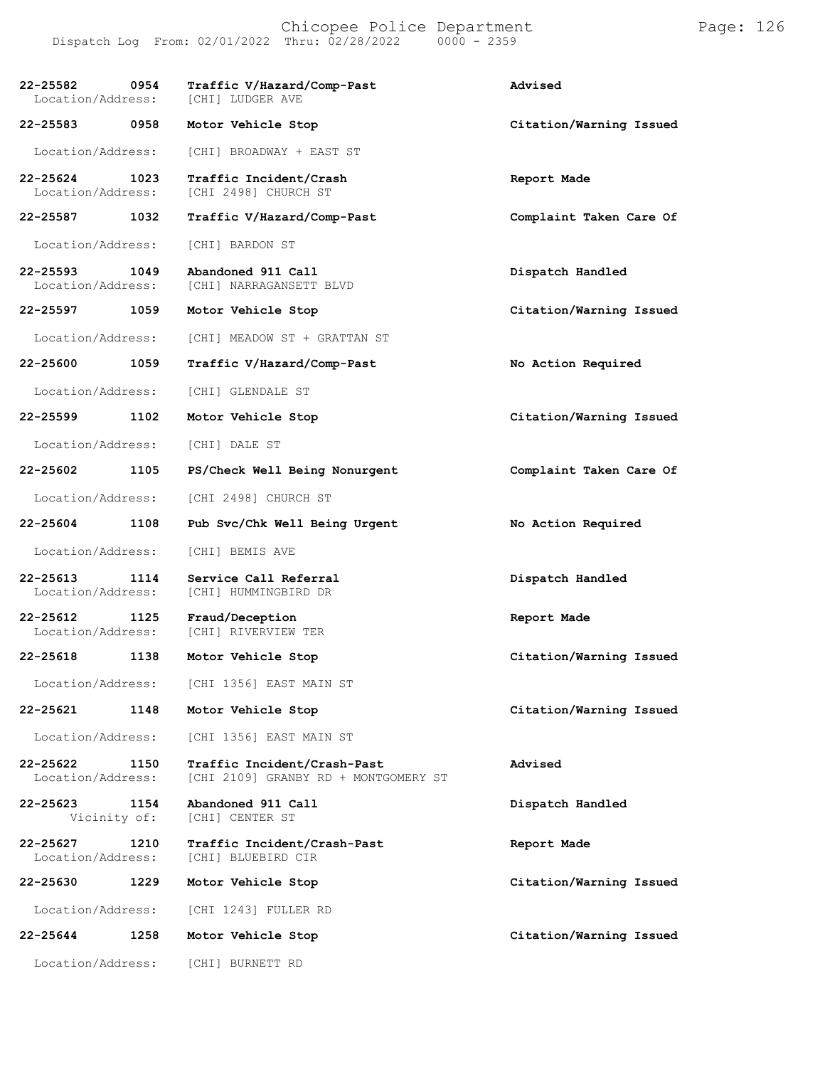| Call Number | Time | Call Type | Action |
| --- | --- | --- | --- |
| 22-25582 | 0954 | Traffic V/Hazard/Comp-Past | Advised |
| Location/Address: | | [CHI] LUDGER AVE | |
| 22-25583 | 0958 | Motor Vehicle Stop | Citation/Warning Issued |
| Location/Address: | | [CHI] BROADWAY + EAST ST | |
| 22-25624 | 1023 | Traffic Incident/Crash | Report Made |
| Location/Address: | | [CHI 2498] CHURCH ST | |
| 22-25587 | 1032 | Traffic V/Hazard/Comp-Past | Complaint Taken Care Of |
| Location/Address: | | [CHI] BARDON ST | |
| 22-25593 | 1049 | Abandoned 911 Call | Dispatch Handled |
| Location/Address: | | [CHI] NARRAGANSETT BLVD | |
| 22-25597 | 1059 | Motor Vehicle Stop | Citation/Warning Issued |
| Location/Address: | | [CHI] MEADOW ST + GRATTAN ST | |
| 22-25600 | 1059 | Traffic V/Hazard/Comp-Past | No Action Required |
| Location/Address: | | [CHI] GLENDALE ST | |
| 22-25599 | 1102 | Motor Vehicle Stop | Citation/Warning Issued |
| Location/Address: | | [CHI] DALE ST | |
| 22-25602 | 1105 | PS/Check Well Being Nonurgent | Complaint Taken Care Of |
| Location/Address: | | [CHI 2498] CHURCH ST | |
| 22-25604 | 1108 | Pub Svc/Chk Well Being Urgent | No Action Required |
| Location/Address: | | [CHI] BEMIS AVE | |
| 22-25613 | 1114 | Service Call Referral | Dispatch Handled |
| Location/Address: | | [CHI] HUMMINGBIRD DR | |
| 22-25612 | 1125 | Fraud/Deception | Report Made |
| Location/Address: | | [CHI] RIVERVIEW TER | |
| 22-25618 | 1138 | Motor Vehicle Stop | Citation/Warning Issued |
| Location/Address: | | [CHI 1356] EAST MAIN ST | |
| 22-25621 | 1148 | Motor Vehicle Stop | Citation/Warning Issued |
| Location/Address: | | [CHI 1356] EAST MAIN ST | |
| 22-25622 | 1150 | Traffic Incident/Crash-Past | Advised |
| Location/Address: | | [CHI 2109] GRANBY RD + MONTGOMERY ST | |
| 22-25623 | 1154 | Abandoned 911 Call | Dispatch Handled |
| Vicinity of: | | [CHI] CENTER ST | |
| 22-25627 | 1210 | Traffic Incident/Crash-Past | Report Made |
| Location/Address: | | [CHI] BLUEBIRD CIR | |
| 22-25630 | 1229 | Motor Vehicle Stop | Citation/Warning Issued |
| Location/Address: | | [CHI 1243] FULLER RD | |
| 22-25644 | 1258 | Motor Vehicle Stop | Citation/Warning Issued |
| Location/Address: | | [CHI] BURNETT RD | |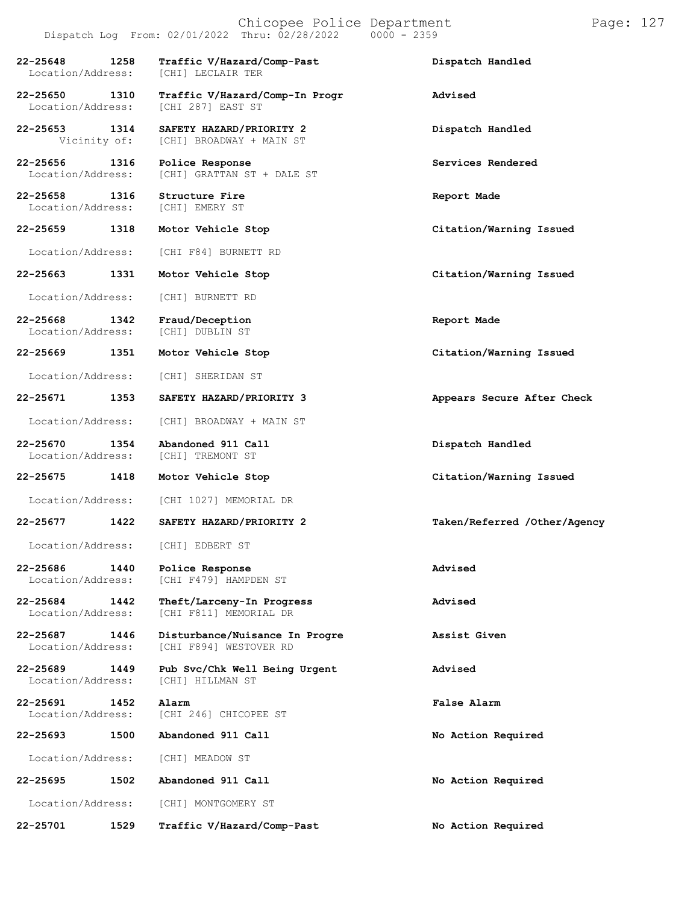| Call Number | Time | Call Reason | Action |
|---|---|---|---|
| **22-25648** | **1258** | **Traffic V/Hazard/Comp-Past** | **Dispatch Handled** |
| Location/Address: | | [CHI] LECLAIR TER | |
| **22-25650** | **1310** | **Traffic V/Hazard/Comp-In Progr** | **Advised** |
| Location/Address: | | [CHI 287] EAST ST | |
| **22-25653** | **1314** | **SAFETY HAZARD/PRIORITY 2** | **Dispatch Handled** |
| Vicinity of: | | [CHI] BROADWAY + MAIN ST | |
| **22-25656** | **1316** | **Police Response** | **Services Rendered** |
| Location/Address: | | [CHI] GRATTAN ST + DALE ST | |
| **22-25658** | **1316** | **Structure Fire** | **Report Made** |
| Location/Address: | | [CHI] EMERY ST | |
| **22-25659** | **1318** | **Motor Vehicle Stop** | **Citation/Warning Issued** |
| Location/Address: | | [CHI F84] BURNETT RD | |
| **22-25663** | **1331** | **Motor Vehicle Stop** | **Citation/Warning Issued** |
| Location/Address: | | [CHI] BURNETT RD | |
| **22-25668** | **1342** | **Fraud/Deception** | **Report Made** |
| Location/Address: | | [CHI] DUBLIN ST | |
| **22-25669** | **1351** | **Motor Vehicle Stop** | **Citation/Warning Issued** |
| Location/Address: | | [CHI] SHERIDAN ST | |
| **22-25671** | **1353** | **SAFETY HAZARD/PRIORITY 3** | **Appears Secure After Check** |
| Location/Address: | | [CHI] BROADWAY + MAIN ST | |
| **22-25670** | **1354** | **Abandoned 911 Call** | **Dispatch Handled** |
| Location/Address: | | [CHI] TREMONT ST | |
| **22-25675** | **1418** | **Motor Vehicle Stop** | **Citation/Warning Issued** |
| Location/Address: | | [CHI 1027] MEMORIAL DR | |
| **22-25677** | **1422** | **SAFETY HAZARD/PRIORITY 2** | **Taken/Referred /Other/Agency** |
| Location/Address: | | [CHI] EDBERT ST | |
| **22-25686** | **1440** | **Police Response** | **Advised** |
| Location/Address: | | [CHI F479] HAMPDEN ST | |
| **22-25684** | **1442** | **Theft/Larceny-In Progress** | **Advised** |
| Location/Address: | | [CHI F811] MEMORIAL DR | |
| **22-25687** | **1446** | **Disturbance/Nuisance In Progre** | **Assist Given** |
| Location/Address: | | [CHI F894] WESTOVER RD | |
| **22-25689** | **1449** | **Pub Svc/Chk Well Being Urgent** | **Advised** |
| Location/Address: | | [CHI] HILLMAN ST | |
| **22-25691** | **1452** | **Alarm** | **False Alarm** |
| Location/Address: | | [CHI 246] CHICOPEE ST | |
| **22-25693** | **1500** | **Abandoned 911 Call** | **No Action Required** |
| Location/Address: | | [CHI] MEADOW ST | |
| **22-25695** | **1502** | **Abandoned 911 Call** | **No Action Required** |
| Location/Address: | | [CHI] MONTGOMERY ST | |
| **22-25701** | **1529** | **Traffic V/Hazard/Comp-Past** | **No Action Required** |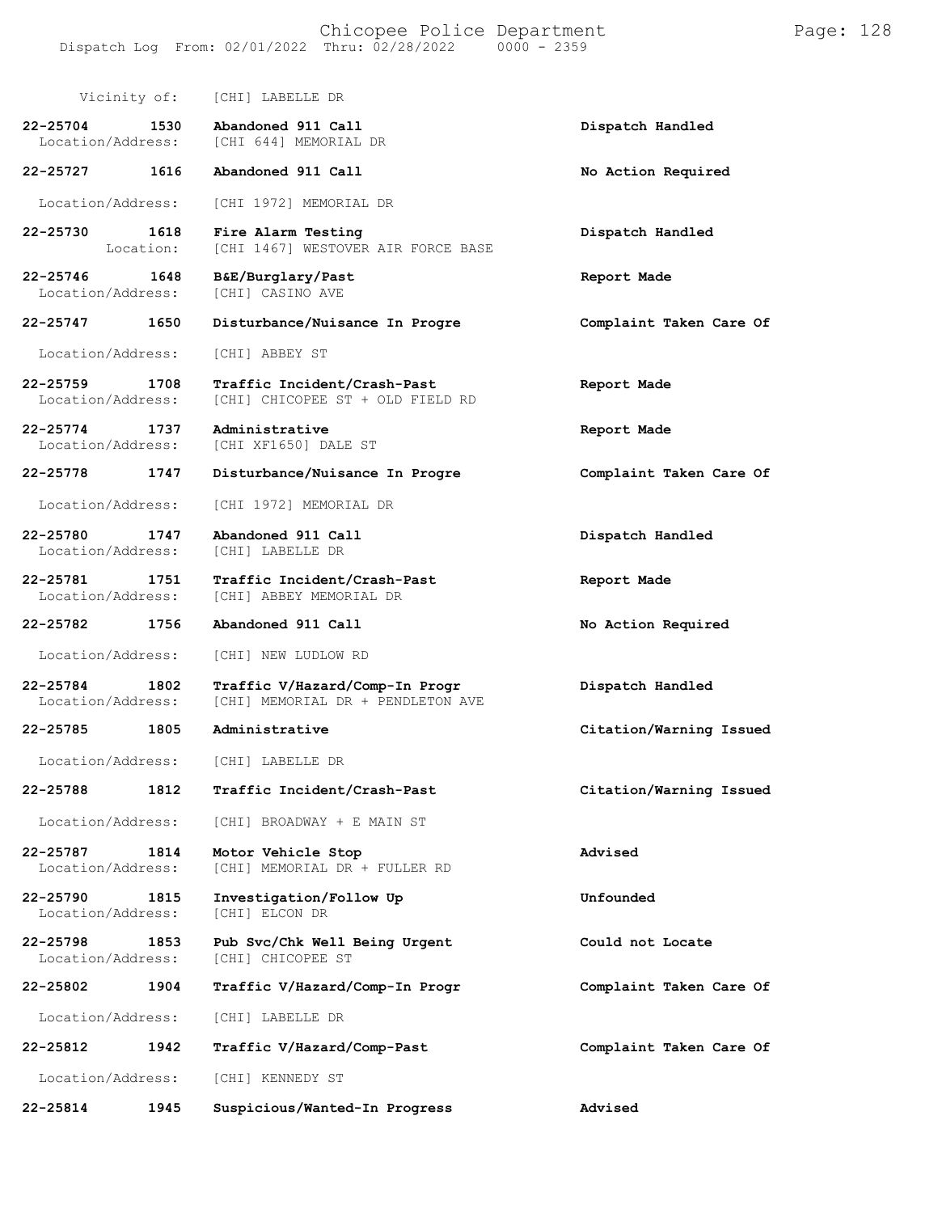Vicinity of: [CHI] LABELLE DR

| Call # | Time | Call Type | Action |
|---|---|---|---|
| **22-25704** | **1530** | **Abandoned 911 Call** | **Dispatch Handled** |
| | | Location/Address: [CHI 644] MEMORIAL DR | |
| **22-25727** | **1616** | **Abandoned 911 Call** | **No Action Required** |
| | | Location/Address: [CHI 1972] MEMORIAL DR | |
| **22-25730** | **1618** | **Fire Alarm Testing** | **Dispatch Handled** |
| | | Location: [CHI 1467] WESTOVER AIR FORCE BASE | |
| **22-25746** | **1648** | **B&E/Burglary/Past** | **Report Made** |
| | | Location/Address: [CHI] CASINO AVE | |
| **22-25747** | **1650** | **Disturbance/Nuisance In Progre** | **Complaint Taken Care Of** |
| | | Location/Address: [CHI] ABBEY ST | |
| **22-25759** | **1708** | **Traffic Incident/Crash-Past** | **Report Made** |
| | | Location/Address: [CHI] CHICOPEE ST + OLD FIELD RD | |
| **22-25774** | **1737** | **Administrative** | **Report Made** |
| | | Location/Address: [CHI XF1650] DALE ST | |
| **22-25778** | **1747** | **Disturbance/Nuisance In Progre** | **Complaint Taken Care Of** |
| | | Location/Address: [CHI 1972] MEMORIAL DR | |
| **22-25780** | **1747** | **Abandoned 911 Call** | **Dispatch Handled** |
| | | Location/Address: [CHI] LABELLE DR | |
| **22-25781** | **1751** | **Traffic Incident/Crash-Past** | **Report Made** |
| | | Location/Address: [CHI] ABBEY MEMORIAL DR | |
| **22-25782** | **1756** | **Abandoned 911 Call** | **No Action Required** |
| | | Location/Address: [CHI] NEW LUDLOW RD | |
| **22-25784** | **1802** | **Traffic V/Hazard/Comp-In Progr** | **Dispatch Handled** |
| | | Location/Address: [CHI] MEMORIAL DR + PENDLETON AVE | |
| **22-25785** | **1805** | **Administrative** | **Citation/Warning Issued** |
| | | Location/Address: [CHI] LABELLE DR | |
| **22-25788** | **1812** | **Traffic Incident/Crash-Past** | **Citation/Warning Issued** |
| | | Location/Address: [CHI] BROADWAY + E MAIN ST | |
| **22-25787** | **1814** | **Motor Vehicle Stop** | **Advised** |
| | | Location/Address: [CHI] MEMORIAL DR + FULLER RD | |
| **22-25790** | **1815** | **Investigation/Follow Up** | **Unfounded** |
| | | Location/Address: [CHI] ELCON DR | |
| **22-25798** | **1853** | **Pub Svc/Chk Well Being Urgent** | **Could not Locate** |
| | | Location/Address: [CHI] CHICOPEE ST | |
| **22-25802** | **1904** | **Traffic V/Hazard/Comp-In Progr** | **Complaint Taken Care Of** |
| | | Location/Address: [CHI] LABELLE DR | |
| **22-25812** | **1942** | **Traffic V/Hazard/Comp-Past** | **Complaint Taken Care Of** |
| | | Location/Address: [CHI] KENNEDY ST | |
| **22-25814** | **1945** | **Suspicious/Wanted-In Progress** | **Advised** |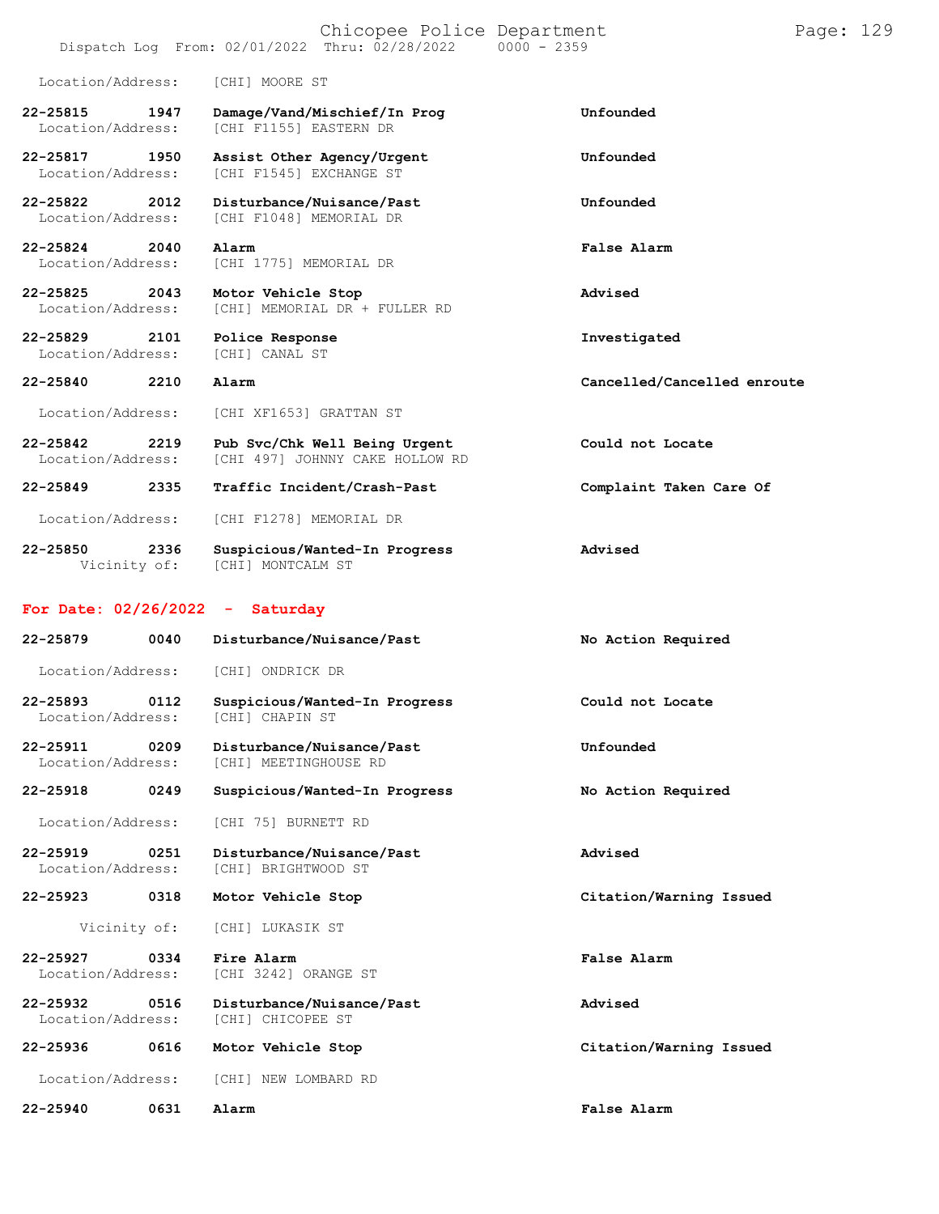Location/Address: [CHI] MOORE ST

**22-25815 1947 Damage/Vand/Mischief/In Prog** — Unfounded
Location/Address: [CHI F1155] EASTERN DR

**22-25817 1950 Assist Other Agency/Urgent** — Unfounded
Location/Address: [CHI F1545] EXCHANGE ST

**22-25822 2012 Disturbance/Nuisance/Past** — Unfounded
Location/Address: [CHI F1048] MEMORIAL DR

**22-25824 2040 Alarm** — False Alarm
Location/Address: [CHI 1775] MEMORIAL DR

**22-25825 2043 Motor Vehicle Stop** — Advised
Location/Address: [CHI] MEMORIAL DR + FULLER RD

**22-25829 2101 Police Response** — Investigated
Location/Address: [CHI] CANAL ST

**22-25840 2210 Alarm** — Cancelled/Cancelled enroute
Location/Address: [CHI XF1653] GRATTAN ST

**22-25842 2219 Pub Svc/Chk Well Being Urgent** — Could not Locate
Location/Address: [CHI 497] JOHNNY CAKE HOLLOW RD

**22-25849 2335 Traffic Incident/Crash-Past** — Complaint Taken Care Of
Location/Address: [CHI F1278] MEMORIAL DR

**22-25850 2336 Suspicious/Wanted-In Progress** — Advised
Vicinity of: [CHI] MONTCALM ST

## For Date: 02/26/2022 - Saturday

**22-25879 0040 Disturbance/Nuisance/Past** — No Action Required
Location/Address: [CHI] ONDRICK DR

**22-25893 0112 Suspicious/Wanted-In Progress** — Could not Locate
Location/Address: [CHI] CHAPIN ST

**22-25911 0209 Disturbance/Nuisance/Past** — Unfounded
Location/Address: [CHI] MEETINGHOUSE RD

**22-25918 0249 Suspicious/Wanted-In Progress** — No Action Required
Location/Address: [CHI 75] BURNETT RD

**22-25919 0251 Disturbance/Nuisance/Past** — Advised
Location/Address: [CHI] BRIGHTWOOD ST

**22-25923 0318 Motor Vehicle Stop** — Citation/Warning Issued
Vicinity of: [CHI] LUKASIK ST

**22-25927 0334 Fire Alarm** — False Alarm
Location/Address: [CHI 3242] ORANGE ST

**22-25932 0516 Disturbance/Nuisance/Past** — Advised
Location/Address: [CHI] CHICOPEE ST

**22-25936 0616 Motor Vehicle Stop** — Citation/Warning Issued
Location/Address: [CHI] NEW LOMBARD RD

**22-25940 0631 Alarm** — False Alarm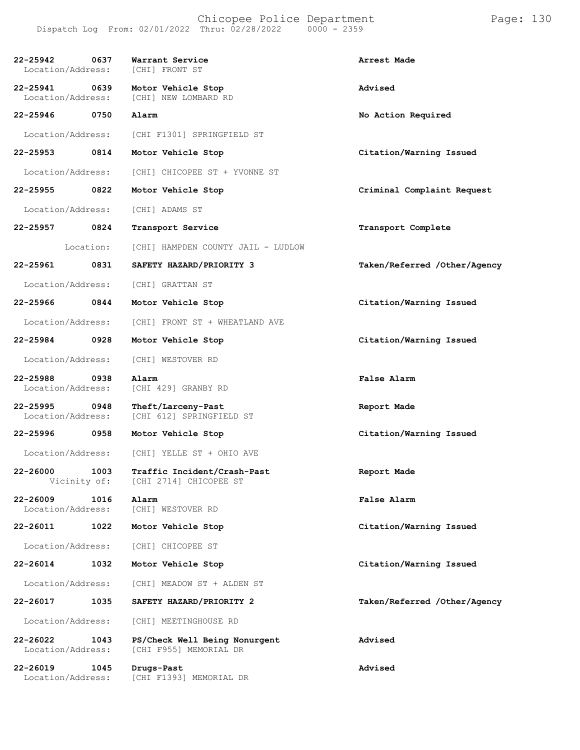| Call # | Time | Type / Location | Disposition |
|---|---|---|---|
| 22-25942 | 0637 | **Warrant Service**<br>Location/Address: [CHI] FRONT ST | **Arrest Made** |
| 22-25941 | 0639 | **Motor Vehicle Stop**<br>Location/Address: [CHI] NEW LOMBARD RD | **Advised** |
| 22-25946 | 0750 | **Alarm**<br>Location/Address: [CHI F1301] SPRINGFIELD ST | **No Action Required** |
| 22-25953 | 0814 | **Motor Vehicle Stop**<br>Location/Address: [CHI] CHICOPEE ST + YVONNE ST | **Citation/Warning Issued** |
| 22-25955 | 0822 | **Motor Vehicle Stop**<br>Location/Address: [CHI] ADAMS ST | **Criminal Complaint Request** |
| 22-25957 | 0824 | **Transport Service**<br>Location: [CHI] HAMPDEN COUNTY JAIL - LUDLOW | **Transport Complete** |
| 22-25961 | 0831 | **SAFETY HAZARD/PRIORITY 3**<br>Location/Address: [CHI] GRATTAN ST | **Taken/Referred /Other/Agency** |
| 22-25966 | 0844 | **Motor Vehicle Stop**<br>Location/Address: [CHI] FRONT ST + WHEATLAND AVE | **Citation/Warning Issued** |
| 22-25984 | 0928 | **Motor Vehicle Stop**<br>Location/Address: [CHI] WESTOVER RD | **Citation/Warning Issued** |
| 22-25988 | 0938 | **Alarm**<br>Location/Address: [CHI 429] GRANBY RD | **False Alarm** |
| 22-25995 | 0948 | **Theft/Larceny-Past**<br>Location/Address: [CHI 612] SPRINGFIELD ST | **Report Made** |
| 22-25996 | 0958 | **Motor Vehicle Stop**<br>Location/Address: [CHI] YELLE ST + OHIO AVE | **Citation/Warning Issued** |
| 22-26000 | 1003 | **Traffic Incident/Crash-Past**<br>Vicinity of: [CHI 2714] CHICOPEE ST | **Report Made** |
| 22-26009 | 1016 | **Alarm**<br>Location/Address: [CHI] WESTOVER RD | **False Alarm** |
| 22-26011 | 1022 | **Motor Vehicle Stop**<br>Location/Address: [CHI] CHICOPEE ST | **Citation/Warning Issued** |
| 22-26014 | 1032 | **Motor Vehicle Stop**<br>Location/Address: [CHI] MEADOW ST + ALDEN ST | **Citation/Warning Issued** |
| 22-26017 | 1035 | **SAFETY HAZARD/PRIORITY 2**<br>Location/Address: [CHI] MEETINGHOUSE RD | **Taken/Referred /Other/Agency** |
| 22-26022 | 1043 | **PS/Check Well Being Nonurgent**<br>Location/Address: [CHI F955] MEMORIAL DR | **Advised** |
| 22-26019 | 1045 | **Drugs-Past**<br>Location/Address: [CHI F1393] MEMORIAL DR | **Advised** |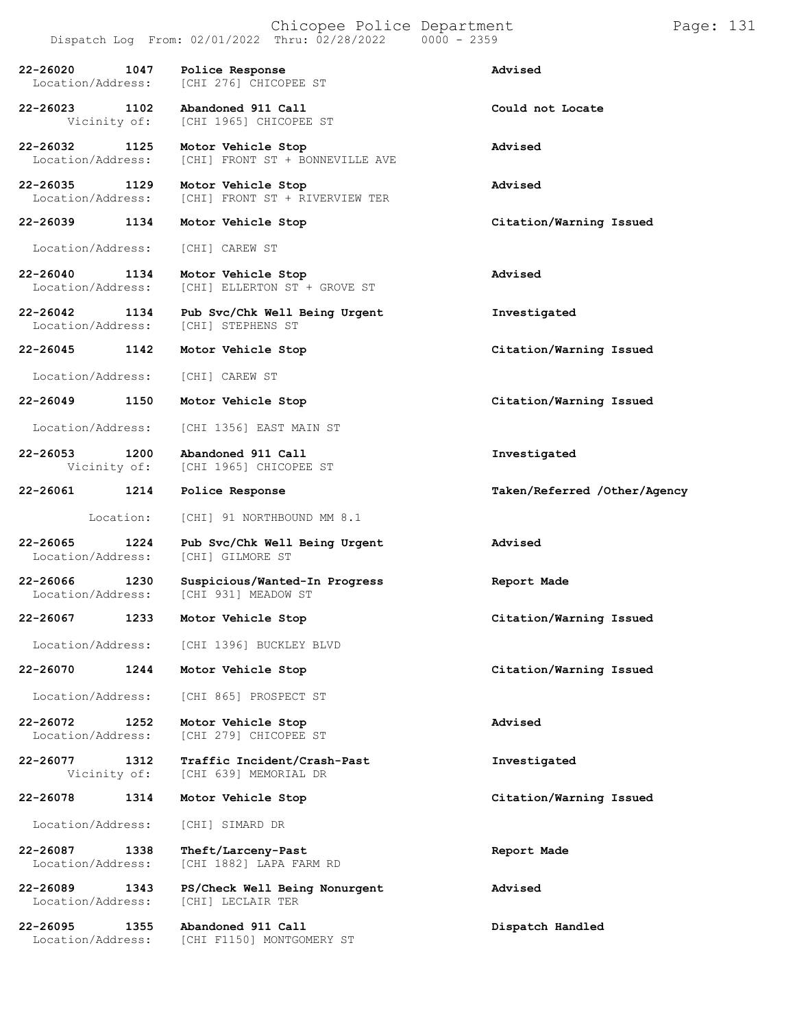| Call No. | Time | Call Type / Location | Disposition |
|---|---|---|---|
| **22-26020** | **1047** | **Police Response** | **Advised** |
| Location/Address: | | [CHI 276] CHICOPEE ST | |
| **22-26023** | **1102** | **Abandoned 911 Call** | **Could not Locate** |
| Vicinity of: | | [CHI 1965] CHICOPEE ST | |
| **22-26032** | **1125** | **Motor Vehicle Stop** | **Advised** |
| Location/Address: | | [CHI] FRONT ST + BONNEVILLE AVE | |
| **22-26035** | **1129** | **Motor Vehicle Stop** | **Advised** |
| Location/Address: | | [CHI] FRONT ST + RIVERVIEW TER | |
| **22-26039** | **1134** | **Motor Vehicle Stop** | **Citation/Warning Issued** |
| Location/Address: | | [CHI] CAREW ST | |
| **22-26040** | **1134** | **Motor Vehicle Stop** | **Advised** |
| Location/Address: | | [CHI] ELLERTON ST + GROVE ST | |
| **22-26042** | **1134** | **Pub Svc/Chk Well Being Urgent** | **Investigated** |
| Location/Address: | | [CHI] STEPHENS ST | |
| **22-26045** | **1142** | **Motor Vehicle Stop** | **Citation/Warning Issued** |
| Location/Address: | | [CHI] CAREW ST | |
| **22-26049** | **1150** | **Motor Vehicle Stop** | **Citation/Warning Issued** |
| Location/Address: | | [CHI 1356] EAST MAIN ST | |
| **22-26053** | **1200** | **Abandoned 911 Call** | **Investigated** |
| Vicinity of: | | [CHI 1965] CHICOPEE ST | |
| **22-26061** | **1214** | **Police Response** | **Taken/Referred /Other/Agency** |
| Location: | | [CHI] 91 NORTHBOUND MM 8.1 | |
| **22-26065** | **1224** | **Pub Svc/Chk Well Being Urgent** | **Advised** |
| Location/Address: | | [CHI] GILMORE ST | |
| **22-26066** | **1230** | **Suspicious/Wanted-In Progress** | **Report Made** |
| Location/Address: | | [CHI 931] MEADOW ST | |
| **22-26067** | **1233** | **Motor Vehicle Stop** | **Citation/Warning Issued** |
| Location/Address: | | [CHI 1396] BUCKLEY BLVD | |
| **22-26070** | **1244** | **Motor Vehicle Stop** | **Citation/Warning Issued** |
| Location/Address: | | [CHI 865] PROSPECT ST | |
| **22-26072** | **1252** | **Motor Vehicle Stop** | **Advised** |
| Location/Address: | | [CHI 279] CHICOPEE ST | |
| **22-26077** | **1312** | **Traffic Incident/Crash-Past** | **Investigated** |
| Vicinity of: | | [CHI 639] MEMORIAL DR | |
| **22-26078** | **1314** | **Motor Vehicle Stop** | **Citation/Warning Issued** |
| Location/Address: | | [CHI] SIMARD DR | |
| **22-26087** | **1338** | **Theft/Larceny-Past** | **Report Made** |
| Location/Address: | | [CHI 1882] LAPA FARM RD | |
| **22-26089** | **1343** | **PS/Check Well Being Nonurgent** | **Advised** |
| Location/Address: | | [CHI] LECLAIR TER | |
| **22-26095** | **1355** | **Abandoned 911 Call** | **Dispatch Handled** |
| Location/Address: | | [CHI F1150] MONTGOMERY ST | |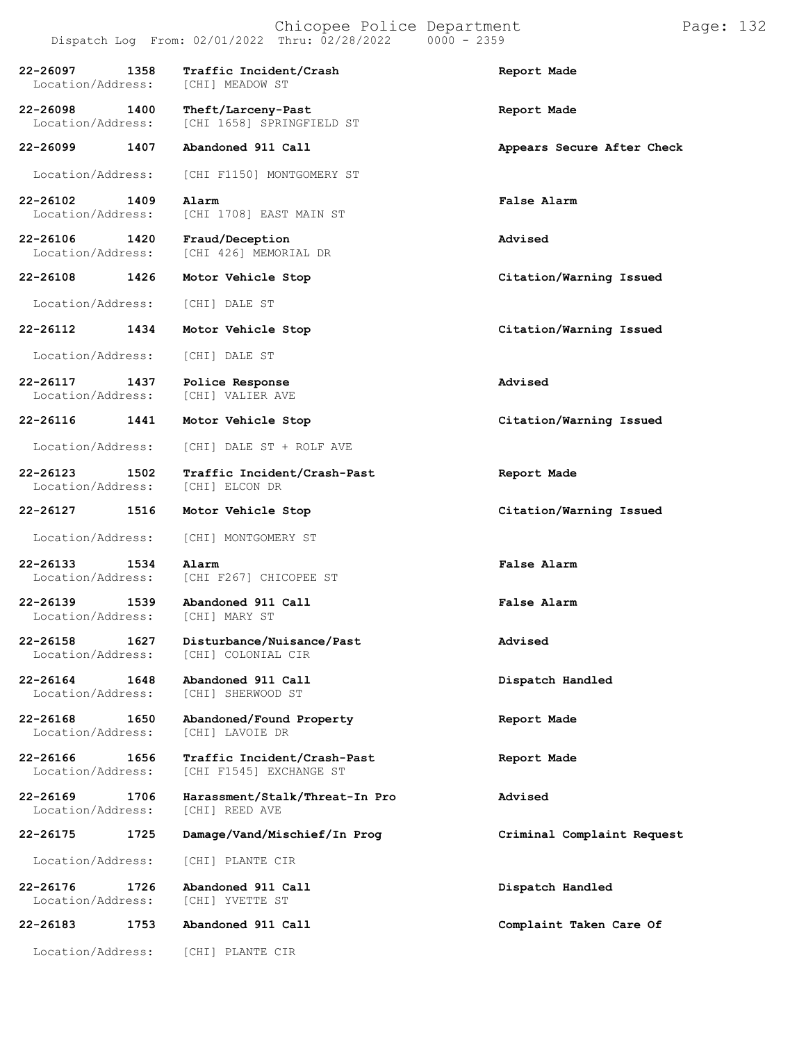Dispatch Log From: 02/01/2022 Thru: 02/28/2022 0000 - 2359

| Call Number | Time | Call Reason | Action |
|---|---|---|---|
| 22-26097 | 1358 | Traffic Incident/Crash | Report Made |
| Location/Address: | | [CHI] MEADOW ST | |
| 22-26098 | 1400 | Theft/Larceny-Past | Report Made |
| Location/Address: | | [CHI 1658] SPRINGFIELD ST | |
| 22-26099 | 1407 | Abandoned 911 Call | Appears Secure After Check |
| Location/Address: | | [CHI F1150] MONTGOMERY ST | |
| 22-26102 | 1409 | Alarm | False Alarm |
| Location/Address: | | [CHI 1708] EAST MAIN ST | |
| 22-26106 | 1420 | Fraud/Deception | Advised |
| Location/Address: | | [CHI 426] MEMORIAL DR | |
| 22-26108 | 1426 | Motor Vehicle Stop | Citation/Warning Issued |
| Location/Address: | | [CHI] DALE ST | |
| 22-26112 | 1434 | Motor Vehicle Stop | Citation/Warning Issued |
| Location/Address: | | [CHI] DALE ST | |
| 22-26117 | 1437 | Police Response | Advised |
| Location/Address: | | [CHI] VALIER AVE | |
| 22-26116 | 1441 | Motor Vehicle Stop | Citation/Warning Issued |
| Location/Address: | | [CHI] DALE ST + ROLF AVE | |
| 22-26123 | 1502 | Traffic Incident/Crash-Past | Report Made |
| Location/Address: | | [CHI] ELCON DR | |
| 22-26127 | 1516 | Motor Vehicle Stop | Citation/Warning Issued |
| Location/Address: | | [CHI] MONTGOMERY ST | |
| 22-26133 | 1534 | Alarm | False Alarm |
| Location/Address: | | [CHI F267] CHICOPEE ST | |
| 22-26139 | 1539 | Abandoned 911 Call | False Alarm |
| Location/Address: | | [CHI] MARY ST | |
| 22-26158 | 1627 | Disturbance/Nuisance/Past | Advised |
| Location/Address: | | [CHI] COLONIAL CIR | |
| 22-26164 | 1648 | Abandoned 911 Call | Dispatch Handled |
| Location/Address: | | [CHI] SHERWOOD ST | |
| 22-26168 | 1650 | Abandoned/Found Property | Report Made |
| Location/Address: | | [CHI] LAVOIE DR | |
| 22-26166 | 1656 | Traffic Incident/Crash-Past | Report Made |
| Location/Address: | | [CHI F1545] EXCHANGE ST | |
| 22-26169 | 1706 | Harassment/Stalk/Threat-In Pro | Advised |
| Location/Address: | | [CHI] REED AVE | |
| 22-26175 | 1725 | Damage/Vand/Mischief/In Prog | Criminal Complaint Request |
| Location/Address: | | [CHI] PLANTE CIR | |
| 22-26176 | 1726 | Abandoned 911 Call | Dispatch Handled |
| Location/Address: | | [CHI] YVETTE ST | |
| 22-26183 | 1753 | Abandoned 911 Call | Complaint Taken Care Of |
| Location/Address: | | [CHI] PLANTE CIR | |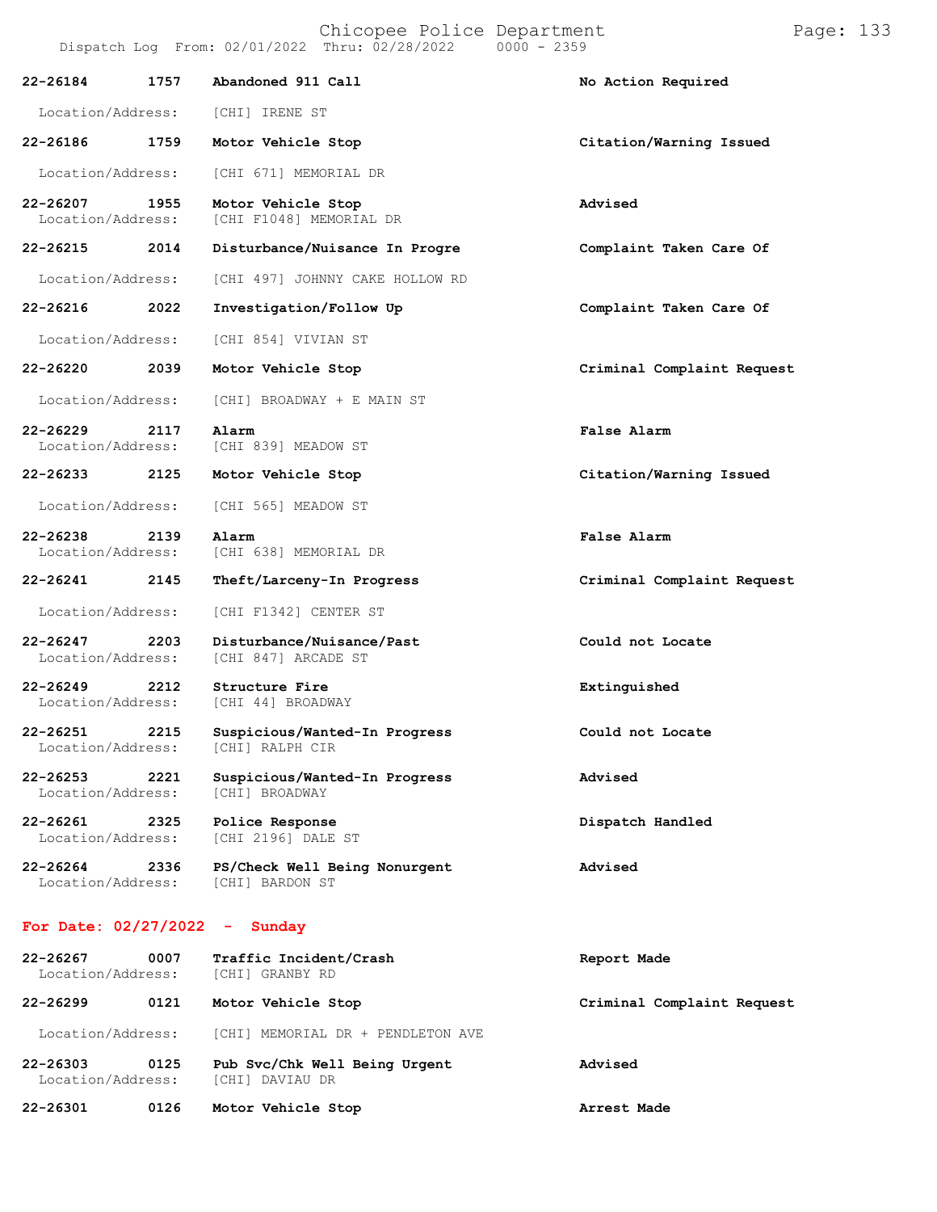| Call Number | Time | Call Reason | Action |
|---|---|---|---|
| 22-26184 | 1757 | Abandoned 911 Call | No Action Required |
| Location/Address: | | [CHI] IRENE ST | |
| 22-26186 | 1759 | Motor Vehicle Stop | Citation/Warning Issued |
| Location/Address: | | [CHI 671] MEMORIAL DR | |
| 22-26207 | 1955 | Motor Vehicle Stop | Advised |
| Location/Address: | | [CHI F1048] MEMORIAL DR | |
| 22-26215 | 2014 | Disturbance/Nuisance In Progre | Complaint Taken Care Of |
| Location/Address: | | [CHI 497] JOHNNY CAKE HOLLOW RD | |
| 22-26216 | 2022 | Investigation/Follow Up | Complaint Taken Care Of |
| Location/Address: | | [CHI 854] VIVIAN ST | |
| 22-26220 | 2039 | Motor Vehicle Stop | Criminal Complaint Request |
| Location/Address: | | [CHI] BROADWAY + E MAIN ST | |
| 22-26229 | 2117 | Alarm | False Alarm |
| Location/Address: | | [CHI 839] MEADOW ST | |
| 22-26233 | 2125 | Motor Vehicle Stop | Citation/Warning Issued |
| Location/Address: | | [CHI 565] MEADOW ST | |
| 22-26238 | 2139 | Alarm | False Alarm |
| Location/Address: | | [CHI 638] MEMORIAL DR | |
| 22-26241 | 2145 | Theft/Larceny-In Progress | Criminal Complaint Request |
| Location/Address: | | [CHI F1342] CENTER ST | |
| 22-26247 | 2203 | Disturbance/Nuisance/Past | Could not Locate |
| Location/Address: | | [CHI 847] ARCADE ST | |
| 22-26249 | 2212 | Structure Fire | Extinguished |
| Location/Address: | | [CHI 44] BROADWAY | |
| 22-26251 | 2215 | Suspicious/Wanted-In Progress | Could not Locate |
| Location/Address: | | [CHI] RALPH CIR | |
| 22-26253 | 2221 | Suspicious/Wanted-In Progress | Advised |
| Location/Address: | | [CHI] BROADWAY | |
| 22-26261 | 2325 | Police Response | Dispatch Handled |
| Location/Address: | | [CHI 2196] DALE ST | |
| 22-26264 | 2336 | PS/Check Well Being Nonurgent | Advised |
| Location/Address: | | [CHI] BARDON ST | |

## For Date: 02/27/2022 - Sunday

| Call Number | Time | Call Reason | Action |
|---|---|---|---|
| 22-26267 | 0007 | Traffic Incident/Crash | Report Made |
| Location/Address: | | [CHI] GRANBY RD | |
| 22-26299 | 0121 | Motor Vehicle Stop | Criminal Complaint Request |
| Location/Address: | | [CHI] MEMORIAL DR + PENDLETON AVE | |
| 22-26303 | 0125 | Pub Svc/Chk Well Being Urgent | Advised |
| Location/Address: | | [CHI] DAVIAU DR | |
| 22-26301 | 0126 | Motor Vehicle Stop | Arrest Made |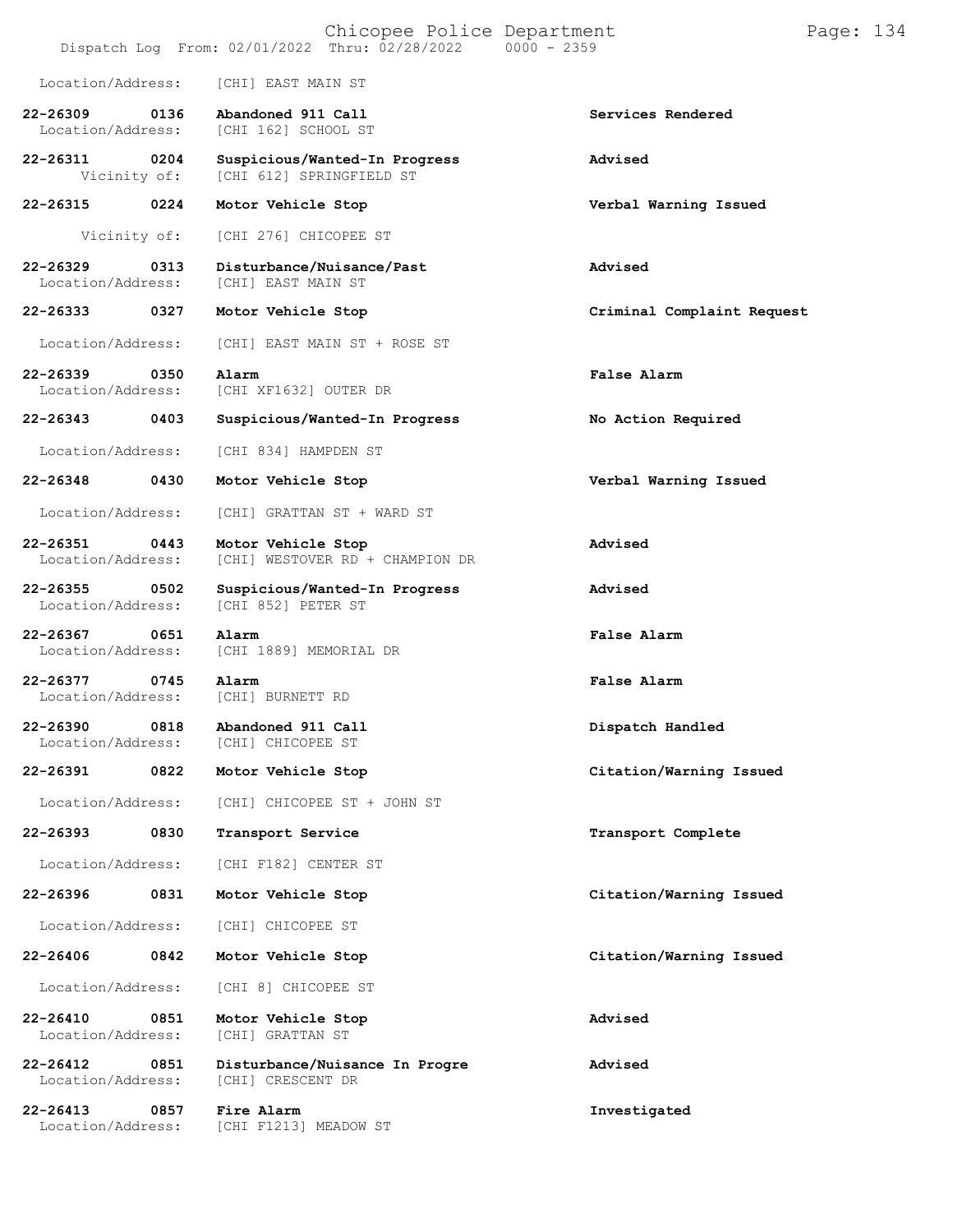Location/Address: [CHI] EAST MAIN ST

| Call # | Time | Call Type | Disposition |
|---|---|---|---|
| **22-26309** | **0136** | **Abandoned 911 Call** | **Services Rendered** |
| Location/Address: | | [CHI 162] SCHOOL ST | |
| **22-26311** | **0204** | **Suspicious/Wanted-In Progress** | **Advised** |
| Vicinity of: | | [CHI 612] SPRINGFIELD ST | |
| **22-26315** | **0224** | **Motor Vehicle Stop** | **Verbal Warning Issued** |
| Vicinity of: | | [CHI 276] CHICOPEE ST | |
| **22-26329** | **0313** | **Disturbance/Nuisance/Past** | **Advised** |
| Location/Address: | | [CHI] EAST MAIN ST | |
| **22-26333** | **0327** | **Motor Vehicle Stop** | **Criminal Complaint Request** |
| Location/Address: | | [CHI] EAST MAIN ST + ROSE ST | |
| **22-26339** | **0350** | **Alarm** | **False Alarm** |
| Location/Address: | | [CHI XF1632] OUTER DR | |
| **22-26343** | **0403** | **Suspicious/Wanted-In Progress** | **No Action Required** |
| Location/Address: | | [CHI 834] HAMPDEN ST | |
| **22-26348** | **0430** | **Motor Vehicle Stop** | **Verbal Warning Issued** |
| Location/Address: | | [CHI] GRATTAN ST + WARD ST | |
| **22-26351** | **0443** | **Motor Vehicle Stop** | **Advised** |
| Location/Address: | | [CHI] WESTOVER RD + CHAMPION DR | |
| **22-26355** | **0502** | **Suspicious/Wanted-In Progress** | **Advised** |
| Location/Address: | | [CHI 852] PETER ST | |
| **22-26367** | **0651** | **Alarm** | **False Alarm** |
| Location/Address: | | [CHI 1889] MEMORIAL DR | |
| **22-26377** | **0745** | **Alarm** | **False Alarm** |
| Location/Address: | | [CHI] BURNETT RD | |
| **22-26390** | **0818** | **Abandoned 911 Call** | **Dispatch Handled** |
| Location/Address: | | [CHI] CHICOPEE ST | |
| **22-26391** | **0822** | **Motor Vehicle Stop** | **Citation/Warning Issued** |
| Location/Address: | | [CHI] CHICOPEE ST + JOHN ST | |
| **22-26393** | **0830** | **Transport Service** | **Transport Complete** |
| Location/Address: | | [CHI F182] CENTER ST | |
| **22-26396** | **0831** | **Motor Vehicle Stop** | **Citation/Warning Issued** |
| Location/Address: | | [CHI] CHICOPEE ST | |
| **22-26406** | **0842** | **Motor Vehicle Stop** | **Citation/Warning Issued** |
| Location/Address: | | [CHI 8] CHICOPEE ST | |
| **22-26410** | **0851** | **Motor Vehicle Stop** | **Advised** |
| Location/Address: | | [CHI] GRATTAN ST | |
| **22-26412** | **0851** | **Disturbance/Nuisance In Progre** | **Advised** |
| Location/Address: | | [CHI] CRESCENT DR | |
| **22-26413** | **0857** | **Fire Alarm** | **Investigated** |
| Location/Address: | | [CHI F1213] MEADOW ST | |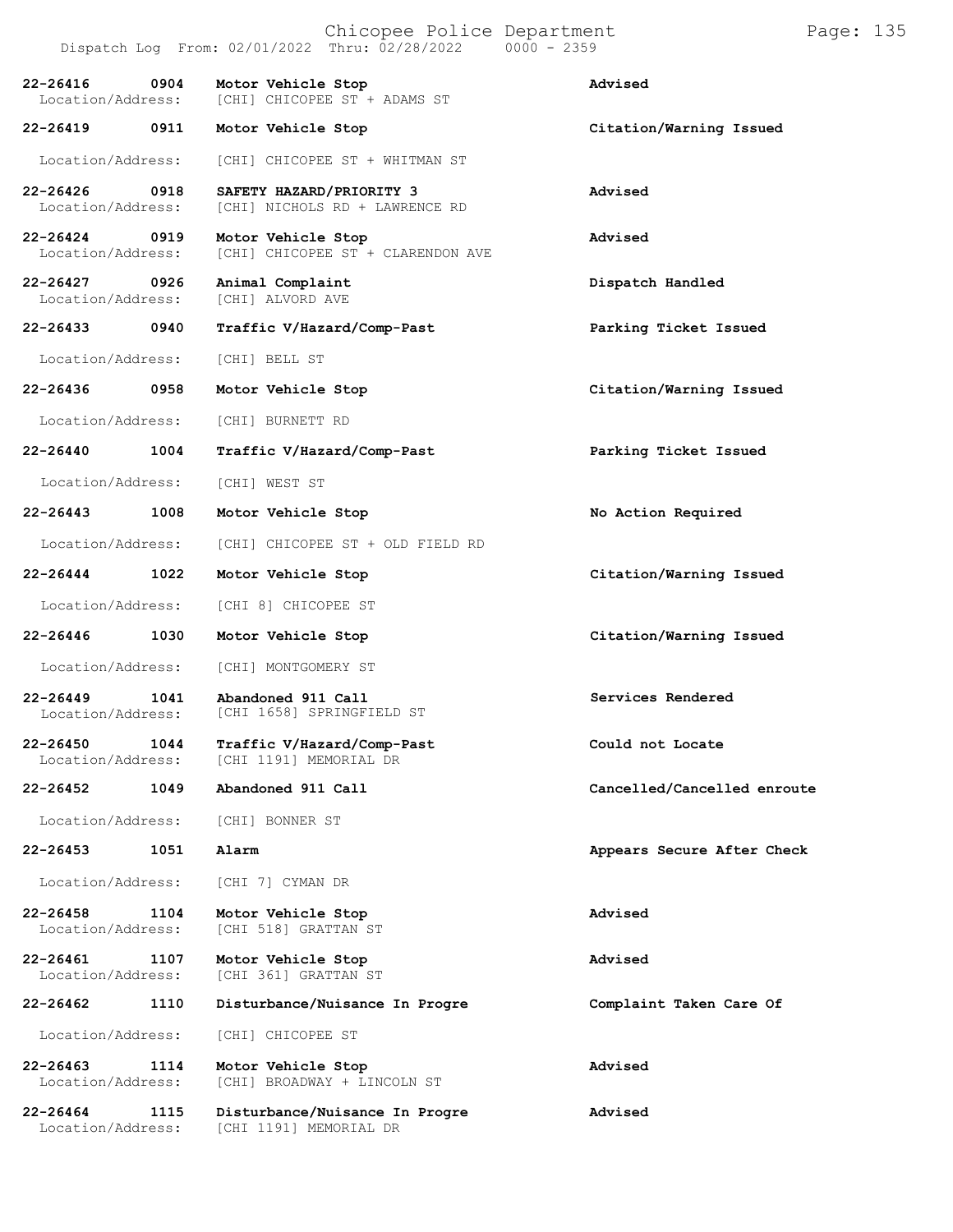Dispatch Log From: 02/01/2022 Thru: 02/28/2022 0000 - 2359

| Call Number | Time | Call Reason | Action |
|---|---|---|---|
| 22-26416 | 0904 | Motor Vehicle Stop | Advised |
| Location/Address: | | [CHI] CHICOPEE ST + ADAMS ST | |
| 22-26419 | 0911 | Motor Vehicle Stop | Citation/Warning Issued |
| Location/Address: | | [CHI] CHICOPEE ST + WHITMAN ST | |
| 22-26426 | 0918 | SAFETY HAZARD/PRIORITY 3 | Advised |
| Location/Address: | | [CHI] NICHOLS RD + LAWRENCE RD | |
| 22-26424 | 0919 | Motor Vehicle Stop | Advised |
| Location/Address: | | [CHI] CHICOPEE ST + CLARENDON AVE | |
| 22-26427 | 0926 | Animal Complaint | Dispatch Handled |
| Location/Address: | | [CHI] ALVORD AVE | |
| 22-26433 | 0940 | Traffic V/Hazard/Comp-Past | Parking Ticket Issued |
| Location/Address: | | [CHI] BELL ST | |
| 22-26436 | 0958 | Motor Vehicle Stop | Citation/Warning Issued |
| Location/Address: | | [CHI] BURNETT RD | |
| 22-26440 | 1004 | Traffic V/Hazard/Comp-Past | Parking Ticket Issued |
| Location/Address: | | [CHI] WEST ST | |
| 22-26443 | 1008 | Motor Vehicle Stop | No Action Required |
| Location/Address: | | [CHI] CHICOPEE ST + OLD FIELD RD | |
| 22-26444 | 1022 | Motor Vehicle Stop | Citation/Warning Issued |
| Location/Address: | | [CHI 8] CHICOPEE ST | |
| 22-26446 | 1030 | Motor Vehicle Stop | Citation/Warning Issued |
| Location/Address: | | [CHI] MONTGOMERY ST | |
| 22-26449 | 1041 | Abandoned 911 Call | Services Rendered |
| Location/Address: | | [CHI 1658] SPRINGFIELD ST | |
| 22-26450 | 1044 | Traffic V/Hazard/Comp-Past | Could not Locate |
| Location/Address: | | [CHI 1191] MEMORIAL DR | |
| 22-26452 | 1049 | Abandoned 911 Call | Cancelled/Cancelled enroute |
| Location/Address: | | [CHI] BONNER ST | |
| 22-26453 | 1051 | Alarm | Appears Secure After Check |
| Location/Address: | | [CHI 7] CYMAN DR | |
| 22-26458 | 1104 | Motor Vehicle Stop | Advised |
| Location/Address: | | [CHI 518] GRATTAN ST | |
| 22-26461 | 1107 | Motor Vehicle Stop | Advised |
| Location/Address: | | [CHI 361] GRATTAN ST | |
| 22-26462 | 1110 | Disturbance/Nuisance In Progre | Complaint Taken Care Of |
| Location/Address: | | [CHI] CHICOPEE ST | |
| 22-26463 | 1114 | Motor Vehicle Stop | Advised |
| Location/Address: | | [CHI] BROADWAY + LINCOLN ST | |
| 22-26464 | 1115 | Disturbance/Nuisance In Progre | Advised |
| Location/Address: | | [CHI 1191] MEMORIAL DR | |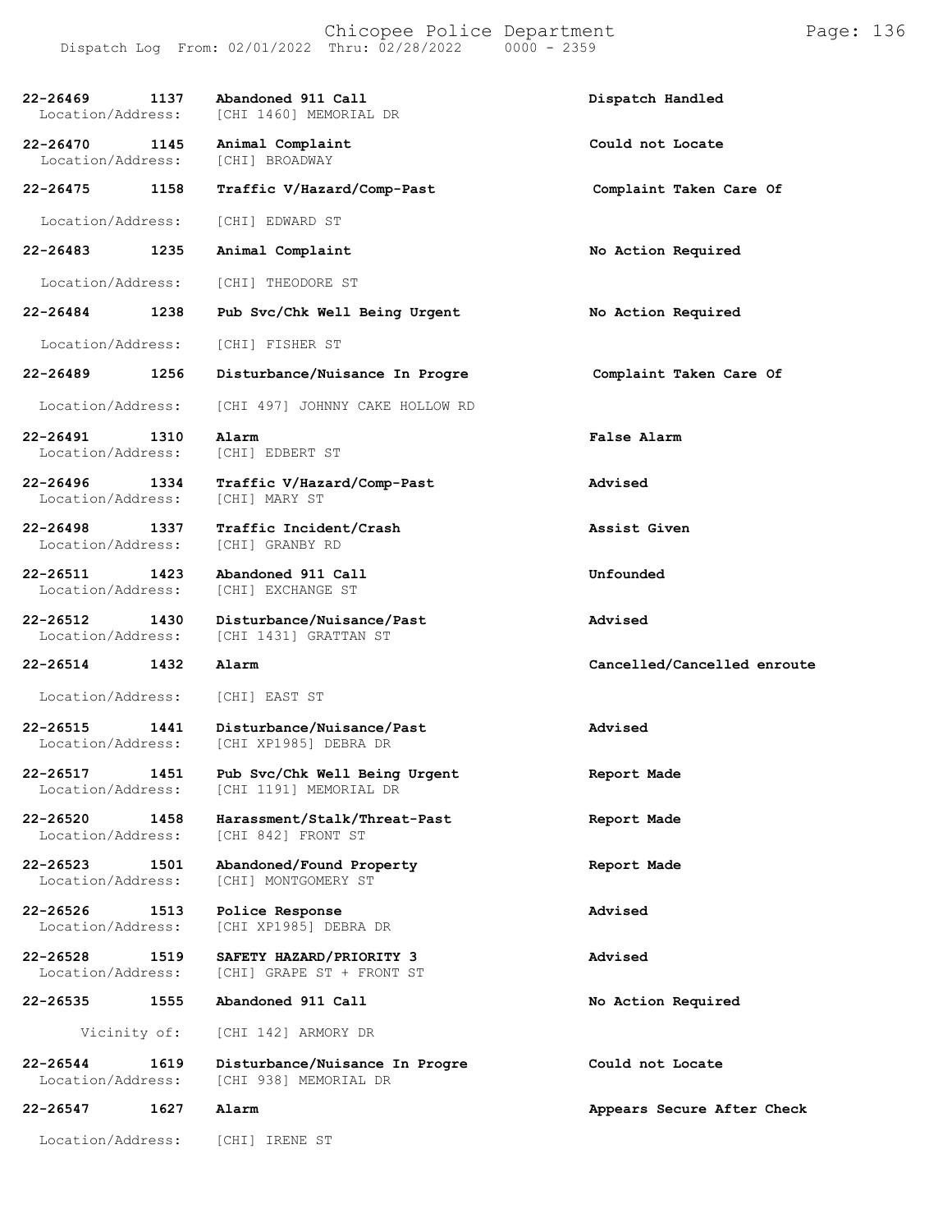| Call Number | Time | Call Reason | Action |
|---|---|---|---|
| 22-26469 | 1137 | Abandoned 911 Call | Dispatch Handled |
| Location/Address: | | [CHI 1460] MEMORIAL DR | |
| 22-26470 | 1145 | Animal Complaint | Could not Locate |
| Location/Address: | | [CHI] BROADWAY | |
| 22-26475 | 1158 | Traffic V/Hazard/Comp-Past | Complaint Taken Care Of |
| Location/Address: | | [CHI] EDWARD ST | |
| 22-26483 | 1235 | Animal Complaint | No Action Required |
| Location/Address: | | [CHI] THEODORE ST | |
| 22-26484 | 1238 | Pub Svc/Chk Well Being Urgent | No Action Required |
| Location/Address: | | [CHI] FISHER ST | |
| 22-26489 | 1256 | Disturbance/Nuisance In Progre | Complaint Taken Care Of |
| Location/Address: | | [CHI 497] JOHNNY CAKE HOLLOW RD | |
| 22-26491 | 1310 | Alarm | False Alarm |
| Location/Address: | | [CHI] EDBERT ST | |
| 22-26496 | 1334 | Traffic V/Hazard/Comp-Past | Advised |
| Location/Address: | | [CHI] MARY ST | |
| 22-26498 | 1337 | Traffic Incident/Crash | Assist Given |
| Location/Address: | | [CHI] GRANBY RD | |
| 22-26511 | 1423 | Abandoned 911 Call | Unfounded |
| Location/Address: | | [CHI] EXCHANGE ST | |
| 22-26512 | 1430 | Disturbance/Nuisance/Past | Advised |
| Location/Address: | | [CHI 1431] GRATTAN ST | |
| 22-26514 | 1432 | Alarm | Cancelled/Cancelled enroute |
| Location/Address: | | [CHI] EAST ST | |
| 22-26515 | 1441 | Disturbance/Nuisance/Past | Advised |
| Location/Address: | | [CHI XP1985] DEBRA DR | |
| 22-26517 | 1451 | Pub Svc/Chk Well Being Urgent | Report Made |
| Location/Address: | | [CHI 1191] MEMORIAL DR | |
| 22-26520 | 1458 | Harassment/Stalk/Threat-Past | Report Made |
| Location/Address: | | [CHI 842] FRONT ST | |
| 22-26523 | 1501 | Abandoned/Found Property | Report Made |
| Location/Address: | | [CHI] MONTGOMERY ST | |
| 22-26526 | 1513 | Police Response | Advised |
| Location/Address: | | [CHI XP1985] DEBRA DR | |
| 22-26528 | 1519 | SAFETY HAZARD/PRIORITY 3 | Advised |
| Location/Address: | | [CHI] GRAPE ST + FRONT ST | |
| 22-26535 | 1555 | Abandoned 911 Call | No Action Required |
| Vicinity of: | | [CHI 142] ARMORY DR | |
| 22-26544 | 1619 | Disturbance/Nuisance In Progre | Could not Locate |
| Location/Address: | | [CHI 938] MEMORIAL DR | |
| 22-26547 | 1627 | Alarm | Appears Secure After Check |
| Location/Address: | | [CHI] IRENE ST | |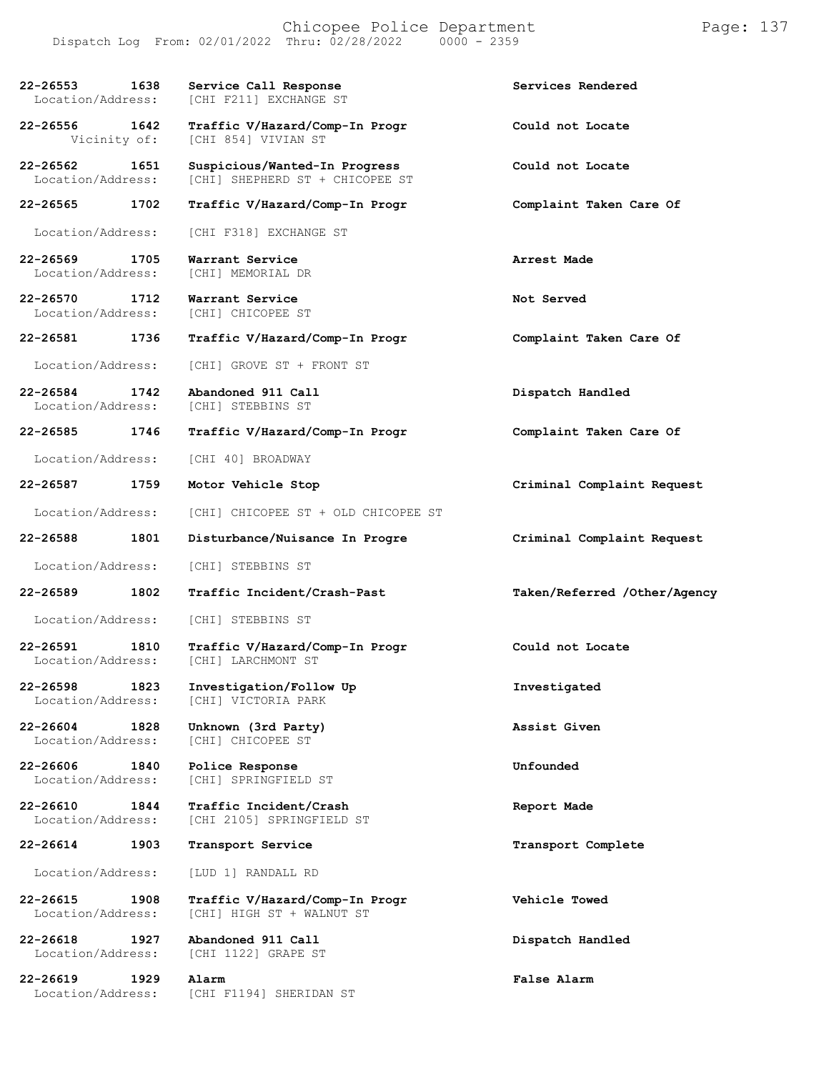| Call Number | Time | Call Type | Disposition |
|---|---|---|---|
| 22-26553 | 1638 | Service Call Response | Services Rendered |
| Location/Address: | | [CHI F211] EXCHANGE ST | |
| 22-26556 | 1642 | Traffic V/Hazard/Comp-In Progr | Could not Locate |
| Vicinity of: | | [CHI 854] VIVIAN ST | |
| 22-26562 | 1651 | Suspicious/Wanted-In Progress | Could not Locate |
| Location/Address: | | [CHI] SHEPHERD ST + CHICOPEE ST | |
| 22-26565 | 1702 | Traffic V/Hazard/Comp-In Progr | Complaint Taken Care Of |
| Location/Address: | | [CHI F318] EXCHANGE ST | |
| 22-26569 | 1705 | Warrant Service | Arrest Made |
| Location/Address: | | [CHI] MEMORIAL DR | |
| 22-26570 | 1712 | Warrant Service | Not Served |
| Location/Address: | | [CHI] CHICOPEE ST | |
| 22-26581 | 1736 | Traffic V/Hazard/Comp-In Progr | Complaint Taken Care Of |
| Location/Address: | | [CHI] GROVE ST + FRONT ST | |
| 22-26584 | 1742 | Abandoned 911 Call | Dispatch Handled |
| Location/Address: | | [CHI] STEBBINS ST | |
| 22-26585 | 1746 | Traffic V/Hazard/Comp-In Progr | Complaint Taken Care Of |
| Location/Address: | | [CHI 40] BROADWAY | |
| 22-26587 | 1759 | Motor Vehicle Stop | Criminal Complaint Request |
| Location/Address: | | [CHI] CHICOPEE ST + OLD CHICOPEE ST | |
| 22-26588 | 1801 | Disturbance/Nuisance In Progre | Criminal Complaint Request |
| Location/Address: | | [CHI] STEBBINS ST | |
| 22-26589 | 1802 | Traffic Incident/Crash-Past | Taken/Referred /Other/Agency |
| Location/Address: | | [CHI] STEBBINS ST | |
| 22-26591 | 1810 | Traffic V/Hazard/Comp-In Progr | Could not Locate |
| Location/Address: | | [CHI] LARCHMONT ST | |
| 22-26598 | 1823 | Investigation/Follow Up | Investigated |
| Location/Address: | | [CHI] VICTORIA PARK | |
| 22-26604 | 1828 | Unknown (3rd Party) | Assist Given |
| Location/Address: | | [CHI] CHICOPEE ST | |
| 22-26606 | 1840 | Police Response | Unfounded |
| Location/Address: | | [CHI] SPRINGFIELD ST | |
| 22-26610 | 1844 | Traffic Incident/Crash | Report Made |
| Location/Address: | | [CHI 2105] SPRINGFIELD ST | |
| 22-26614 | 1903 | Transport Service | Transport Complete |
| Location/Address: | | [LUD 1] RANDALL RD | |
| 22-26615 | 1908 | Traffic V/Hazard/Comp-In Progr | Vehicle Towed |
| Location/Address: | | [CHI] HIGH ST + WALNUT ST | |
| 22-26618 | 1927 | Abandoned 911 Call | Dispatch Handled |
| Location/Address: | | [CHI 1122] GRAPE ST | |
| 22-26619 | 1929 | Alarm | False Alarm |
| Location/Address: | | [CHI F1194] SHERIDAN ST | |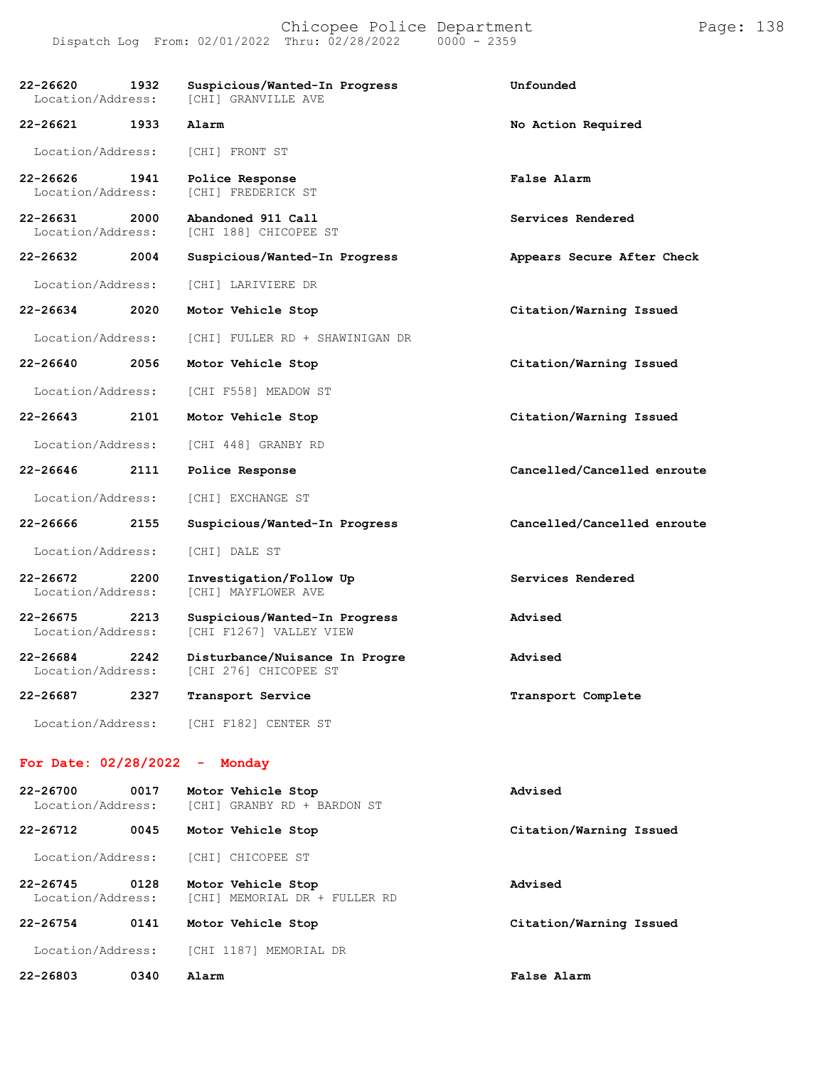| Call Number | Time | Call Reason | Action |
|---|---|---|---|
| 22-26620 | 1932 | Suspicious/Wanted-In Progress | Unfounded |
| Location/Address: | | [CHI] GRANVILLE AVE | |
| 22-26621 | 1933 | Alarm | No Action Required |
| Location/Address: | | [CHI] FRONT ST | |
| 22-26626 | 1941 | Police Response | False Alarm |
| Location/Address: | | [CHI] FREDERICK ST | |
| 22-26631 | 2000 | Abandoned 911 Call | Services Rendered |
| Location/Address: | | [CHI 188] CHICOPEE ST | |
| 22-26632 | 2004 | Suspicious/Wanted-In Progress | Appears Secure After Check |
| Location/Address: | | [CHI] LARIVIERE DR | |
| 22-26634 | 2020 | Motor Vehicle Stop | Citation/Warning Issued |
| Location/Address: | | [CHI] FULLER RD + SHAWINIGAN DR | |
| 22-26640 | 2056 | Motor Vehicle Stop | Citation/Warning Issued |
| Location/Address: | | [CHI F558] MEADOW ST | |
| 22-26643 | 2101 | Motor Vehicle Stop | Citation/Warning Issued |
| Location/Address: | | [CHI 448] GRANBY RD | |
| 22-26646 | 2111 | Police Response | Cancelled/Cancelled enroute |
| Location/Address: | | [CHI] EXCHANGE ST | |
| 22-26666 | 2155 | Suspicious/Wanted-In Progress | Cancelled/Cancelled enroute |
| Location/Address: | | [CHI] DALE ST | |
| 22-26672 | 2200 | Investigation/Follow Up | Services Rendered |
| Location/Address: | | [CHI] MAYFLOWER AVE | |
| 22-26675 | 2213 | Suspicious/Wanted-In Progress | Advised |
| Location/Address: | | [CHI F1267] VALLEY VIEW | |
| 22-26684 | 2242 | Disturbance/Nuisance In Progre | Advised |
| Location/Address: | | [CHI 276] CHICOPEE ST | |
| 22-26687 | 2327 | Transport Service | Transport Complete |
| Location/Address: | | [CHI F182] CENTER ST | |

## For Date: 02/28/2022 - Monday

| Call Number | Time | Call Reason | Action |
|---|---|---|---|
| 22-26700 | 0017 | Motor Vehicle Stop | Advised |
| Location/Address: | | [CHI] GRANBY RD + BARDON ST | |
| 22-26712 | 0045 | Motor Vehicle Stop | Citation/Warning Issued |
| Location/Address: | | [CHI] CHICOPEE ST | |
| 22-26745 | 0128 | Motor Vehicle Stop | Advised |
| Location/Address: | | [CHI] MEMORIAL DR + FULLER RD | |
| 22-26754 | 0141 | Motor Vehicle Stop | Citation/Warning Issued |
| Location/Address: | | [CHI 1187] MEMORIAL DR | |
| 22-26803 | 0340 | Alarm | False Alarm |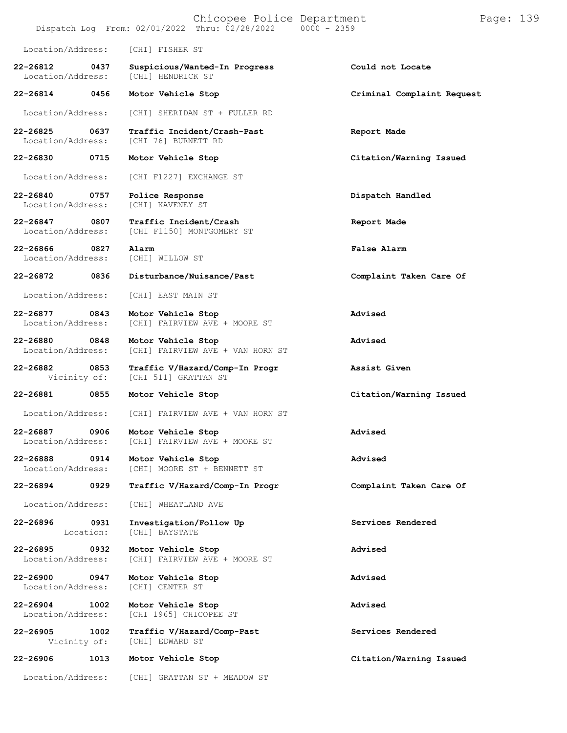Location/Address: [CHI] FISHER ST

| Call # | Time | Call Reason | Action |
|---|---|---|---|
| 22-26812 | 0437 | Suspicious/Wanted-In Progress | Could not Locate |
| Location/Address: | | [CHI] HENDRICK ST | |
| 22-26814 | 0456 | Motor Vehicle Stop | Criminal Complaint Request |
| Location/Address: | | [CHI] SHERIDAN ST + FULLER RD | |
| 22-26825 | 0637 | Traffic Incident/Crash-Past | Report Made |
| Location/Address: | | [CHI 76] BURNETT RD | |
| 22-26830 | 0715 | Motor Vehicle Stop | Citation/Warning Issued |
| Location/Address: | | [CHI F1227] EXCHANGE ST | |
| 22-26840 | 0757 | Police Response | Dispatch Handled |
| Location/Address: | | [CHI] KAVENEY ST | |
| 22-26847 | 0807 | Traffic Incident/Crash | Report Made |
| Location/Address: | | [CHI F1150] MONTGOMERY ST | |
| 22-26866 | 0827 | Alarm | False Alarm |
| Location/Address: | | [CHI] WILLOW ST | |
| 22-26872 | 0836 | Disturbance/Nuisance/Past | Complaint Taken Care Of |
| Location/Address: | | [CHI] EAST MAIN ST | |
| 22-26877 | 0843 | Motor Vehicle Stop | Advised |
| Location/Address: | | [CHI] FAIRVIEW AVE + MOORE ST | |
| 22-26880 | 0848 | Motor Vehicle Stop | Advised |
| Location/Address: | | [CHI] FAIRVIEW AVE + VAN HORN ST | |
| 22-26882 | 0853 | Traffic V/Hazard/Comp-In Progr | Assist Given |
| Vicinity of: | | [CHI 511] GRATTAN ST | |
| 22-26881 | 0855 | Motor Vehicle Stop | Citation/Warning Issued |
| Location/Address: | | [CHI] FAIRVIEW AVE + VAN HORN ST | |
| 22-26887 | 0906 | Motor Vehicle Stop | Advised |
| Location/Address: | | [CHI] FAIRVIEW AVE + MOORE ST | |
| 22-26888 | 0914 | Motor Vehicle Stop | Advised |
| Location/Address: | | [CHI] MOORE ST + BENNETT ST | |
| 22-26894 | 0929 | Traffic V/Hazard/Comp-In Progr | Complaint Taken Care Of |
| Location/Address: | | [CHI] WHEATLAND AVE | |
| 22-26896 | 0931 | Investigation/Follow Up | Services Rendered |
| Location: | | [CHI] BAYSTATE | |
| 22-26895 | 0932 | Motor Vehicle Stop | Advised |
| Location/Address: | | [CHI] FAIRVIEW AVE + MOORE ST | |
| 22-26900 | 0947 | Motor Vehicle Stop | Advised |
| Location/Address: | | [CHI] CENTER ST | |
| 22-26904 | 1002 | Motor Vehicle Stop | Advised |
| Location/Address: | | [CHI 1965] CHICOPEE ST | |
| 22-26905 | 1002 | Traffic V/Hazard/Comp-Past | Services Rendered |
| Vicinity of: | | [CHI] EDWARD ST | |
| 22-26906 | 1013 | Motor Vehicle Stop | Citation/Warning Issued |
| Location/Address: | | [CHI] GRATTAN ST + MEADOW ST | |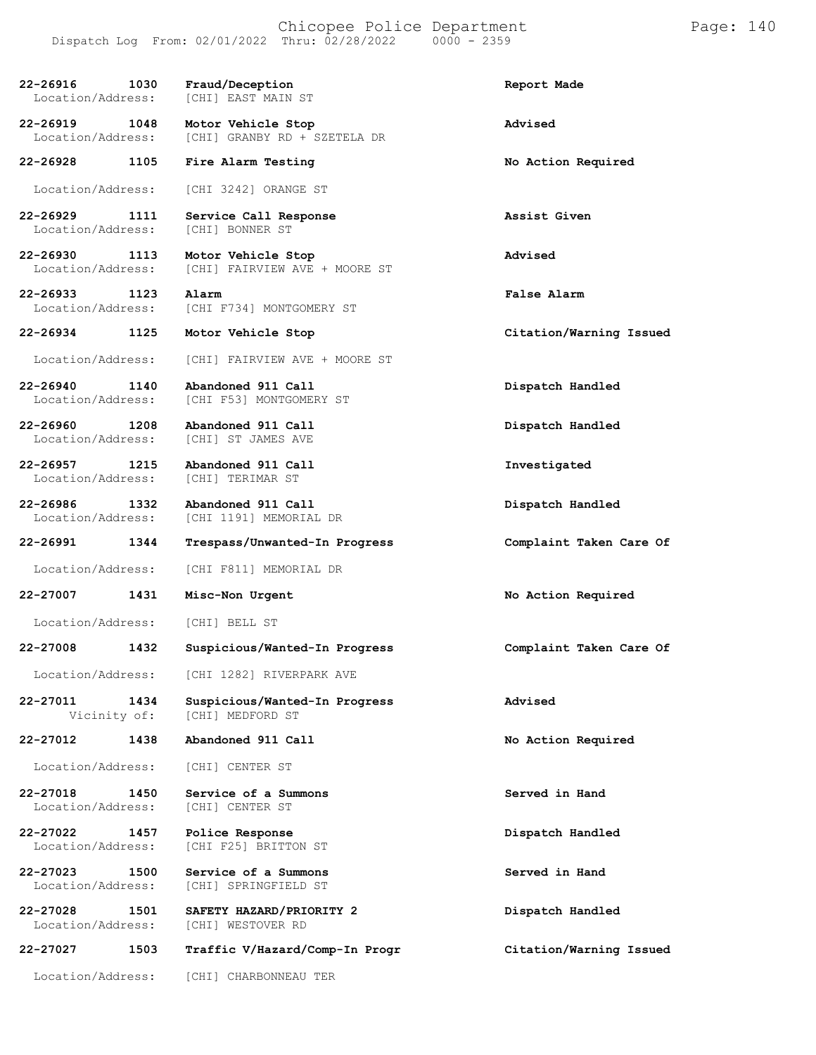| Call Number | Time | Call Type | Disposition |
|---|---|---|---|
| 22-26916 | 1030 | **Fraud/Deception** | **Report Made** |
| Location/Address: | | [CHI] EAST MAIN ST | |
| 22-26919 | 1048 | **Motor Vehicle Stop** | **Advised** |
| Location/Address: | | [CHI] GRANBY RD + SZETELA DR | |
| 22-26928 | 1105 | **Fire Alarm Testing** | **No Action Required** |
| Location/Address: | | [CHI 3242] ORANGE ST | |
| 22-26929 | 1111 | **Service Call Response** | **Assist Given** |
| Location/Address: | | [CHI] BONNER ST | |
| 22-26930 | 1113 | **Motor Vehicle Stop** | **Advised** |
| Location/Address: | | [CHI] FAIRVIEW AVE + MOORE ST | |
| 22-26933 | 1123 | **Alarm** | **False Alarm** |
| Location/Address: | | [CHI F734] MONTGOMERY ST | |
| 22-26934 | 1125 | **Motor Vehicle Stop** | **Citation/Warning Issued** |
| Location/Address: | | [CHI] FAIRVIEW AVE + MOORE ST | |
| 22-26940 | 1140 | **Abandoned 911 Call** | **Dispatch Handled** |
| Location/Address: | | [CHI F53] MONTGOMERY ST | |
| 22-26960 | 1208 | **Abandoned 911 Call** | **Dispatch Handled** |
| Location/Address: | | [CHI] ST JAMES AVE | |
| 22-26957 | 1215 | **Abandoned 911 Call** | **Investigated** |
| Location/Address: | | [CHI] TERIMAR ST | |
| 22-26986 | 1332 | **Abandoned 911 Call** | **Dispatch Handled** |
| Location/Address: | | [CHI 1191] MEMORIAL DR | |
| 22-26991 | 1344 | **Trespass/Unwanted-In Progress** | **Complaint Taken Care Of** |
| Location/Address: | | [CHI F811] MEMORIAL DR | |
| 22-27007 | 1431 | **Misc-Non Urgent** | **No Action Required** |
| Location/Address: | | [CHI] BELL ST | |
| 22-27008 | 1432 | **Suspicious/Wanted-In Progress** | **Complaint Taken Care Of** |
| Location/Address: | | [CHI 1282] RIVERPARK AVE | |
| 22-27011 | 1434 | **Suspicious/Wanted-In Progress** | **Advised** |
| Vicinity of: | | [CHI] MEDFORD ST | |
| 22-27012 | 1438 | **Abandoned 911 Call** | **No Action Required** |
| Location/Address: | | [CHI] CENTER ST | |
| 22-27018 | 1450 | **Service of a Summons** | **Served in Hand** |
| Location/Address: | | [CHI] CENTER ST | |
| 22-27022 | 1457 | **Police Response** | **Dispatch Handled** |
| Location/Address: | | [CHI F25] BRITTON ST | |
| 22-27023 | 1500 | **Service of a Summons** | **Served in Hand** |
| Location/Address: | | [CHI] SPRINGFIELD ST | |
| 22-27028 | 1501 | **SAFETY HAZARD/PRIORITY 2** | **Dispatch Handled** |
| Location/Address: | | [CHI] WESTOVER RD | |
| 22-27027 | 1503 | **Traffic V/Hazard/Comp-In Progr** | **Citation/Warning Issued** |
| Location/Address: | | [CHI] CHARBONNEAU TER | |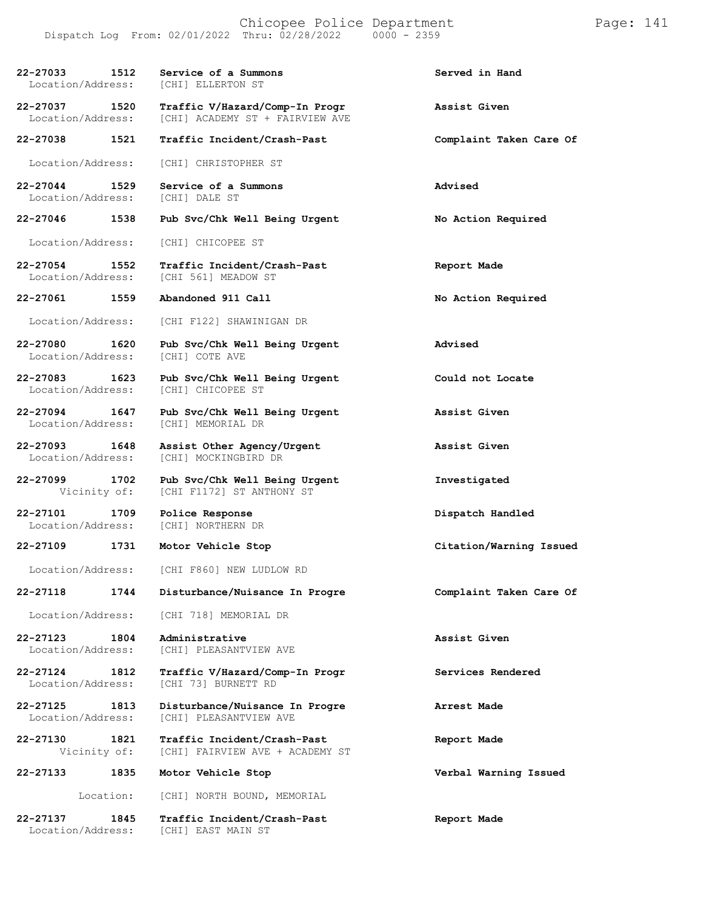| Call # | Time | Call Type | Disposition |
|---|---|---|---|
| **22-27033** | **1512** | **Service of a Summons** | **Served in Hand** |
| Location/Address: | | [CHI] ELLERTON ST | |
| **22-27037** | **1520** | **Traffic V/Hazard/Comp-In Progr** | **Assist Given** |
| Location/Address: | | [CHI] ACADEMY ST + FAIRVIEW AVE | |
| **22-27038** | **1521** | **Traffic Incident/Crash-Past** | **Complaint Taken Care Of** |
| Location/Address: | | [CHI] CHRISTOPHER ST | |
| **22-27044** | **1529** | **Service of a Summons** | **Advised** |
| Location/Address: | | [CHI] DALE ST | |
| **22-27046** | **1538** | **Pub Svc/Chk Well Being Urgent** | **No Action Required** |
| Location/Address: | | [CHI] CHICOPEE ST | |
| **22-27054** | **1552** | **Traffic Incident/Crash-Past** | **Report Made** |
| Location/Address: | | [CHI 561] MEADOW ST | |
| **22-27061** | **1559** | **Abandoned 911 Call** | **No Action Required** |
| Location/Address: | | [CHI F122] SHAWINIGAN DR | |
| **22-27080** | **1620** | **Pub Svc/Chk Well Being Urgent** | **Advised** |
| Location/Address: | | [CHI] COTE AVE | |
| **22-27083** | **1623** | **Pub Svc/Chk Well Being Urgent** | **Could not Locate** |
| Location/Address: | | [CHI] CHICOPEE ST | |
| **22-27094** | **1647** | **Pub Svc/Chk Well Being Urgent** | **Assist Given** |
| Location/Address: | | [CHI] MEMORIAL DR | |
| **22-27093** | **1648** | **Assist Other Agency/Urgent** | **Assist Given** |
| Location/Address: | | [CHI] MOCKINGBIRD DR | |
| **22-27099** | **1702** | **Pub Svc/Chk Well Being Urgent** | **Investigated** |
| Vicinity of: | | [CHI F1172] ST ANTHONY ST | |
| **22-27101** | **1709** | **Police Response** | **Dispatch Handled** |
| Location/Address: | | [CHI] NORTHERN DR | |
| **22-27109** | **1731** | **Motor Vehicle Stop** | **Citation/Warning Issued** |
| Location/Address: | | [CHI F860] NEW LUDLOW RD | |
| **22-27118** | **1744** | **Disturbance/Nuisance In Progre** | **Complaint Taken Care Of** |
| Location/Address: | | [CHI 718] MEMORIAL DR | |
| **22-27123** | **1804** | **Administrative** | **Assist Given** |
| Location/Address: | | [CHI] PLEASANTVIEW AVE | |
| **22-27124** | **1812** | **Traffic V/Hazard/Comp-In Progr** | **Services Rendered** |
| Location/Address: | | [CHI 73] BURNETT RD | |
| **22-27125** | **1813** | **Disturbance/Nuisance In Progre** | **Arrest Made** |
| Location/Address: | | [CHI] PLEASANTVIEW AVE | |
| **22-27130** | **1821** | **Traffic Incident/Crash-Past** | **Report Made** |
| Vicinity of: | | [CHI] FAIRVIEW AVE + ACADEMY ST | |
| **22-27133** | **1835** | **Motor Vehicle Stop** | **Verbal Warning Issued** |
| Location: | | [CHI] NORTH BOUND, MEMORIAL | |
| **22-27137** | **1845** | **Traffic Incident/Crash-Past** | **Report Made** |
| Location/Address: | | [CHI] EAST MAIN ST | |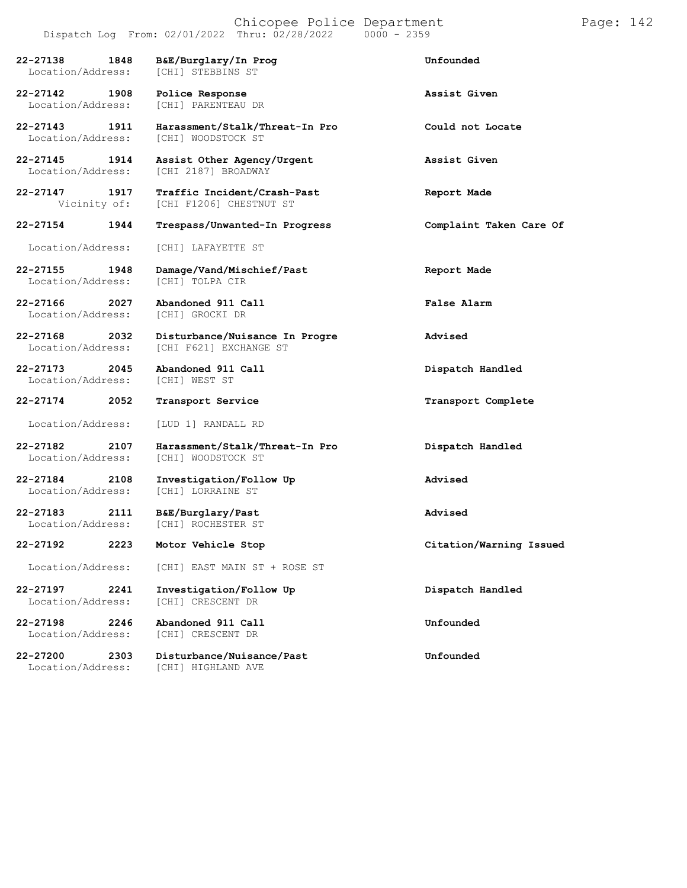| | | | |
|---|---|---|---|
| **22-27138** | **1848** | **B&E/Burglary/In Prog** | **Unfounded** |
| Location/Address: | | [CHI] STEBBINS ST | |
| **22-27142** | **1908** | **Police Response** | **Assist Given** |
| Location/Address: | | [CHI] PARENTEAU DR | |
| **22-27143** | **1911** | **Harassment/Stalk/Threat-In Pro** | **Could not Locate** |
| Location/Address: | | [CHI] WOODSTOCK ST | |
| **22-27145** | **1914** | **Assist Other Agency/Urgent** | **Assist Given** |
| Location/Address: | | [CHI 2187] BROADWAY | |
| **22-27147** | **1917** | **Traffic Incident/Crash-Past** | **Report Made** |
| Vicinity of: | | [CHI F1206] CHESTNUT ST | |
| **22-27154** | **1944** | **Trespass/Unwanted-In Progress** | **Complaint Taken Care Of** |
| Location/Address: | | [CHI] LAFAYETTE ST | |
| **22-27155** | **1948** | **Damage/Vand/Mischief/Past** | **Report Made** |
| Location/Address: | | [CHI] TOLPA CIR | |
| **22-27166** | **2027** | **Abandoned 911 Call** | **False Alarm** |
| Location/Address: | | [CHI] GROCKI DR | |
| **22-27168** | **2032** | **Disturbance/Nuisance In Progre** | **Advised** |
| Location/Address: | | [CHI F621] EXCHANGE ST | |
| **22-27173** | **2045** | **Abandoned 911 Call** | **Dispatch Handled** |
| Location/Address: | | [CHI] WEST ST | |
| **22-27174** | **2052** | **Transport Service** | **Transport Complete** |
| Location/Address: | | [LUD 1] RANDALL RD | |
| **22-27182** | **2107** | **Harassment/Stalk/Threat-In Pro** | **Dispatch Handled** |
| Location/Address: | | [CHI] WOODSTOCK ST | |
| **22-27184** | **2108** | **Investigation/Follow Up** | **Advised** |
| Location/Address: | | [CHI] LORRAINE ST | |
| **22-27183** | **2111** | **B&E/Burglary/Past** | **Advised** |
| Location/Address: | | [CHI] ROCHESTER ST | |
| **22-27192** | **2223** | **Motor Vehicle Stop** | **Citation/Warning Issued** |
| Location/Address: | | [CHI] EAST MAIN ST + ROSE ST | |
| **22-27197** | **2241** | **Investigation/Follow Up** | **Dispatch Handled** |
| Location/Address: | | [CHI] CRESCENT DR | |
| **22-27198** | **2246** | **Abandoned 911 Call** | **Unfounded** |
| Location/Address: | | [CHI] CRESCENT DR | |
| **22-27200** | **2303** | **Disturbance/Nuisance/Past** | **Unfounded** |
| Location/Address: | | [CHI] HIGHLAND AVE | |